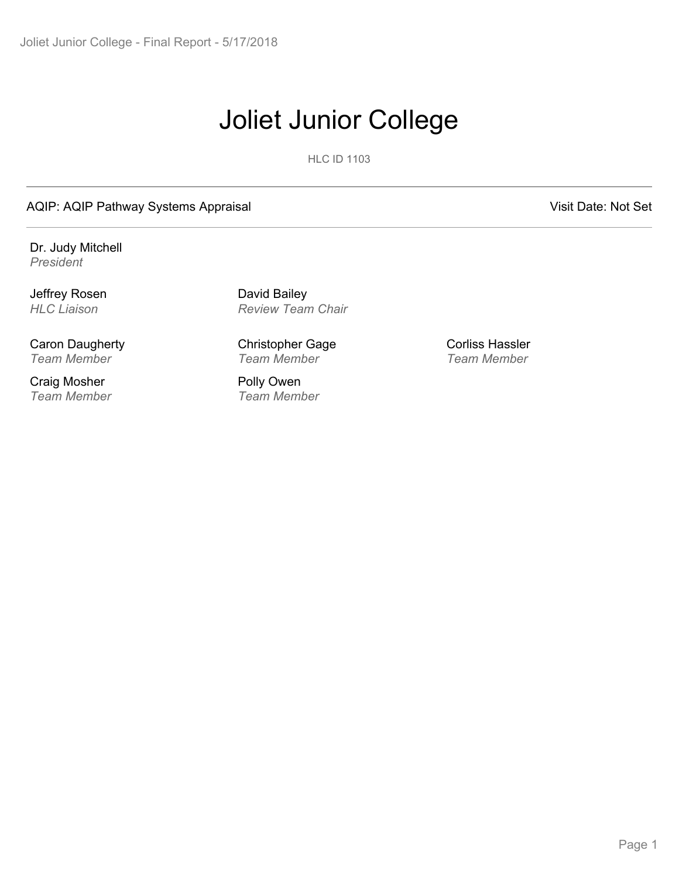# Joliet Junior College

HLC ID 1103

AQIP: AQIP Pathway Systems Appraisal

Visit Date: Not Set

Dr. Judy Mitchell
*President*

Jeffrey Rosen
*HLC Liaison*

David Bailey
*Review Team Chair*

Caron Daugherty
*Team Member*

Christopher Gage
*Team Member*

Corliss Hassler
*Team Member*

Craig Mosher
*Team Member*

Polly Owen
*Team Member*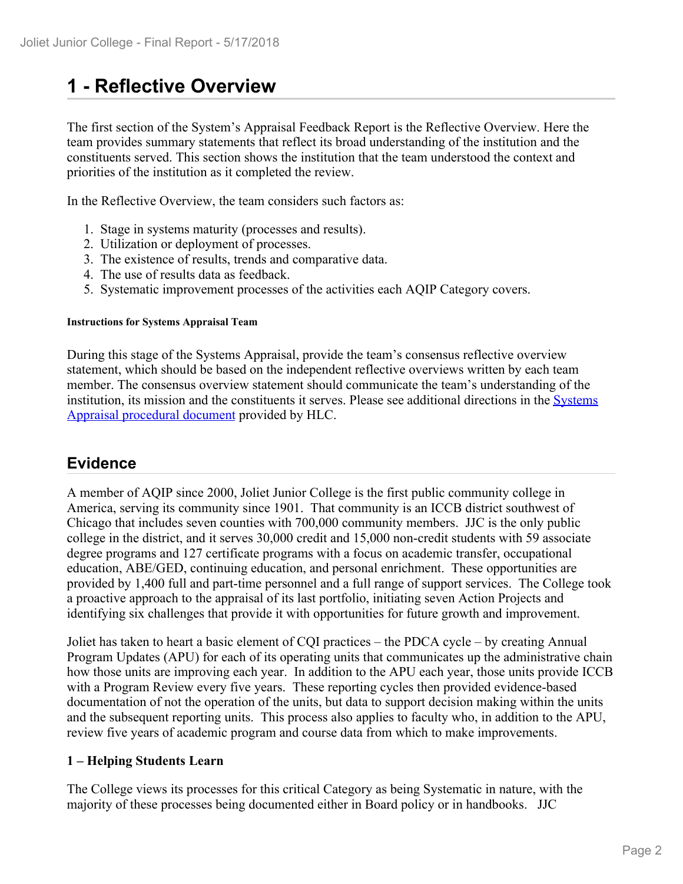# 1 - Reflective Overview

The first section of the System's Appraisal Feedback Report is the Reflective Overview. Here the team provides summary statements that reflect its broad understanding of the institution and the constituents served. This section shows the institution that the team understood the context and priorities of the institution as it completed the review.

In the Reflective Overview, the team considers such factors as:

1. Stage in systems maturity (processes and results).
2. Utilization or deployment of processes.
3. The existence of results, trends and comparative data.
4. The use of results data as feedback.
5. Systematic improvement processes of the activities each AQIP Category covers.

**Instructions for Systems Appraisal Team**

During this stage of the Systems Appraisal, provide the team's consensus reflective overview statement, which should be based on the independent reflective overviews written by each team member. The consensus overview statement should communicate the team's understanding of the institution, its mission and the constituents it serves. Please see additional directions in the Systems Appraisal procedural document provided by HLC.

## Evidence

A member of AQIP since 2000, Joliet Junior College is the first public community college in America, serving its community since 1901. That community is an ICCB district southwest of Chicago that includes seven counties with 700,000 community members. JJC is the only public college in the district, and it serves 30,000 credit and 15,000 non-credit students with 59 associate degree programs and 127 certificate programs with a focus on academic transfer, occupational education, ABE/GED, continuing education, and personal enrichment. These opportunities are provided by 1,400 full and part-time personnel and a full range of support services. The College took a proactive approach to the appraisal of its last portfolio, initiating seven Action Projects and identifying six challenges that provide it with opportunities for future growth and improvement.

Joliet has taken to heart a basic element of CQI practices – the PDCA cycle – by creating Annual Program Updates (APU) for each of its operating units that communicates up the administrative chain how those units are improving each year. In addition to the APU each year, those units provide ICCB with a Program Review every five years. These reporting cycles then provided evidence-based documentation of not the operation of the units, but data to support decision making within the units and the subsequent reporting units. This process also applies to faculty who, in addition to the APU, review five years of academic program and course data from which to make improvements.

**1 – Helping Students Learn**

The College views its processes for this critical Category as being Systematic in nature, with the majority of these processes being documented either in Board policy or in handbooks. JJC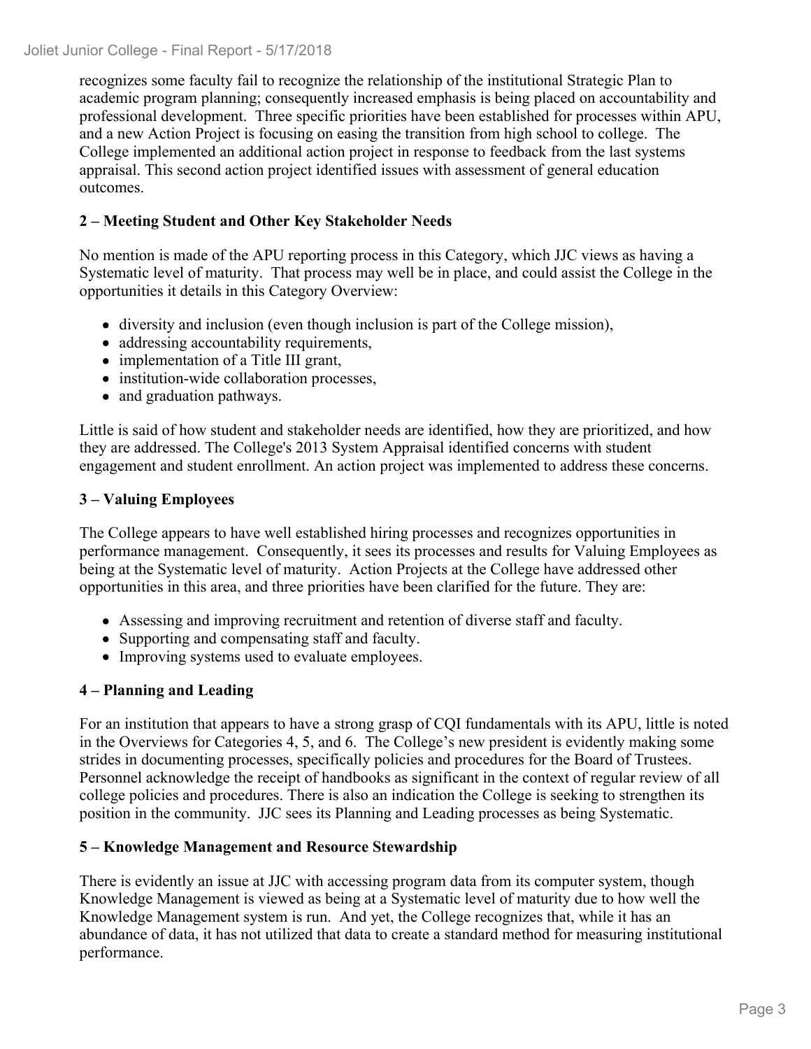recognizes some faculty fail to recognize the relationship of the institutional Strategic Plan to academic program planning; consequently increased emphasis is being placed on accountability and professional development. Three specific priorities have been established for processes within APU, and a new Action Project is focusing on easing the transition from high school to college. The College implemented an additional action project in response to feedback from the last systems appraisal. This second action project identified issues with assessment of general education outcomes.

**2 – Meeting Student and Other Key Stakeholder Needs**

No mention is made of the APU reporting process in this Category, which JJC views as having a Systematic level of maturity. That process may well be in place, and could assist the College in the opportunities it details in this Category Overview:

- diversity and inclusion (even though inclusion is part of the College mission),
- addressing accountability requirements,
- implementation of a Title III grant,
- institution-wide collaboration processes,
- and graduation pathways.

Little is said of how student and stakeholder needs are identified, how they are prioritized, and how they are addressed. The College's 2013 System Appraisal identified concerns with student engagement and student enrollment. An action project was implemented to address these concerns.

**3 – Valuing Employees**

The College appears to have well established hiring processes and recognizes opportunities in performance management. Consequently, it sees its processes and results for Valuing Employees as being at the Systematic level of maturity. Action Projects at the College have addressed other opportunities in this area, and three priorities have been clarified for the future. They are:

- Assessing and improving recruitment and retention of diverse staff and faculty.
- Supporting and compensating staff and faculty.
- Improving systems used to evaluate employees.

**4 – Planning and Leading**

For an institution that appears to have a strong grasp of CQI fundamentals with its APU, little is noted in the Overviews for Categories 4, 5, and 6. The College's new president is evidently making some strides in documenting processes, specifically policies and procedures for the Board of Trustees. Personnel acknowledge the receipt of handbooks as significant in the context of regular review of all college policies and procedures. There is also an indication the College is seeking to strengthen its position in the community. JJC sees its Planning and Leading processes as being Systematic.

**5 – Knowledge Management and Resource Stewardship**

There is evidently an issue at JJC with accessing program data from its computer system, though Knowledge Management is viewed as being at a Systematic level of maturity due to how well the Knowledge Management system is run. And yet, the College recognizes that, while it has an abundance of data, it has not utilized that data to create a standard method for measuring institutional performance.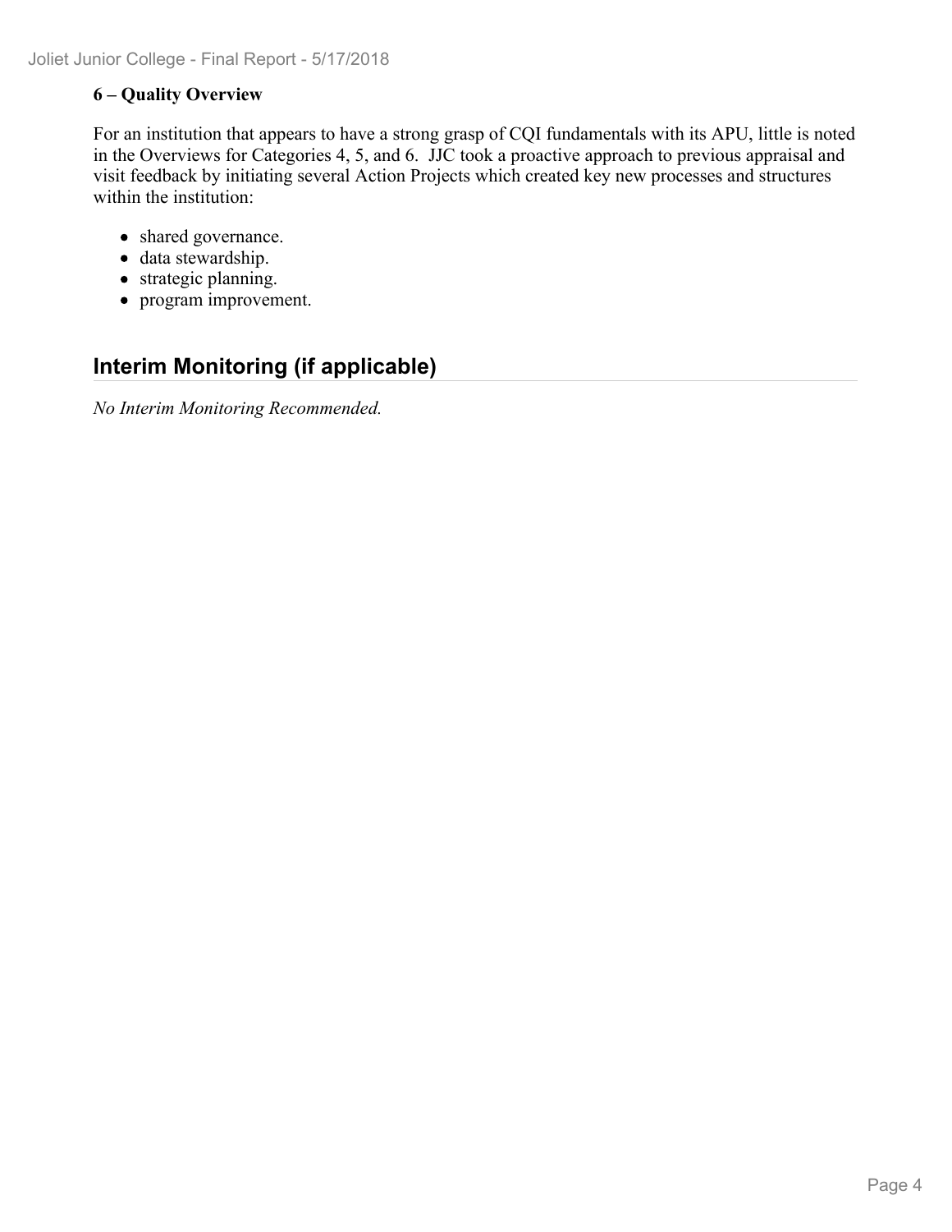**6 – Quality Overview**

For an institution that appears to have a strong grasp of CQI fundamentals with its APU, little is noted in the Overviews for Categories 4, 5, and 6. JJC took a proactive approach to previous appraisal and visit feedback by initiating several Action Projects which created key new processes and structures within the institution:

- shared governance.
- data stewardship.
- strategic planning.
- program improvement.

## Interim Monitoring (if applicable)

*No Interim Monitoring Recommended.*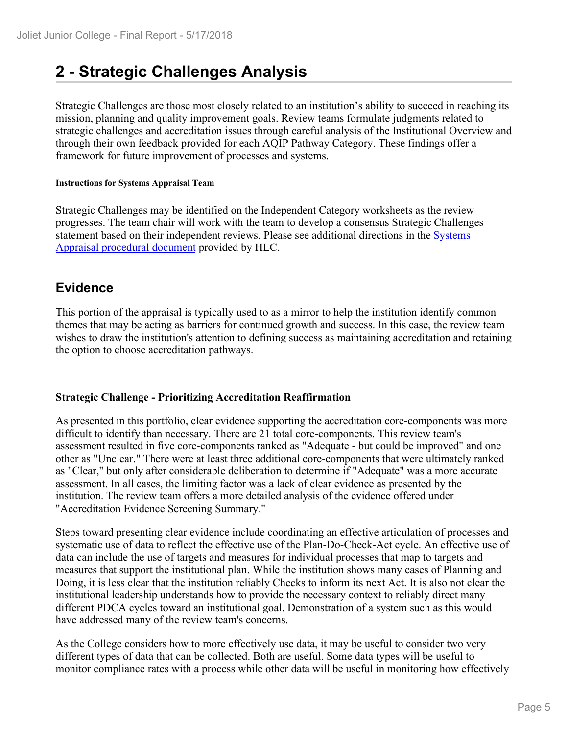# 2 - Strategic Challenges Analysis

Strategic Challenges are those most closely related to an institution's ability to succeed in reaching its mission, planning and quality improvement goals. Review teams formulate judgments related to strategic challenges and accreditation issues through careful analysis of the Institutional Overview and through their own feedback provided for each AQIP Pathway Category. These findings offer a framework for future improvement of processes and systems.

**Instructions for Systems Appraisal Team**

Strategic Challenges may be identified on the Independent Category worksheets as the review progresses. The team chair will work with the team to develop a consensus Strategic Challenges statement based on their independent reviews. Please see additional directions in the Systems Appraisal procedural document provided by HLC.

## Evidence

This portion of the appraisal is typically used to as a mirror to help the institution identify common themes that may be acting as barriers for continued growth and success. In this case, the review team wishes to draw the institution's attention to defining success as maintaining accreditation and retaining the option to choose accreditation pathways.

**Strategic Challenge - Prioritizing Accreditation Reaffirmation**

As presented in this portfolio, clear evidence supporting the accreditation core-components was more difficult to identify than necessary. There are 21 total core-components. This review team's assessment resulted in five core-components ranked as "Adequate - but could be improved" and one other as "Unclear." There were at least three additional core-components that were ultimately ranked as "Clear," but only after considerable deliberation to determine if "Adequate" was a more accurate assessment. In all cases, the limiting factor was a lack of clear evidence as presented by the institution. The review team offers a more detailed analysis of the evidence offered under "Accreditation Evidence Screening Summary."

Steps toward presenting clear evidence include coordinating an effective articulation of processes and systematic use of data to reflect the effective use of the Plan-Do-Check-Act cycle. An effective use of data can include the use of targets and measures for individual processes that map to targets and measures that support the institutional plan. While the institution shows many cases of Planning and Doing, it is less clear that the institution reliably Checks to inform its next Act. It is also not clear the institutional leadership understands how to provide the necessary context to reliably direct many different PDCA cycles toward an institutional goal. Demonstration of a system such as this would have addressed many of the review team's concerns.

As the College considers how to more effectively use data, it may be useful to consider two very different types of data that can be collected. Both are useful. Some data types will be useful to monitor compliance rates with a process while other data will be useful in monitoring how effectively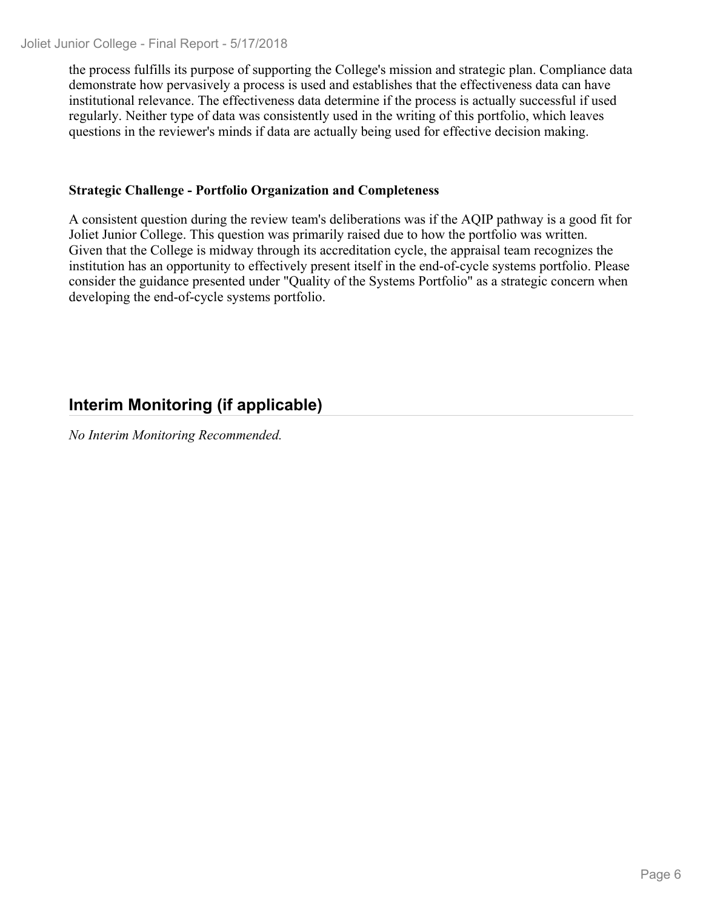the process fulfills its purpose of supporting the College's mission and strategic plan. Compliance data demonstrate how pervasively a process is used and establishes that the effectiveness data can have institutional relevance. The effectiveness data determine if the process is actually successful if used regularly. Neither type of data was consistently used in the writing of this portfolio, which leaves questions in the reviewer's minds if data are actually being used for effective decision making.

**Strategic Challenge - Portfolio Organization and Completeness**

A consistent question during the review team's deliberations was if the AQIP pathway is a good fit for Joliet Junior College. This question was primarily raised due to how the portfolio was written. Given that the College is midway through its accreditation cycle, the appraisal team recognizes the institution has an opportunity to effectively present itself in the end-of-cycle systems portfolio. Please consider the guidance presented under "Quality of the Systems Portfolio" as a strategic concern when developing the end-of-cycle systems portfolio.

## Interim Monitoring (if applicable)

*No Interim Monitoring Recommended.*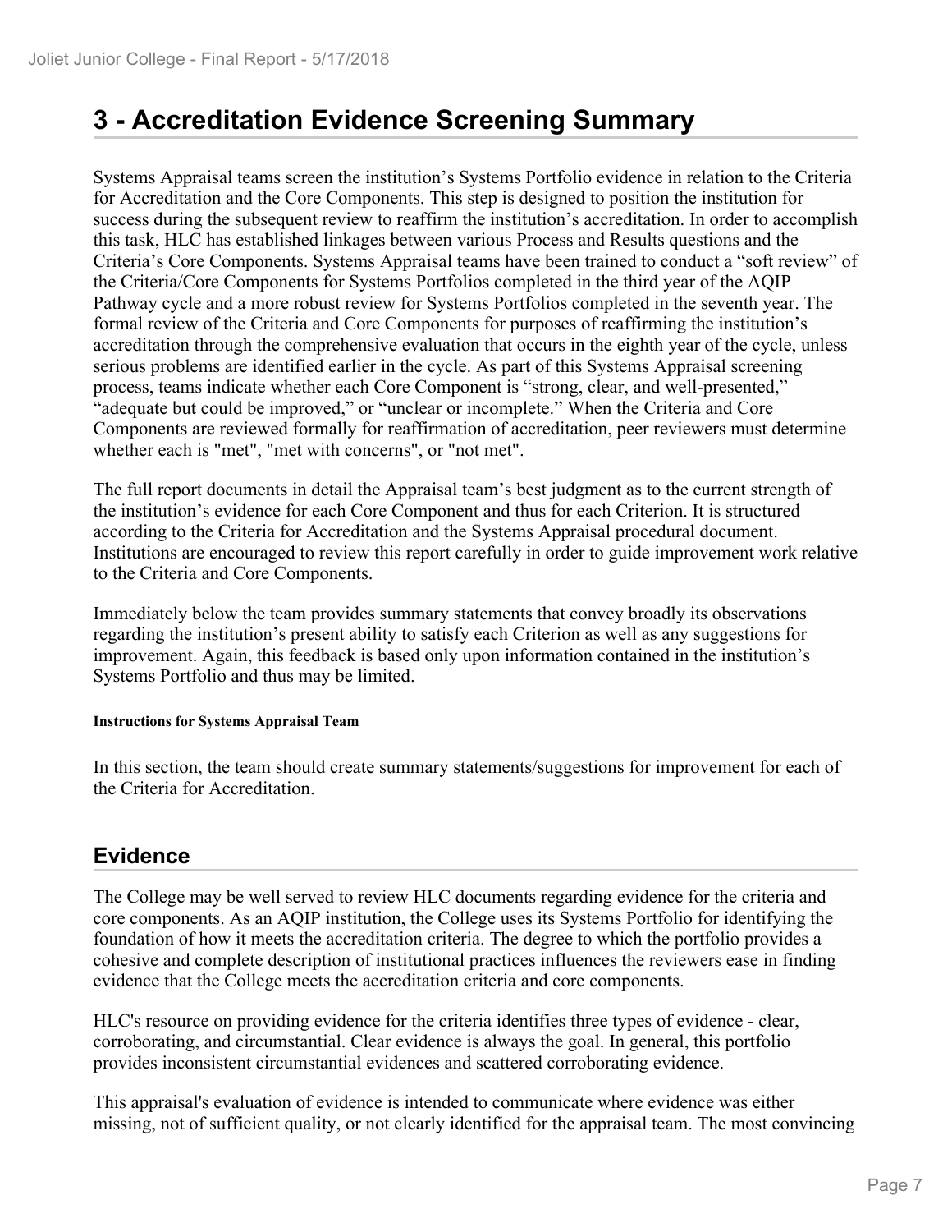# 3 - Accreditation Evidence Screening Summary

Systems Appraisal teams screen the institution's Systems Portfolio evidence in relation to the Criteria for Accreditation and the Core Components. This step is designed to position the institution for success during the subsequent review to reaffirm the institution's accreditation. In order to accomplish this task, HLC has established linkages between various Process and Results questions and the Criteria's Core Components. Systems Appraisal teams have been trained to conduct a "soft review" of the Criteria/Core Components for Systems Portfolios completed in the third year of the AQIP Pathway cycle and a more robust review for Systems Portfolios completed in the seventh year. The formal review of the Criteria and Core Components for purposes of reaffirming the institution's accreditation through the comprehensive evaluation that occurs in the eighth year of the cycle, unless serious problems are identified earlier in the cycle. As part of this Systems Appraisal screening process, teams indicate whether each Core Component is "strong, clear, and well-presented," "adequate but could be improved," or "unclear or incomplete." When the Criteria and Core Components are reviewed formally for reaffirmation of accreditation, peer reviewers must determine whether each is "met", "met with concerns", or "not met".

The full report documents in detail the Appraisal team's best judgment as to the current strength of the institution's evidence for each Core Component and thus for each Criterion. It is structured according to the Criteria for Accreditation and the Systems Appraisal procedural document. Institutions are encouraged to review this report carefully in order to guide improvement work relative to the Criteria and Core Components.

Immediately below the team provides summary statements that convey broadly its observations regarding the institution's present ability to satisfy each Criterion as well as any suggestions for improvement. Again, this feedback is based only upon information contained in the institution's Systems Portfolio and thus may be limited.

##### Instructions for Systems Appraisal Team

In this section, the team should create summary statements/suggestions for improvement for each of the Criteria for Accreditation.

## Evidence

The College may be well served to review HLC documents regarding evidence for the criteria and core components. As an AQIP institution, the College uses its Systems Portfolio for identifying the foundation of how it meets the accreditation criteria. The degree to which the portfolio provides a cohesive and complete description of institutional practices influences the reviewers ease in finding evidence that the College meets the accreditation criteria and core components.

HLC's resource on providing evidence for the criteria identifies three types of evidence - clear, corroborating, and circumstantial. Clear evidence is always the goal. In general, this portfolio provides inconsistent circumstantial evidences and scattered corroborating evidence.

This appraisal's evaluation of evidence is intended to communicate where evidence was either missing, not of sufficient quality, or not clearly identified for the appraisal team. The most convincing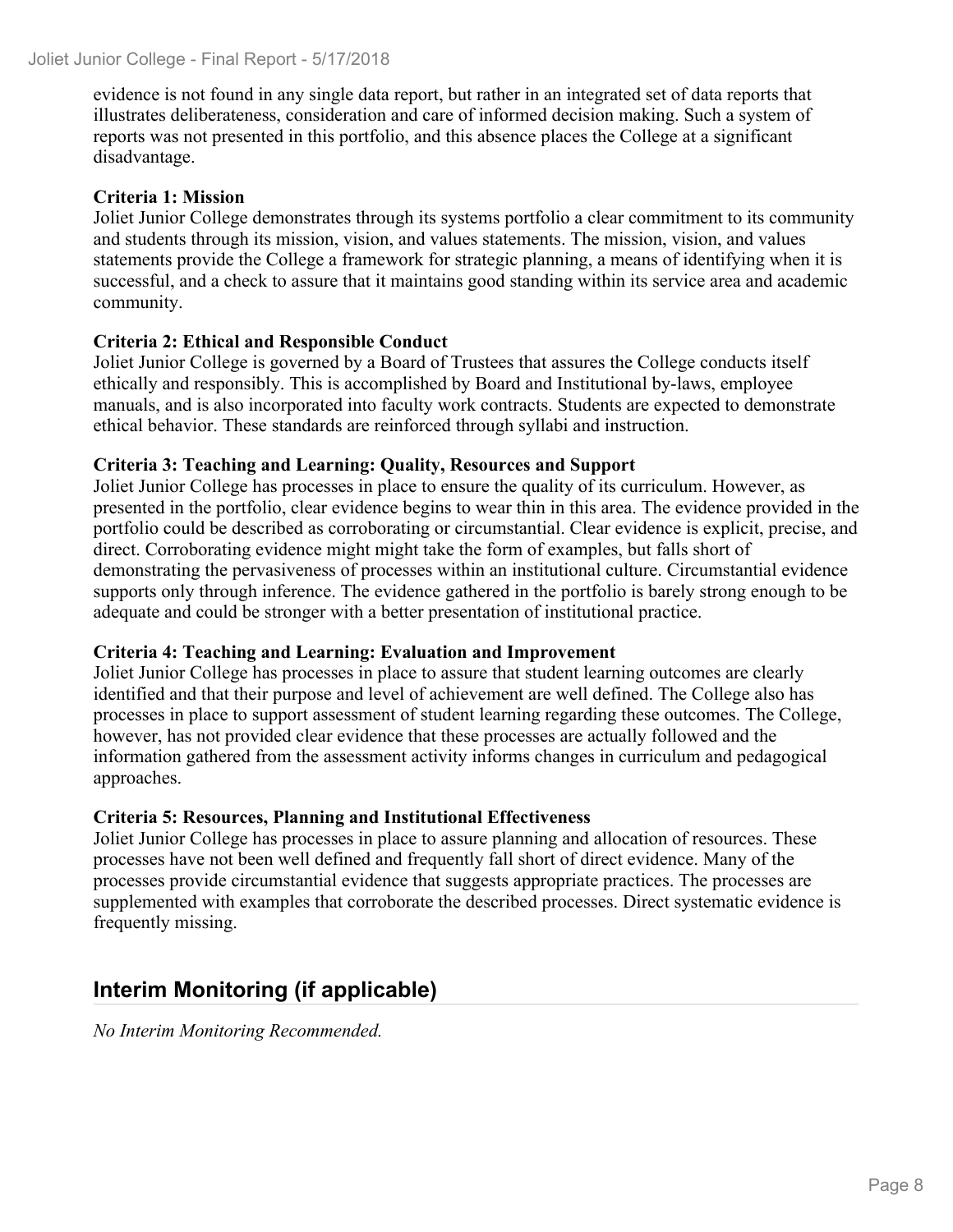evidence is not found in any single data report, but rather in an integrated set of data reports that illustrates deliberateness, consideration and care of informed decision making. Such a system of reports was not presented in this portfolio, and this absence places the College at a significant disadvantage.

**Criteria 1: Mission**
Joliet Junior College demonstrates through its systems portfolio a clear commitment to its community and students through its mission, vision, and values statements. The mission, vision, and values statements provide the College a framework for strategic planning, a means of identifying when it is successful, and a check to assure that it maintains good standing within its service area and academic community.

**Criteria 2: Ethical and Responsible Conduct**
Joliet Junior College is governed by a Board of Trustees that assures the College conducts itself ethically and responsibly. This is accomplished by Board and Institutional by-laws, employee manuals, and is also incorporated into faculty work contracts. Students are expected to demonstrate ethical behavior. These standards are reinforced through syllabi and instruction.

**Criteria 3: Teaching and Learning: Quality, Resources and Support**
Joliet Junior College has processes in place to ensure the quality of its curriculum. However, as presented in the portfolio, clear evidence begins to wear thin in this area. The evidence provided in the portfolio could be described as corroborating or circumstantial. Clear evidence is explicit, precise, and direct. Corroborating evidence might might take the form of examples, but falls short of demonstrating the pervasiveness of processes within an institutional culture. Circumstantial evidence supports only through inference. The evidence gathered in the portfolio is barely strong enough to be adequate and could be stronger with a better presentation of institutional practice.

**Criteria 4: Teaching and Learning: Evaluation and Improvement**
Joliet Junior College has processes in place to assure that student learning outcomes are clearly identified and that their purpose and level of achievement are well defined. The College also has processes in place to support assessment of student learning regarding these outcomes. The College, however, has not provided clear evidence that these processes are actually followed and the information gathered from the assessment activity informs changes in curriculum and pedagogical approaches.

**Criteria 5: Resources, Planning and Institutional Effectiveness**
Joliet Junior College has processes in place to assure planning and allocation of resources. These processes have not been well defined and frequently fall short of direct evidence. Many of the processes provide circumstantial evidence that suggests appropriate practices. The processes are supplemented with examples that corroborate the described processes. Direct systematic evidence is frequently missing.

## Interim Monitoring (if applicable)

*No Interim Monitoring Recommended.*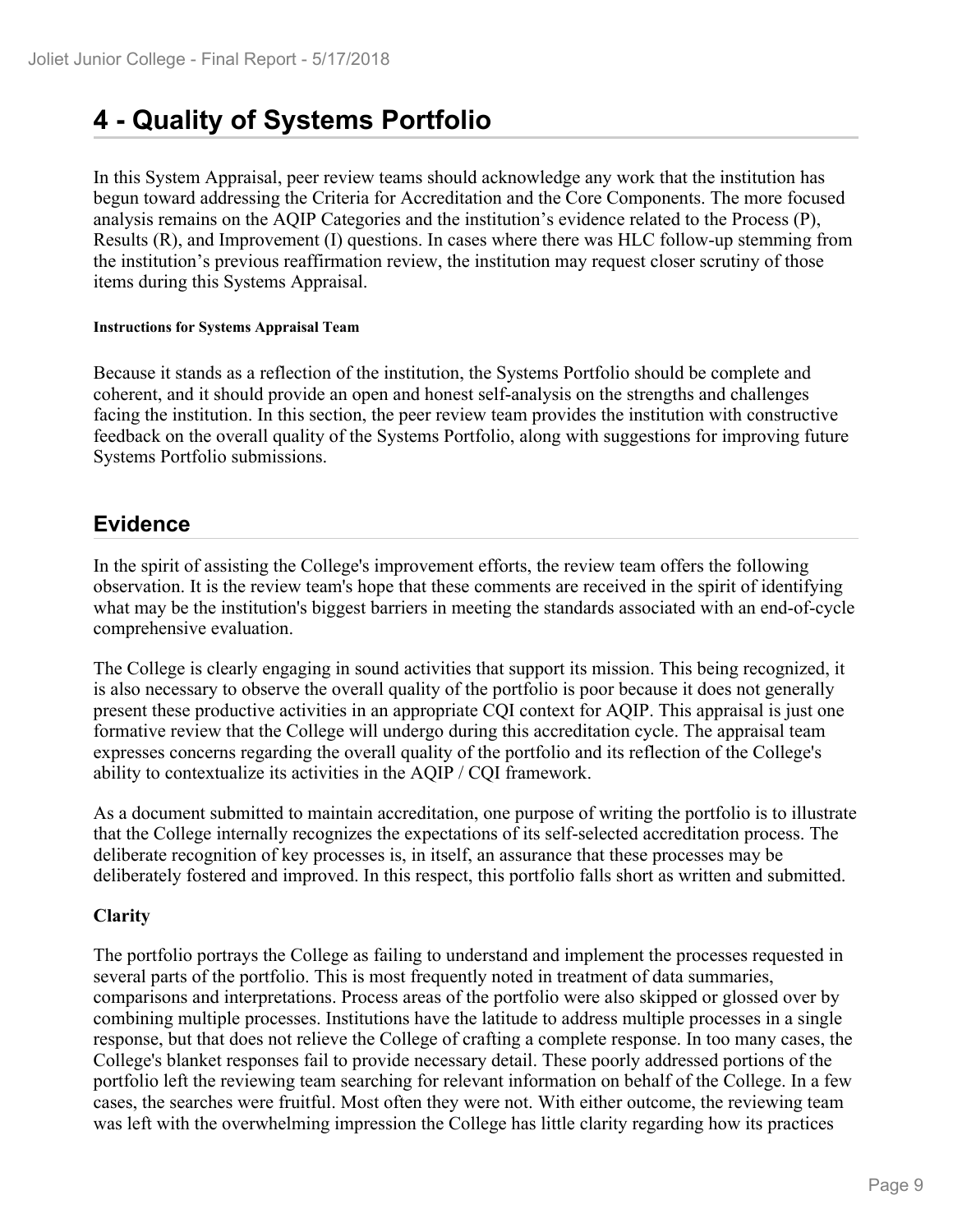# 4 - Quality of Systems Portfolio

In this System Appraisal, peer review teams should acknowledge any work that the institution has begun toward addressing the Criteria for Accreditation and the Core Components. The more focused analysis remains on the AQIP Categories and the institution's evidence related to the Process (P), Results (R), and Improvement (I) questions. In cases where there was HLC follow-up stemming from the institution's previous reaffirmation review, the institution may request closer scrutiny of those items during this Systems Appraisal.

#### Instructions for Systems Appraisal Team

Because it stands as a reflection of the institution, the Systems Portfolio should be complete and coherent, and it should provide an open and honest self-analysis on the strengths and challenges facing the institution. In this section, the peer review team provides the institution with constructive feedback on the overall quality of the Systems Portfolio, along with suggestions for improving future Systems Portfolio submissions.

## Evidence

In the spirit of assisting the College's improvement efforts, the review team offers the following observation. It is the review team's hope that these comments are received in the spirit of identifying what may be the institution's biggest barriers in meeting the standards associated with an end-of-cycle comprehensive evaluation.

The College is clearly engaging in sound activities that support its mission. This being recognized, it is also necessary to observe the overall quality of the portfolio is poor because it does not generally present these productive activities in an appropriate CQI context for AQIP. This appraisal is just one formative review that the College will undergo during this accreditation cycle. The appraisal team expresses concerns regarding the overall quality of the portfolio and its reflection of the College's ability to contextualize its activities in the AQIP / CQI framework.

As a document submitted to maintain accreditation, one purpose of writing the portfolio is to illustrate that the College internally recognizes the expectations of its self-selected accreditation process. The deliberate recognition of key processes is, in itself, an assurance that these processes may be deliberately fostered and improved. In this respect, this portfolio falls short as written and submitted.

**Clarity**

The portfolio portrays the College as failing to understand and implement the processes requested in several parts of the portfolio. This is most frequently noted in treatment of data summaries, comparisons and interpretations. Process areas of the portfolio were also skipped or glossed over by combining multiple processes. Institutions have the latitude to address multiple processes in a single response, but that does not relieve the College of crafting a complete response. In too many cases, the College's blanket responses fail to provide necessary detail. These poorly addressed portions of the portfolio left the reviewing team searching for relevant information on behalf of the College. In a few cases, the searches were fruitful. Most often they were not. With either outcome, the reviewing team was left with the overwhelming impression the College has little clarity regarding how its practices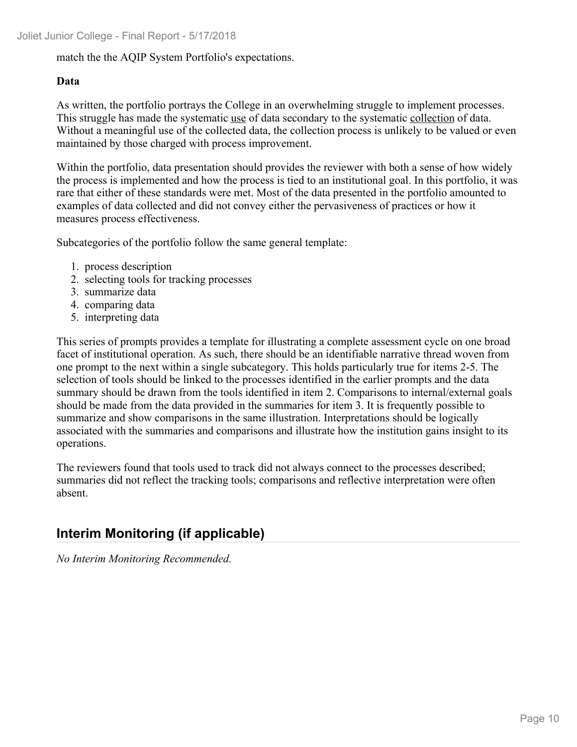match the the AQIP System Portfolio's expectations.

**Data**

As written, the portfolio portrays the College in an overwhelming struggle to implement processes. This struggle has made the systematic use of data secondary to the systematic collection of data. Without a meaningful use of the collected data, the collection process is unlikely to be valued or even maintained by those charged with process improvement.

Within the portfolio, data presentation should provides the reviewer with both a sense of how widely the process is implemented and how the process is tied to an institutional goal. In this portfolio, it was rare that either of these standards were met. Most of the data presented in the portfolio amounted to examples of data collected and did not convey either the pervasiveness of practices or how it measures process effectiveness.

Subcategories of the portfolio follow the same general template:

1. process description
2. selecting tools for tracking processes
3. summarize data
4. comparing data
5. interpreting data

This series of prompts provides a template for illustrating a complete assessment cycle on one broad facet of institutional operation. As such, there should be an identifiable narrative thread woven from one prompt to the next within a single subcategory. This holds particularly true for items 2-5. The selection of tools should be linked to the processes identified in the earlier prompts and the data summary should be drawn from the tools identified in item 2. Comparisons to internal/external goals should be made from the data provided in the summaries for item 3. It is frequently possible to summarize and show comparisons in the same illustration. Interpretations should be logically associated with the summaries and comparisons and illustrate how the institution gains insight to its operations.

The reviewers found that tools used to track did not always connect to the processes described; summaries did not reflect the tracking tools; comparisons and reflective interpretation were often absent.

## Interim Monitoring (if applicable)

*No Interim Monitoring Recommended.*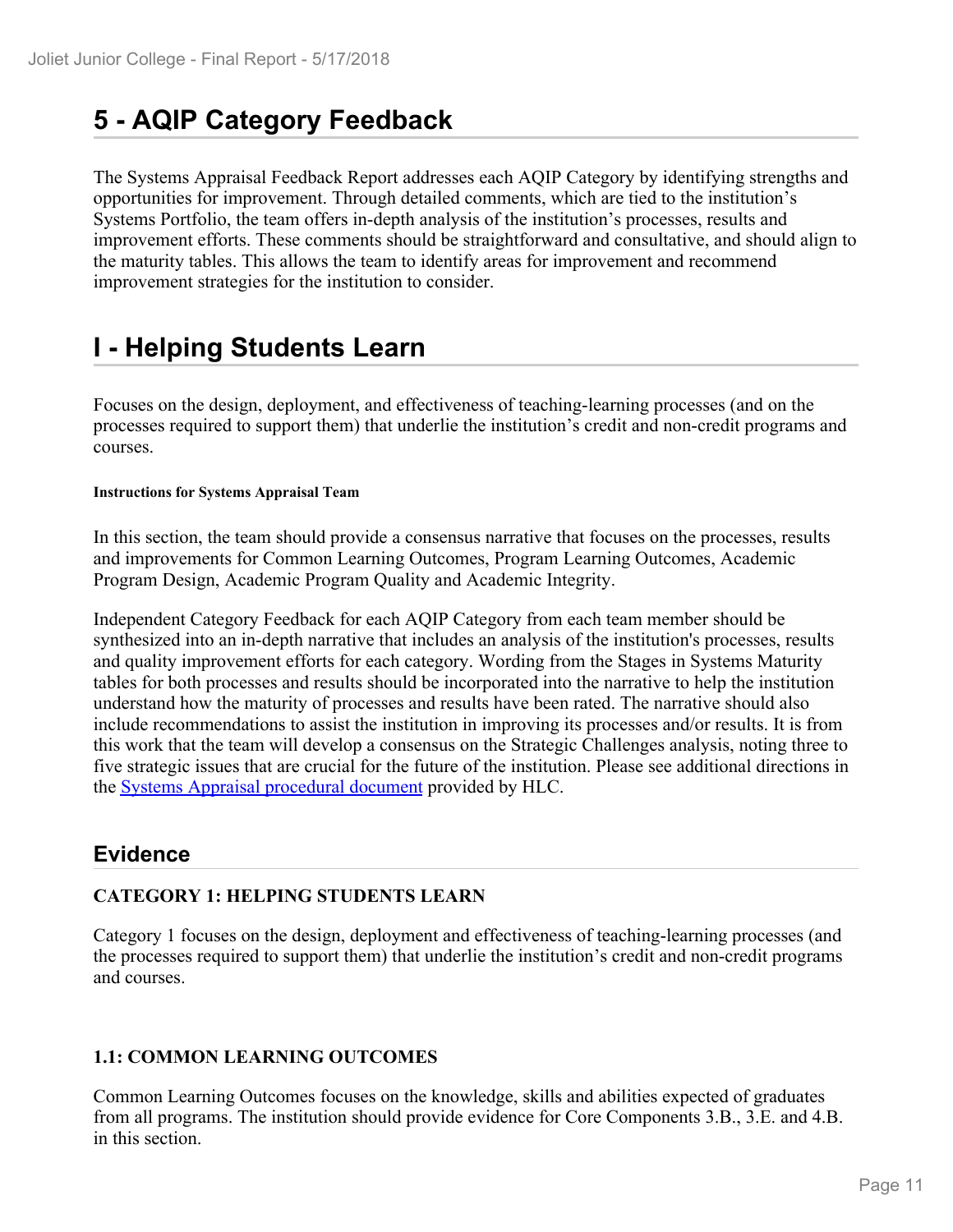# 5 - AQIP Category Feedback

The Systems Appraisal Feedback Report addresses each AQIP Category by identifying strengths and opportunities for improvement. Through detailed comments, which are tied to the institution's Systems Portfolio, the team offers in-depth analysis of the institution's processes, results and improvement efforts. These comments should be straightforward and consultative, and should align to the maturity tables. This allows the team to identify areas for improvement and recommend improvement strategies for the institution to consider.

# I - Helping Students Learn

Focuses on the design, deployment, and effectiveness of teaching-learning processes (and on the processes required to support them) that underlie the institution's credit and non-credit programs and courses.

**Instructions for Systems Appraisal Team**

In this section, the team should provide a consensus narrative that focuses on the processes, results and improvements for Common Learning Outcomes, Program Learning Outcomes, Academic Program Design, Academic Program Quality and Academic Integrity.

Independent Category Feedback for each AQIP Category from each team member should be synthesized into an in-depth narrative that includes an analysis of the institution's processes, results and quality improvement efforts for each category. Wording from the Stages in Systems Maturity tables for both processes and results should be incorporated into the narrative to help the institution understand how the maturity of processes and results have been rated. The narrative should also include recommendations to assist the institution in improving its processes and/or results. It is from this work that the team will develop a consensus on the Strategic Challenges analysis, noting three to five strategic issues that are crucial for the future of the institution. Please see additional directions in the [Systems Appraisal procedural document](Systems Appraisal procedural document) provided by HLC.

## Evidence

**CATEGORY 1: HELPING STUDENTS LEARN**

Category 1 focuses on the design, deployment and effectiveness of teaching-learning processes (and the processes required to support them) that underlie the institution's credit and non-credit programs and courses.

**1.1: COMMON LEARNING OUTCOMES**

Common Learning Outcomes focuses on the knowledge, skills and abilities expected of graduates from all programs. The institution should provide evidence for Core Components 3.B., 3.E. and 4.B. in this section.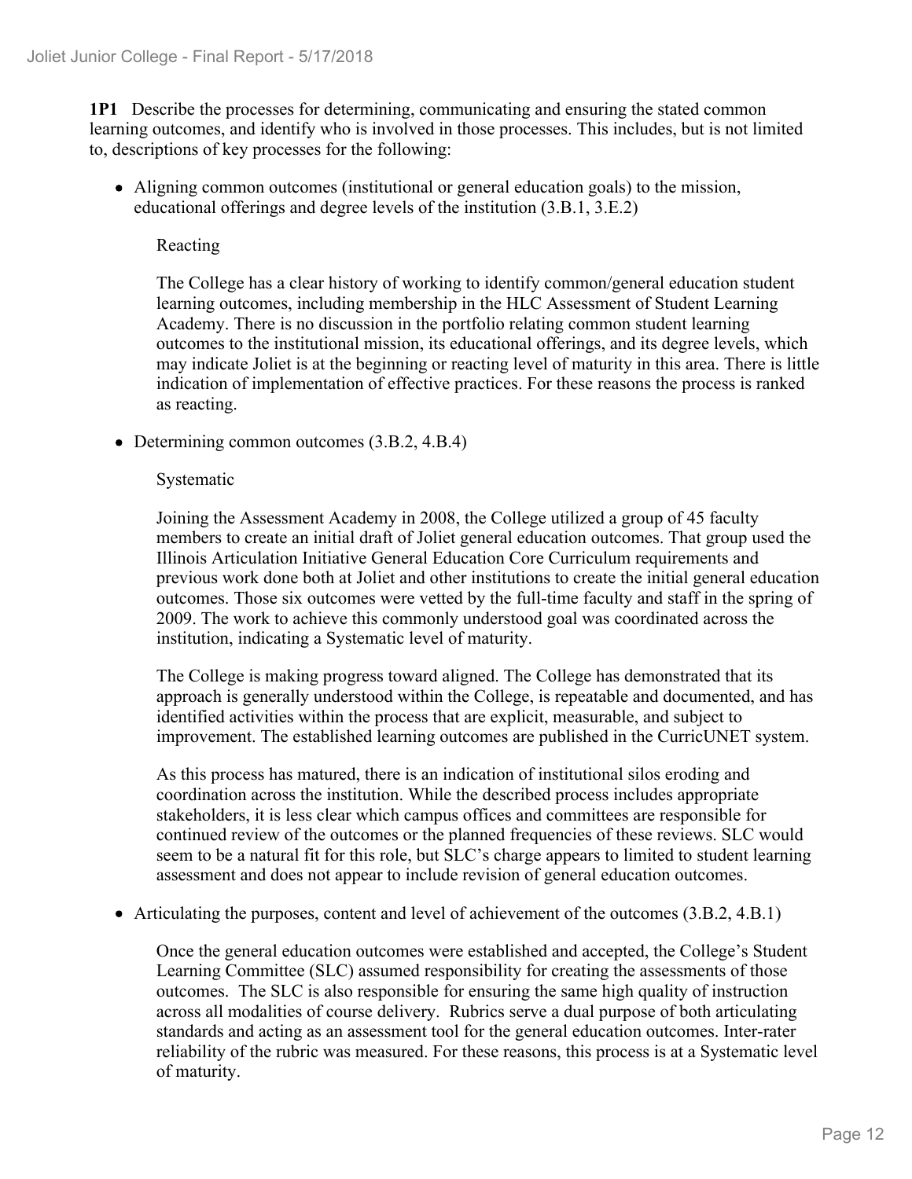**1P1** Describe the processes for determining, communicating and ensuring the stated common learning outcomes, and identify who is involved in those processes. This includes, but is not limited to, descriptions of key processes for the following:

- Aligning common outcomes (institutional or general education goals) to the mission, educational offerings and degree levels of the institution (3.B.1, 3.E.2)

  Reacting

  The College has a clear history of working to identify common/general education student learning outcomes, including membership in the HLC Assessment of Student Learning Academy. There is no discussion in the portfolio relating common student learning outcomes to the institutional mission, its educational offerings, and its degree levels, which may indicate Joliet is at the beginning or reacting level of maturity in this area. There is little indication of implementation of effective practices. For these reasons the process is ranked as reacting.

- Determining common outcomes (3.B.2, 4.B.4)

  Systematic

  Joining the Assessment Academy in 2008, the College utilized a group of 45 faculty members to create an initial draft of Joliet general education outcomes. That group used the Illinois Articulation Initiative General Education Core Curriculum requirements and previous work done both at Joliet and other institutions to create the initial general education outcomes. Those six outcomes were vetted by the full-time faculty and staff in the spring of 2009. The work to achieve this commonly understood goal was coordinated across the institution, indicating a Systematic level of maturity.

  The College is making progress toward aligned. The College has demonstrated that its approach is generally understood within the College, is repeatable and documented, and has identified activities within the process that are explicit, measurable, and subject to improvement. The established learning outcomes are published in the CurricUNET system.

  As this process has matured, there is an indication of institutional silos eroding and coordination across the institution. While the described process includes appropriate stakeholders, it is less clear which campus offices and committees are responsible for continued review of the outcomes or the planned frequencies of these reviews. SLC would seem to be a natural fit for this role, but SLC's charge appears to limited to student learning assessment and does not appear to include revision of general education outcomes.

- Articulating the purposes, content and level of achievement of the outcomes (3.B.2, 4.B.1)

  Once the general education outcomes were established and accepted, the College's Student Learning Committee (SLC) assumed responsibility for creating the assessments of those outcomes. The SLC is also responsible for ensuring the same high quality of instruction across all modalities of course delivery. Rubrics serve a dual purpose of both articulating standards and acting as an assessment tool for the general education outcomes. Inter-rater reliability of the rubric was measured. For these reasons, this process is at a Systematic level of maturity.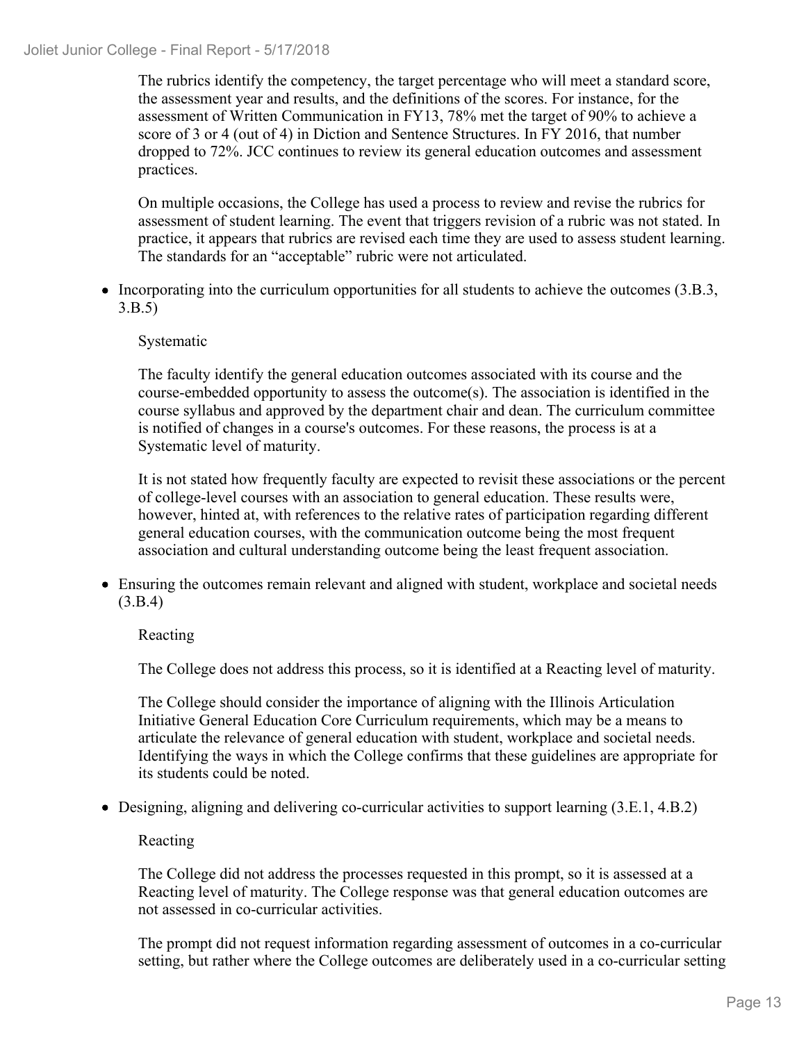The rubrics identify the competency, the target percentage who will meet a standard score, the assessment year and results, and the definitions of the scores. For instance, for the assessment of Written Communication in FY13, 78% met the target of 90% to achieve a score of 3 or 4 (out of 4) in Diction and Sentence Structures. In FY 2016, that number dropped to 72%. JCC continues to review its general education outcomes and assessment practices.

On multiple occasions, the College has used a process to review and revise the rubrics for assessment of student learning. The event that triggers revision of a rubric was not stated. In practice, it appears that rubrics are revised each time they are used to assess student learning. The standards for an "acceptable" rubric were not articulated.

- Incorporating into the curriculum opportunities for all students to achieve the outcomes (3.B.3, 3.B.5)

  Systematic

  The faculty identify the general education outcomes associated with its course and the course-embedded opportunity to assess the outcome(s). The association is identified in the course syllabus and approved by the department chair and dean. The curriculum committee is notified of changes in a course's outcomes. For these reasons, the process is at a Systematic level of maturity.

  It is not stated how frequently faculty are expected to revisit these associations or the percent of college-level courses with an association to general education. These results were, however, hinted at, with references to the relative rates of participation regarding different general education courses, with the communication outcome being the most frequent association and cultural understanding outcome being the least frequent association.

- Ensuring the outcomes remain relevant and aligned with student, workplace and societal needs (3.B.4)

  Reacting

  The College does not address this process, so it is identified at a Reacting level of maturity.

  The College should consider the importance of aligning with the Illinois Articulation Initiative General Education Core Curriculum requirements, which may be a means to articulate the relevance of general education with student, workplace and societal needs. Identifying the ways in which the College confirms that these guidelines are appropriate for its students could be noted.

- Designing, aligning and delivering co-curricular activities to support learning (3.E.1, 4.B.2)

  Reacting

  The College did not address the processes requested in this prompt, so it is assessed at a Reacting level of maturity. The College response was that general education outcomes are not assessed in co-curricular activities.

  The prompt did not request information regarding assessment of outcomes in a co-curricular setting, but rather where the College outcomes are deliberately used in a co-curricular setting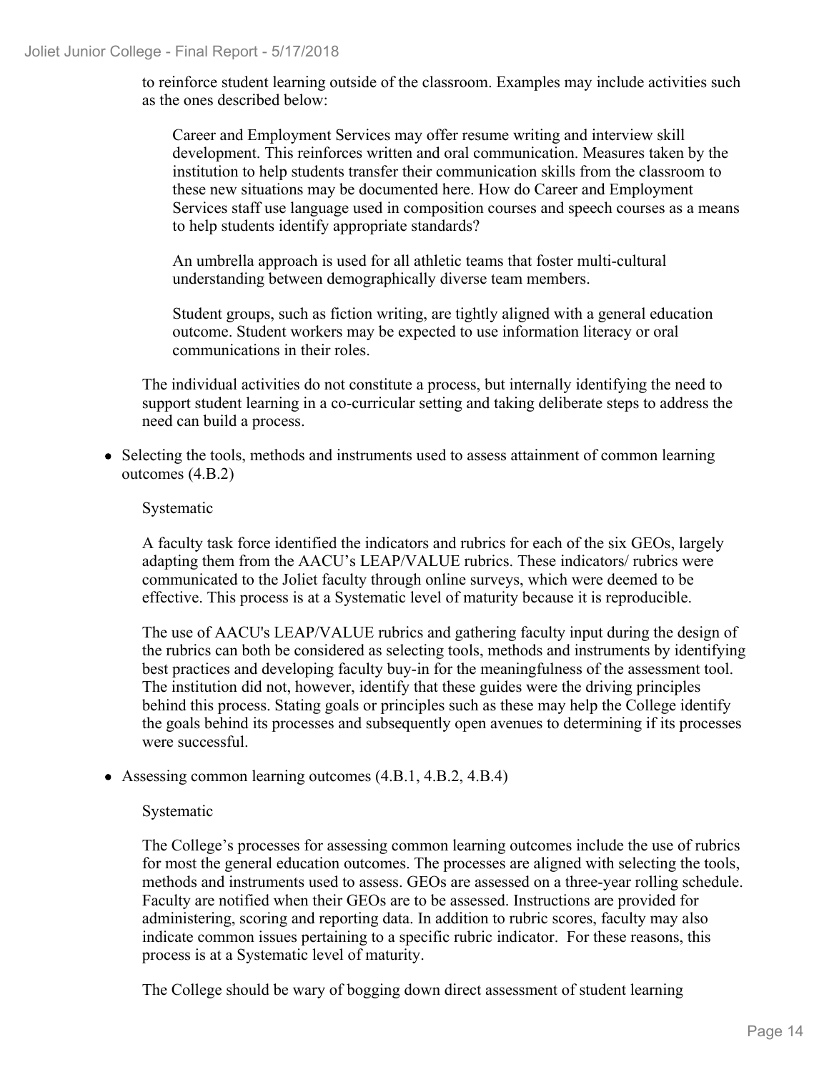to reinforce student learning outside of the classroom. Examples may include activities such as the ones described below:

> Career and Employment Services may offer resume writing and interview skill development. This reinforces written and oral communication. Measures taken by the institution to help students transfer their communication skills from the classroom to these new situations may be documented here. How do Career and Employment Services staff use language used in composition courses and speech courses as a means to help students identify appropriate standards?
>
> An umbrella approach is used for all athletic teams that foster multi-cultural understanding between demographically diverse team members.
>
> Student groups, such as fiction writing, are tightly aligned with a general education outcome. Student workers may be expected to use information literacy or oral communications in their roles.

The individual activities do not constitute a process, but internally identifying the need to support student learning in a co-curricular setting and taking deliberate steps to address the need can build a process.

- Selecting the tools, methods and instruments used to assess attainment of common learning outcomes (4.B.2)

  Systematic

  A faculty task force identified the indicators and rubrics for each of the six GEOs, largely adapting them from the AACU's LEAP/VALUE rubrics. These indicators/ rubrics were communicated to the Joliet faculty through online surveys, which were deemed to be effective. This process is at a Systematic level of maturity because it is reproducible.

  The use of AACU's LEAP/VALUE rubrics and gathering faculty input during the design of the rubrics can both be considered as selecting tools, methods and instruments by identifying best practices and developing faculty buy-in for the meaningfulness of the assessment tool. The institution did not, however, identify that these guides were the driving principles behind this process. Stating goals or principles such as these may help the College identify the goals behind its processes and subsequently open avenues to determining if its processes were successful.

- Assessing common learning outcomes (4.B.1, 4.B.2, 4.B.4)

  Systematic

  The College's processes for assessing common learning outcomes include the use of rubrics for most the general education outcomes. The processes are aligned with selecting the tools, methods and instruments used to assess. GEOs are assessed on a three-year rolling schedule. Faculty are notified when their GEOs are to be assessed. Instructions are provided for administering, scoring and reporting data. In addition to rubric scores, faculty may also indicate common issues pertaining to a specific rubric indicator. For these reasons, this process is at a Systematic level of maturity.

  The College should be wary of bogging down direct assessment of student learning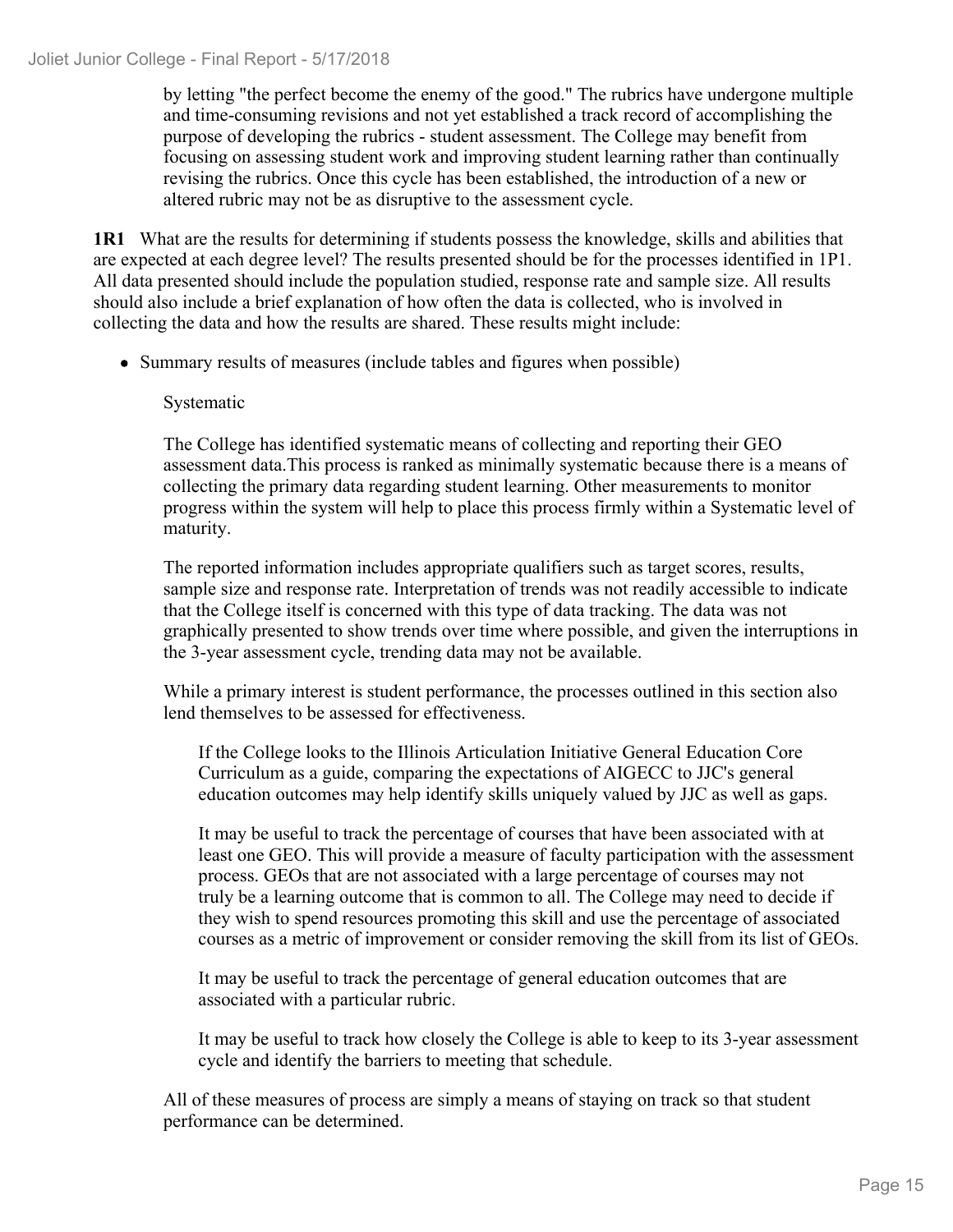by letting "the perfect become the enemy of the good." The rubrics have undergone multiple and time-consuming revisions and not yet established a track record of accomplishing the purpose of developing the rubrics - student assessment. The College may benefit from focusing on assessing student work and improving student learning rather than continually revising the rubrics. Once this cycle has been established, the introduction of a new or altered rubric may not be as disruptive to the assessment cycle.

**1R1** What are the results for determining if students possess the knowledge, skills and abilities that are expected at each degree level? The results presented should be for the processes identified in 1P1. All data presented should include the population studied, response rate and sample size. All results should also include a brief explanation of how often the data is collected, who is involved in collecting the data and how the results are shared. These results might include:

- Summary results of measures (include tables and figures when possible)

    Systematic

    The College has identified systematic means of collecting and reporting their GEO assessment data.This process is ranked as minimally systematic because there is a means of collecting the primary data regarding student learning. Other measurements to monitor progress within the system will help to place this process firmly within a Systematic level of maturity.

    The reported information includes appropriate qualifiers such as target scores, results, sample size and response rate. Interpretation of trends was not readily accessible to indicate that the College itself is concerned with this type of data tracking. The data was not graphically presented to show trends over time where possible, and given the interruptions in the 3-year assessment cycle, trending data may not be available.

    While a primary interest is student performance, the processes outlined in this section also lend themselves to be assessed for effectiveness.

    > If the College looks to the Illinois Articulation Initiative General Education Core Curriculum as a guide, comparing the expectations of AIGECC to JJC's general education outcomes may help identify skills uniquely valued by JJC as well as gaps.
    >
    > It may be useful to track the percentage of courses that have been associated with at least one GEO. This will provide a measure of faculty participation with the assessment process. GEOs that are not associated with a large percentage of courses may not truly be a learning outcome that is common to all. The College may need to decide if they wish to spend resources promoting this skill and use the percentage of associated courses as a metric of improvement or consider removing the skill from its list of GEOs.
    >
    > It may be useful to track the percentage of general education outcomes that are associated with a particular rubric.
    >
    > It may be useful to track how closely the College is able to keep to its 3-year assessment cycle and identify the barriers to meeting that schedule.

    All of these measures of process are simply a means of staying on track so that student performance can be determined.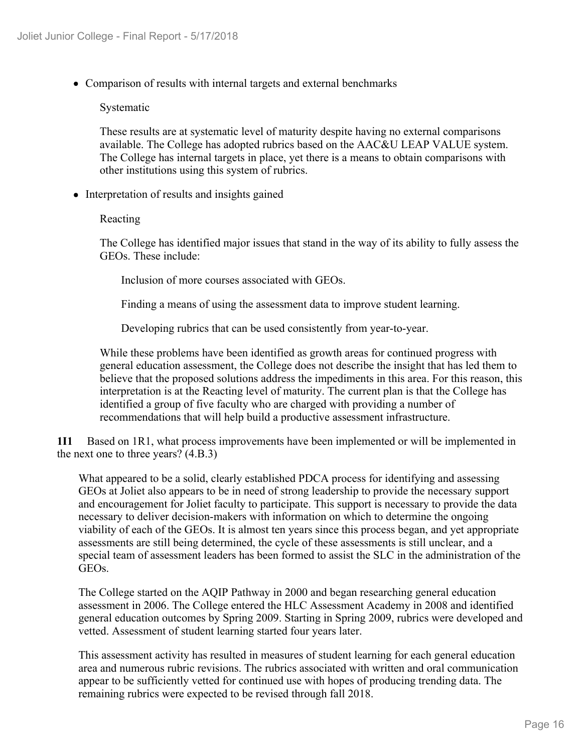- Comparison of results with internal targets and external benchmarks

  Systematic

  These results are at systematic level of maturity despite having no external comparisons available. The College has adopted rubrics based on the AAC&U LEAP VALUE system. The College has internal targets in place, yet there is a means to obtain comparisons with other institutions using this system of rubrics.

- Interpretation of results and insights gained

  Reacting

  The College has identified major issues that stand in the way of its ability to fully assess the GEOs. These include:

  Inclusion of more courses associated with GEOs.

  Finding a means of using the assessment data to improve student learning.

  Developing rubrics that can be used consistently from year-to-year.

  While these problems have been identified as growth areas for continued progress with general education assessment, the College does not describe the insight that has led them to believe that the proposed solutions address the impediments in this area. For this reason, this interpretation is at the Reacting level of maturity. The current plan is that the College has identified a group of five faculty who are charged with providing a number of recommendations that will help build a productive assessment infrastructure.

**1I1** Based on 1R1, what process improvements have been implemented or will be implemented in the next one to three years? (4.B.3)

What appeared to be a solid, clearly established PDCA process for identifying and assessing GEOs at Joliet also appears to be in need of strong leadership to provide the necessary support and encouragement for Joliet faculty to participate. This support is necessary to provide the data necessary to deliver decision-makers with information on which to determine the ongoing viability of each of the GEOs. It is almost ten years since this process began, and yet appropriate assessments are still being determined, the cycle of these assessments is still unclear, and a special team of assessment leaders has been formed to assist the SLC in the administration of the GEOs.

The College started on the AQIP Pathway in 2000 and began researching general education assessment in 2006. The College entered the HLC Assessment Academy in 2008 and identified general education outcomes by Spring 2009. Starting in Spring 2009, rubrics were developed and vetted. Assessment of student learning started four years later.

This assessment activity has resulted in measures of student learning for each general education area and numerous rubric revisions. The rubrics associated with written and oral communication appear to be sufficiently vetted for continued use with hopes of producing trending data. The remaining rubrics were expected to be revised through fall 2018.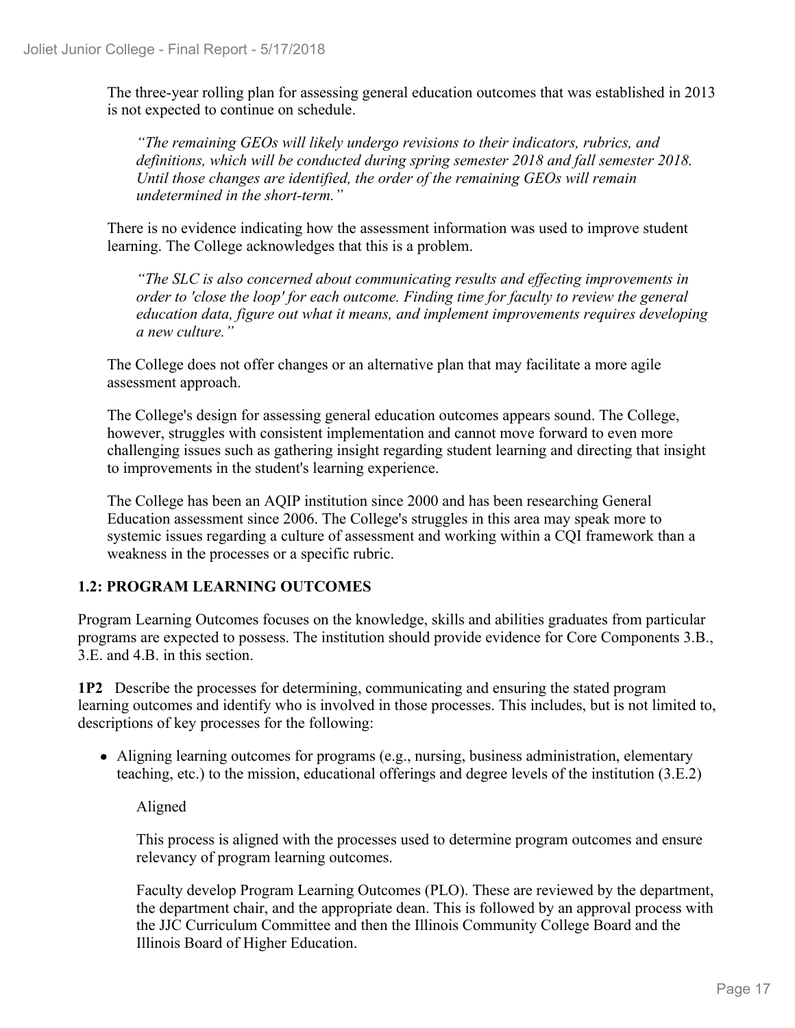The three-year rolling plan for assessing general education outcomes that was established in 2013 is not expected to continue on schedule.

> *"The remaining GEOs will likely undergo revisions to their indicators, rubrics, and definitions, which will be conducted during spring semester 2018 and fall semester 2018. Until those changes are identified, the order of the remaining GEOs will remain undetermined in the short-term."*

There is no evidence indicating how the assessment information was used to improve student learning. The College acknowledges that this is a problem.

> *"The SLC is also concerned about communicating results and effecting improvements in order to 'close the loop' for each outcome. Finding time for faculty to review the general education data, figure out what it means, and implement improvements requires developing a new culture."*

The College does not offer changes or an alternative plan that may facilitate a more agile assessment approach.

The College's design for assessing general education outcomes appears sound. The College, however, struggles with consistent implementation and cannot move forward to even more challenging issues such as gathering insight regarding student learning and directing that insight to improvements in the student's learning experience.

The College has been an AQIP institution since 2000 and has been researching General Education assessment since 2006. The College's struggles in this area may speak more to systemic issues regarding a culture of assessment and working within a CQI framework than a weakness in the processes or a specific rubric.

### 1.2: PROGRAM LEARNING OUTCOMES

Program Learning Outcomes focuses on the knowledge, skills and abilities graduates from particular programs are expected to possess. The institution should provide evidence for Core Components 3.B., 3.E. and 4.B. in this section.

**1P2** Describe the processes for determining, communicating and ensuring the stated program learning outcomes and identify who is involved in those processes. This includes, but is not limited to, descriptions of key processes for the following:

- Aligning learning outcomes for programs (e.g., nursing, business administration, elementary teaching, etc.) to the mission, educational offerings and degree levels of the institution (3.E.2)

  Aligned

  This process is aligned with the processes used to determine program outcomes and ensure relevancy of program learning outcomes.

  Faculty develop Program Learning Outcomes (PLO). These are reviewed by the department, the department chair, and the appropriate dean. This is followed by an approval process with the JJC Curriculum Committee and then the Illinois Community College Board and the Illinois Board of Higher Education.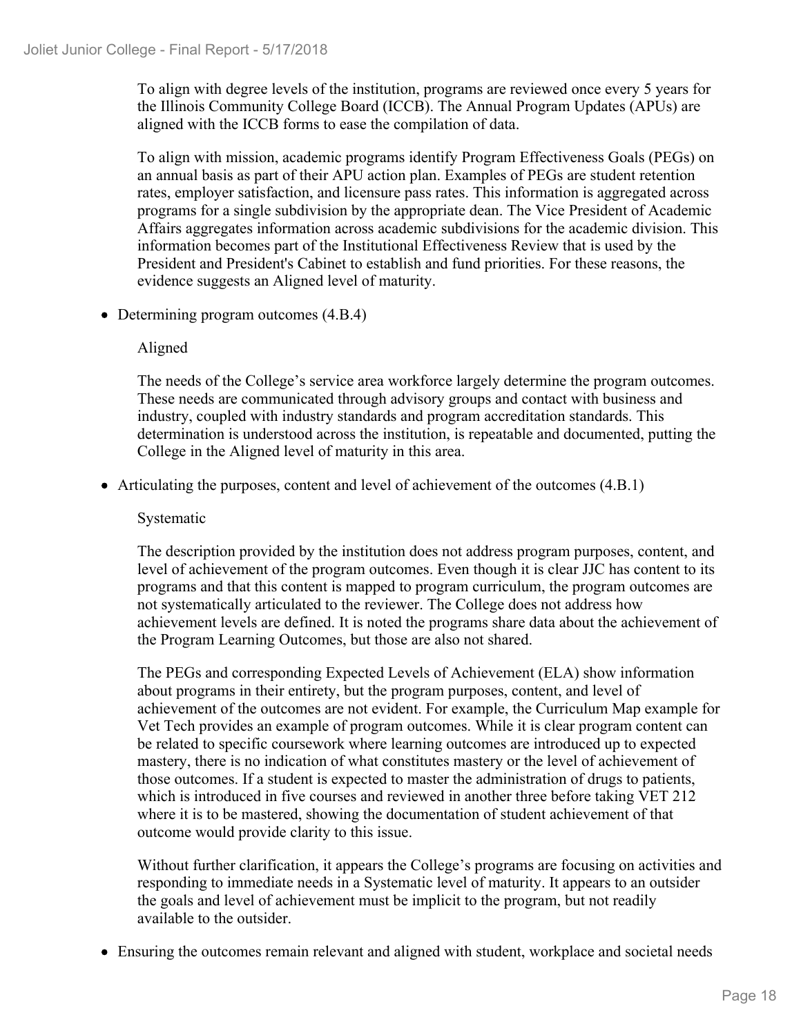To align with degree levels of the institution, programs are reviewed once every 5 years for the Illinois Community College Board (ICCB). The Annual Program Updates (APUs) are aligned with the ICCB forms to ease the compilation of data.

To align with mission, academic programs identify Program Effectiveness Goals (PEGs) on an annual basis as part of their APU action plan. Examples of PEGs are student retention rates, employer satisfaction, and licensure pass rates. This information is aggregated across programs for a single subdivision by the appropriate dean. The Vice President of Academic Affairs aggregates information across academic subdivisions for the academic division. This information becomes part of the Institutional Effectiveness Review that is used by the President and President's Cabinet to establish and fund priorities. For these reasons, the evidence suggests an Aligned level of maturity.

- Determining program outcomes (4.B.4)

  Aligned

  The needs of the College's service area workforce largely determine the program outcomes. These needs are communicated through advisory groups and contact with business and industry, coupled with industry standards and program accreditation standards. This determination is understood across the institution, is repeatable and documented, putting the College in the Aligned level of maturity in this area.

- Articulating the purposes, content and level of achievement of the outcomes (4.B.1)

  Systematic

  The description provided by the institution does not address program purposes, content, and level of achievement of the program outcomes. Even though it is clear JJC has content to its programs and that this content is mapped to program curriculum, the program outcomes are not systematically articulated to the reviewer. The College does not address how achievement levels are defined. It is noted the programs share data about the achievement of the Program Learning Outcomes, but those are also not shared.

  The PEGs and corresponding Expected Levels of Achievement (ELA) show information about programs in their entirety, but the program purposes, content, and level of achievement of the outcomes are not evident. For example, the Curriculum Map example for Vet Tech provides an example of program outcomes. While it is clear program content can be related to specific coursework where learning outcomes are introduced up to expected mastery, there is no indication of what constitutes mastery or the level of achievement of those outcomes. If a student is expected to master the administration of drugs to patients, which is introduced in five courses and reviewed in another three before taking VET 212 where it is to be mastered, showing the documentation of student achievement of that outcome would provide clarity to this issue.

  Without further clarification, it appears the College's programs are focusing on activities and responding to immediate needs in a Systematic level of maturity. It appears to an outsider the goals and level of achievement must be implicit to the program, but not readily available to the outsider.

- Ensuring the outcomes remain relevant and aligned with student, workplace and societal needs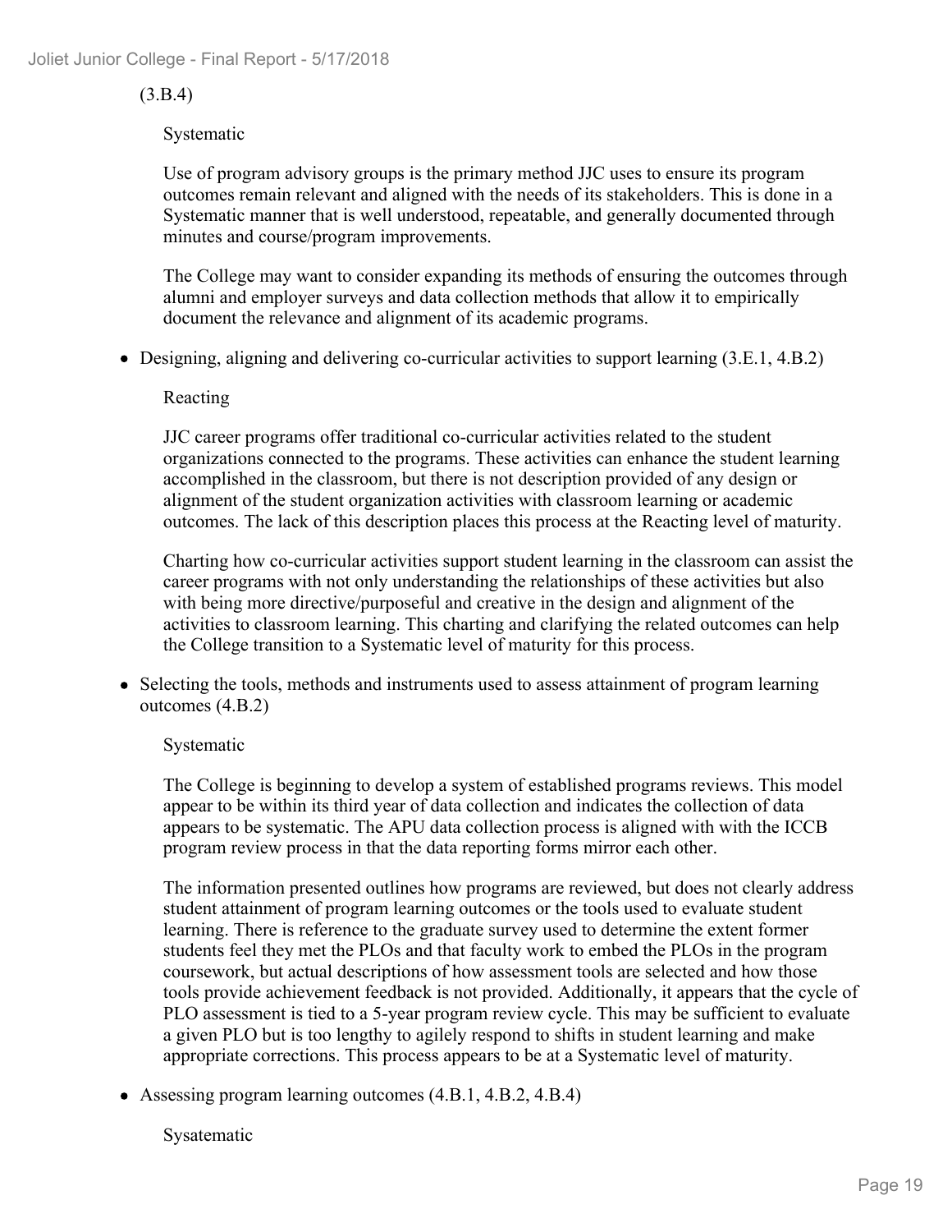(3.B.4)

Systematic

Use of program advisory groups is the primary method JJC uses to ensure its program outcomes remain relevant and aligned with the needs of its stakeholders. This is done in a Systematic manner that is well understood, repeatable, and generally documented through minutes and course/program improvements.

The College may want to consider expanding its methods of ensuring the outcomes through alumni and employer surveys and data collection methods that allow it to empirically document the relevance and alignment of its academic programs.

- Designing, aligning and delivering co-curricular activities to support learning (3.E.1, 4.B.2)

  Reacting

  JJC career programs offer traditional co-curricular activities related to the student organizations connected to the programs. These activities can enhance the student learning accomplished in the classroom, but there is not description provided of any design or alignment of the student organization activities with classroom learning or academic outcomes. The lack of this description places this process at the Reacting level of maturity.

  Charting how co-curricular activities support student learning in the classroom can assist the career programs with not only understanding the relationships of these activities but also with being more directive/purposeful and creative in the design and alignment of the activities to classroom learning. This charting and clarifying the related outcomes can help the College transition to a Systematic level of maturity for this process.

- Selecting the tools, methods and instruments used to assess attainment of program learning outcomes (4.B.2)

  Systematic

  The College is beginning to develop a system of established programs reviews. This model appear to be within its third year of data collection and indicates the collection of data appears to be systematic. The APU data collection process is aligned with with the ICCB program review process in that the data reporting forms mirror each other.

  The information presented outlines how programs are reviewed, but does not clearly address student attainment of program learning outcomes or the tools used to evaluate student learning. There is reference to the graduate survey used to determine the extent former students feel they met the PLOs and that faculty work to embed the PLOs in the program coursework, but actual descriptions of how assessment tools are selected and how those tools provide achievement feedback is not provided. Additionally, it appears that the cycle of PLO assessment is tied to a 5-year program review cycle. This may be sufficient to evaluate a given PLO but is too lengthy to agilely respond to shifts in student learning and make appropriate corrections. This process appears to be at a Systematic level of maturity.

- Assessing program learning outcomes (4.B.1, 4.B.2, 4.B.4)

  Sysatematic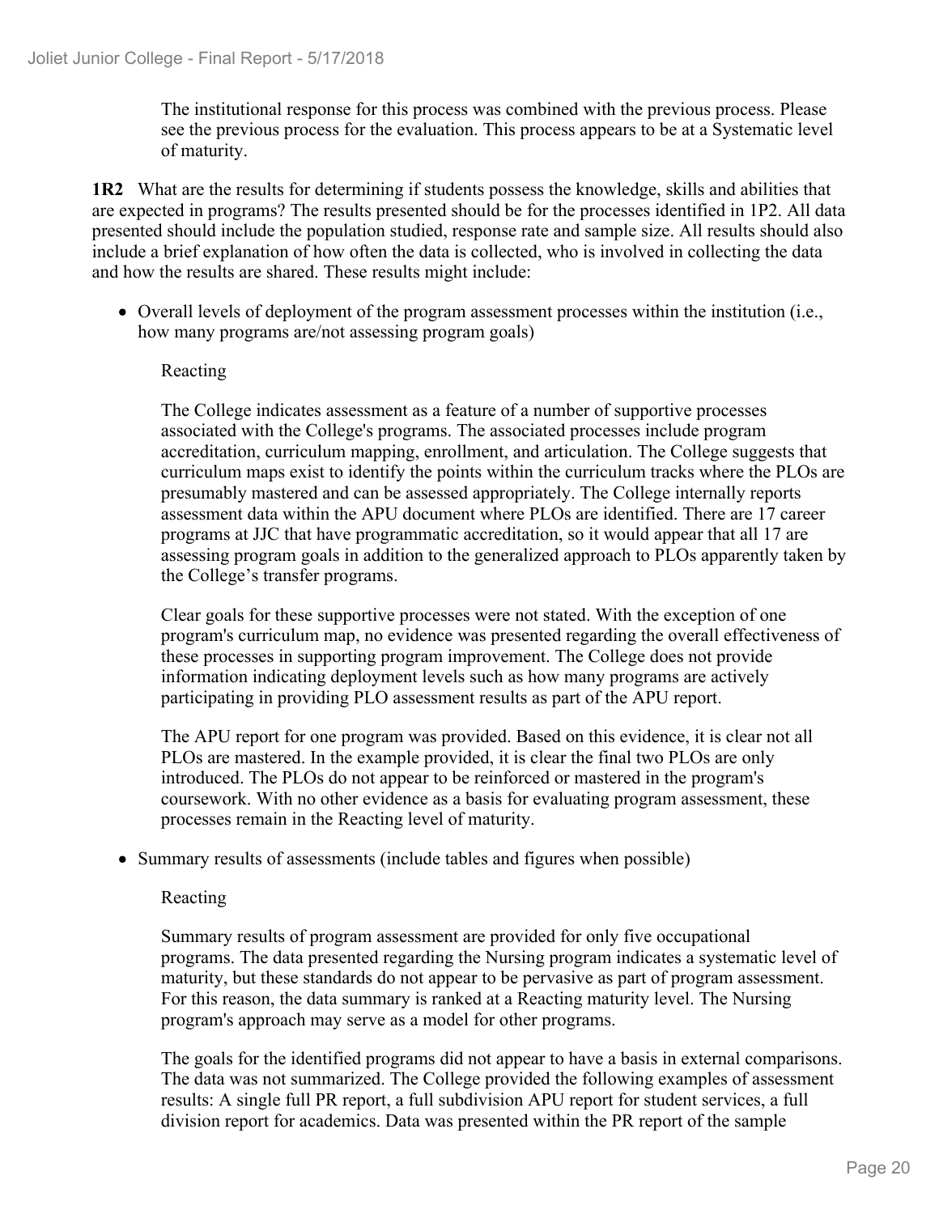The institutional response for this process was combined with the previous process. Please see the previous process for the evaluation. This process appears to be at a Systematic level of maturity.

**1R2** What are the results for determining if students possess the knowledge, skills and abilities that are expected in programs? The results presented should be for the processes identified in 1P2. All data presented should include the population studied, response rate and sample size. All results should also include a brief explanation of how often the data is collected, who is involved in collecting the data and how the results are shared. These results might include:

- Overall levels of deployment of the program assessment processes within the institution (i.e., how many programs are/not assessing program goals)

  Reacting

  The College indicates assessment as a feature of a number of supportive processes associated with the College's programs. The associated processes include program accreditation, curriculum mapping, enrollment, and articulation. The College suggests that curriculum maps exist to identify the points within the curriculum tracks where the PLOs are presumably mastered and can be assessed appropriately. The College internally reports assessment data within the APU document where PLOs are identified. There are 17 career programs at JJC that have programmatic accreditation, so it would appear that all 17 are assessing program goals in addition to the generalized approach to PLOs apparently taken by the College's transfer programs.

  Clear goals for these supportive processes were not stated. With the exception of one program's curriculum map, no evidence was presented regarding the overall effectiveness of these processes in supporting program improvement. The College does not provide information indicating deployment levels such as how many programs are actively participating in providing PLO assessment results as part of the APU report.

  The APU report for one program was provided. Based on this evidence, it is clear not all PLOs are mastered. In the example provided, it is clear the final two PLOs are only introduced. The PLOs do not appear to be reinforced or mastered in the program's coursework. With no other evidence as a basis for evaluating program assessment, these processes remain in the Reacting level of maturity.

- Summary results of assessments (include tables and figures when possible)

  Reacting

  Summary results of program assessment are provided for only five occupational programs. The data presented regarding the Nursing program indicates a systematic level of maturity, but these standards do not appear to be pervasive as part of program assessment. For this reason, the data summary is ranked at a Reacting maturity level. The Nursing program's approach may serve as a model for other programs.

  The goals for the identified programs did not appear to have a basis in external comparisons. The data was not summarized. The College provided the following examples of assessment results: A single full PR report, a full subdivision APU report for student services, a full division report for academics. Data was presented within the PR report of the sample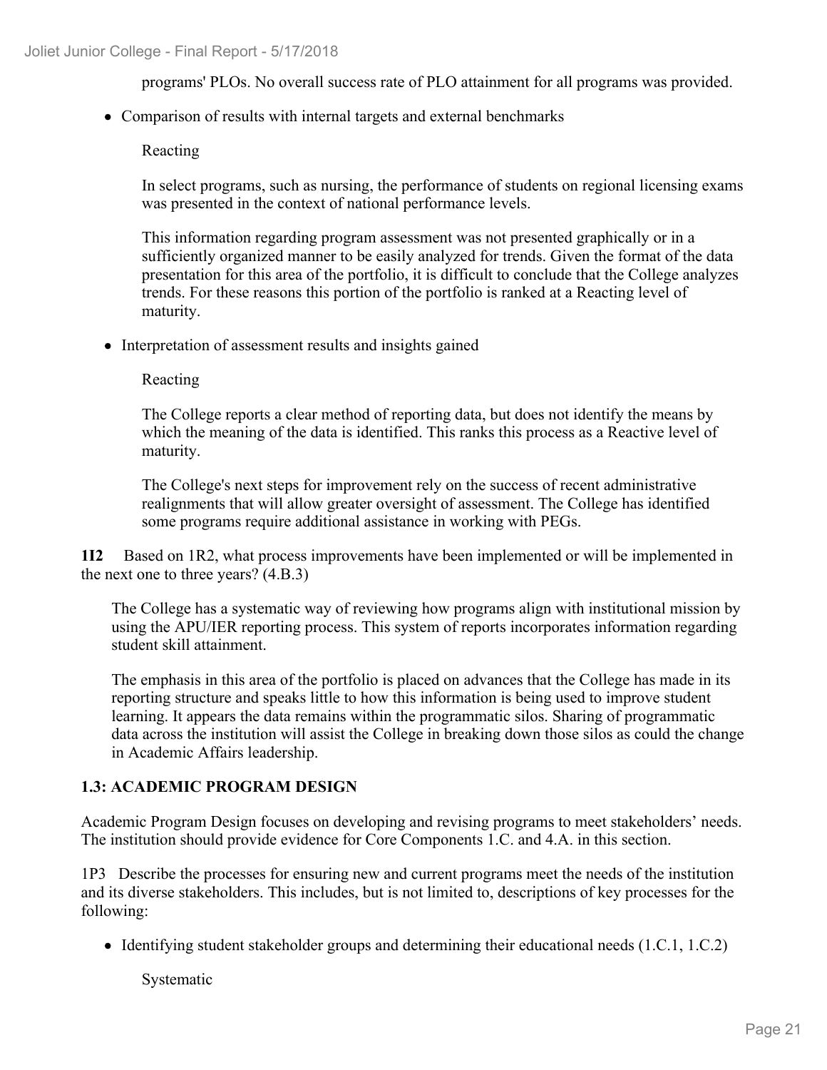programs' PLOs. No overall success rate of PLO attainment for all programs was provided.

- Comparison of results with internal targets and external benchmarks

  Reacting

  In select programs, such as nursing, the performance of students on regional licensing exams was presented in the context of national performance levels.

  This information regarding program assessment was not presented graphically or in a sufficiently organized manner to be easily analyzed for trends. Given the format of the data presentation for this area of the portfolio, it is difficult to conclude that the College analyzes trends. For these reasons this portion of the portfolio is ranked at a Reacting level of maturity.

- Interpretation of assessment results and insights gained

  Reacting

  The College reports a clear method of reporting data, but does not identify the means by which the meaning of the data is identified. This ranks this process as a Reactive level of maturity.

  The College's next steps for improvement rely on the success of recent administrative realignments that will allow greater oversight of assessment. The College has identified some programs require additional assistance in working with PEGs.

**1I2** Based on 1R2, what process improvements have been implemented or will be implemented in the next one to three years? (4.B.3)

The College has a systematic way of reviewing how programs align with institutional mission by using the APU/IER reporting process. This system of reports incorporates information regarding student skill attainment.

The emphasis in this area of the portfolio is placed on advances that the College has made in its reporting structure and speaks little to how this information is being used to improve student learning. It appears the data remains within the programmatic silos. Sharing of programmatic data across the institution will assist the College in breaking down those silos as could the change in Academic Affairs leadership.

## 1.3: ACADEMIC PROGRAM DESIGN

Academic Program Design focuses on developing and revising programs to meet stakeholders' needs. The institution should provide evidence for Core Components 1.C. and 4.A. in this section.

1P3 Describe the processes for ensuring new and current programs meet the needs of the institution and its diverse stakeholders. This includes, but is not limited to, descriptions of key processes for the following:

- Identifying student stakeholder groups and determining their educational needs (1.C.1, 1.C.2)

  Systematic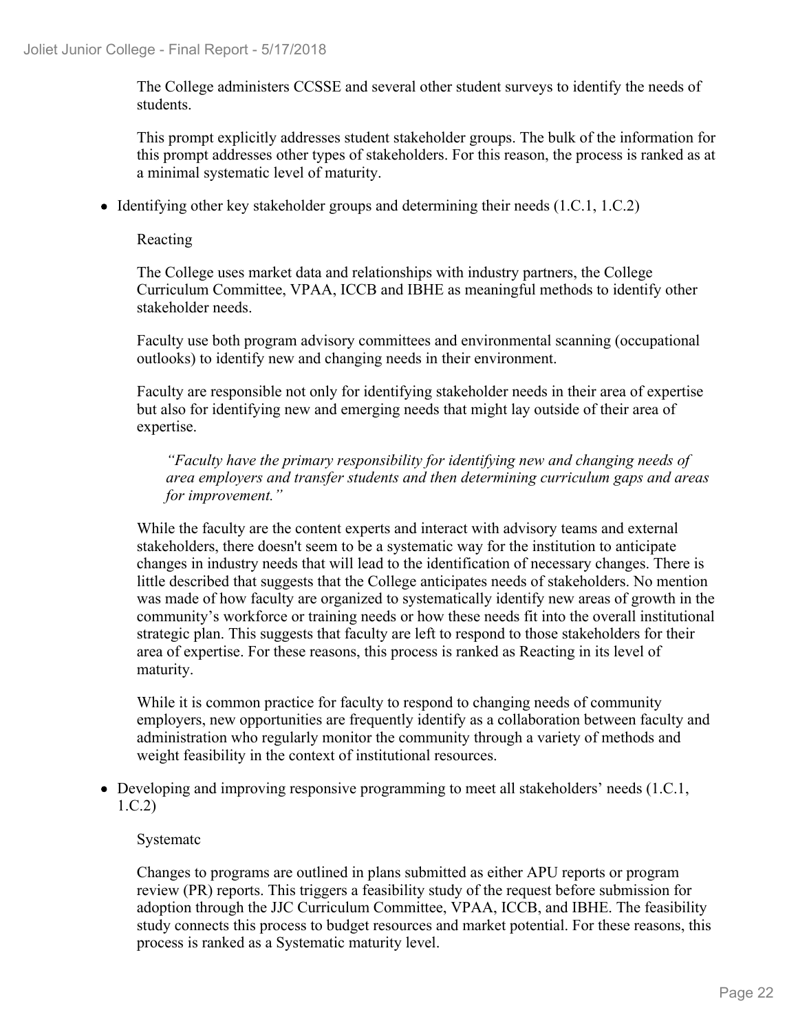The College administers CCSSE and several other student surveys to identify the needs of students.

This prompt explicitly addresses student stakeholder groups. The bulk of the information for this prompt addresses other types of stakeholders. For this reason, the process is ranked as at a minimal systematic level of maturity.

- Identifying other key stakeholder groups and determining their needs (1.C.1, 1.C.2)

  Reacting

  The College uses market data and relationships with industry partners, the College Curriculum Committee, VPAA, ICCB and IBHE as meaningful methods to identify other stakeholder needs.

  Faculty use both program advisory committees and environmental scanning (occupational outlooks) to identify new and changing needs in their environment.

  Faculty are responsible not only for identifying stakeholder needs in their area of expertise but also for identifying new and emerging needs that might lay outside of their area of expertise.

  > *"Faculty have the primary responsibility for identifying new and changing needs of area employers and transfer students and then determining curriculum gaps and areas for improvement."*

  While the faculty are the content experts and interact with advisory teams and external stakeholders, there doesn't seem to be a systematic way for the institution to anticipate changes in industry needs that will lead to the identification of necessary changes. There is little described that suggests that the College anticipates needs of stakeholders. No mention was made of how faculty are organized to systematically identify new areas of growth in the community's workforce or training needs or how these needs fit into the overall institutional strategic plan. This suggests that faculty are left to respond to those stakeholders for their area of expertise. For these reasons, this process is ranked as Reacting in its level of maturity.

  While it is common practice for faculty to respond to changing needs of community employers, new opportunities are frequently identify as a collaboration between faculty and administration who regularly monitor the community through a variety of methods and weight feasibility in the context of institutional resources.

- Developing and improving responsive programming to meet all stakeholders' needs (1.C.1, 1.C.2)

  Systematc

  Changes to programs are outlined in plans submitted as either APU reports or program review (PR) reports. This triggers a feasibility study of the request before submission for adoption through the JJC Curriculum Committee, VPAA, ICCB, and IBHE. The feasibility study connects this process to budget resources and market potential. For these reasons, this process is ranked as a Systematic maturity level.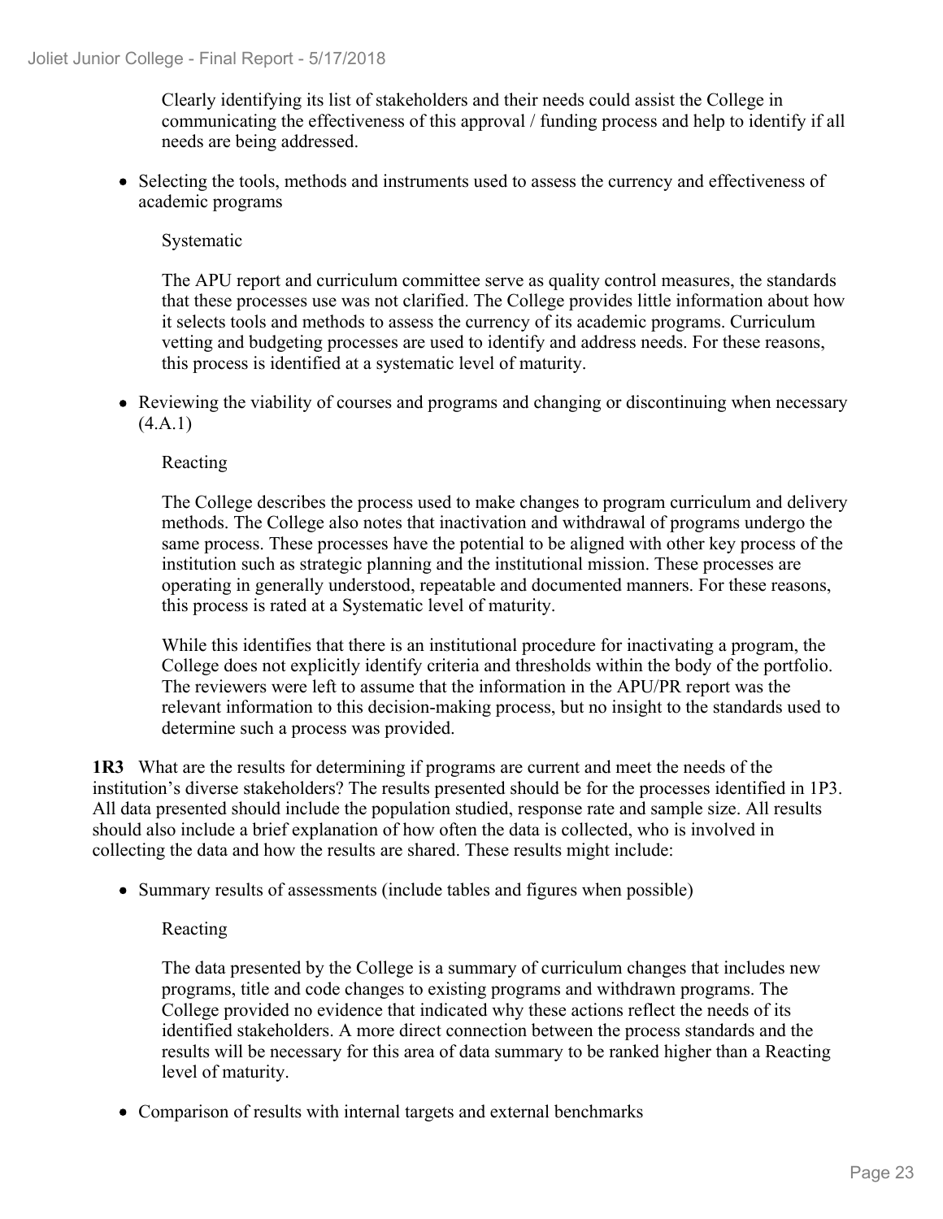Clearly identifying its list of stakeholders and their needs could assist the College in communicating the effectiveness of this approval / funding process and help to identify if all needs are being addressed.

- Selecting the tools, methods and instruments used to assess the currency and effectiveness of academic programs

  Systematic

  The APU report and curriculum committee serve as quality control measures, the standards that these processes use was not clarified. The College provides little information about how it selects tools and methods to assess the currency of its academic programs. Curriculum vetting and budgeting processes are used to identify and address needs. For these reasons, this process is identified at a systematic level of maturity.

- Reviewing the viability of courses and programs and changing or discontinuing when necessary (4.A.1)

  Reacting

  The College describes the process used to make changes to program curriculum and delivery methods. The College also notes that inactivation and withdrawal of programs undergo the same process. These processes have the potential to be aligned with other key process of the institution such as strategic planning and the institutional mission. These processes are operating in generally understood, repeatable and documented manners. For these reasons, this process is rated at a Systematic level of maturity.

  While this identifies that there is an institutional procedure for inactivating a program, the College does not explicitly identify criteria and thresholds within the body of the portfolio. The reviewers were left to assume that the information in the APU/PR report was the relevant information to this decision-making process, but no insight to the standards used to determine such a process was provided.

**1R3** What are the results for determining if programs are current and meet the needs of the institution's diverse stakeholders? The results presented should be for the processes identified in 1P3. All data presented should include the population studied, response rate and sample size. All results should also include a brief explanation of how often the data is collected, who is involved in collecting the data and how the results are shared. These results might include:

- Summary results of assessments (include tables and figures when possible)

  Reacting

  The data presented by the College is a summary of curriculum changes that includes new programs, title and code changes to existing programs and withdrawn programs. The College provided no evidence that indicated why these actions reflect the needs of its identified stakeholders. A more direct connection between the process standards and the results will be necessary for this area of data summary to be ranked higher than a Reacting level of maturity.

- Comparison of results with internal targets and external benchmarks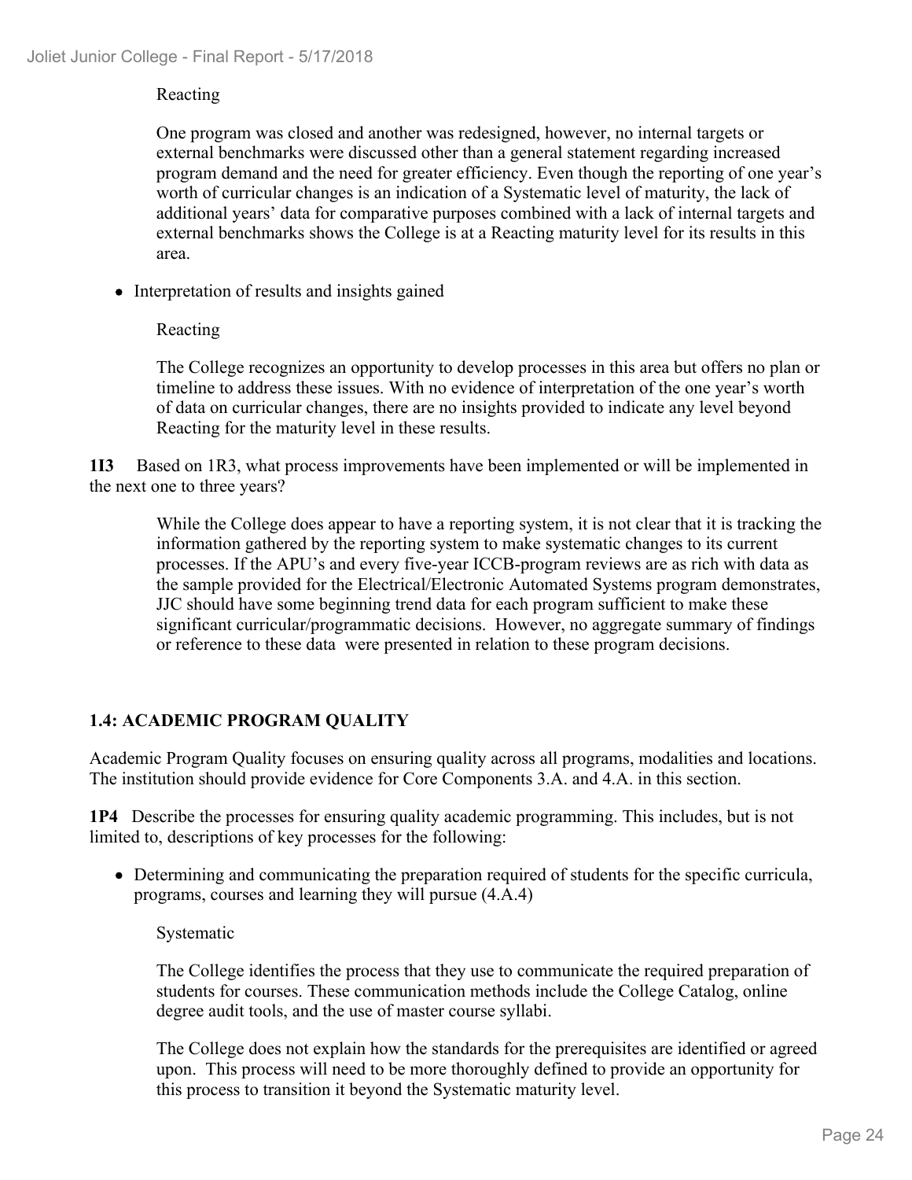Reacting

One program was closed and another was redesigned, however, no internal targets or external benchmarks were discussed other than a general statement regarding increased program demand and the need for greater efficiency. Even though the reporting of one year's worth of curricular changes is an indication of a Systematic level of maturity, the lack of additional years' data for comparative purposes combined with a lack of internal targets and external benchmarks shows the College is at a Reacting maturity level for its results in this area.

- Interpretation of results and insights gained

Reacting

The College recognizes an opportunity to develop processes in this area but offers no plan or timeline to address these issues. With no evidence of interpretation of the one year's worth of data on curricular changes, there are no insights provided to indicate any level beyond Reacting for the maturity level in these results.

**1I3** Based on 1R3, what process improvements have been implemented or will be implemented in the next one to three years?

While the College does appear to have a reporting system, it is not clear that it is tracking the information gathered by the reporting system to make systematic changes to its current processes. If the APU's and every five-year ICCB-program reviews are as rich with data as the sample provided for the Electrical/Electronic Automated Systems program demonstrates, JJC should have some beginning trend data for each program sufficient to make these significant curricular/programmatic decisions. However, no aggregate summary of findings or reference to these data were presented in relation to these program decisions.

### 1.4: ACADEMIC PROGRAM QUALITY

Academic Program Quality focuses on ensuring quality across all programs, modalities and locations. The institution should provide evidence for Core Components 3.A. and 4.A. in this section.

**1P4** Describe the processes for ensuring quality academic programming. This includes, but is not limited to, descriptions of key processes for the following:

- Determining and communicating the preparation required of students for the specific curricula, programs, courses and learning they will pursue (4.A.4)

Systematic

The College identifies the process that they use to communicate the required preparation of students for courses. These communication methods include the College Catalog, online degree audit tools, and the use of master course syllabi.

The College does not explain how the standards for the prerequisites are identified or agreed upon. This process will need to be more thoroughly defined to provide an opportunity for this process to transition it beyond the Systematic maturity level.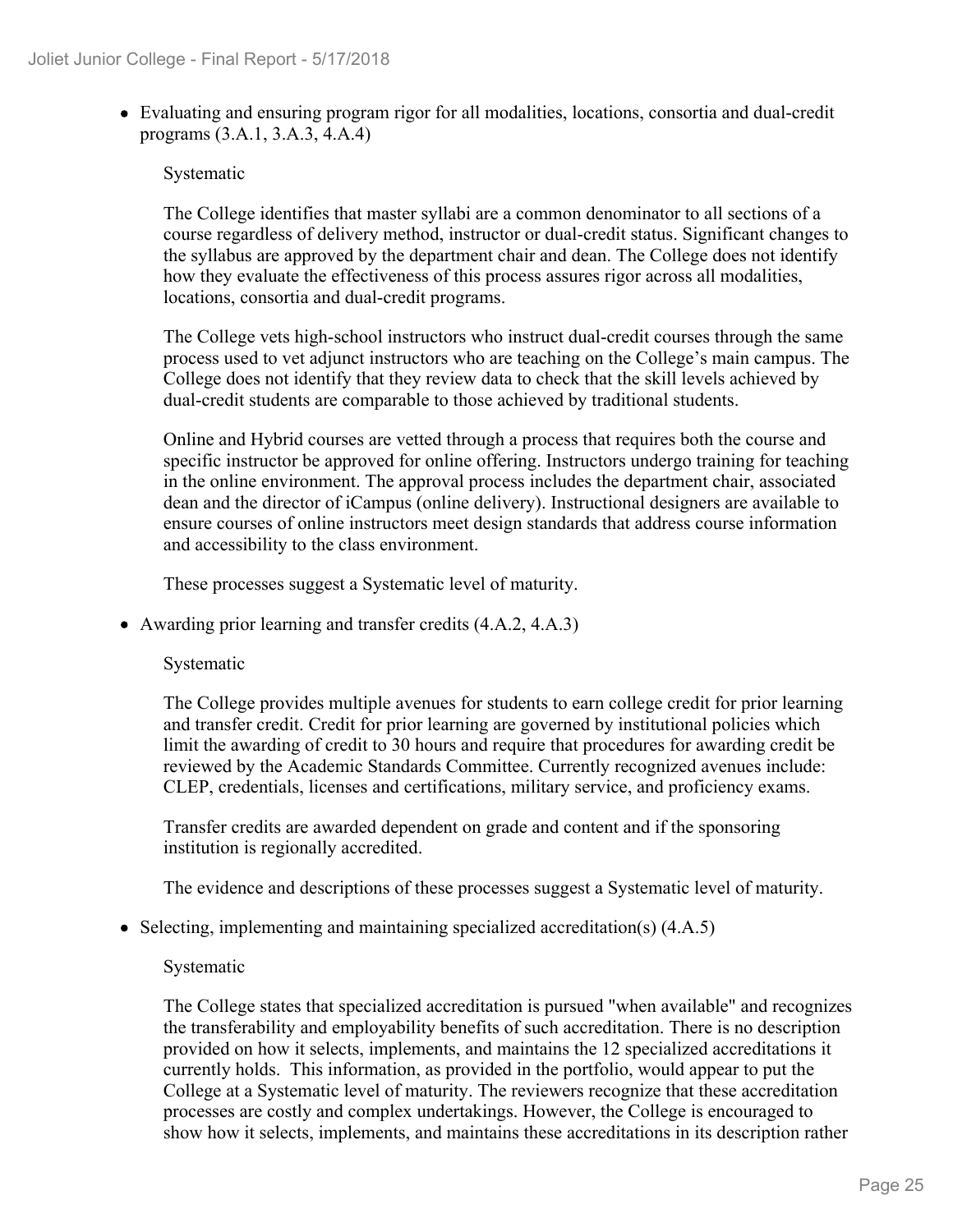- Evaluating and ensuring program rigor for all modalities, locations, consortia and dual-credit programs (3.A.1, 3.A.3, 4.A.4)

  Systematic

  The College identifies that master syllabi are a common denominator to all sections of a course regardless of delivery method, instructor or dual-credit status. Significant changes to the syllabus are approved by the department chair and dean. The College does not identify how they evaluate the effectiveness of this process assures rigor across all modalities, locations, consortia and dual-credit programs.

  The College vets high-school instructors who instruct dual-credit courses through the same process used to vet adjunct instructors who are teaching on the College's main campus. The College does not identify that they review data to check that the skill levels achieved by dual-credit students are comparable to those achieved by traditional students.

  Online and Hybrid courses are vetted through a process that requires both the course and specific instructor be approved for online offering. Instructors undergo training for teaching in the online environment. The approval process includes the department chair, associated dean and the director of iCampus (online delivery). Instructional designers are available to ensure courses of online instructors meet design standards that address course information and accessibility to the class environment.

  These processes suggest a Systematic level of maturity.

- Awarding prior learning and transfer credits (4.A.2, 4.A.3)

  Systematic

  The College provides multiple avenues for students to earn college credit for prior learning and transfer credit. Credit for prior learning are governed by institutional policies which limit the awarding of credit to 30 hours and require that procedures for awarding credit be reviewed by the Academic Standards Committee. Currently recognized avenues include: CLEP, credentials, licenses and certifications, military service, and proficiency exams.

  Transfer credits are awarded dependent on grade and content and if the sponsoring institution is regionally accredited.

  The evidence and descriptions of these processes suggest a Systematic level of maturity.

- Selecting, implementing and maintaining specialized accreditation(s) (4.A.5)

  Systematic

  The College states that specialized accreditation is pursued "when available" and recognizes the transferability and employability benefits of such accreditation. There is no description provided on how it selects, implements, and maintains the 12 specialized accreditations it currently holds. This information, as provided in the portfolio, would appear to put the College at a Systematic level of maturity. The reviewers recognize that these accreditation processes are costly and complex undertakings. However, the College is encouraged to show how it selects, implements, and maintains these accreditations in its description rather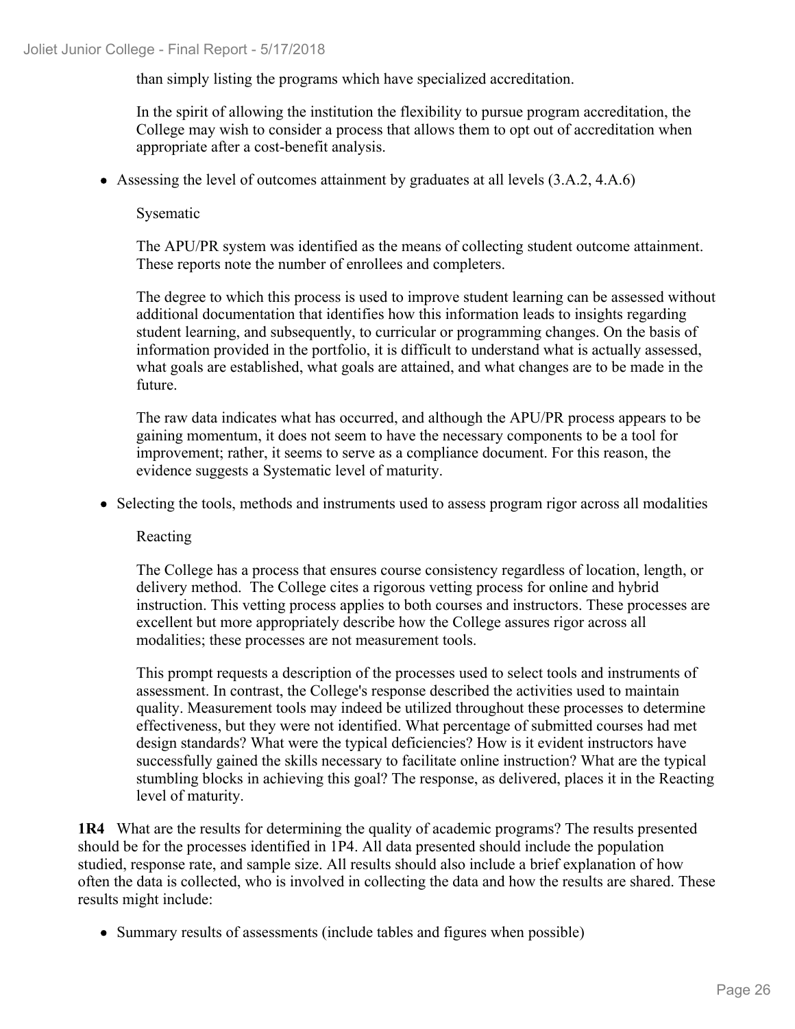than simply listing the programs which have specialized accreditation.

In the spirit of allowing the institution the flexibility to pursue program accreditation, the College may wish to consider a process that allows them to opt out of accreditation when appropriate after a cost-benefit analysis.

- Assessing the level of outcomes attainment by graduates at all levels (3.A.2, 4.A.6)

  Sysematic

  The APU/PR system was identified as the means of collecting student outcome attainment. These reports note the number of enrollees and completers.

  The degree to which this process is used to improve student learning can be assessed without additional documentation that identifies how this information leads to insights regarding student learning, and subsequently, to curricular or programming changes. On the basis of information provided in the portfolio, it is difficult to understand what is actually assessed, what goals are established, what goals are attained, and what changes are to be made in the future.

  The raw data indicates what has occurred, and although the APU/PR process appears to be gaining momentum, it does not seem to have the necessary components to be a tool for improvement; rather, it seems to serve as a compliance document. For this reason, the evidence suggests a Systematic level of maturity.

- Selecting the tools, methods and instruments used to assess program rigor across all modalities

  Reacting

  The College has a process that ensures course consistency regardless of location, length, or delivery method. The College cites a rigorous vetting process for online and hybrid instruction. This vetting process applies to both courses and instructors. These processes are excellent but more appropriately describe how the College assures rigor across all modalities; these processes are not measurement tools.

  This prompt requests a description of the processes used to select tools and instruments of assessment. In contrast, the College's response described the activities used to maintain quality. Measurement tools may indeed be utilized throughout these processes to determine effectiveness, but they were not identified. What percentage of submitted courses had met design standards? What were the typical deficiencies? How is it evident instructors have successfully gained the skills necessary to facilitate online instruction? What are the typical stumbling blocks in achieving this goal? The response, as delivered, places it in the Reacting level of maturity.

**1R4** What are the results for determining the quality of academic programs? The results presented should be for the processes identified in 1P4. All data presented should include the population studied, response rate, and sample size. All results should also include a brief explanation of how often the data is collected, who is involved in collecting the data and how the results are shared. These results might include:

- Summary results of assessments (include tables and figures when possible)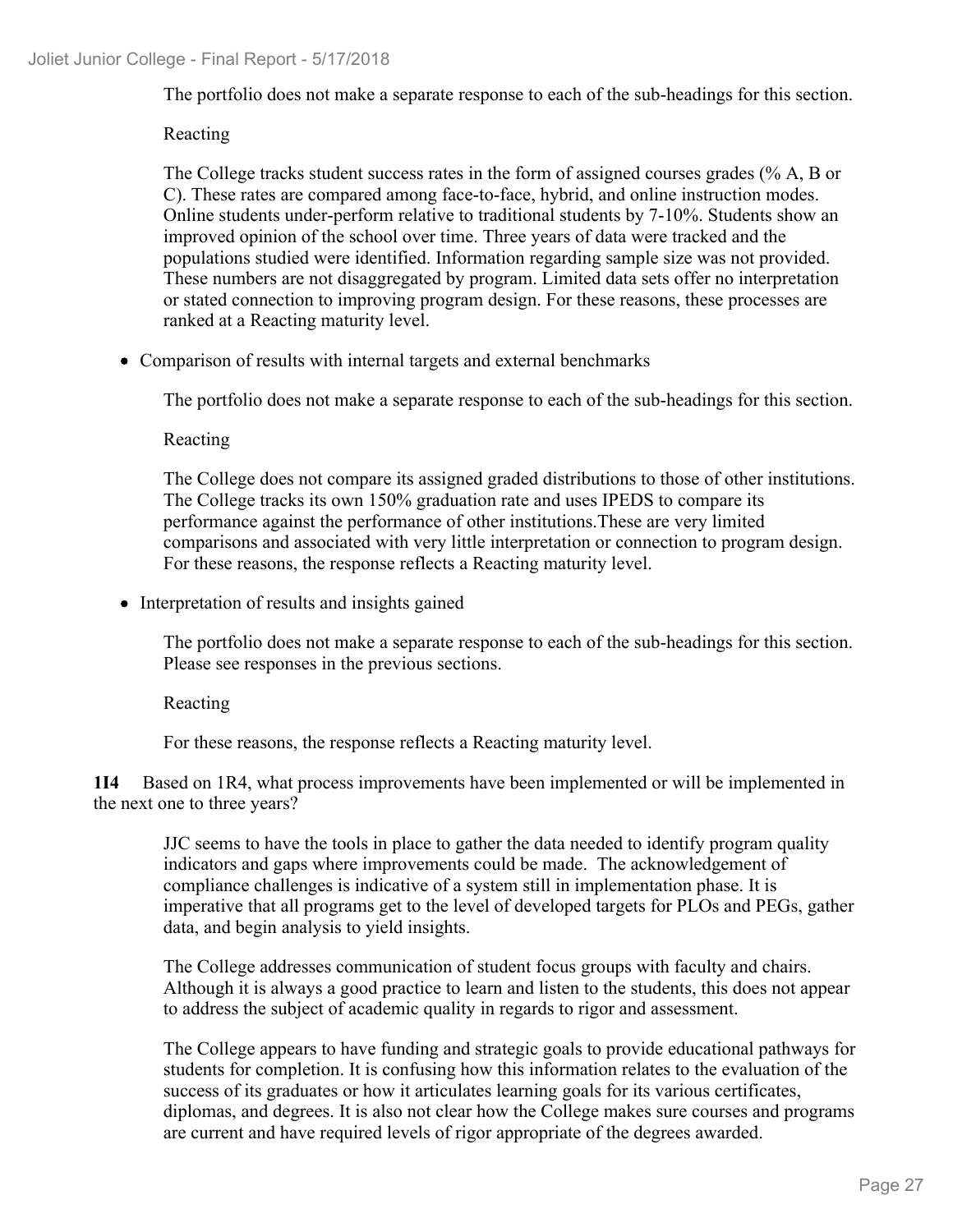The portfolio does not make a separate response to each of the sub-headings for this section.

Reacting

The College tracks student success rates in the form of assigned courses grades (% A, B or C). These rates are compared among face-to-face, hybrid, and online instruction modes. Online students under-perform relative to traditional students by 7-10%. Students show an improved opinion of the school over time. Three years of data were tracked and the populations studied were identified. Information regarding sample size was not provided. These numbers are not disaggregated by program. Limited data sets offer no interpretation or stated connection to improving program design. For these reasons, these processes are ranked at a Reacting maturity level.

- Comparison of results with internal targets and external benchmarks

The portfolio does not make a separate response to each of the sub-headings for this section.

Reacting

The College does not compare its assigned graded distributions to those of other institutions. The College tracks its own 150% graduation rate and uses IPEDS to compare its performance against the performance of other institutions.These are very limited comparisons and associated with very little interpretation or connection to program design. For these reasons, the response reflects a Reacting maturity level.

- Interpretation of results and insights gained

The portfolio does not make a separate response to each of the sub-headings for this section. Please see responses in the previous sections.

Reacting

For these reasons, the response reflects a Reacting maturity level.

**1I4** Based on 1R4, what process improvements have been implemented or will be implemented in the next one to three years?

JJC seems to have the tools in place to gather the data needed to identify program quality indicators and gaps where improvements could be made. The acknowledgement of compliance challenges is indicative of a system still in implementation phase. It is imperative that all programs get to the level of developed targets for PLOs and PEGs, gather data, and begin analysis to yield insights.

The College addresses communication of student focus groups with faculty and chairs. Although it is always a good practice to learn and listen to the students, this does not appear to address the subject of academic quality in regards to rigor and assessment.

The College appears to have funding and strategic goals to provide educational pathways for students for completion. It is confusing how this information relates to the evaluation of the success of its graduates or how it articulates learning goals for its various certificates, diplomas, and degrees. It is also not clear how the College makes sure courses and programs are current and have required levels of rigor appropriate of the degrees awarded.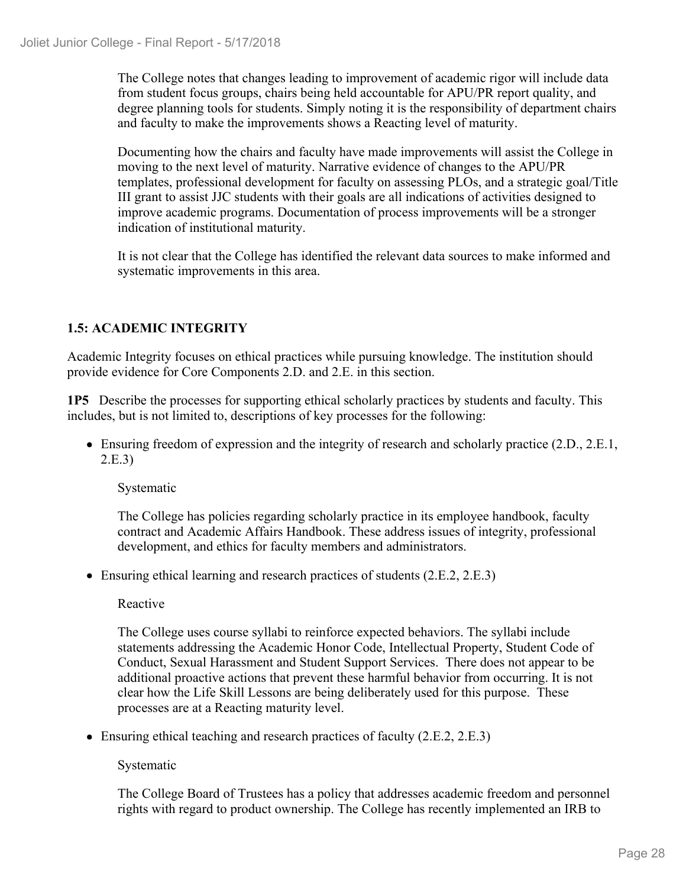The College notes that changes leading to improvement of academic rigor will include data from student focus groups, chairs being held accountable for APU/PR report quality, and degree planning tools for students. Simply noting it is the responsibility of department chairs and faculty to make the improvements shows a Reacting level of maturity.

Documenting how the chairs and faculty have made improvements will assist the College in moving to the next level of maturity. Narrative evidence of changes to the APU/PR templates, professional development for faculty on assessing PLOs, and a strategic goal/Title III grant to assist JJC students with their goals are all indications of activities designed to improve academic programs. Documentation of process improvements will be a stronger indication of institutional maturity.

It is not clear that the College has identified the relevant data sources to make informed and systematic improvements in this area.

### 1.5: ACADEMIC INTEGRITY

Academic Integrity focuses on ethical practices while pursuing knowledge. The institution should provide evidence for Core Components 2.D. and 2.E. in this section.

**1P5** Describe the processes for supporting ethical scholarly practices by students and faculty. This includes, but is not limited to, descriptions of key processes for the following:

- Ensuring freedom of expression and the integrity of research and scholarly practice (2.D., 2.E.1, 2.E.3)

  Systematic

  The College has policies regarding scholarly practice in its employee handbook, faculty contract and Academic Affairs Handbook. These address issues of integrity, professional development, and ethics for faculty members and administrators.

- Ensuring ethical learning and research practices of students (2.E.2, 2.E.3)

  Reactive

  The College uses course syllabi to reinforce expected behaviors. The syllabi include statements addressing the Academic Honor Code, Intellectual Property, Student Code of Conduct, Sexual Harassment and Student Support Services. There does not appear to be additional proactive actions that prevent these harmful behavior from occurring. It is not clear how the Life Skill Lessons are being deliberately used for this purpose. These processes are at a Reacting maturity level.

- Ensuring ethical teaching and research practices of faculty (2.E.2, 2.E.3)

  Systematic

  The College Board of Trustees has a policy that addresses academic freedom and personnel rights with regard to product ownership. The College has recently implemented an IRB to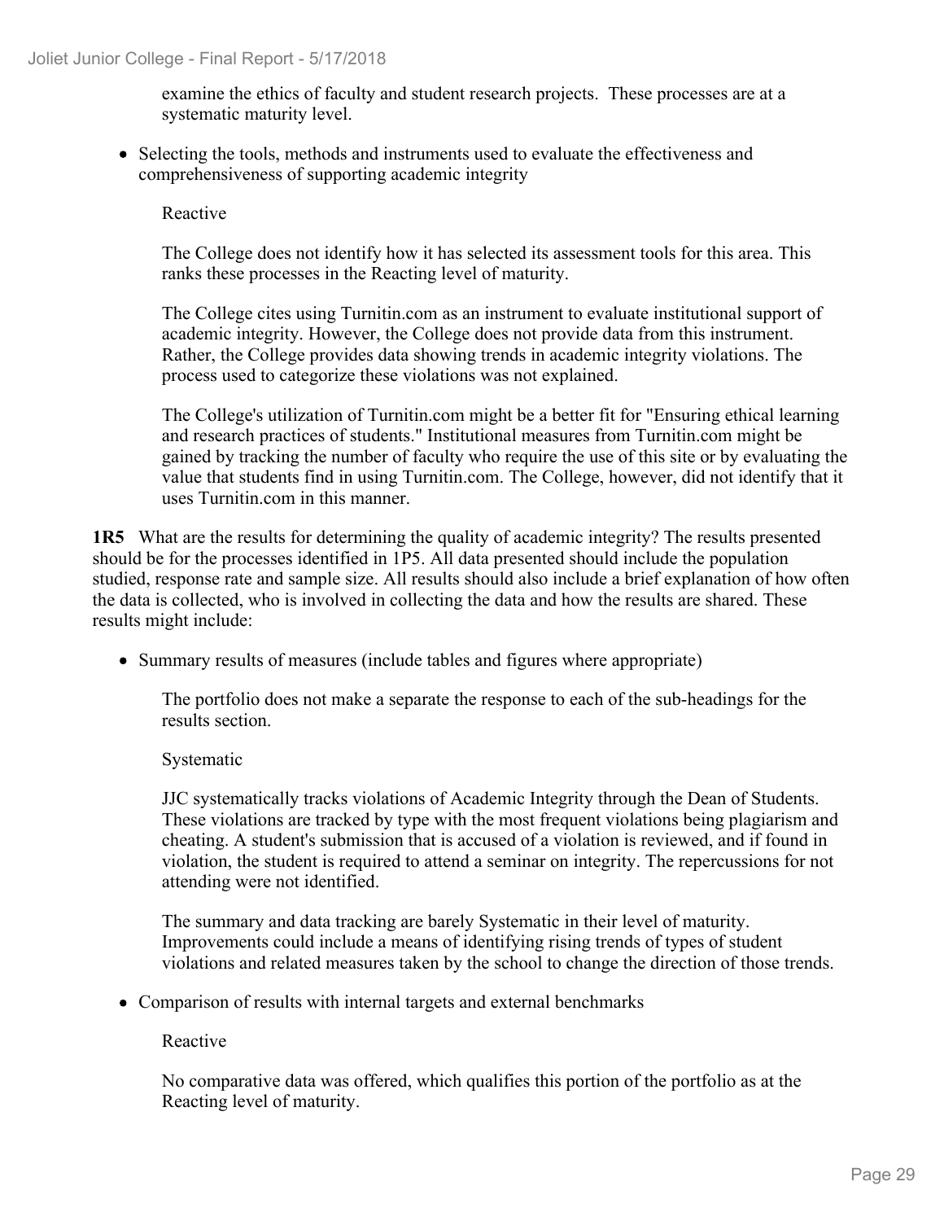examine the ethics of faculty and student research projects. These processes are at a systematic maturity level.

- Selecting the tools, methods and instruments used to evaluate the effectiveness and comprehensiveness of supporting academic integrity

  Reactive

  The College does not identify how it has selected its assessment tools for this area. This ranks these processes in the Reacting level of maturity.

  The College cites using Turnitin.com as an instrument to evaluate institutional support of academic integrity. However, the College does not provide data from this instrument. Rather, the College provides data showing trends in academic integrity violations. The process used to categorize these violations was not explained.

  The College's utilization of Turnitin.com might be a better fit for "Ensuring ethical learning and research practices of students." Institutional measures from Turnitin.com might be gained by tracking the number of faculty who require the use of this site or by evaluating the value that students find in using Turnitin.com. The College, however, did not identify that it uses Turnitin.com in this manner.

**1R5** What are the results for determining the quality of academic integrity? The results presented should be for the processes identified in 1P5. All data presented should include the population studied, response rate and sample size. All results should also include a brief explanation of how often the data is collected, who is involved in collecting the data and how the results are shared. These results might include:

- Summary results of measures (include tables and figures where appropriate)

  The portfolio does not make a separate the response to each of the sub-headings for the results section.

  Systematic

  JJC systematically tracks violations of Academic Integrity through the Dean of Students. These violations are tracked by type with the most frequent violations being plagiarism and cheating. A student's submission that is accused of a violation is reviewed, and if found in violation, the student is required to attend a seminar on integrity. The repercussions for not attending were not identified.

  The summary and data tracking are barely Systematic in their level of maturity. Improvements could include a means of identifying rising trends of types of student violations and related measures taken by the school to change the direction of those trends.

- Comparison of results with internal targets and external benchmarks

  Reactive

  No comparative data was offered, which qualifies this portion of the portfolio as at the Reacting level of maturity.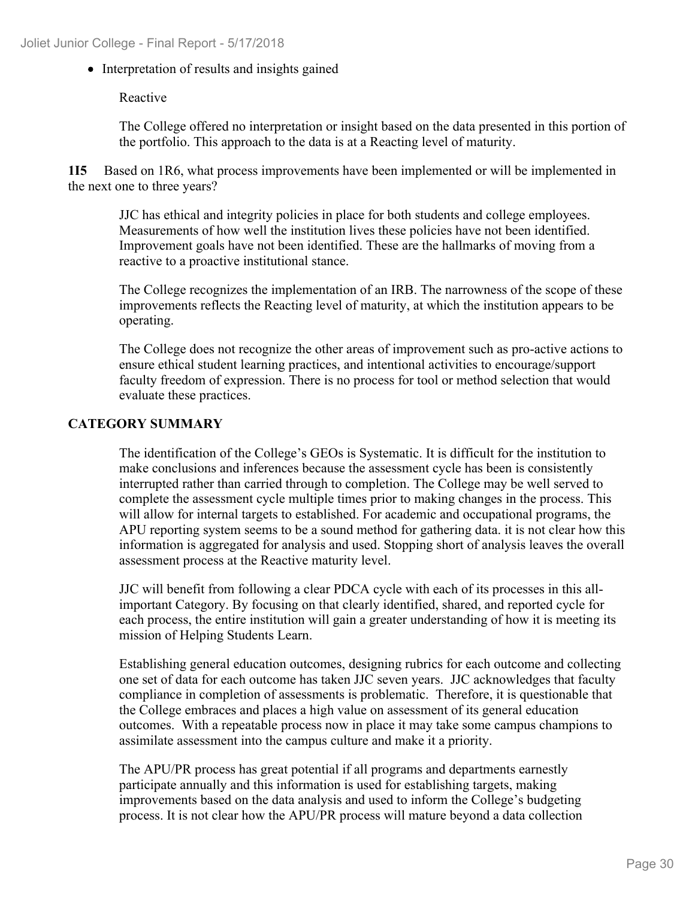- Interpretation of results and insights gained

  Reactive

  The College offered no interpretation or insight based on the data presented in this portion of the portfolio. This approach to the data is at a Reacting level of maturity.

**1I5** Based on 1R6, what process improvements have been implemented or will be implemented in the next one to three years?

JJC has ethical and integrity policies in place for both students and college employees. Measurements of how well the institution lives these policies have not been identified. Improvement goals have not been identified. These are the hallmarks of moving from a reactive to a proactive institutional stance.

The College recognizes the implementation of an IRB. The narrowness of the scope of these improvements reflects the Reacting level of maturity, at which the institution appears to be operating.

The College does not recognize the other areas of improvement such as pro-active actions to ensure ethical student learning practices, and intentional activities to encourage/support faculty freedom of expression. There is no process for tool or method selection that would evaluate these practices.

**CATEGORY SUMMARY**

The identification of the College's GEOs is Systematic. It is difficult for the institution to make conclusions and inferences because the assessment cycle has been is consistently interrupted rather than carried through to completion. The College may be well served to complete the assessment cycle multiple times prior to making changes in the process. This will allow for internal targets to established. For academic and occupational programs, the APU reporting system seems to be a sound method for gathering data. it is not clear how this information is aggregated for analysis and used. Stopping short of analysis leaves the overall assessment process at the Reactive maturity level.

JJC will benefit from following a clear PDCA cycle with each of its processes in this all-important Category. By focusing on that clearly identified, shared, and reported cycle for each process, the entire institution will gain a greater understanding of how it is meeting its mission of Helping Students Learn.

Establishing general education outcomes, designing rubrics for each outcome and collecting one set of data for each outcome has taken JJC seven years. JJC acknowledges that faculty compliance in completion of assessments is problematic. Therefore, it is questionable that the College embraces and places a high value on assessment of its general education outcomes. With a repeatable process now in place it may take some campus champions to assimilate assessment into the campus culture and make it a priority.

The APU/PR process has great potential if all programs and departments earnestly participate annually and this information is used for establishing targets, making improvements based on the data analysis and used to inform the College's budgeting process. It is not clear how the APU/PR process will mature beyond a data collection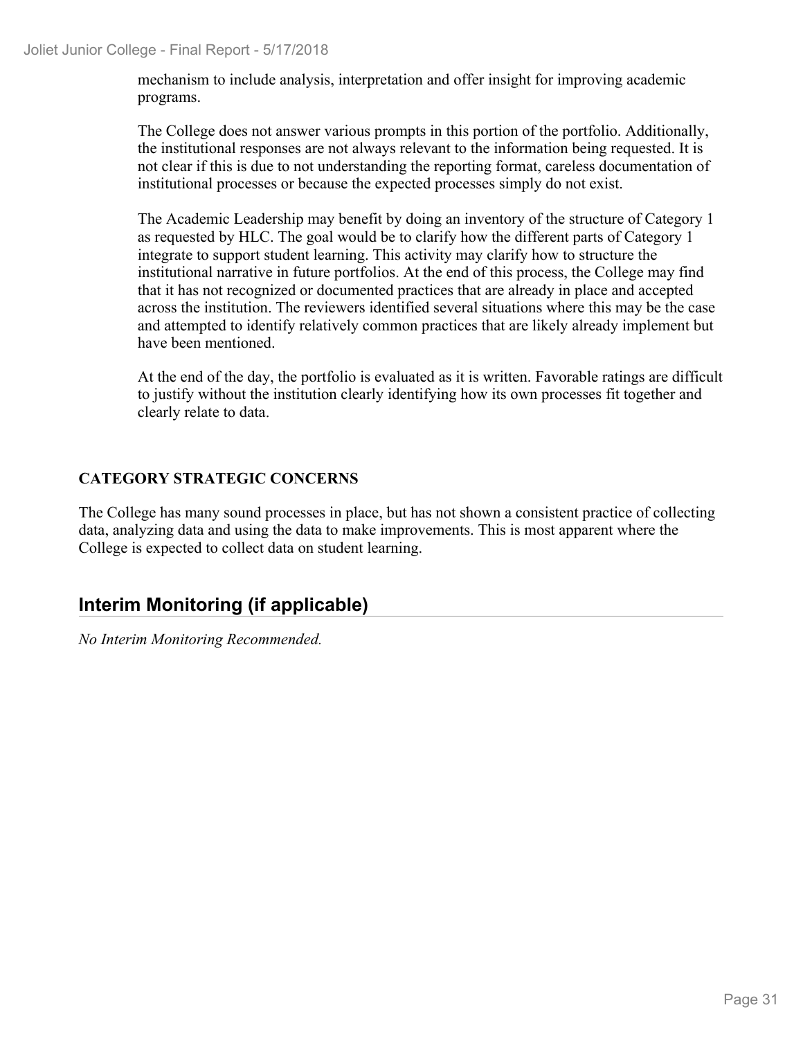mechanism to include analysis, interpretation and offer insight for improving academic programs.

The College does not answer various prompts in this portion of the portfolio. Additionally, the institutional responses are not always relevant to the information being requested. It is not clear if this is due to not understanding the reporting format, careless documentation of institutional processes or because the expected processes simply do not exist.

The Academic Leadership may benefit by doing an inventory of the structure of Category 1 as requested by HLC. The goal would be to clarify how the different parts of Category 1 integrate to support student learning. This activity may clarify how to structure the institutional narrative in future portfolios. At the end of this process, the College may find that it has not recognized or documented practices that are already in place and accepted across the institution. The reviewers identified several situations where this may be the case and attempted to identify relatively common practices that are likely already implement but have been mentioned.

At the end of the day, the portfolio is evaluated as it is written. Favorable ratings are difficult to justify without the institution clearly identifying how its own processes fit together and clearly relate to data.

**CATEGORY STRATEGIC CONCERNS**

The College has many sound processes in place, but has not shown a consistent practice of collecting data, analyzing data and using the data to make improvements. This is most apparent where the College is expected to collect data on student learning.

## Interim Monitoring (if applicable)

*No Interim Monitoring Recommended.*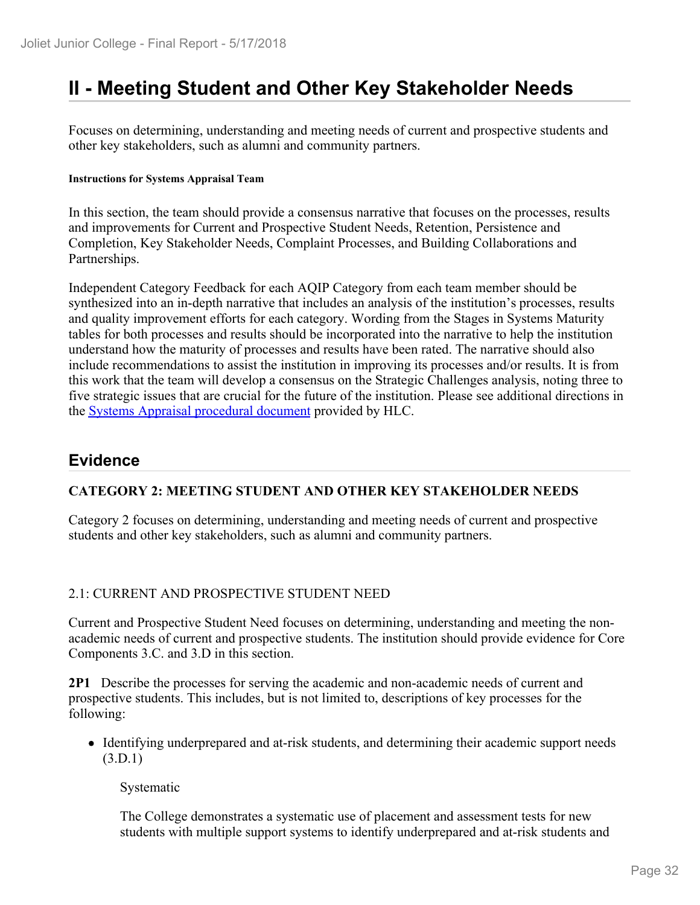# II - Meeting Student and Other Key Stakeholder Needs

Focuses on determining, understanding and meeting needs of current and prospective students and other key stakeholders, such as alumni and community partners.

**Instructions for Systems Appraisal Team**

In this section, the team should provide a consensus narrative that focuses on the processes, results and improvements for Current and Prospective Student Needs, Retention, Persistence and Completion, Key Stakeholder Needs, Complaint Processes, and Building Collaborations and Partnerships.

Independent Category Feedback for each AQIP Category from each team member should be synthesized into an in-depth narrative that includes an analysis of the institution's processes, results and quality improvement efforts for each category. Wording from the Stages in Systems Maturity tables for both processes and results should be incorporated into the narrative to help the institution understand how the maturity of processes and results have been rated. The narrative should also include recommendations to assist the institution in improving its processes and/or results. It is from this work that the team will develop a consensus on the Strategic Challenges analysis, noting three to five strategic issues that are crucial for the future of the institution. Please see additional directions in the Systems Appraisal procedural document provided by HLC.

## Evidence

**CATEGORY 2: MEETING STUDENT AND OTHER KEY STAKEHOLDER NEEDS**

Category 2 focuses on determining, understanding and meeting needs of current and prospective students and other key stakeholders, such as alumni and community partners.

2.1: CURRENT AND PROSPECTIVE STUDENT NEED

Current and Prospective Student Need focuses on determining, understanding and meeting the non-academic needs of current and prospective students. The institution should provide evidence for Core Components 3.C. and 3.D in this section.

**2P1** Describe the processes for serving the academic and non-academic needs of current and prospective students. This includes, but is not limited to, descriptions of key processes for the following:

- Identifying underprepared and at-risk students, and determining their academic support needs (3.D.1)

  Systematic

  The College demonstrates a systematic use of placement and assessment tests for new students with multiple support systems to identify underprepared and at-risk students and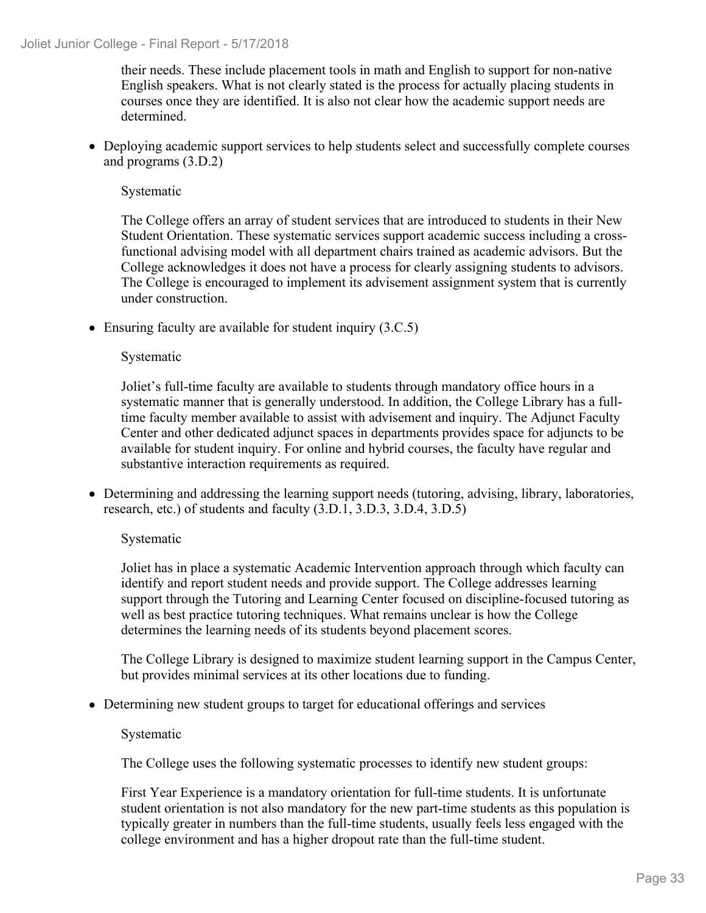their needs. These include placement tools in math and English to support for non-native English speakers. What is not clearly stated is the process for actually placing students in courses once they are identified. It is also not clear how the academic support needs are determined.

- Deploying academic support services to help students select and successfully complete courses and programs (3.D.2)

  Systematic

  The College offers an array of student services that are introduced to students in their New Student Orientation. These systematic services support academic success including a cross-functional advising model with all department chairs trained as academic advisors. But the College acknowledges it does not have a process for clearly assigning students to advisors. The College is encouraged to implement its advisement assignment system that is currently under construction.

- Ensuring faculty are available for student inquiry (3.C.5)

  Systematic

  Joliet's full-time faculty are available to students through mandatory office hours in a systematic manner that is generally understood. In addition, the College Library has a full-time faculty member available to assist with advisement and inquiry. The Adjunct Faculty Center and other dedicated adjunct spaces in departments provides space for adjuncts to be available for student inquiry. For online and hybrid courses, the faculty have regular and substantive interaction requirements as required.

- Determining and addressing the learning support needs (tutoring, advising, library, laboratories, research, etc.) of students and faculty (3.D.1, 3.D.3, 3.D.4, 3.D.5)

  Systematic

  Joliet has in place a systematic Academic Intervention approach through which faculty can identify and report student needs and provide support. The College addresses learning support through the Tutoring and Learning Center focused on discipline-focused tutoring as well as best practice tutoring techniques. What remains unclear is how the College determines the learning needs of its students beyond placement scores.

  The College Library is designed to maximize student learning support in the Campus Center, but provides minimal services at its other locations due to funding.

- Determining new student groups to target for educational offerings and services

  Systematic

  The College uses the following systematic processes to identify new student groups:

  First Year Experience is a mandatory orientation for full-time students. It is unfortunate student orientation is not also mandatory for the new part-time students as this population is typically greater in numbers than the full-time students, usually feels less engaged with the college environment and has a higher dropout rate than the full-time student.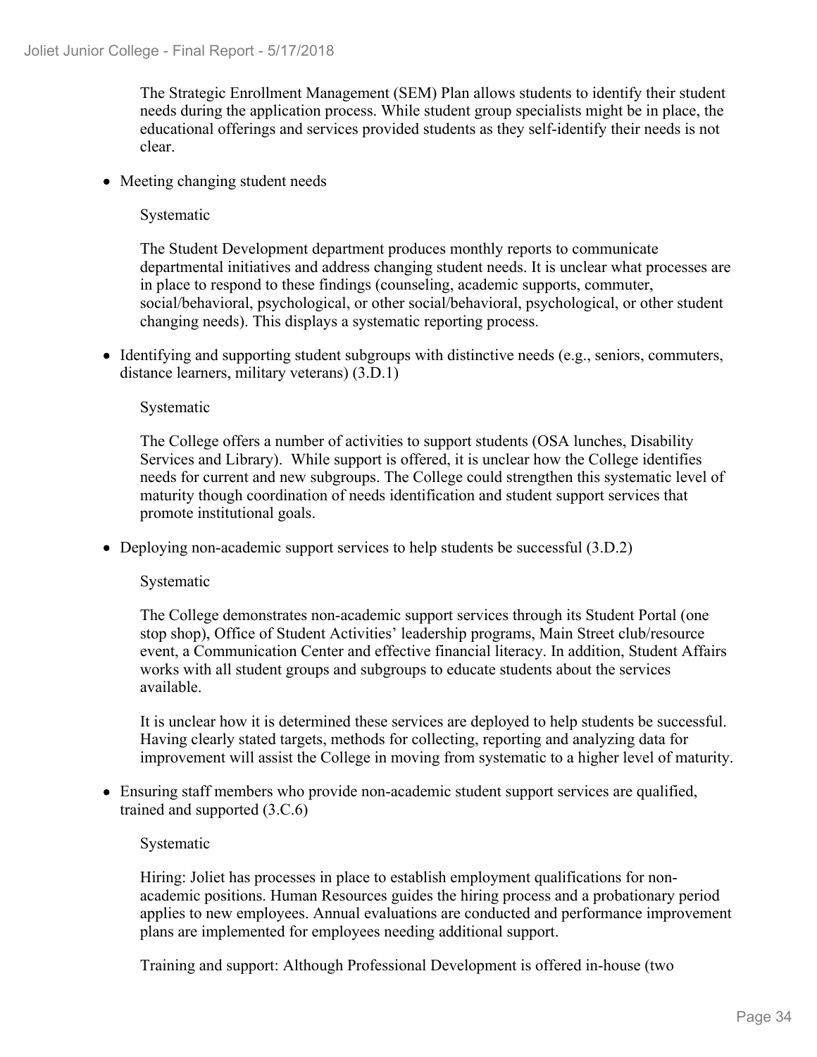The Strategic Enrollment Management (SEM) Plan allows students to identify their student needs during the application process. While student group specialists might be in place, the educational offerings and services provided students as they self-identify their needs is not clear.

- Meeting changing student needs

  Systematic

  The Student Development department produces monthly reports to communicate departmental initiatives and address changing student needs. It is unclear what processes are in place to respond to these findings (counseling, academic supports, commuter, social/behavioral, psychological, or other social/behavioral, psychological, or other student changing needs). This displays a systematic reporting process.

- Identifying and supporting student subgroups with distinctive needs (e.g., seniors, commuters, distance learners, military veterans) (3.D.1)

  Systematic

  The College offers a number of activities to support students (OSA lunches, Disability Services and Library). While support is offered, it is unclear how the College identifies needs for current and new subgroups. The College could strengthen this systematic level of maturity though coordination of needs identification and student support services that promote institutional goals.

- Deploying non-academic support services to help students be successful (3.D.2)

  Systematic

  The College demonstrates non-academic support services through its Student Portal (one stop shop), Office of Student Activities' leadership programs, Main Street club/resource event, a Communication Center and effective financial literacy. In addition, Student Affairs works with all student groups and subgroups to educate students about the services available.

  It is unclear how it is determined these services are deployed to help students be successful. Having clearly stated targets, methods for collecting, reporting and analyzing data for improvement will assist the College in moving from systematic to a higher level of maturity.

- Ensuring staff members who provide non-academic student support services are qualified, trained and supported (3.C.6)

  Systematic

  Hiring: Joliet has processes in place to establish employment qualifications for non-academic positions. Human Resources guides the hiring process and a probationary period applies to new employees. Annual evaluations are conducted and performance improvement plans are implemented for employees needing additional support.

  Training and support: Although Professional Development is offered in-house (two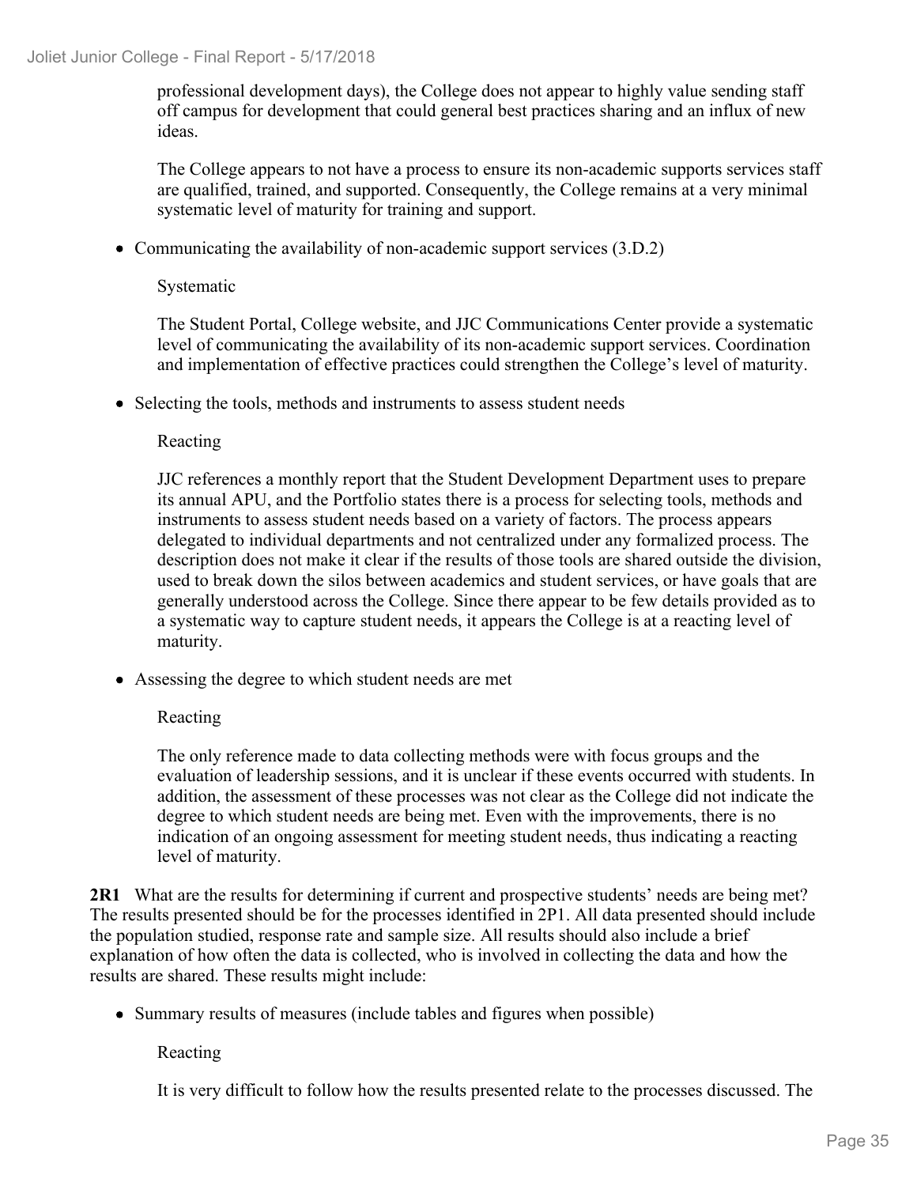professional development days), the College does not appear to highly value sending staff off campus for development that could general best practices sharing and an influx of new ideas.

The College appears to not have a process to ensure its non-academic supports services staff are qualified, trained, and supported. Consequently, the College remains at a very minimal systematic level of maturity for training and support.

- Communicating the availability of non-academic support services (3.D.2)

  Systematic

  The Student Portal, College website, and JJC Communications Center provide a systematic level of communicating the availability of its non-academic support services. Coordination and implementation of effective practices could strengthen the College's level of maturity.

- Selecting the tools, methods and instruments to assess student needs

  Reacting

  JJC references a monthly report that the Student Development Department uses to prepare its annual APU, and the Portfolio states there is a process for selecting tools, methods and instruments to assess student needs based on a variety of factors. The process appears delegated to individual departments and not centralized under any formalized process. The description does not make it clear if the results of those tools are shared outside the division, used to break down the silos between academics and student services, or have goals that are generally understood across the College. Since there appear to be few details provided as to a systematic way to capture student needs, it appears the College is at a reacting level of maturity.

- Assessing the degree to which student needs are met

  Reacting

  The only reference made to data collecting methods were with focus groups and the evaluation of leadership sessions, and it is unclear if these events occurred with students. In addition, the assessment of these processes was not clear as the College did not indicate the degree to which student needs are being met. Even with the improvements, there is no indication of an ongoing assessment for meeting student needs, thus indicating a reacting level of maturity.

**2R1** What are the results for determining if current and prospective students' needs are being met? The results presented should be for the processes identified in 2P1. All data presented should include the population studied, response rate and sample size. All results should also include a brief explanation of how often the data is collected, who is involved in collecting the data and how the results are shared. These results might include:

- Summary results of measures (include tables and figures when possible)

  Reacting

  It is very difficult to follow how the results presented relate to the processes discussed. The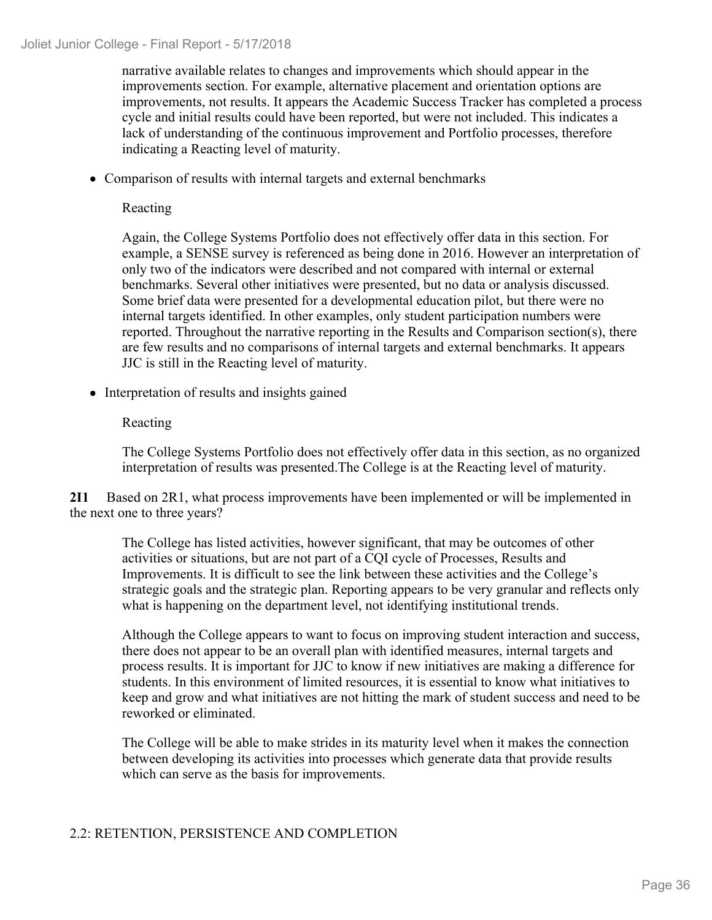narrative available relates to changes and improvements which should appear in the improvements section. For example, alternative placement and orientation options are improvements, not results. It appears the Academic Success Tracker has completed a process cycle and initial results could have been reported, but were not included. This indicates a lack of understanding of the continuous improvement and Portfolio processes, therefore indicating a Reacting level of maturity.

- Comparison of results with internal targets and external benchmarks

  Reacting

  Again, the College Systems Portfolio does not effectively offer data in this section. For example, a SENSE survey is referenced as being done in 2016. However an interpretation of only two of the indicators were described and not compared with internal or external benchmarks. Several other initiatives were presented, but no data or analysis discussed. Some brief data were presented for a developmental education pilot, but there were no internal targets identified. In other examples, only student participation numbers were reported. Throughout the narrative reporting in the Results and Comparison section(s), there are few results and no comparisons of internal targets and external benchmarks. It appears JJC is still in the Reacting level of maturity.

- Interpretation of results and insights gained

  Reacting

  The College Systems Portfolio does not effectively offer data in this section, as no organized interpretation of results was presented.The College is at the Reacting level of maturity.

**2I1** Based on 2R1, what process improvements have been implemented or will be implemented in the next one to three years?

The College has listed activities, however significant, that may be outcomes of other activities or situations, but are not part of a CQI cycle of Processes, Results and Improvements. It is difficult to see the link between these activities and the College's strategic goals and the strategic plan. Reporting appears to be very granular and reflects only what is happening on the department level, not identifying institutional trends.

Although the College appears to want to focus on improving student interaction and success, there does not appear to be an overall plan with identified measures, internal targets and process results. It is important for JJC to know if new initiatives are making a difference for students. In this environment of limited resources, it is essential to know what initiatives to keep and grow and what initiatives are not hitting the mark of student success and need to be reworked or eliminated.

The College will be able to make strides in its maturity level when it makes the connection between developing its activities into processes which generate data that provide results which can serve as the basis for improvements.

## 2.2: RETENTION, PERSISTENCE AND COMPLETION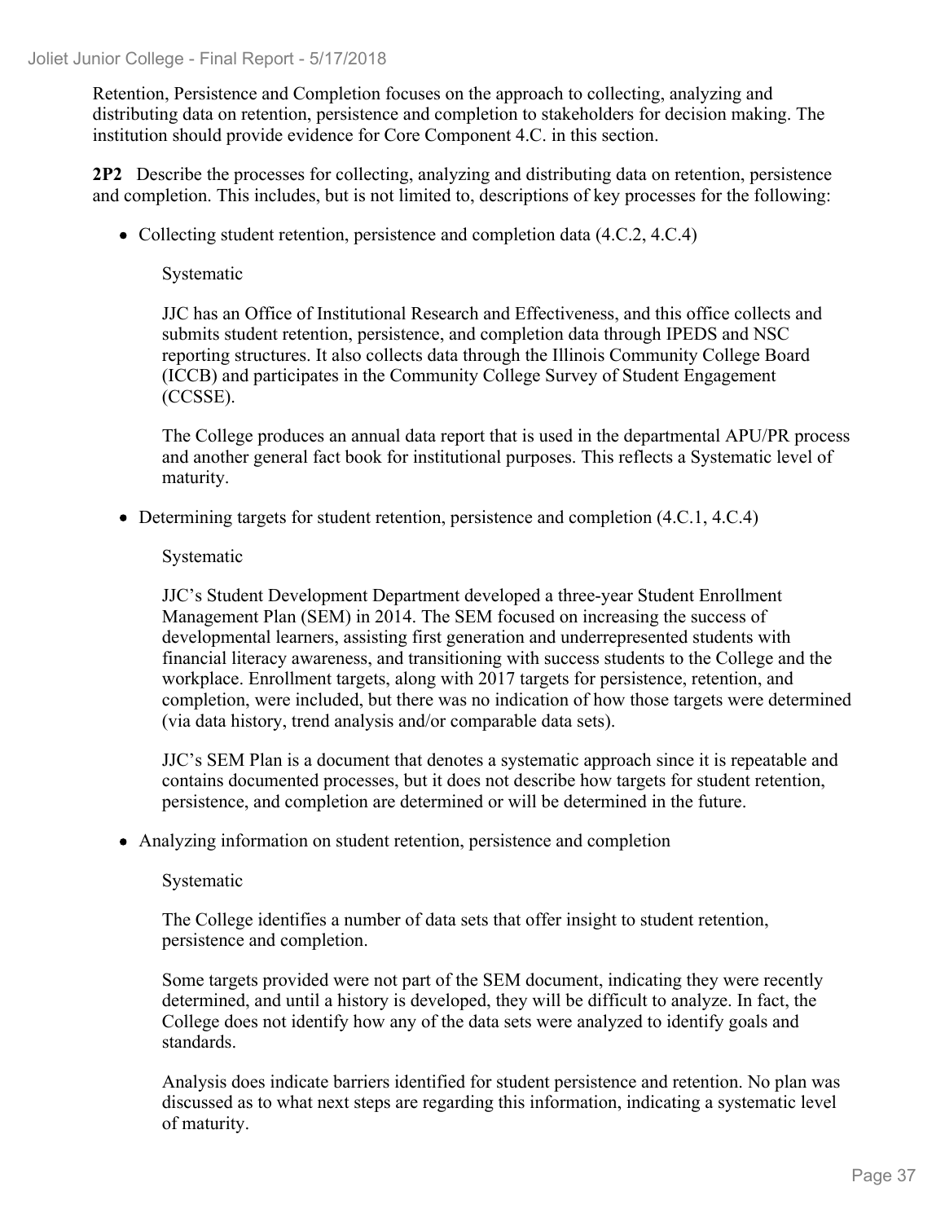Retention, Persistence and Completion focuses on the approach to collecting, analyzing and distributing data on retention, persistence and completion to stakeholders for decision making. The institution should provide evidence for Core Component 4.C. in this section.

**2P2** Describe the processes for collecting, analyzing and distributing data on retention, persistence and completion. This includes, but is not limited to, descriptions of key processes for the following:

- Collecting student retention, persistence and completion data (4.C.2, 4.C.4)

  Systematic

  JJC has an Office of Institutional Research and Effectiveness, and this office collects and submits student retention, persistence, and completion data through IPEDS and NSC reporting structures. It also collects data through the Illinois Community College Board (ICCB) and participates in the Community College Survey of Student Engagement (CCSSE).

  The College produces an annual data report that is used in the departmental APU/PR process and another general fact book for institutional purposes. This reflects a Systematic level of maturity.

- Determining targets for student retention, persistence and completion (4.C.1, 4.C.4)

  Systematic

  JJC's Student Development Department developed a three-year Student Enrollment Management Plan (SEM) in 2014. The SEM focused on increasing the success of developmental learners, assisting first generation and underrepresented students with financial literacy awareness, and transitioning with success students to the College and the workplace. Enrollment targets, along with 2017 targets for persistence, retention, and completion, were included, but there was no indication of how those targets were determined (via data history, trend analysis and/or comparable data sets).

  JJC's SEM Plan is a document that denotes a systematic approach since it is repeatable and contains documented processes, but it does not describe how targets for student retention, persistence, and completion are determined or will be determined in the future.

- Analyzing information on student retention, persistence and completion

  Systematic

  The College identifies a number of data sets that offer insight to student retention, persistence and completion.

  Some targets provided were not part of the SEM document, indicating they were recently determined, and until a history is developed, they will be difficult to analyze. In fact, the College does not identify how any of the data sets were analyzed to identify goals and standards.

  Analysis does indicate barriers identified for student persistence and retention. No plan was discussed as to what next steps are regarding this information, indicating a systematic level of maturity.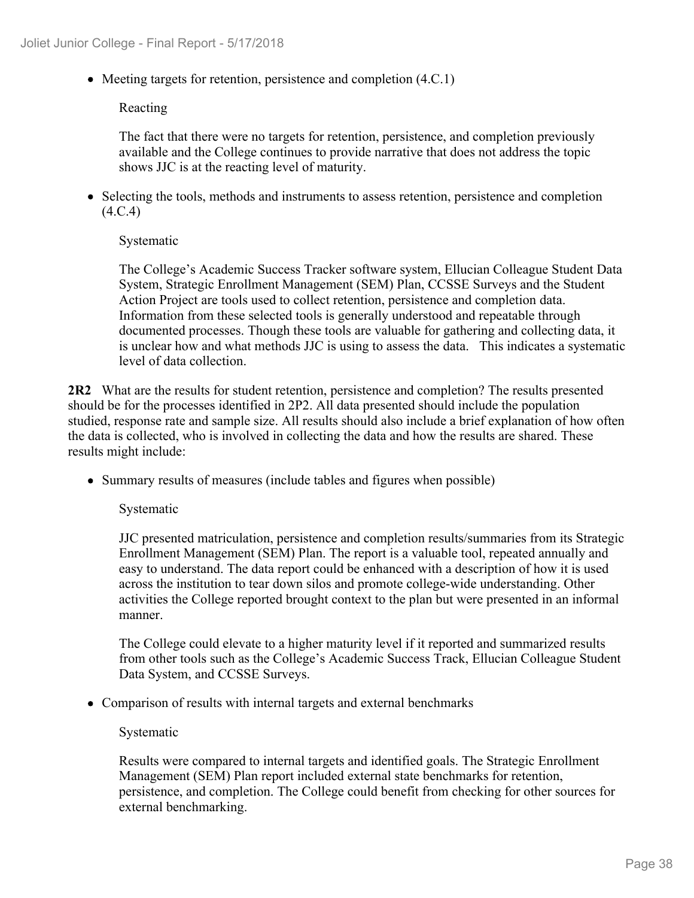- Meeting targets for retention, persistence and completion (4.C.1)

  Reacting

  The fact that there were no targets for retention, persistence, and completion previously available and the College continues to provide narrative that does not address the topic shows JJC is at the reacting level of maturity.

- Selecting the tools, methods and instruments to assess retention, persistence and completion (4.C.4)

  Systematic

  The College's Academic Success Tracker software system, Ellucian Colleague Student Data System, Strategic Enrollment Management (SEM) Plan, CCSSE Surveys and the Student Action Project are tools used to collect retention, persistence and completion data. Information from these selected tools is generally understood and repeatable through documented processes. Though these tools are valuable for gathering and collecting data, it is unclear how and what methods JJC is using to assess the data. This indicates a systematic level of data collection.

**2R2** What are the results for student retention, persistence and completion? The results presented should be for the processes identified in 2P2. All data presented should include the population studied, response rate and sample size. All results should also include a brief explanation of how often the data is collected, who is involved in collecting the data and how the results are shared. These results might include:

- Summary results of measures (include tables and figures when possible)

  Systematic

  JJC presented matriculation, persistence and completion results/summaries from its Strategic Enrollment Management (SEM) Plan. The report is a valuable tool, repeated annually and easy to understand. The data report could be enhanced with a description of how it is used across the institution to tear down silos and promote college-wide understanding. Other activities the College reported brought context to the plan but were presented in an informal manner.

  The College could elevate to a higher maturity level if it reported and summarized results from other tools such as the College's Academic Success Track, Ellucian Colleague Student Data System, and CCSSE Surveys.

- Comparison of results with internal targets and external benchmarks

  Systematic

  Results were compared to internal targets and identified goals. The Strategic Enrollment Management (SEM) Plan report included external state benchmarks for retention, persistence, and completion. The College could benefit from checking for other sources for external benchmarking.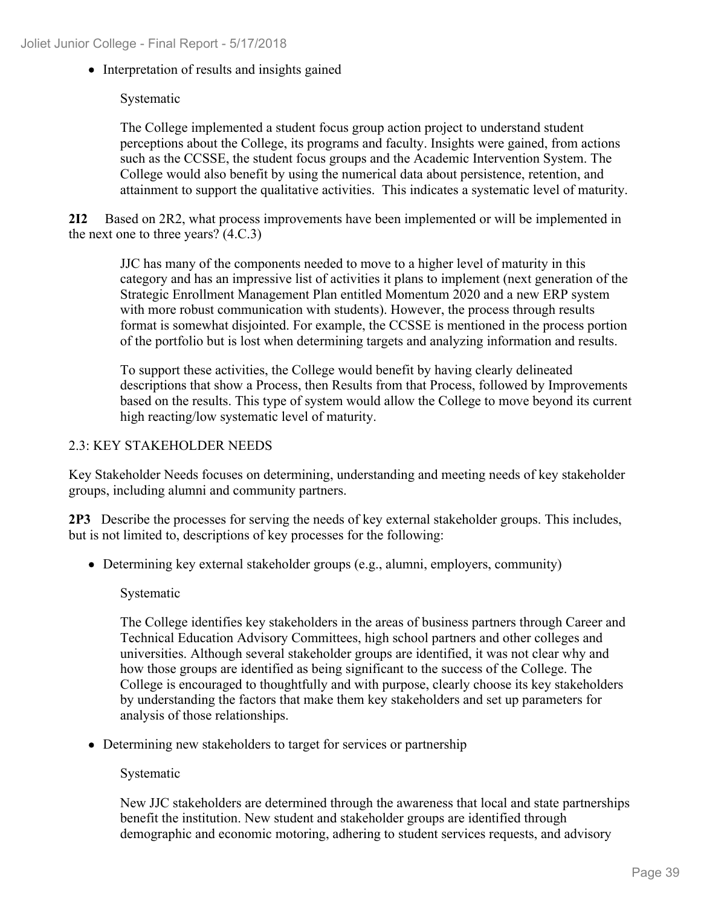- Interpretation of results and insights gained

  Systematic

  The College implemented a student focus group action project to understand student perceptions about the College, its programs and faculty. Insights were gained, from actions such as the CCSSE, the student focus groups and the Academic Intervention System. The College would also benefit by using the numerical data about persistence, retention, and attainment to support the qualitative activities. This indicates a systematic level of maturity.

**2I2** Based on 2R2, what process improvements have been implemented or will be implemented in the next one to three years? (4.C.3)

JJC has many of the components needed to move to a higher level of maturity in this category and has an impressive list of activities it plans to implement (next generation of the Strategic Enrollment Management Plan entitled Momentum 2020 and a new ERP system with more robust communication with students). However, the process through results format is somewhat disjointed. For example, the CCSSE is mentioned in the process portion of the portfolio but is lost when determining targets and analyzing information and results.

To support these activities, the College would benefit by having clearly delineated descriptions that show a Process, then Results from that Process, followed by Improvements based on the results. This type of system would allow the College to move beyond its current high reacting/low systematic level of maturity.

2.3: KEY STAKEHOLDER NEEDS

Key Stakeholder Needs focuses on determining, understanding and meeting needs of key stakeholder groups, including alumni and community partners.

**2P3** Describe the processes for serving the needs of key external stakeholder groups. This includes, but is not limited to, descriptions of key processes for the following:

- Determining key external stakeholder groups (e.g., alumni, employers, community)

  Systematic

  The College identifies key stakeholders in the areas of business partners through Career and Technical Education Advisory Committees, high school partners and other colleges and universities. Although several stakeholder groups are identified, it was not clear why and how those groups are identified as being significant to the success of the College. The College is encouraged to thoughtfully and with purpose, clearly choose its key stakeholders by understanding the factors that make them key stakeholders and set up parameters for analysis of those relationships.

- Determining new stakeholders to target for services or partnership

  Systematic

  New JJC stakeholders are determined through the awareness that local and state partnerships benefit the institution. New student and stakeholder groups are identified through demographic and economic motoring, adhering to student services requests, and advisory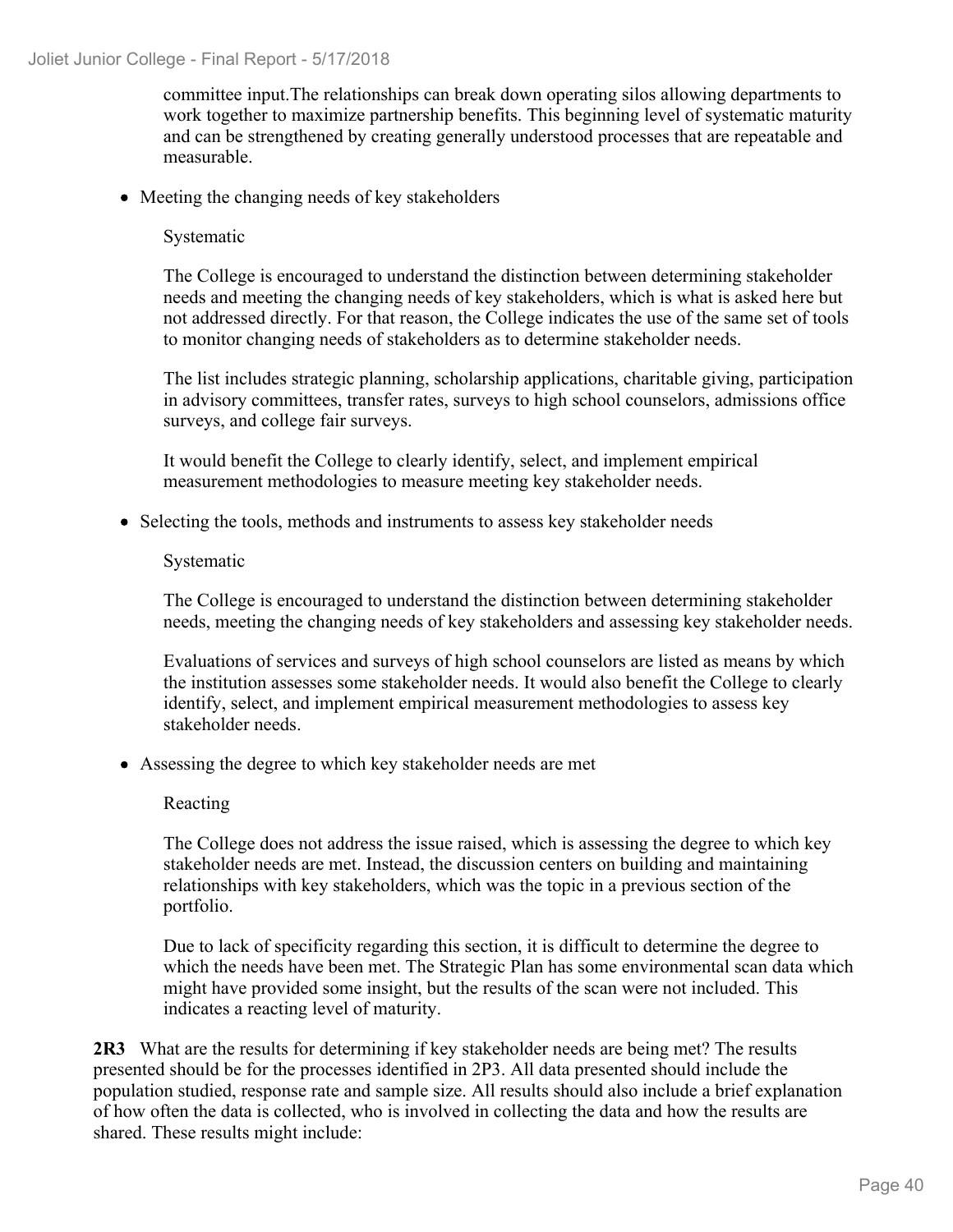committee input.The relationships can break down operating silos allowing departments to work together to maximize partnership benefits. This beginning level of systematic maturity and can be strengthened by creating generally understood processes that are repeatable and measurable.

- Meeting the changing needs of key stakeholders

  Systematic

  The College is encouraged to understand the distinction between determining stakeholder needs and meeting the changing needs of key stakeholders, which is what is asked here but not addressed directly. For that reason, the College indicates the use of the same set of tools to monitor changing needs of stakeholders as to determine stakeholder needs.

  The list includes strategic planning, scholarship applications, charitable giving, participation in advisory committees, transfer rates, surveys to high school counselors, admissions office surveys, and college fair surveys.

  It would benefit the College to clearly identify, select, and implement empirical measurement methodologies to measure meeting key stakeholder needs.

- Selecting the tools, methods and instruments to assess key stakeholder needs

  Systematic

  The College is encouraged to understand the distinction between determining stakeholder needs, meeting the changing needs of key stakeholders and assessing key stakeholder needs.

  Evaluations of services and surveys of high school counselors are listed as means by which the institution assesses some stakeholder needs. It would also benefit the College to clearly identify, select, and implement empirical measurement methodologies to assess key stakeholder needs.

- Assessing the degree to which key stakeholder needs are met

  Reacting

  The College does not address the issue raised, which is assessing the degree to which key stakeholder needs are met. Instead, the discussion centers on building and maintaining relationships with key stakeholders, which was the topic in a previous section of the portfolio.

  Due to lack of specificity regarding this section, it is difficult to determine the degree to which the needs have been met. The Strategic Plan has some environmental scan data which might have provided some insight, but the results of the scan were not included. This indicates a reacting level of maturity.

**2R3** What are the results for determining if key stakeholder needs are being met? The results presented should be for the processes identified in 2P3. All data presented should include the population studied, response rate and sample size. All results should also include a brief explanation of how often the data is collected, who is involved in collecting the data and how the results are shared. These results might include: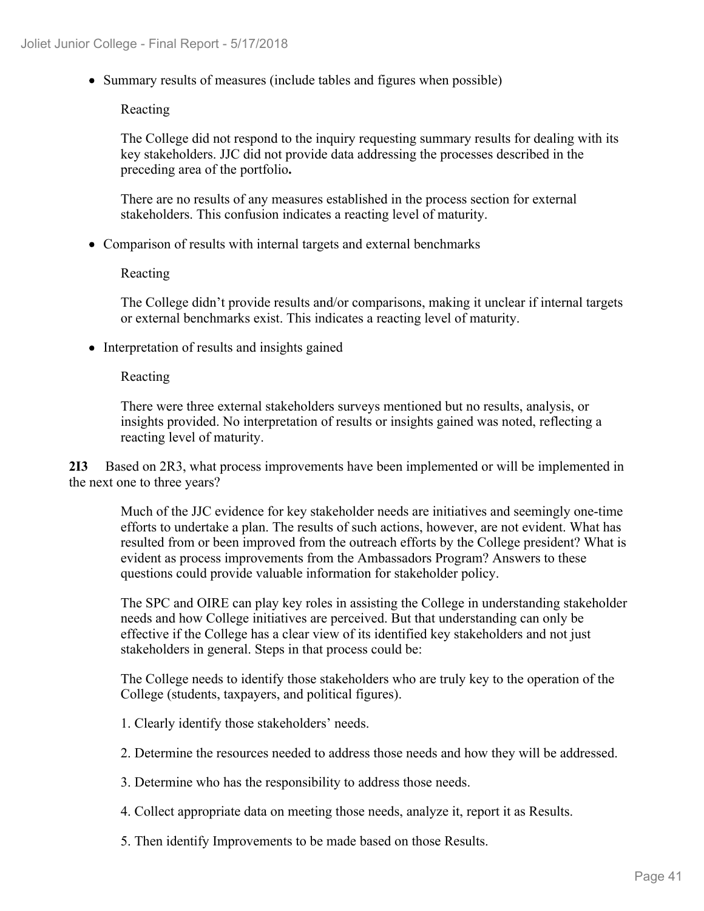- Summary results of measures (include tables and figures when possible)

  Reacting

  The College did not respond to the inquiry requesting summary results for dealing with its key stakeholders. JJC did not provide data addressing the processes described in the preceding area of the portfolio**.**

  There are no results of any measures established in the process section for external stakeholders. This confusion indicates a reacting level of maturity.

- Comparison of results with internal targets and external benchmarks

  Reacting

  The College didn't provide results and/or comparisons, making it unclear if internal targets or external benchmarks exist. This indicates a reacting level of maturity.

- Interpretation of results and insights gained

  Reacting

  There were three external stakeholders surveys mentioned but no results, analysis, or insights provided. No interpretation of results or insights gained was noted, reflecting a reacting level of maturity.

**2I3** Based on 2R3, what process improvements have been implemented or will be implemented in the next one to three years?

Much of the JJC evidence for key stakeholder needs are initiatives and seemingly one-time efforts to undertake a plan. The results of such actions, however, are not evident. What has resulted from or been improved from the outreach efforts by the College president? What is evident as process improvements from the Ambassadors Program? Answers to these questions could provide valuable information for stakeholder policy.

The SPC and OIRE can play key roles in assisting the College in understanding stakeholder needs and how College initiatives are perceived. But that understanding can only be effective if the College has a clear view of its identified key stakeholders and not just stakeholders in general. Steps in that process could be:

The College needs to identify those stakeholders who are truly key to the operation of the College (students, taxpayers, and political figures).

1. Clearly identify those stakeholders' needs.
2. Determine the resources needed to address those needs and how they will be addressed.
3. Determine who has the responsibility to address those needs.
4. Collect appropriate data on meeting those needs, analyze it, report it as Results.
5. Then identify Improvements to be made based on those Results.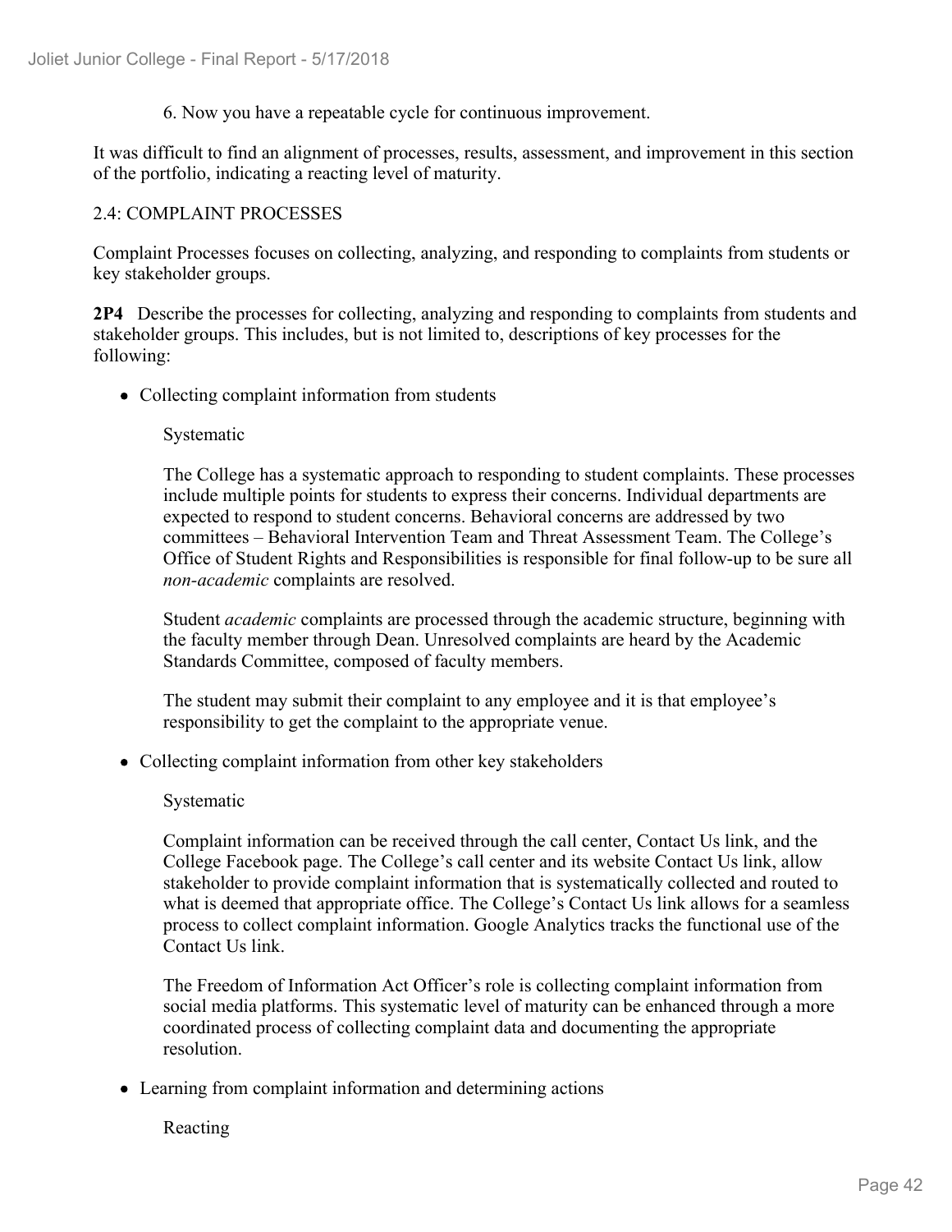6. Now you have a repeatable cycle for continuous improvement.

It was difficult to find an alignment of processes, results, assessment, and improvement in this section of the portfolio, indicating a reacting level of maturity.

2.4: COMPLAINT PROCESSES

Complaint Processes focuses on collecting, analyzing, and responding to complaints from students or key stakeholder groups.

**2P4** Describe the processes for collecting, analyzing and responding to complaints from students and stakeholder groups. This includes, but is not limited to, descriptions of key processes for the following:

- Collecting complaint information from students

  Systematic

  The College has a systematic approach to responding to student complaints. These processes include multiple points for students to express their concerns. Individual departments are expected to respond to student concerns. Behavioral concerns are addressed by two committees – Behavioral Intervention Team and Threat Assessment Team. The College's Office of Student Rights and Responsibilities is responsible for final follow-up to be sure all *non-academic* complaints are resolved.

  Student *academic* complaints are processed through the academic structure, beginning with the faculty member through Dean. Unresolved complaints are heard by the Academic Standards Committee, composed of faculty members.

  The student may submit their complaint to any employee and it is that employee's responsibility to get the complaint to the appropriate venue.

- Collecting complaint information from other key stakeholders

  Systematic

  Complaint information can be received through the call center, Contact Us link, and the College Facebook page. The College's call center and its website Contact Us link, allow stakeholder to provide complaint information that is systematically collected and routed to what is deemed that appropriate office. The College's Contact Us link allows for a seamless process to collect complaint information. Google Analytics tracks the functional use of the Contact Us link.

  The Freedom of Information Act Officer's role is collecting complaint information from social media platforms. This systematic level of maturity can be enhanced through a more coordinated process of collecting complaint data and documenting the appropriate resolution.

- Learning from complaint information and determining actions

  Reacting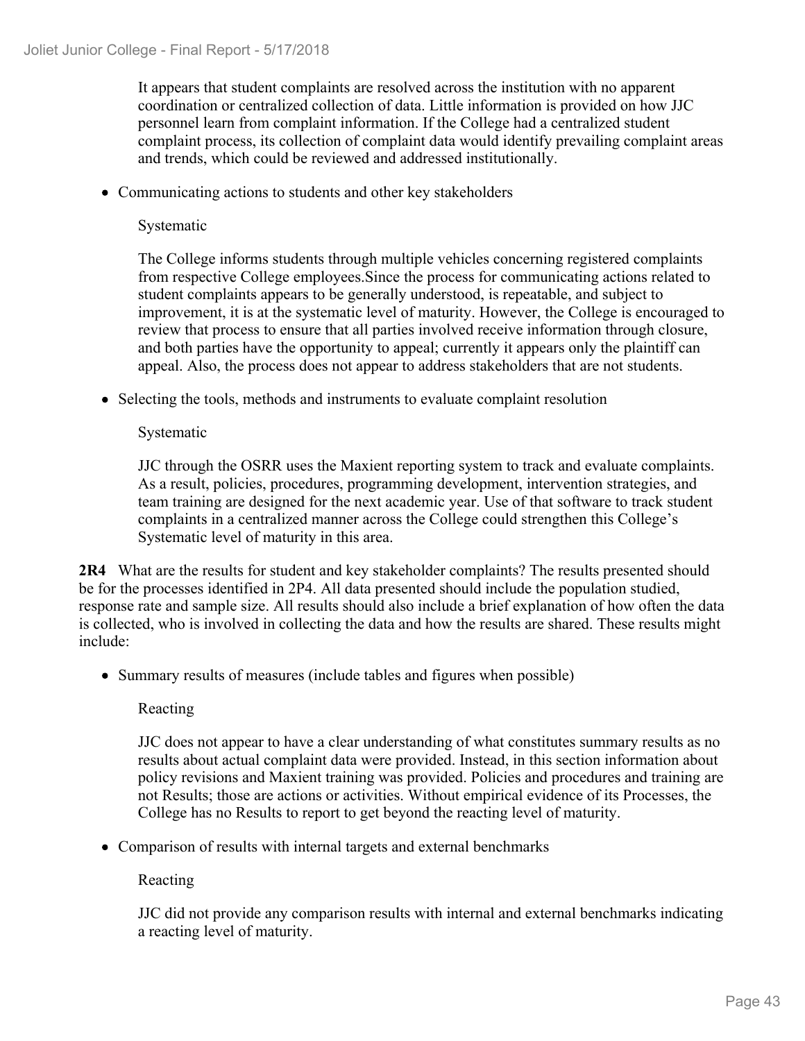It appears that student complaints are resolved across the institution with no apparent coordination or centralized collection of data. Little information is provided on how JJC personnel learn from complaint information. If the College had a centralized student complaint process, its collection of complaint data would identify prevailing complaint areas and trends, which could be reviewed and addressed institutionally.

- Communicating actions to students and other key stakeholders

  Systematic

  The College informs students through multiple vehicles concerning registered complaints from respective College employees.Since the process for communicating actions related to student complaints appears to be generally understood, is repeatable, and subject to improvement, it is at the systematic level of maturity. However, the College is encouraged to review that process to ensure that all parties involved receive information through closure, and both parties have the opportunity to appeal; currently it appears only the plaintiff can appeal. Also, the process does not appear to address stakeholders that are not students.

- Selecting the tools, methods and instruments to evaluate complaint resolution

  Systematic

  JJC through the OSRR uses the Maxient reporting system to track and evaluate complaints. As a result, policies, procedures, programming development, intervention strategies, and team training are designed for the next academic year. Use of that software to track student complaints in a centralized manner across the College could strengthen this College's Systematic level of maturity in this area.

**2R4** What are the results for student and key stakeholder complaints? The results presented should be for the processes identified in 2P4. All data presented should include the population studied, response rate and sample size. All results should also include a brief explanation of how often the data is collected, who is involved in collecting the data and how the results are shared. These results might include:

- Summary results of measures (include tables and figures when possible)

  Reacting

  JJC does not appear to have a clear understanding of what constitutes summary results as no results about actual complaint data were provided. Instead, in this section information about policy revisions and Maxient training was provided. Policies and procedures and training are not Results; those are actions or activities. Without empirical evidence of its Processes, the College has no Results to report to get beyond the reacting level of maturity.

- Comparison of results with internal targets and external benchmarks

  Reacting

  JJC did not provide any comparison results with internal and external benchmarks indicating a reacting level of maturity.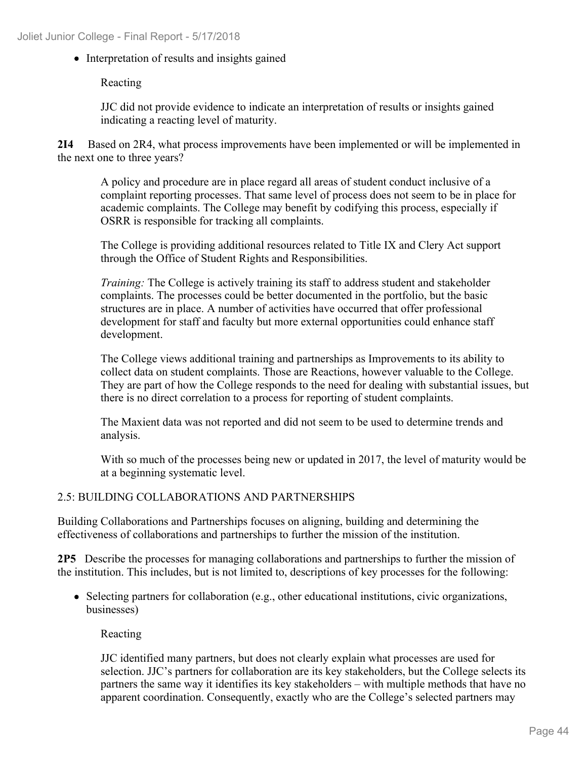- Interpretation of results and insights gained

  Reacting

  JJC did not provide evidence to indicate an interpretation of results or insights gained indicating a reacting level of maturity.

**2I4** Based on 2R4, what process improvements have been implemented or will be implemented in the next one to three years?

> A policy and procedure are in place regard all areas of student conduct inclusive of a complaint reporting processes. That same level of process does not seem to be in place for academic complaints. The College may benefit by codifying this process, especially if OSRR is responsible for tracking all complaints.
>
> The College is providing additional resources related to Title IX and Clery Act support through the Office of Student Rights and Responsibilities.
>
> *Training:* The College is actively training its staff to address student and stakeholder complaints. The processes could be better documented in the portfolio, but the basic structures are in place. A number of activities have occurred that offer professional development for staff and faculty but more external opportunities could enhance staff development.
>
> The College views additional training and partnerships as Improvements to its ability to collect data on student complaints. Those are Reactions, however valuable to the College. They are part of how the College responds to the need for dealing with substantial issues, but there is no direct correlation to a process for reporting of student complaints.
>
> The Maxient data was not reported and did not seem to be used to determine trends and analysis.
>
> With so much of the processes being new or updated in 2017, the level of maturity would be at a beginning systematic level.

2.5: BUILDING COLLABORATIONS AND PARTNERSHIPS

Building Collaborations and Partnerships focuses on aligning, building and determining the effectiveness of collaborations and partnerships to further the mission of the institution.

**2P5** Describe the processes for managing collaborations and partnerships to further the mission of the institution. This includes, but is not limited to, descriptions of key processes for the following:

- Selecting partners for collaboration (e.g., other educational institutions, civic organizations, businesses)

  Reacting

  JJC identified many partners, but does not clearly explain what processes are used for selection. JJC's partners for collaboration are its key stakeholders, but the College selects its partners the same way it identifies its key stakeholders – with multiple methods that have no apparent coordination. Consequently, exactly who are the College's selected partners may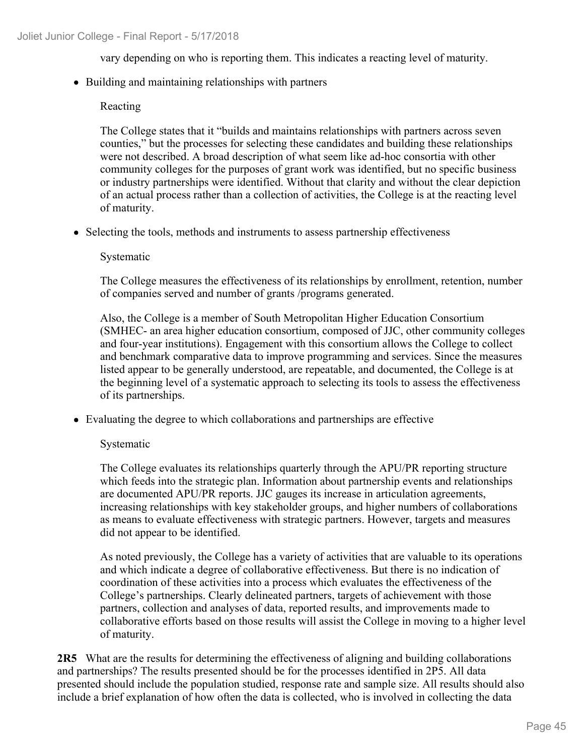vary depending on who is reporting them. This indicates a reacting level of maturity.

- Building and maintaining relationships with partners

  Reacting

  The College states that it "builds and maintains relationships with partners across seven counties," but the processes for selecting these candidates and building these relationships were not described. A broad description of what seem like ad-hoc consortia with other community colleges for the purposes of grant work was identified, but no specific business or industry partnerships were identified. Without that clarity and without the clear depiction of an actual process rather than a collection of activities, the College is at the reacting level of maturity.

- Selecting the tools, methods and instruments to assess partnership effectiveness

  Systematic

  The College measures the effectiveness of its relationships by enrollment, retention, number of companies served and number of grants /programs generated.

  Also, the College is a member of South Metropolitan Higher Education Consortium (SMHEC- an area higher education consortium, composed of JJC, other community colleges and four-year institutions). Engagement with this consortium allows the College to collect and benchmark comparative data to improve programming and services. Since the measures listed appear to be generally understood, are repeatable, and documented, the College is at the beginning level of a systematic approach to selecting its tools to assess the effectiveness of its partnerships.

- Evaluating the degree to which collaborations and partnerships are effective

  Systematic

  The College evaluates its relationships quarterly through the APU/PR reporting structure which feeds into the strategic plan. Information about partnership events and relationships are documented APU/PR reports. JJC gauges its increase in articulation agreements, increasing relationships with key stakeholder groups, and higher numbers of collaborations as means to evaluate effectiveness with strategic partners. However, targets and measures did not appear to be identified.

  As noted previously, the College has a variety of activities that are valuable to its operations and which indicate a degree of collaborative effectiveness. But there is no indication of coordination of these activities into a process which evaluates the effectiveness of the College's partnerships. Clearly delineated partners, targets of achievement with those partners, collection and analyses of data, reported results, and improvements made to collaborative efforts based on those results will assist the College in moving to a higher level of maturity.

**2R5** What are the results for determining the effectiveness of aligning and building collaborations and partnerships? The results presented should be for the processes identified in 2P5. All data presented should include the population studied, response rate and sample size. All results should also include a brief explanation of how often the data is collected, who is involved in collecting the data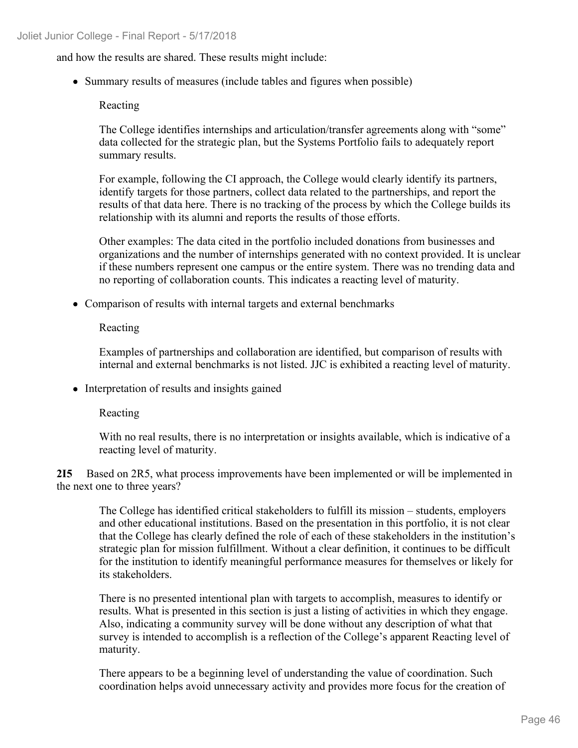and how the results are shared. These results might include:

- Summary results of measures (include tables and figures when possible)

  Reacting

  The College identifies internships and articulation/transfer agreements along with "some" data collected for the strategic plan, but the Systems Portfolio fails to adequately report summary results.

  For example, following the CI approach, the College would clearly identify its partners, identify targets for those partners, collect data related to the partnerships, and report the results of that data here. There is no tracking of the process by which the College builds its relationship with its alumni and reports the results of those efforts.

  Other examples: The data cited in the portfolio included donations from businesses and organizations and the number of internships generated with no context provided. It is unclear if these numbers represent one campus or the entire system. There was no trending data and no reporting of collaboration counts. This indicates a reacting level of maturity.

- Comparison of results with internal targets and external benchmarks

  Reacting

  Examples of partnerships and collaboration are identified, but comparison of results with internal and external benchmarks is not listed. JJC is exhibited a reacting level of maturity.

- Interpretation of results and insights gained

  Reacting

  With no real results, there is no interpretation or insights available, which is indicative of a reacting level of maturity.

**2I5** Based on 2R5, what process improvements have been implemented or will be implemented in the next one to three years?

The College has identified critical stakeholders to fulfill its mission – students, employers and other educational institutions. Based on the presentation in this portfolio, it is not clear that the College has clearly defined the role of each of these stakeholders in the institution's strategic plan for mission fulfillment. Without a clear definition, it continues to be difficult for the institution to identify meaningful performance measures for themselves or likely for its stakeholders.

There is no presented intentional plan with targets to accomplish, measures to identify or results. What is presented in this section is just a listing of activities in which they engage. Also, indicating a community survey will be done without any description of what that survey is intended to accomplish is a reflection of the College's apparent Reacting level of maturity.

There appears to be a beginning level of understanding the value of coordination. Such coordination helps avoid unnecessary activity and provides more focus for the creation of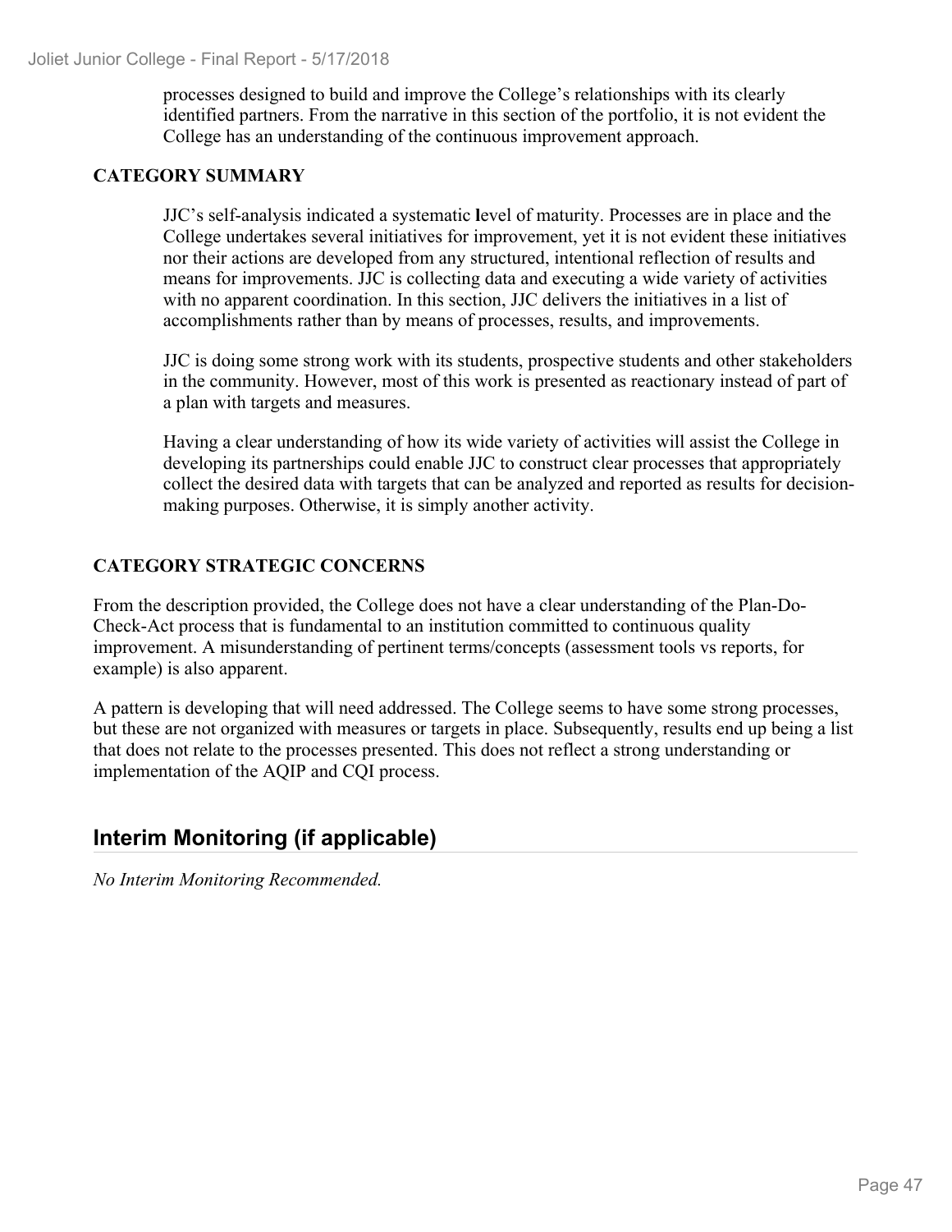processes designed to build and improve the College's relationships with its clearly identified partners. From the narrative in this section of the portfolio, it is not evident the College has an understanding of the continuous improvement approach.

**CATEGORY SUMMARY**

JJC's self-analysis indicated a systematic level of maturity. Processes are in place and the College undertakes several initiatives for improvement, yet it is not evident these initiatives nor their actions are developed from any structured, intentional reflection of results and means for improvements. JJC is collecting data and executing a wide variety of activities with no apparent coordination. In this section, JJC delivers the initiatives in a list of accomplishments rather than by means of processes, results, and improvements.

JJC is doing some strong work with its students, prospective students and other stakeholders in the community. However, most of this work is presented as reactionary instead of part of a plan with targets and measures.

Having a clear understanding of how its wide variety of activities will assist the College in developing its partnerships could enable JJC to construct clear processes that appropriately collect the desired data with targets that can be analyzed and reported as results for decision-making purposes. Otherwise, it is simply another activity.

**CATEGORY STRATEGIC CONCERNS**

From the description provided, the College does not have a clear understanding of the Plan-Do-Check-Act process that is fundamental to an institution committed to continuous quality improvement. A misunderstanding of pertinent terms/concepts (assessment tools vs reports, for example) is also apparent.

A pattern is developing that will need addressed. The College seems to have some strong processes, but these are not organized with measures or targets in place. Subsequently, results end up being a list that does not relate to the processes presented. This does not reflect a strong understanding or implementation of the AQIP and CQI process.

## Interim Monitoring (if applicable)

*No Interim Monitoring Recommended.*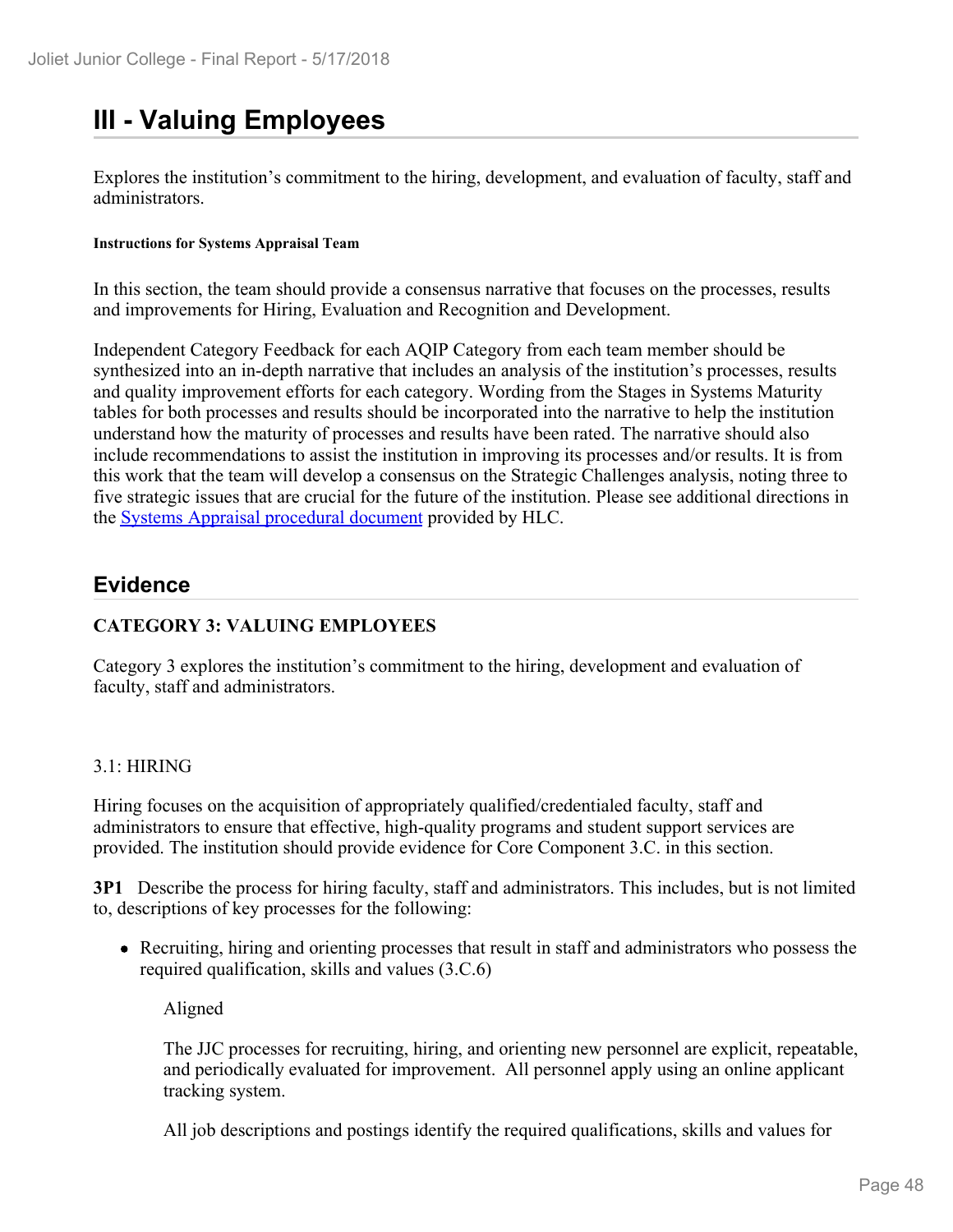# III - Valuing Employees

Explores the institution's commitment to the hiring, development, and evaluation of faculty, staff and administrators.

**Instructions for Systems Appraisal Team**

In this section, the team should provide a consensus narrative that focuses on the processes, results and improvements for Hiring, Evaluation and Recognition and Development.

Independent Category Feedback for each AQIP Category from each team member should be synthesized into an in-depth narrative that includes an analysis of the institution's processes, results and quality improvement efforts for each category. Wording from the Stages in Systems Maturity tables for both processes and results should be incorporated into the narrative to help the institution understand how the maturity of processes and results have been rated. The narrative should also include recommendations to assist the institution in improving its processes and/or results. It is from this work that the team will develop a consensus on the Strategic Challenges analysis, noting three to five strategic issues that are crucial for the future of the institution. Please see additional directions in the [Systems Appraisal procedural document](#) provided by HLC.

## Evidence

**CATEGORY 3: VALUING EMPLOYEES**

Category 3 explores the institution's commitment to the hiring, development and evaluation of faculty, staff and administrators.

3.1: HIRING

Hiring focuses on the acquisition of appropriately qualified/credentialed faculty, staff and administrators to ensure that effective, high-quality programs and student support services are provided. The institution should provide evidence for Core Component 3.C. in this section.

**3P1** Describe the process for hiring faculty, staff and administrators. This includes, but is not limited to, descriptions of key processes for the following:

- Recruiting, hiring and orienting processes that result in staff and administrators who possess the required qualification, skills and values (3.C.6)

  Aligned

  The JJC processes for recruiting, hiring, and orienting new personnel are explicit, repeatable, and periodically evaluated for improvement. All personnel apply using an online applicant tracking system.

  All job descriptions and postings identify the required qualifications, skills and values for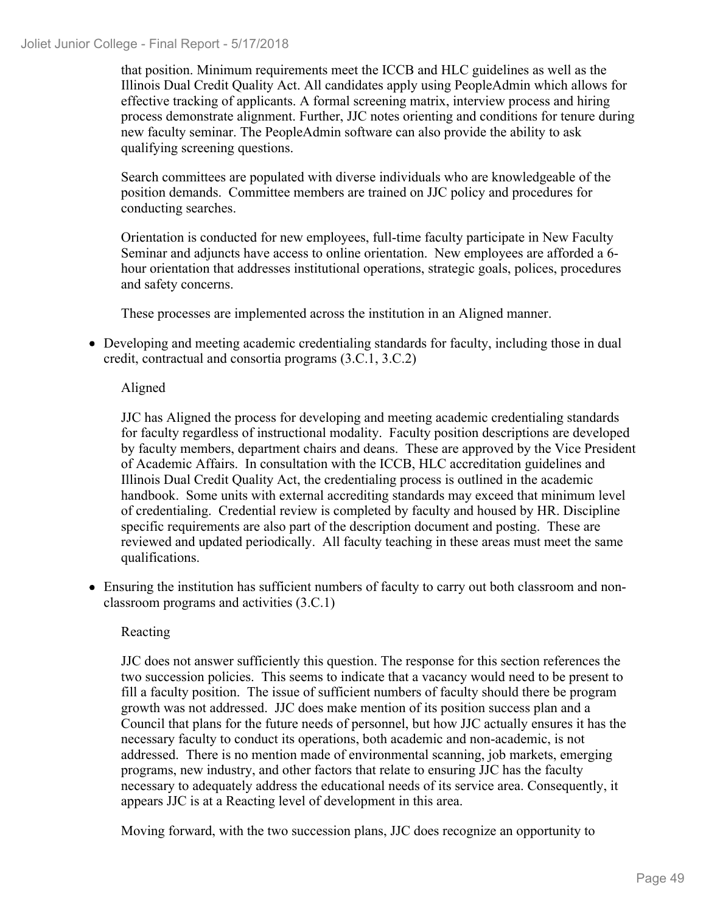that position. Minimum requirements meet the ICCB and HLC guidelines as well as the Illinois Dual Credit Quality Act. All candidates apply using PeopleAdmin which allows for effective tracking of applicants. A formal screening matrix, interview process and hiring process demonstrate alignment. Further, JJC notes orienting and conditions for tenure during new faculty seminar. The PeopleAdmin software can also provide the ability to ask qualifying screening questions.

Search committees are populated with diverse individuals who are knowledgeable of the position demands. Committee members are trained on JJC policy and procedures for conducting searches.

Orientation is conducted for new employees, full-time faculty participate in New Faculty Seminar and adjuncts have access to online orientation. New employees are afforded a 6-hour orientation that addresses institutional operations, strategic goals, polices, procedures and safety concerns.

These processes are implemented across the institution in an Aligned manner.

- Developing and meeting academic credentialing standards for faculty, including those in dual credit, contractual and consortia programs (3.C.1, 3.C.2)

  Aligned

  JJC has Aligned the process for developing and meeting academic credentialing standards for faculty regardless of instructional modality. Faculty position descriptions are developed by faculty members, department chairs and deans. These are approved by the Vice President of Academic Affairs. In consultation with the ICCB, HLC accreditation guidelines and Illinois Dual Credit Quality Act, the credentialing process is outlined in the academic handbook. Some units with external accrediting standards may exceed that minimum level of credentialing. Credential review is completed by faculty and housed by HR. Discipline specific requirements are also part of the description document and posting. These are reviewed and updated periodically. All faculty teaching in these areas must meet the same qualifications.

- Ensuring the institution has sufficient numbers of faculty to carry out both classroom and non-classroom programs and activities (3.C.1)

  Reacting

  JJC does not answer sufficiently this question. The response for this section references the two succession policies. This seems to indicate that a vacancy would need to be present to fill a faculty position. The issue of sufficient numbers of faculty should there be program growth was not addressed. JJC does make mention of its position success plan and a Council that plans for the future needs of personnel, but how JJC actually ensures it has the necessary faculty to conduct its operations, both academic and non-academic, is not addressed. There is no mention made of environmental scanning, job markets, emerging programs, new industry, and other factors that relate to ensuring JJC has the faculty necessary to adequately address the educational needs of its service area. Consequently, it appears JJC is at a Reacting level of development in this area.

  Moving forward, with the two succession plans, JJC does recognize an opportunity to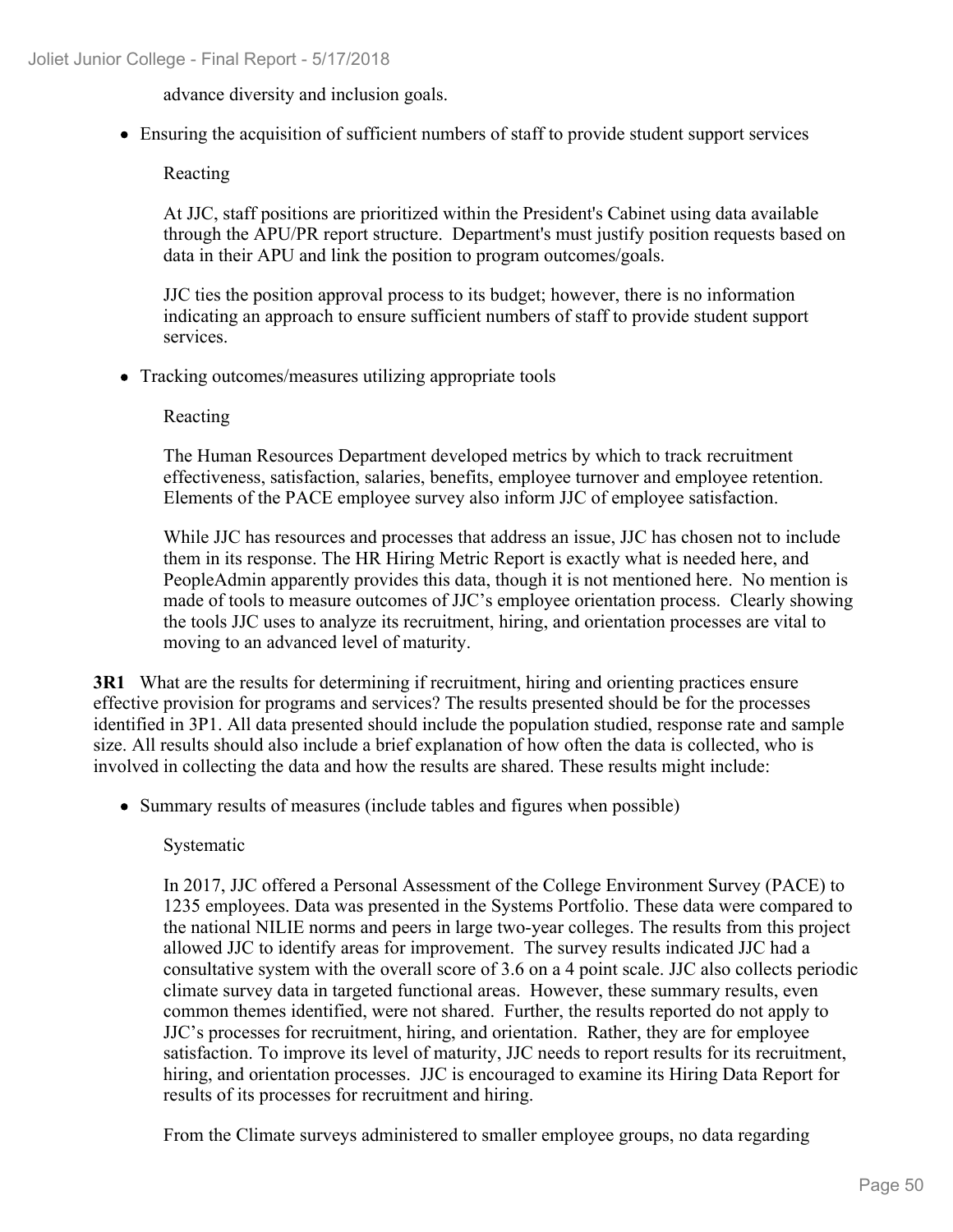advance diversity and inclusion goals.

- Ensuring the acquisition of sufficient numbers of staff to provide student support services

  Reacting

  At JJC, staff positions are prioritized within the President's Cabinet using data available through the APU/PR report structure. Department's must justify position requests based on data in their APU and link the position to program outcomes/goals.

  JJC ties the position approval process to its budget; however, there is no information indicating an approach to ensure sufficient numbers of staff to provide student support services.

- Tracking outcomes/measures utilizing appropriate tools

  Reacting

  The Human Resources Department developed metrics by which to track recruitment effectiveness, satisfaction, salaries, benefits, employee turnover and employee retention. Elements of the PACE employee survey also inform JJC of employee satisfaction.

  While JJC has resources and processes that address an issue, JJC has chosen not to include them in its response. The HR Hiring Metric Report is exactly what is needed here, and PeopleAdmin apparently provides this data, though it is not mentioned here. No mention is made of tools to measure outcomes of JJC's employee orientation process. Clearly showing the tools JJC uses to analyze its recruitment, hiring, and orientation processes are vital to moving to an advanced level of maturity.

**3R1** What are the results for determining if recruitment, hiring and orienting practices ensure effective provision for programs and services? The results presented should be for the processes identified in 3P1. All data presented should include the population studied, response rate and sample size. All results should also include a brief explanation of how often the data is collected, who is involved in collecting the data and how the results are shared. These results might include:

- Summary results of measures (include tables and figures when possible)

  Systematic

  In 2017, JJC offered a Personal Assessment of the College Environment Survey (PACE) to 1235 employees. Data was presented in the Systems Portfolio. These data were compared to the national NILIE norms and peers in large two-year colleges. The results from this project allowed JJC to identify areas for improvement. The survey results indicated JJC had a consultative system with the overall score of 3.6 on a 4 point scale. JJC also collects periodic climate survey data in targeted functional areas. However, these summary results, even common themes identified, were not shared. Further, the results reported do not apply to JJC's processes for recruitment, hiring, and orientation. Rather, they are for employee satisfaction. To improve its level of maturity, JJC needs to report results for its recruitment, hiring, and orientation processes. JJC is encouraged to examine its Hiring Data Report for results of its processes for recruitment and hiring.

  From the Climate surveys administered to smaller employee groups, no data regarding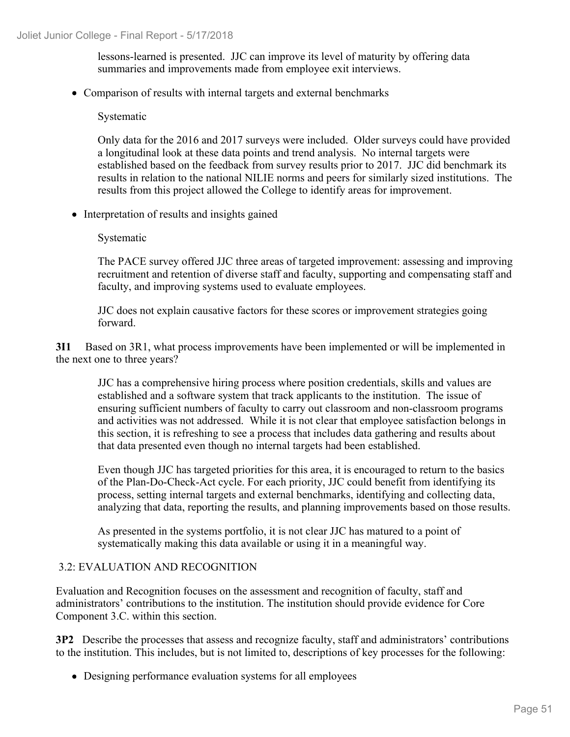lessons-learned is presented. JJC can improve its level of maturity by offering data summaries and improvements made from employee exit interviews.

- Comparison of results with internal targets and external benchmarks

  Systematic

  Only data for the 2016 and 2017 surveys were included. Older surveys could have provided a longitudinal look at these data points and trend analysis. No internal targets were established based on the feedback from survey results prior to 2017. JJC did benchmark its results in relation to the national NILIE norms and peers for similarly sized institutions. The results from this project allowed the College to identify areas for improvement.

- Interpretation of results and insights gained

  Systematic

  The PACE survey offered JJC three areas of targeted improvement: assessing and improving recruitment and retention of diverse staff and faculty, supporting and compensating staff and faculty, and improving systems used to evaluate employees.

  JJC does not explain causative factors for these scores or improvement strategies going forward.

**3I1** Based on 3R1, what process improvements have been implemented or will be implemented in the next one to three years?

> JJC has a comprehensive hiring process where position credentials, skills and values are established and a software system that track applicants to the institution. The issue of ensuring sufficient numbers of faculty to carry out classroom and non-classroom programs and activities was not addressed. While it is not clear that employee satisfaction belongs in this section, it is refreshing to see a process that includes data gathering and results about that data presented even though no internal targets had been established.
>
> Even though JJC has targeted priorities for this area, it is encouraged to return to the basics of the Plan-Do-Check-Act cycle. For each priority, JJC could benefit from identifying its process, setting internal targets and external benchmarks, identifying and collecting data, analyzing that data, reporting the results, and planning improvements based on those results.
>
> As presented in the systems portfolio, it is not clear JJC has matured to a point of systematically making this data available or using it in a meaningful way.

3.2: EVALUATION AND RECOGNITION

Evaluation and Recognition focuses on the assessment and recognition of faculty, staff and administrators' contributions to the institution. The institution should provide evidence for Core Component 3.C. within this section.

**3P2** Describe the processes that assess and recognize faculty, staff and administrators' contributions to the institution. This includes, but is not limited to, descriptions of key processes for the following:

- Designing performance evaluation systems for all employees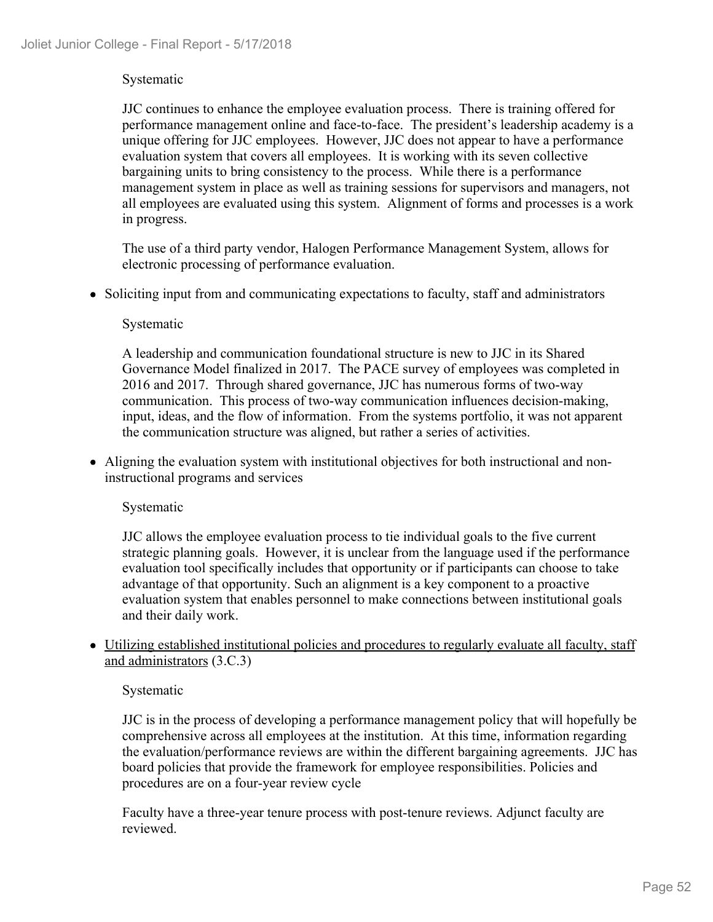Systematic

JJC continues to enhance the employee evaluation process. There is training offered for performance management online and face-to-face. The president's leadership academy is a unique offering for JJC employees. However, JJC does not appear to have a performance evaluation system that covers all employees. It is working with its seven collective bargaining units to bring consistency to the process. While there is a performance management system in place as well as training sessions for supervisors and managers, not all employees are evaluated using this system. Alignment of forms and processes is a work in progress.

The use of a third party vendor, Halogen Performance Management System, allows for electronic processing of performance evaluation.

- Soliciting input from and communicating expectations to faculty, staff and administrators

  Systematic

  A leadership and communication foundational structure is new to JJC in its Shared Governance Model finalized in 2017. The PACE survey of employees was completed in 2016 and 2017. Through shared governance, JJC has numerous forms of two-way communication. This process of two-way communication influences decision-making, input, ideas, and the flow of information. From the systems portfolio, it was not apparent the communication structure was aligned, but rather a series of activities.

- Aligning the evaluation system with institutional objectives for both instructional and non-instructional programs and services

  Systematic

  JJC allows the employee evaluation process to tie individual goals to the five current strategic planning goals. However, it is unclear from the language used if the performance evaluation tool specifically includes that opportunity or if participants can choose to take advantage of that opportunity. Such an alignment is a key component to a proactive evaluation system that enables personnel to make connections between institutional goals and their daily work.

- <u>Utilizing established institutional policies and procedures to regularly evaluate all faculty, staff and administrators</u> (3.C.3)

  Systematic

  JJC is in the process of developing a performance management policy that will hopefully be comprehensive across all employees at the institution. At this time, information regarding the evaluation/performance reviews are within the different bargaining agreements. JJC has board policies that provide the framework for employee responsibilities. Policies and procedures are on a four-year review cycle

  Faculty have a three-year tenure process with post-tenure reviews. Adjunct faculty are reviewed.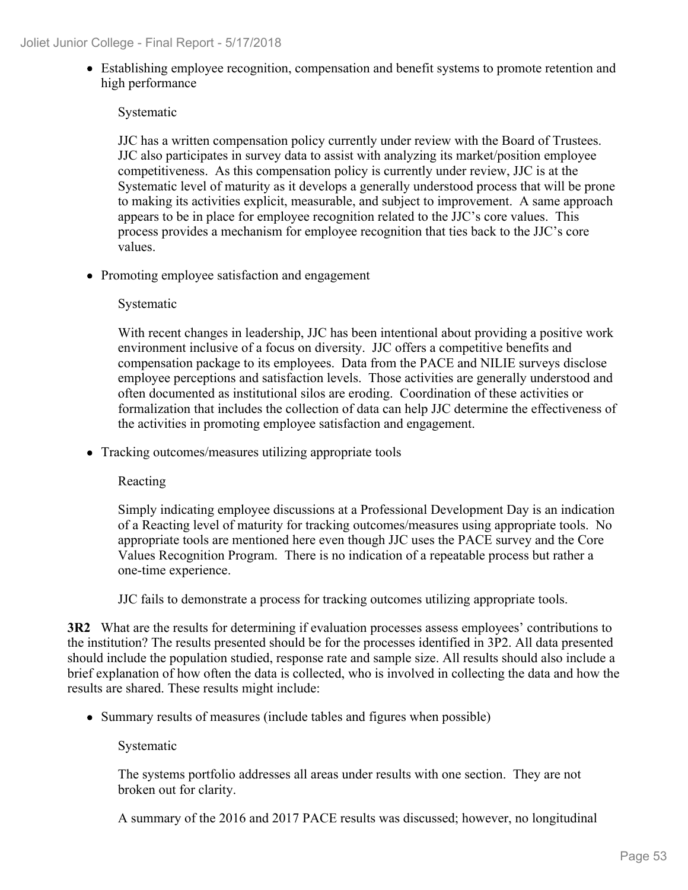- Establishing employee recognition, compensation and benefit systems to promote retention and high performance

  Systematic

  JJC has a written compensation policy currently under review with the Board of Trustees. JJC also participates in survey data to assist with analyzing its market/position employee competitiveness. As this compensation policy is currently under review, JJC is at the Systematic level of maturity as it develops a generally understood process that will be prone to making its activities explicit, measurable, and subject to improvement. A same approach appears to be in place for employee recognition related to the JJC's core values. This process provides a mechanism for employee recognition that ties back to the JJC's core values.

- Promoting employee satisfaction and engagement

  Systematic

  With recent changes in leadership, JJC has been intentional about providing a positive work environment inclusive of a focus on diversity. JJC offers a competitive benefits and compensation package to its employees. Data from the PACE and NILIE surveys disclose employee perceptions and satisfaction levels. Those activities are generally understood and often documented as institutional silos are eroding. Coordination of these activities or formalization that includes the collection of data can help JJC determine the effectiveness of the activities in promoting employee satisfaction and engagement.

- Tracking outcomes/measures utilizing appropriate tools

  Reacting

  Simply indicating employee discussions at a Professional Development Day is an indication of a Reacting level of maturity for tracking outcomes/measures using appropriate tools. No appropriate tools are mentioned here even though JJC uses the PACE survey and the Core Values Recognition Program. There is no indication of a repeatable process but rather a one-time experience.

  JJC fails to demonstrate a process for tracking outcomes utilizing appropriate tools.

**3R2** What are the results for determining if evaluation processes assess employees' contributions to the institution? The results presented should be for the processes identified in 3P2. All data presented should include the population studied, response rate and sample size. All results should also include a brief explanation of how often the data is collected, who is involved in collecting the data and how the results are shared. These results might include:

- Summary results of measures (include tables and figures when possible)

  Systematic

  The systems portfolio addresses all areas under results with one section. They are not broken out for clarity.

  A summary of the 2016 and 2017 PACE results was discussed; however, no longitudinal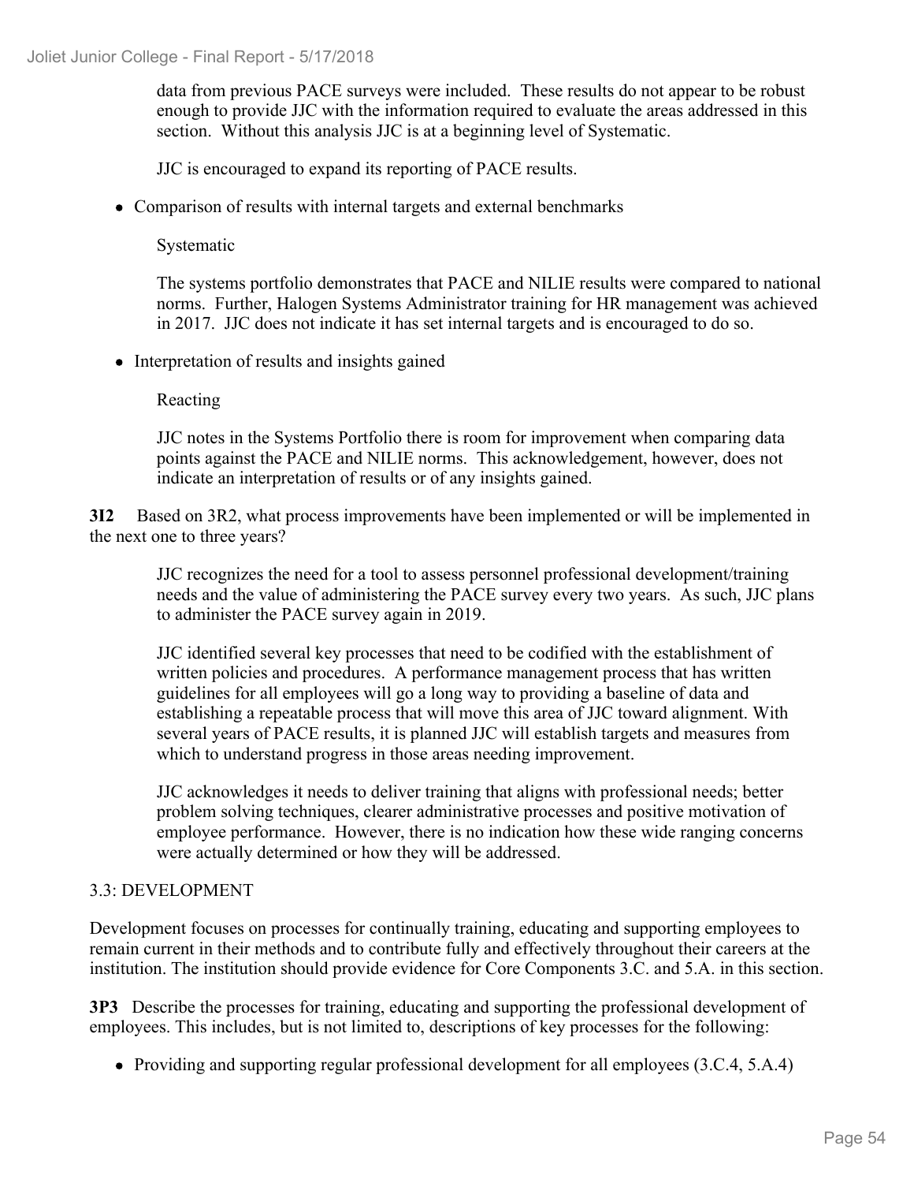data from previous PACE surveys were included. These results do not appear to be robust enough to provide JJC with the information required to evaluate the areas addressed in this section. Without this analysis JJC is at a beginning level of Systematic.

JJC is encouraged to expand its reporting of PACE results.

- Comparison of results with internal targets and external benchmarks

  Systematic

  The systems portfolio demonstrates that PACE and NILIE results were compared to national norms. Further, Halogen Systems Administrator training for HR management was achieved in 2017. JJC does not indicate it has set internal targets and is encouraged to do so.

- Interpretation of results and insights gained

  Reacting

  JJC notes in the Systems Portfolio there is room for improvement when comparing data points against the PACE and NILIE norms. This acknowledgement, however, does not indicate an interpretation of results or of any insights gained.

**3I2** Based on 3R2, what process improvements have been implemented or will be implemented in the next one to three years?

JJC recognizes the need for a tool to assess personnel professional development/training needs and the value of administering the PACE survey every two years. As such, JJC plans to administer the PACE survey again in 2019.

JJC identified several key processes that need to be codified with the establishment of written policies and procedures. A performance management process that has written guidelines for all employees will go a long way to providing a baseline of data and establishing a repeatable process that will move this area of JJC toward alignment. With several years of PACE results, it is planned JJC will establish targets and measures from which to understand progress in those areas needing improvement.

JJC acknowledges it needs to deliver training that aligns with professional needs; better problem solving techniques, clearer administrative processes and positive motivation of employee performance. However, there is no indication how these wide ranging concerns were actually determined or how they will be addressed.

3.3: DEVELOPMENT

Development focuses on processes for continually training, educating and supporting employees to remain current in their methods and to contribute fully and effectively throughout their careers at the institution. The institution should provide evidence for Core Components 3.C. and 5.A. in this section.

**3P3** Describe the processes for training, educating and supporting the professional development of employees. This includes, but is not limited to, descriptions of key processes for the following:

- Providing and supporting regular professional development for all employees (3.C.4, 5.A.4)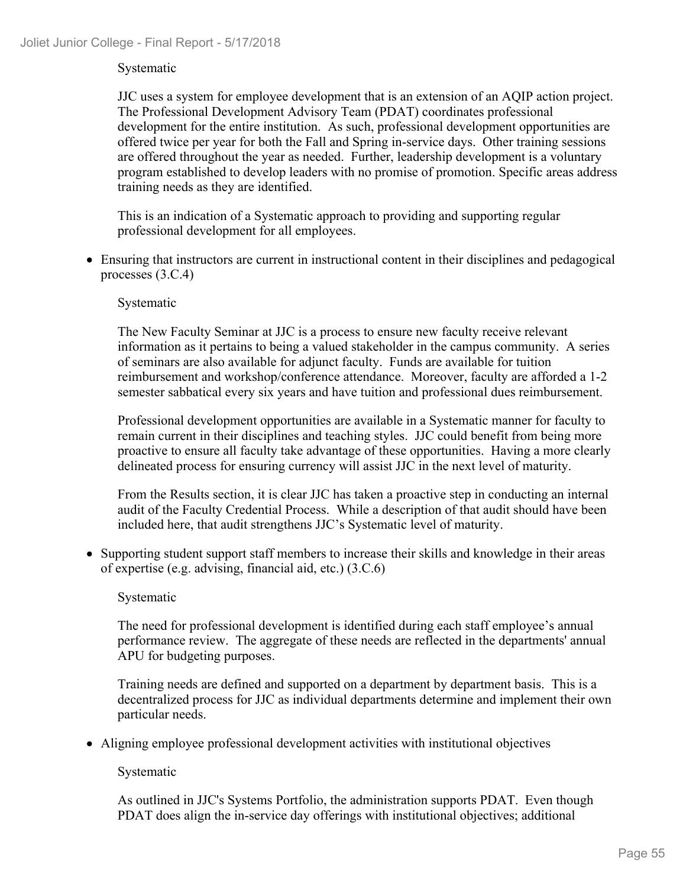Systematic

JJC uses a system for employee development that is an extension of an AQIP action project. The Professional Development Advisory Team (PDAT) coordinates professional development for the entire institution. As such, professional development opportunities are offered twice per year for both the Fall and Spring in-service days. Other training sessions are offered throughout the year as needed. Further, leadership development is a voluntary program established to develop leaders with no promise of promotion. Specific areas address training needs as they are identified.

This is an indication of a Systematic approach to providing and supporting regular professional development for all employees.

- Ensuring that instructors are current in instructional content in their disciplines and pedagogical processes (3.C.4)

  Systematic

  The New Faculty Seminar at JJC is a process to ensure new faculty receive relevant information as it pertains to being a valued stakeholder in the campus community. A series of seminars are also available for adjunct faculty. Funds are available for tuition reimbursement and workshop/conference attendance. Moreover, faculty are afforded a 1-2 semester sabbatical every six years and have tuition and professional dues reimbursement.

  Professional development opportunities are available in a Systematic manner for faculty to remain current in their disciplines and teaching styles. JJC could benefit from being more proactive to ensure all faculty take advantage of these opportunities. Having a more clearly delineated process for ensuring currency will assist JJC in the next level of maturity.

  From the Results section, it is clear JJC has taken a proactive step in conducting an internal audit of the Faculty Credential Process. While a description of that audit should have been included here, that audit strengthens JJC's Systematic level of maturity.

- Supporting student support staff members to increase their skills and knowledge in their areas of expertise (e.g. advising, financial aid, etc.) (3.C.6)

  Systematic

  The need for professional development is identified during each staff employee's annual performance review. The aggregate of these needs are reflected in the departments' annual APU for budgeting purposes.

  Training needs are defined and supported on a department by department basis. This is a decentralized process for JJC as individual departments determine and implement their own particular needs.

- Aligning employee professional development activities with institutional objectives

  Systematic

  As outlined in JJC's Systems Portfolio, the administration supports PDAT. Even though PDAT does align the in-service day offerings with institutional objectives; additional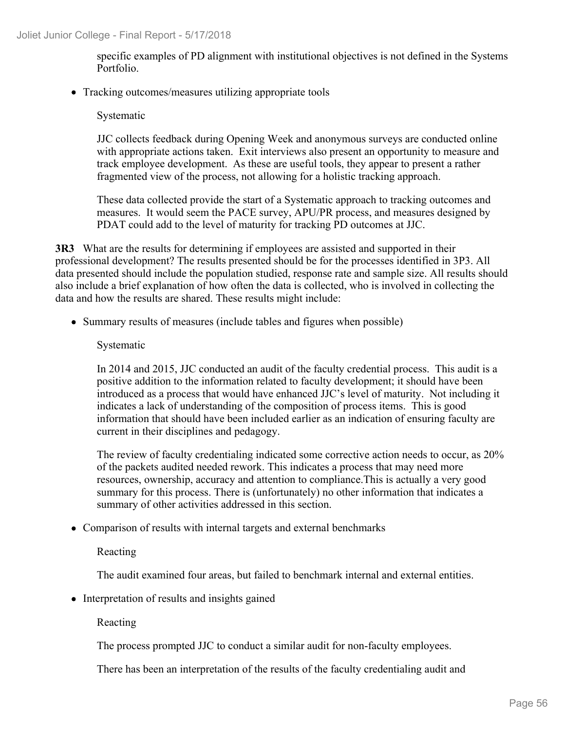specific examples of PD alignment with institutional objectives is not defined in the Systems Portfolio.

- Tracking outcomes/measures utilizing appropriate tools

  Systematic

  JJC collects feedback during Opening Week and anonymous surveys are conducted online with appropriate actions taken. Exit interviews also present an opportunity to measure and track employee development. As these are useful tools, they appear to present a rather fragmented view of the process, not allowing for a holistic tracking approach.

  These data collected provide the start of a Systematic approach to tracking outcomes and measures. It would seem the PACE survey, APU/PR process, and measures designed by PDAT could add to the level of maturity for tracking PD outcomes at JJC.

**3R3** What are the results for determining if employees are assisted and supported in their professional development? The results presented should be for the processes identified in 3P3. All data presented should include the population studied, response rate and sample size. All results should also include a brief explanation of how often the data is collected, who is involved in collecting the data and how the results are shared. These results might include:

- Summary results of measures (include tables and figures when possible)

  Systematic

  In 2014 and 2015, JJC conducted an audit of the faculty credential process. This audit is a positive addition to the information related to faculty development; it should have been introduced as a process that would have enhanced JJC's level of maturity. Not including it indicates a lack of understanding of the composition of process items. This is good information that should have been included earlier as an indication of ensuring faculty are current in their disciplines and pedagogy.

  The review of faculty credentialing indicated some corrective action needs to occur, as 20% of the packets audited needed rework. This indicates a process that may need more resources, ownership, accuracy and attention to compliance.This is actually a very good summary for this process. There is (unfortunately) no other information that indicates a summary of other activities addressed in this section.

- Comparison of results with internal targets and external benchmarks

  Reacting

  The audit examined four areas, but failed to benchmark internal and external entities.

- Interpretation of results and insights gained

  Reacting

  The process prompted JJC to conduct a similar audit for non-faculty employees.

  There has been an interpretation of the results of the faculty credentialing audit and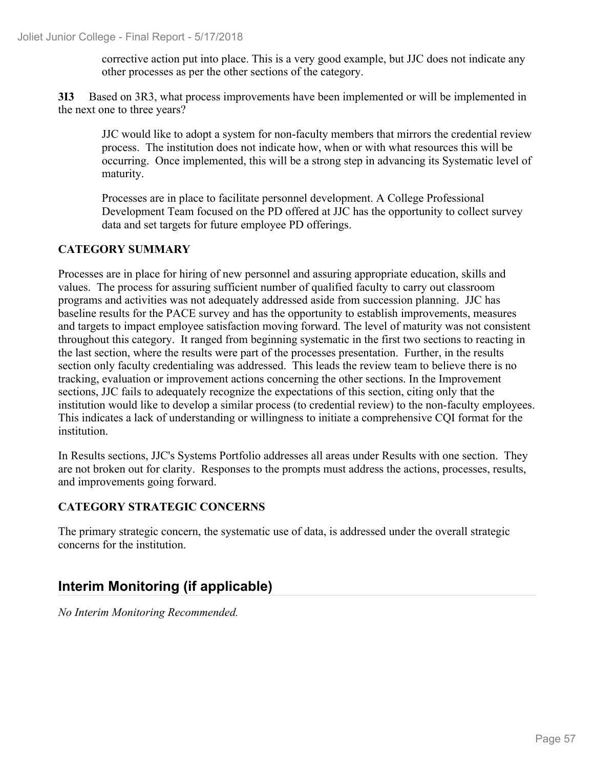corrective action put into place. This is a very good example, but JJC does not indicate any other processes as per the other sections of the category.

**3I3** Based on 3R3, what process improvements have been implemented or will be implemented in the next one to three years?

JJC would like to adopt a system for non-faculty members that mirrors the credential review process. The institution does not indicate how, when or with what resources this will be occurring. Once implemented, this will be a strong step in advancing its Systematic level of maturity.

Processes are in place to facilitate personnel development. A College Professional Development Team focused on the PD offered at JJC has the opportunity to collect survey data and set targets for future employee PD offerings.

**CATEGORY SUMMARY**

Processes are in place for hiring of new personnel and assuring appropriate education, skills and values. The process for assuring sufficient number of qualified faculty to carry out classroom programs and activities was not adequately addressed aside from succession planning. JJC has baseline results for the PACE survey and has the opportunity to establish improvements, measures and targets to impact employee satisfaction moving forward. The level of maturity was not consistent throughout this category. It ranged from beginning systematic in the first two sections to reacting in the last section, where the results were part of the processes presentation. Further, in the results section only faculty credentialing was addressed. This leads the review team to believe there is no tracking, evaluation or improvement actions concerning the other sections. In the Improvement sections, JJC fails to adequately recognize the expectations of this section, citing only that the institution would like to develop a similar process (to credential review) to the non-faculty employees. This indicates a lack of understanding or willingness to initiate a comprehensive CQI format for the institution.

In Results sections, JJC's Systems Portfolio addresses all areas under Results with one section. They are not broken out for clarity. Responses to the prompts must address the actions, processes, results, and improvements going forward.

**CATEGORY STRATEGIC CONCERNS**

The primary strategic concern, the systematic use of data, is addressed under the overall strategic concerns for the institution.

## Interim Monitoring (if applicable)

*No Interim Monitoring Recommended.*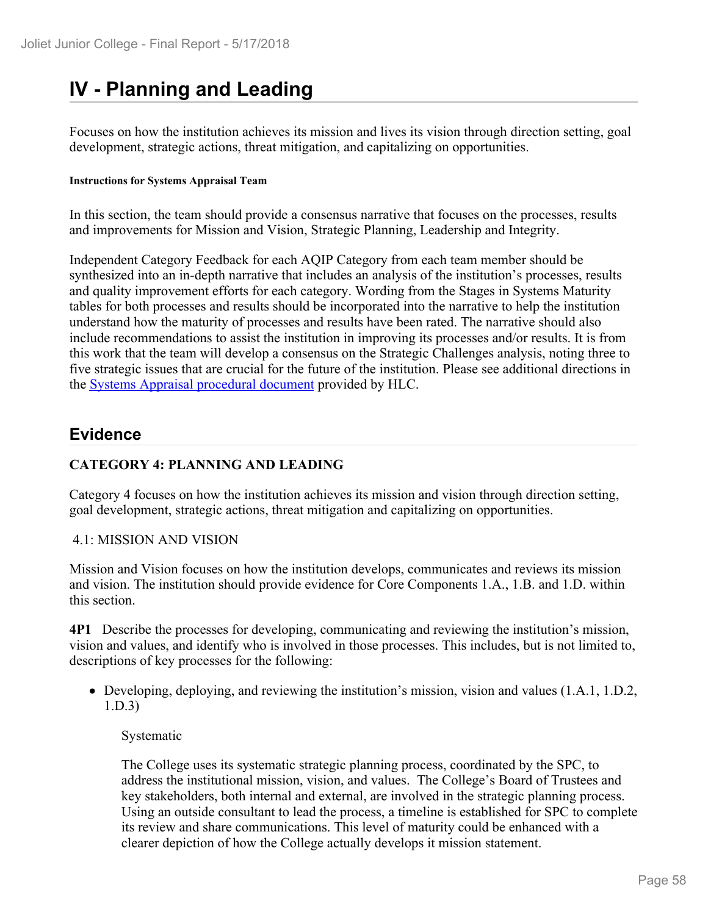# IV - Planning and Leading

Focuses on how the institution achieves its mission and lives its vision through direction setting, goal development, strategic actions, threat mitigation, and capitalizing on opportunities.

**Instructions for Systems Appraisal Team**

In this section, the team should provide a consensus narrative that focuses on the processes, results and improvements for Mission and Vision, Strategic Planning, Leadership and Integrity.

Independent Category Feedback for each AQIP Category from each team member should be synthesized into an in-depth narrative that includes an analysis of the institution's processes, results and quality improvement efforts for each category. Wording from the Stages in Systems Maturity tables for both processes and results should be incorporated into the narrative to help the institution understand how the maturity of processes and results have been rated. The narrative should also include recommendations to assist the institution in improving its processes and/or results. It is from this work that the team will develop a consensus on the Strategic Challenges analysis, noting three to five strategic issues that are crucial for the future of the institution. Please see additional directions in the Systems Appraisal procedural document provided by HLC.

## Evidence

**CATEGORY 4: PLANNING AND LEADING**

Category 4 focuses on how the institution achieves its mission and vision through direction setting, goal development, strategic actions, threat mitigation and capitalizing on opportunities.

4.1: MISSION AND VISION

Mission and Vision focuses on how the institution develops, communicates and reviews its mission and vision. The institution should provide evidence for Core Components 1.A., 1.B. and 1.D. within this section.

**4P1** Describe the processes for developing, communicating and reviewing the institution's mission, vision and values, and identify who is involved in those processes. This includes, but is not limited to, descriptions of key processes for the following:

- Developing, deploying, and reviewing the institution's mission, vision and values (1.A.1, 1.D.2, 1.D.3)

  Systematic

  The College uses its systematic strategic planning process, coordinated by the SPC, to address the institutional mission, vision, and values. The College's Board of Trustees and key stakeholders, both internal and external, are involved in the strategic planning process. Using an outside consultant to lead the process, a timeline is established for SPC to complete its review and share communications. This level of maturity could be enhanced with a clearer depiction of how the College actually develops it mission statement.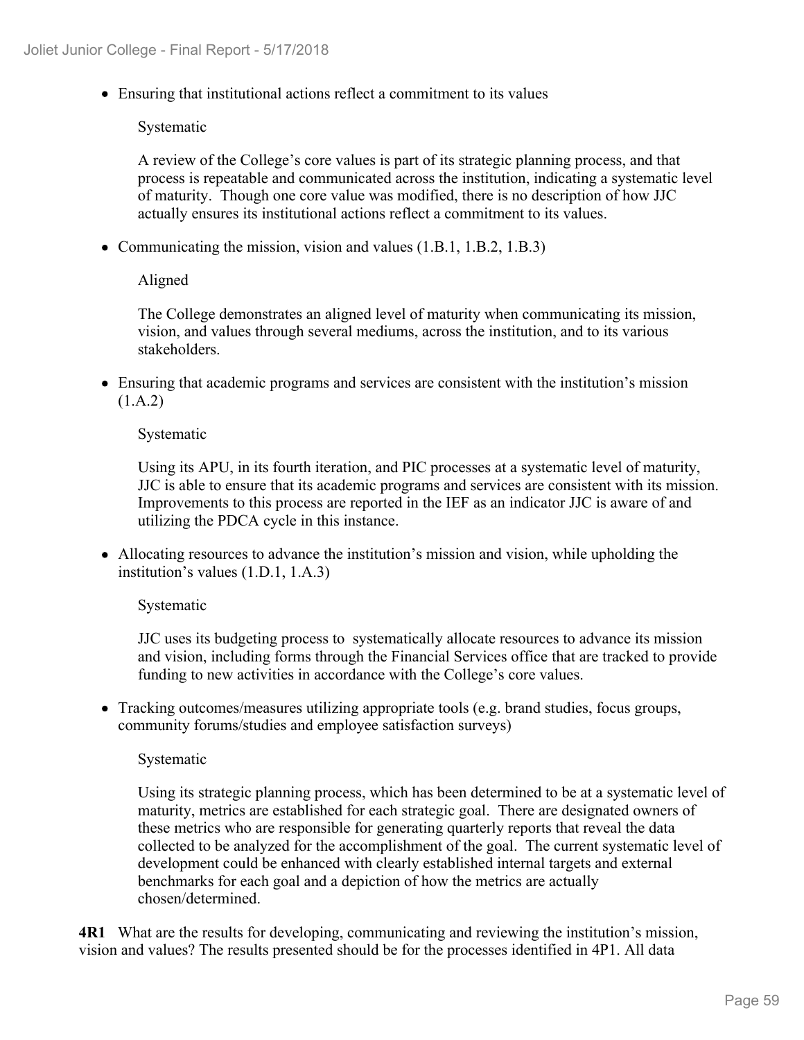- Ensuring that institutional actions reflect a commitment to its values

  Systematic

  A review of the College's core values is part of its strategic planning process, and that process is repeatable and communicated across the institution, indicating a systematic level of maturity. Though one core value was modified, there is no description of how JJC actually ensures its institutional actions reflect a commitment to its values.

- Communicating the mission, vision and values (1.B.1, 1.B.2, 1.B.3)

  Aligned

  The College demonstrates an aligned level of maturity when communicating its mission, vision, and values through several mediums, across the institution, and to its various stakeholders.

- Ensuring that academic programs and services are consistent with the institution's mission (1.A.2)

  Systematic

  Using its APU, in its fourth iteration, and PIC processes at a systematic level of maturity, JJC is able to ensure that its academic programs and services are consistent with its mission. Improvements to this process are reported in the IEF as an indicator JJC is aware of and utilizing the PDCA cycle in this instance.

- Allocating resources to advance the institution's mission and vision, while upholding the institution's values (1.D.1, 1.A.3)

  Systematic

  JJC uses its budgeting process to systematically allocate resources to advance its mission and vision, including forms through the Financial Services office that are tracked to provide funding to new activities in accordance with the College's core values.

- Tracking outcomes/measures utilizing appropriate tools (e.g. brand studies, focus groups, community forums/studies and employee satisfaction surveys)

  Systematic

  Using its strategic planning process, which has been determined to be at a systematic level of maturity, metrics are established for each strategic goal. There are designated owners of these metrics who are responsible for generating quarterly reports that reveal the data collected to be analyzed for the accomplishment of the goal. The current systematic level of development could be enhanced with clearly established internal targets and external benchmarks for each goal and a depiction of how the metrics are actually chosen/determined.

**4R1** What are the results for developing, communicating and reviewing the institution's mission, vision and values? The results presented should be for the processes identified in 4P1. All data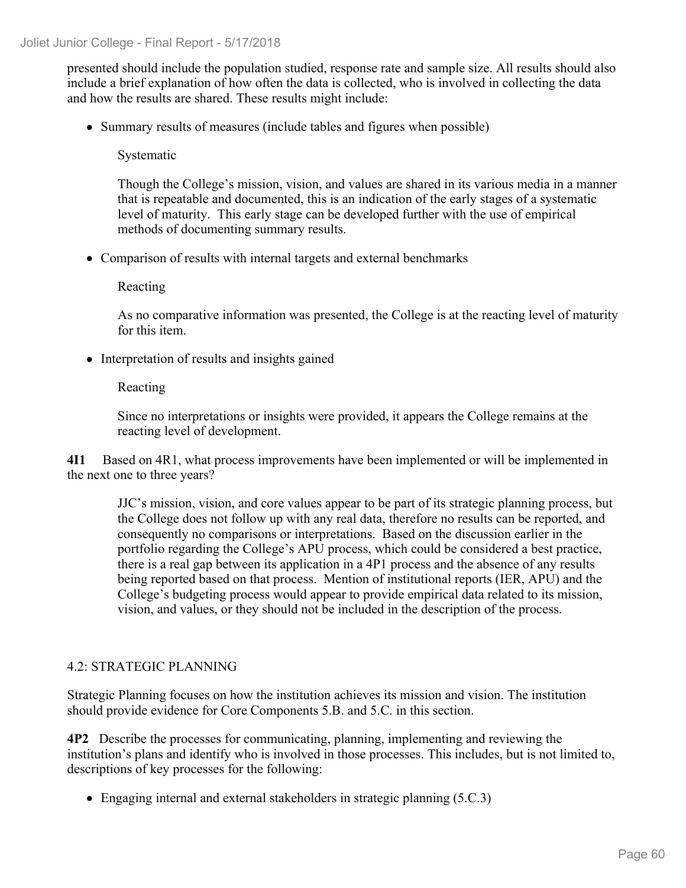presented should include the population studied, response rate and sample size. All results should also include a brief explanation of how often the data is collected, who is involved in collecting the data and how the results are shared. These results might include:

- Summary results of measures (include tables and figures when possible)

  Systematic

  Though the College's mission, vision, and values are shared in its various media in a manner that is repeatable and documented, this is an indication of the early stages of a systematic level of maturity. This early stage can be developed further with the use of empirical methods of documenting summary results.

- Comparison of results with internal targets and external benchmarks

  Reacting

  As no comparative information was presented, the College is at the reacting level of maturity for this item.

- Interpretation of results and insights gained

  Reacting

  Since no interpretations or insights were provided, it appears the College remains at the reacting level of development.

**4I1** Based on 4R1, what process improvements have been implemented or will be implemented in the next one to three years?

> JJC's mission, vision, and core values appear to be part of its strategic planning process, but the College does not follow up with any real data, therefore no results can be reported, and consequently no comparisons or interpretations. Based on the discussion earlier in the portfolio regarding the College's APU process, which could be considered a best practice, there is a real gap between its application in a 4P1 process and the absence of any results being reported based on that process. Mention of institutional reports (IER, APU) and the College's budgeting process would appear to provide empirical data related to its mission, vision, and values, or they should not be included in the description of the process.

## 4.2: STRATEGIC PLANNING

Strategic Planning focuses on how the institution achieves its mission and vision. The institution should provide evidence for Core Components 5.B. and 5.C. in this section.

**4P2** Describe the processes for communicating, planning, implementing and reviewing the institution's plans and identify who is involved in those processes. This includes, but is not limited to, descriptions of key processes for the following:

- Engaging internal and external stakeholders in strategic planning (5.C.3)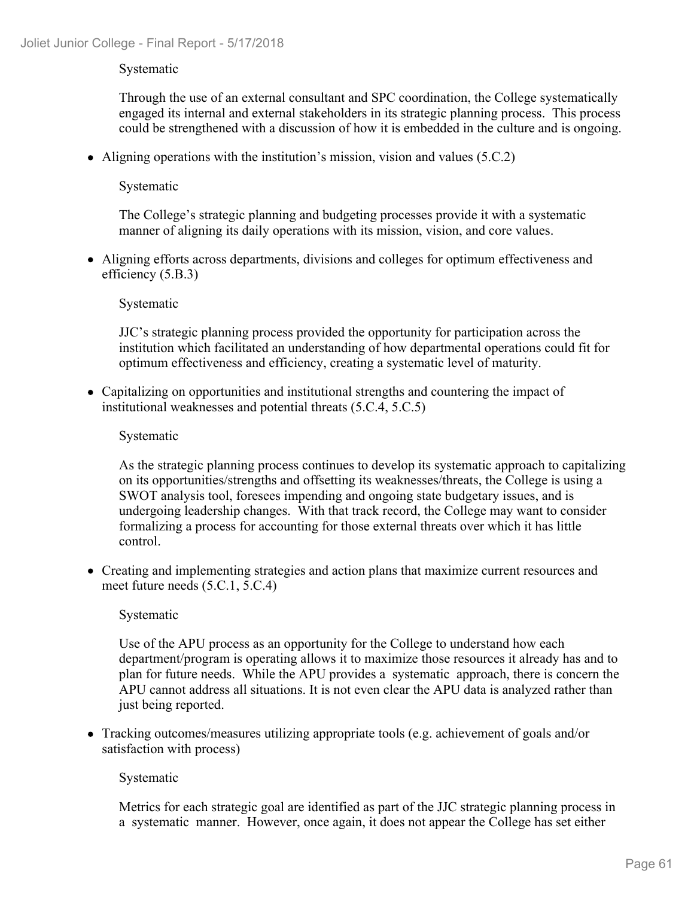Systematic

Through the use of an external consultant and SPC coordination, the College systematically engaged its internal and external stakeholders in its strategic planning process. This process could be strengthened with a discussion of how it is embedded in the culture and is ongoing.

- Aligning operations with the institution's mission, vision and values (5.C.2)

  Systematic

  The College's strategic planning and budgeting processes provide it with a systematic manner of aligning its daily operations with its mission, vision, and core values.

- Aligning efforts across departments, divisions and colleges for optimum effectiveness and efficiency (5.B.3)

  Systematic

  JJC's strategic planning process provided the opportunity for participation across the institution which facilitated an understanding of how departmental operations could fit for optimum effectiveness and efficiency, creating a systematic level of maturity.

- Capitalizing on opportunities and institutional strengths and countering the impact of institutional weaknesses and potential threats (5.C.4, 5.C.5)

  Systematic

  As the strategic planning process continues to develop its systematic approach to capitalizing on its opportunities/strengths and offsetting its weaknesses/threats, the College is using a SWOT analysis tool, foresees impending and ongoing state budgetary issues, and is undergoing leadership changes. With that track record, the College may want to consider formalizing a process for accounting for those external threats over which it has little control.

- Creating and implementing strategies and action plans that maximize current resources and meet future needs (5.C.1, 5.C.4)

  Systematic

  Use of the APU process as an opportunity for the College to understand how each department/program is operating allows it to maximize those resources it already has and to plan for future needs. While the APU provides a systematic approach, there is concern the APU cannot address all situations. It is not even clear the APU data is analyzed rather than just being reported.

- Tracking outcomes/measures utilizing appropriate tools (e.g. achievement of goals and/or satisfaction with process)

  Systematic

  Metrics for each strategic goal are identified as part of the JJC strategic planning process in a systematic manner. However, once again, it does not appear the College has set either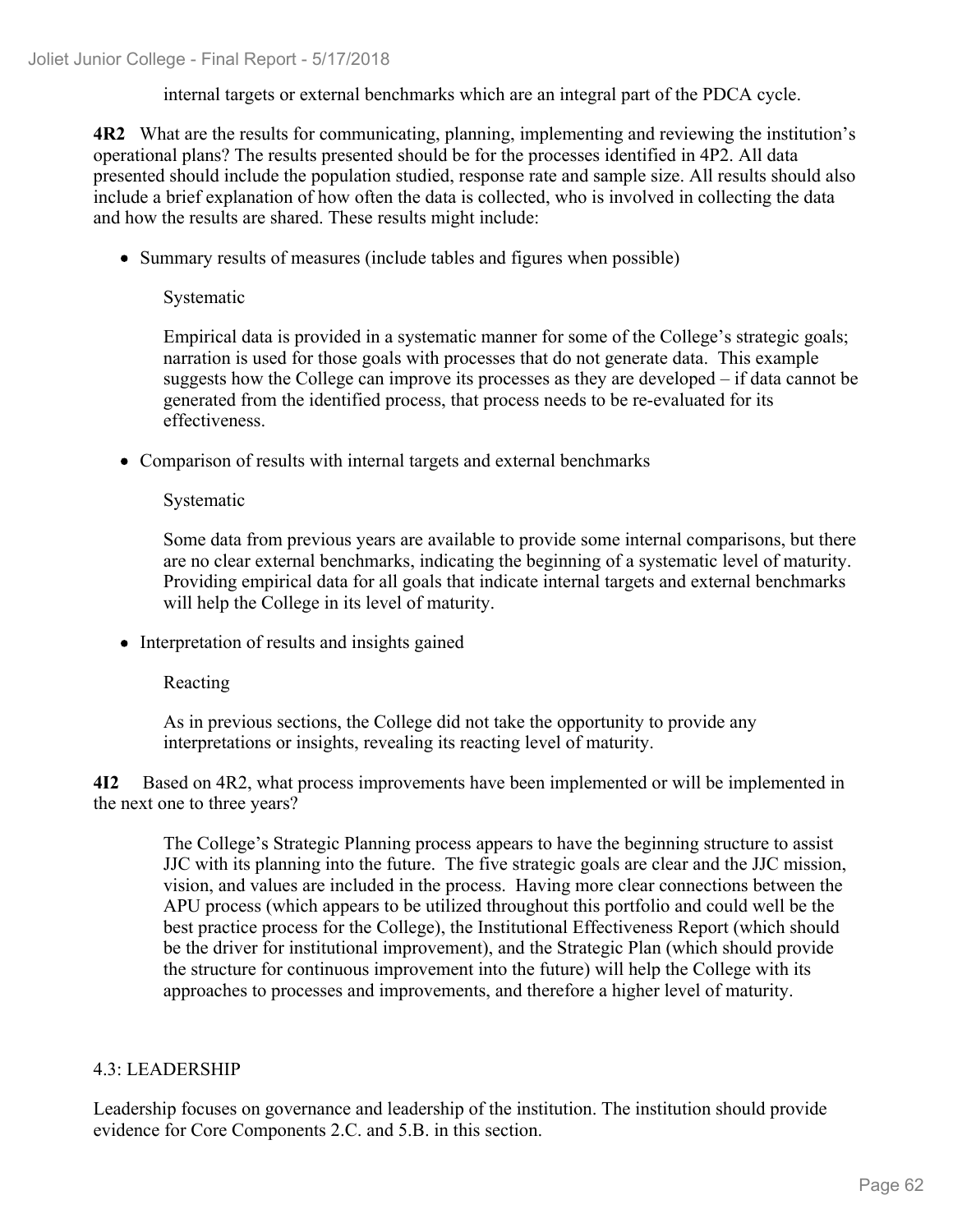internal targets or external benchmarks which are an integral part of the PDCA cycle.

**4R2** What are the results for communicating, planning, implementing and reviewing the institution's operational plans? The results presented should be for the processes identified in 4P2. All data presented should include the population studied, response rate and sample size. All results should also include a brief explanation of how often the data is collected, who is involved in collecting the data and how the results are shared. These results might include:

- Summary results of measures (include tables and figures when possible)

  Systematic

  Empirical data is provided in a systematic manner for some of the College's strategic goals; narration is used for those goals with processes that do not generate data. This example suggests how the College can improve its processes as they are developed – if data cannot be generated from the identified process, that process needs to be re-evaluated for its effectiveness.

- Comparison of results with internal targets and external benchmarks

  Systematic

  Some data from previous years are available to provide some internal comparisons, but there are no clear external benchmarks, indicating the beginning of a systematic level of maturity. Providing empirical data for all goals that indicate internal targets and external benchmarks will help the College in its level of maturity.

- Interpretation of results and insights gained

  Reacting

  As in previous sections, the College did not take the opportunity to provide any interpretations or insights, revealing its reacting level of maturity.

**4I2** Based on 4R2, what process improvements have been implemented or will be implemented in the next one to three years?

The College's Strategic Planning process appears to have the beginning structure to assist JJC with its planning into the future. The five strategic goals are clear and the JJC mission, vision, and values are included in the process. Having more clear connections between the APU process (which appears to be utilized throughout this portfolio and could well be the best practice process for the College), the Institutional Effectiveness Report (which should be the driver for institutional improvement), and the Strategic Plan (which should provide the structure for continuous improvement into the future) will help the College with its approaches to processes and improvements, and therefore a higher level of maturity.

## 4.3: LEADERSHIP

Leadership focuses on governance and leadership of the institution. The institution should provide evidence for Core Components 2.C. and 5.B. in this section.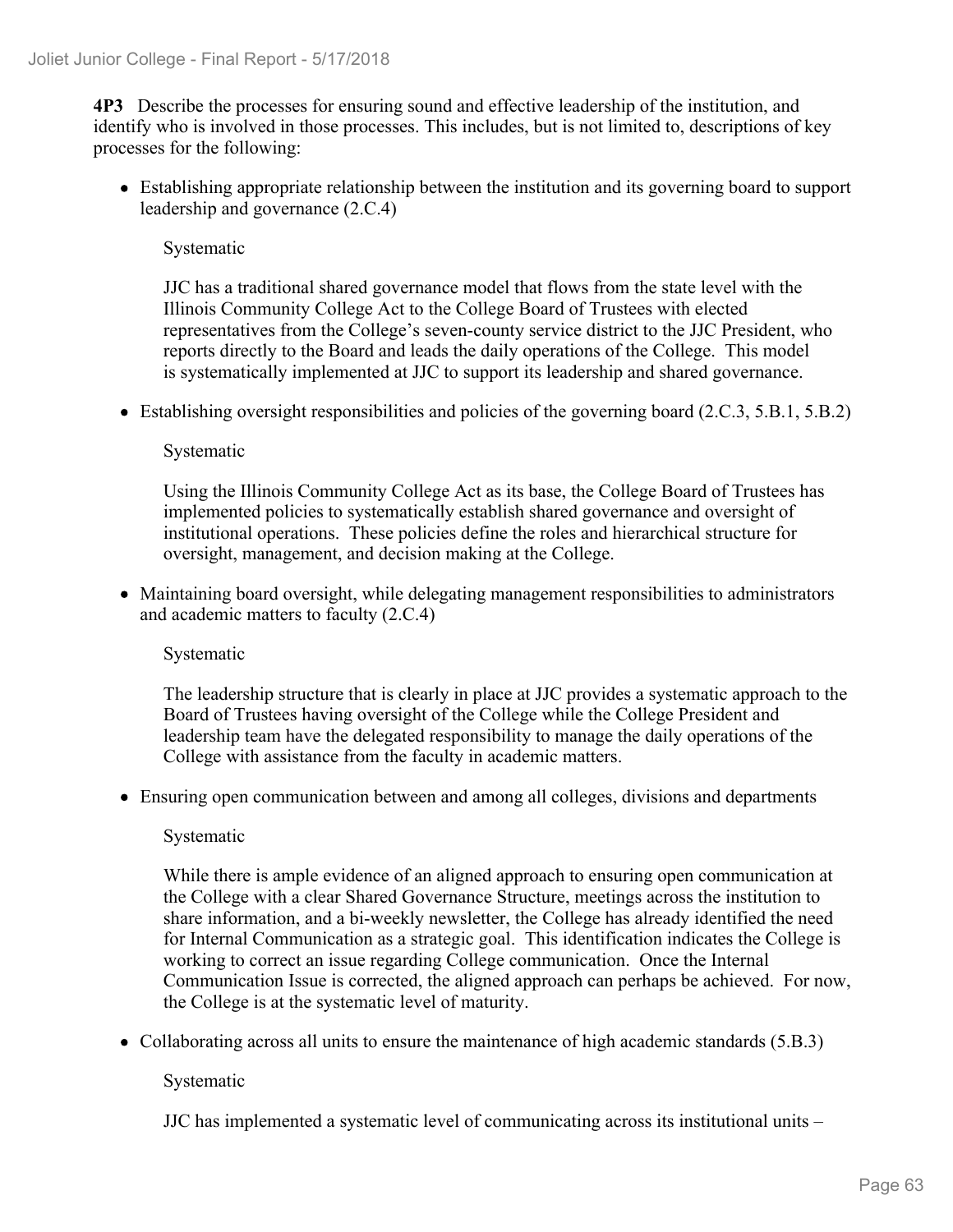**4P3** Describe the processes for ensuring sound and effective leadership of the institution, and identify who is involved in those processes. This includes, but is not limited to, descriptions of key processes for the following:

- Establishing appropriate relationship between the institution and its governing board to support leadership and governance (2.C.4)

  Systematic

  JJC has a traditional shared governance model that flows from the state level with the Illinois Community College Act to the College Board of Trustees with elected representatives from the College's seven-county service district to the JJC President, who reports directly to the Board and leads the daily operations of the College. This model is systematically implemented at JJC to support its leadership and shared governance.

- Establishing oversight responsibilities and policies of the governing board (2.C.3, 5.B.1, 5.B.2)

  Systematic

  Using the Illinois Community College Act as its base, the College Board of Trustees has implemented policies to systematically establish shared governance and oversight of institutional operations. These policies define the roles and hierarchical structure for oversight, management, and decision making at the College.

- Maintaining board oversight, while delegating management responsibilities to administrators and academic matters to faculty (2.C.4)

  Systematic

  The leadership structure that is clearly in place at JJC provides a systematic approach to the Board of Trustees having oversight of the College while the College President and leadership team have the delegated responsibility to manage the daily operations of the College with assistance from the faculty in academic matters.

- Ensuring open communication between and among all colleges, divisions and departments

  Systematic

  While there is ample evidence of an aligned approach to ensuring open communication at the College with a clear Shared Governance Structure, meetings across the institution to share information, and a bi-weekly newsletter, the College has already identified the need for Internal Communication as a strategic goal. This identification indicates the College is working to correct an issue regarding College communication. Once the Internal Communication Issue is corrected, the aligned approach can perhaps be achieved. For now, the College is at the systematic level of maturity.

- Collaborating across all units to ensure the maintenance of high academic standards (5.B.3)

  Systematic

  JJC has implemented a systematic level of communicating across its institutional units –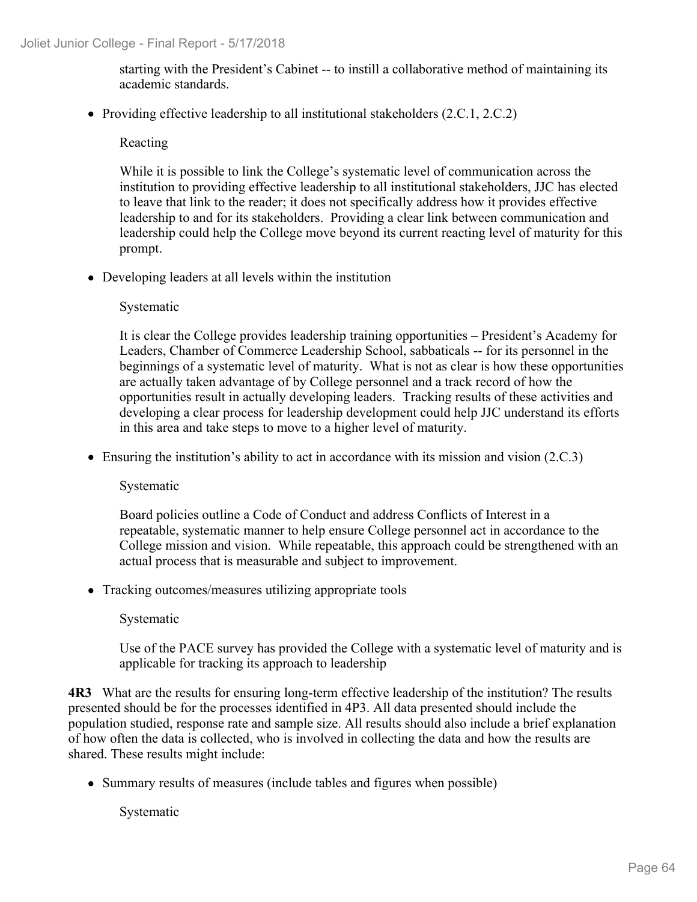starting with the President's Cabinet -- to instill a collaborative method of maintaining its academic standards.

- Providing effective leadership to all institutional stakeholders (2.C.1, 2.C.2)

  Reacting

  While it is possible to link the College's systematic level of communication across the institution to providing effective leadership to all institutional stakeholders, JJC has elected to leave that link to the reader; it does not specifically address how it provides effective leadership to and for its stakeholders. Providing a clear link between communication and leadership could help the College move beyond its current reacting level of maturity for this prompt.

- Developing leaders at all levels within the institution

  Systematic

  It is clear the College provides leadership training opportunities – President's Academy for Leaders, Chamber of Commerce Leadership School, sabbaticals -- for its personnel in the beginnings of a systematic level of maturity. What is not as clear is how these opportunities are actually taken advantage of by College personnel and a track record of how the opportunities result in actually developing leaders. Tracking results of these activities and developing a clear process for leadership development could help JJC understand its efforts in this area and take steps to move to a higher level of maturity.

- Ensuring the institution's ability to act in accordance with its mission and vision (2.C.3)

  Systematic

  Board policies outline a Code of Conduct and address Conflicts of Interest in a repeatable, systematic manner to help ensure College personnel act in accordance to the College mission and vision. While repeatable, this approach could be strengthened with an actual process that is measurable and subject to improvement.

- Tracking outcomes/measures utilizing appropriate tools

  Systematic

  Use of the PACE survey has provided the College with a systematic level of maturity and is applicable for tracking its approach to leadership

**4R3** What are the results for ensuring long-term effective leadership of the institution? The results presented should be for the processes identified in 4P3. All data presented should include the population studied, response rate and sample size. All results should also include a brief explanation of how often the data is collected, who is involved in collecting the data and how the results are shared. These results might include:

- Summary results of measures (include tables and figures when possible)

  Systematic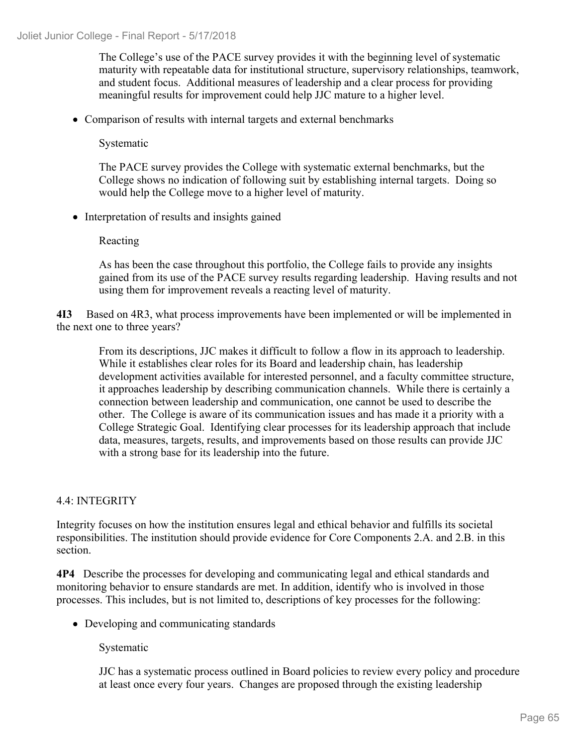The College's use of the PACE survey provides it with the beginning level of systematic maturity with repeatable data for institutional structure, supervisory relationships, teamwork, and student focus. Additional measures of leadership and a clear process for providing meaningful results for improvement could help JJC mature to a higher level.

- Comparison of results with internal targets and external benchmarks

  Systematic

  The PACE survey provides the College with systematic external benchmarks, but the College shows no indication of following suit by establishing internal targets. Doing so would help the College move to a higher level of maturity.

- Interpretation of results and insights gained

  Reacting

  As has been the case throughout this portfolio, the College fails to provide any insights gained from its use of the PACE survey results regarding leadership. Having results and not using them for improvement reveals a reacting level of maturity.

**4I3** Based on 4R3, what process improvements have been implemented or will be implemented in the next one to three years?

From its descriptions, JJC makes it difficult to follow a flow in its approach to leadership. While it establishes clear roles for its Board and leadership chain, has leadership development activities available for interested personnel, and a faculty committee structure, it approaches leadership by describing communication channels. While there is certainly a connection between leadership and communication, one cannot be used to describe the other. The College is aware of its communication issues and has made it a priority with a College Strategic Goal. Identifying clear processes for its leadership approach that include data, measures, targets, results, and improvements based on those results can provide JJC with a strong base for its leadership into the future.

## 4.4: INTEGRITY

Integrity focuses on how the institution ensures legal and ethical behavior and fulfills its societal responsibilities. The institution should provide evidence for Core Components 2.A. and 2.B. in this section.

**4P4** Describe the processes for developing and communicating legal and ethical standards and monitoring behavior to ensure standards are met. In addition, identify who is involved in those processes. This includes, but is not limited to, descriptions of key processes for the following:

- Developing and communicating standards

  Systematic

  JJC has a systematic process outlined in Board policies to review every policy and procedure at least once every four years. Changes are proposed through the existing leadership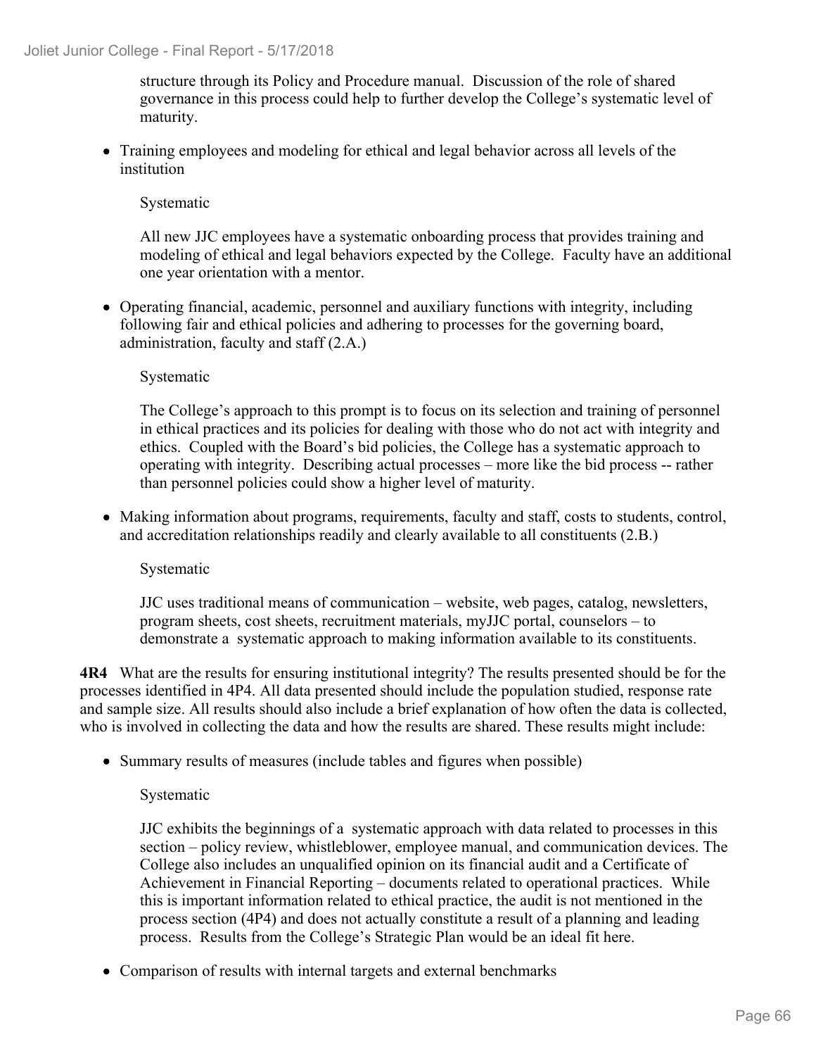structure through its Policy and Procedure manual. Discussion of the role of shared governance in this process could help to further develop the College's systematic level of maturity.

- Training employees and modeling for ethical and legal behavior across all levels of the institution

  Systematic

  All new JJC employees have a systematic onboarding process that provides training and modeling of ethical and legal behaviors expected by the College. Faculty have an additional one year orientation with a mentor.

- Operating financial, academic, personnel and auxiliary functions with integrity, including following fair and ethical policies and adhering to processes for the governing board, administration, faculty and staff (2.A.)

  Systematic

  The College's approach to this prompt is to focus on its selection and training of personnel in ethical practices and its policies for dealing with those who do not act with integrity and ethics. Coupled with the Board's bid policies, the College has a systematic approach to operating with integrity. Describing actual processes – more like the bid process -- rather than personnel policies could show a higher level of maturity.

- Making information about programs, requirements, faculty and staff, costs to students, control, and accreditation relationships readily and clearly available to all constituents (2.B.)

  Systematic

  JJC uses traditional means of communication – website, web pages, catalog, newsletters, program sheets, cost sheets, recruitment materials, myJJC portal, counselors – to demonstrate a systematic approach to making information available to its constituents.

**4R4** What are the results for ensuring institutional integrity? The results presented should be for the processes identified in 4P4. All data presented should include the population studied, response rate and sample size. All results should also include a brief explanation of how often the data is collected, who is involved in collecting the data and how the results are shared. These results might include:

- Summary results of measures (include tables and figures when possible)

  Systematic

  JJC exhibits the beginnings of a systematic approach with data related to processes in this section – policy review, whistleblower, employee manual, and communication devices. The College also includes an unqualified opinion on its financial audit and a Certificate of Achievement in Financial Reporting – documents related to operational practices. While this is important information related to ethical practice, the audit is not mentioned in the process section (4P4) and does not actually constitute a result of a planning and leading process. Results from the College's Strategic Plan would be an ideal fit here.

- Comparison of results with internal targets and external benchmarks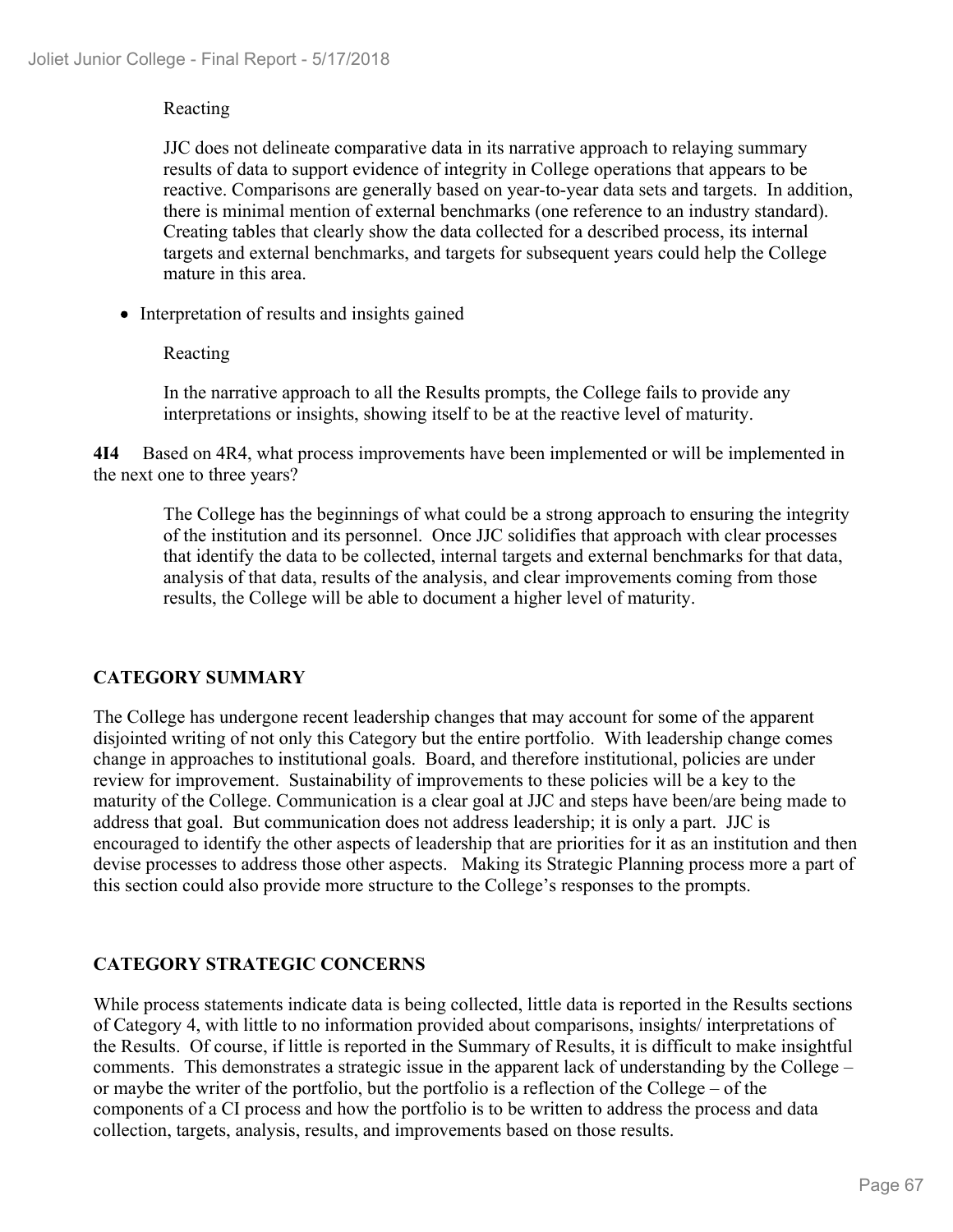Reacting

JJC does not delineate comparative data in its narrative approach to relaying summary results of data to support evidence of integrity in College operations that appears to be reactive. Comparisons are generally based on year-to-year data sets and targets. In addition, there is minimal mention of external benchmarks (one reference to an industry standard). Creating tables that clearly show the data collected for a described process, its internal targets and external benchmarks, and targets for subsequent years could help the College mature in this area.

- Interpretation of results and insights gained

Reacting

In the narrative approach to all the Results prompts, the College fails to provide any interpretations or insights, showing itself to be at the reactive level of maturity.

**4I4** Based on 4R4, what process improvements have been implemented or will be implemented in the next one to three years?

The College has the beginnings of what could be a strong approach to ensuring the integrity of the institution and its personnel. Once JJC solidifies that approach with clear processes that identify the data to be collected, internal targets and external benchmarks for that data, analysis of that data, results of the analysis, and clear improvements coming from those results, the College will be able to document a higher level of maturity.

## CATEGORY SUMMARY

The College has undergone recent leadership changes that may account for some of the apparent disjointed writing of not only this Category but the entire portfolio. With leadership change comes change in approaches to institutional goals. Board, and therefore institutional, policies are under review for improvement. Sustainability of improvements to these policies will be a key to the maturity of the College. Communication is a clear goal at JJC and steps have been/are being made to address that goal. But communication does not address leadership; it is only a part. JJC is encouraged to identify the other aspects of leadership that are priorities for it as an institution and then devise processes to address those other aspects. Making its Strategic Planning process more a part of this section could also provide more structure to the College's responses to the prompts.

## CATEGORY STRATEGIC CONCERNS

While process statements indicate data is being collected, little data is reported in the Results sections of Category 4, with little to no information provided about comparisons, insights/ interpretations of the Results. Of course, if little is reported in the Summary of Results, it is difficult to make insightful comments. This demonstrates a strategic issue in the apparent lack of understanding by the College – or maybe the writer of the portfolio, but the portfolio is a reflection of the College – of the components of a CI process and how the portfolio is to be written to address the process and data collection, targets, analysis, results, and improvements based on those results.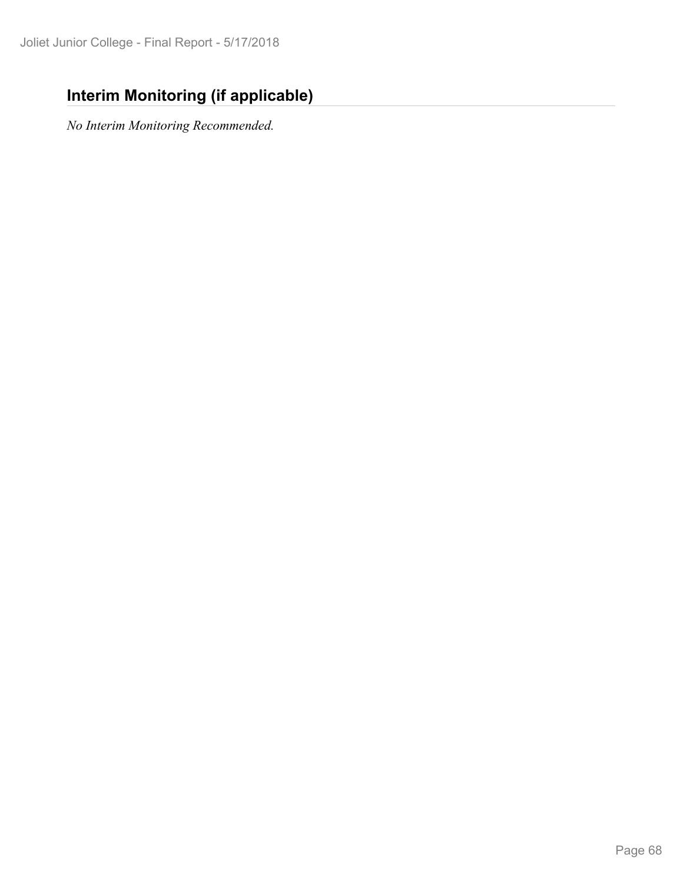## Interim Monitoring (if applicable)

*No Interim Monitoring Recommended.*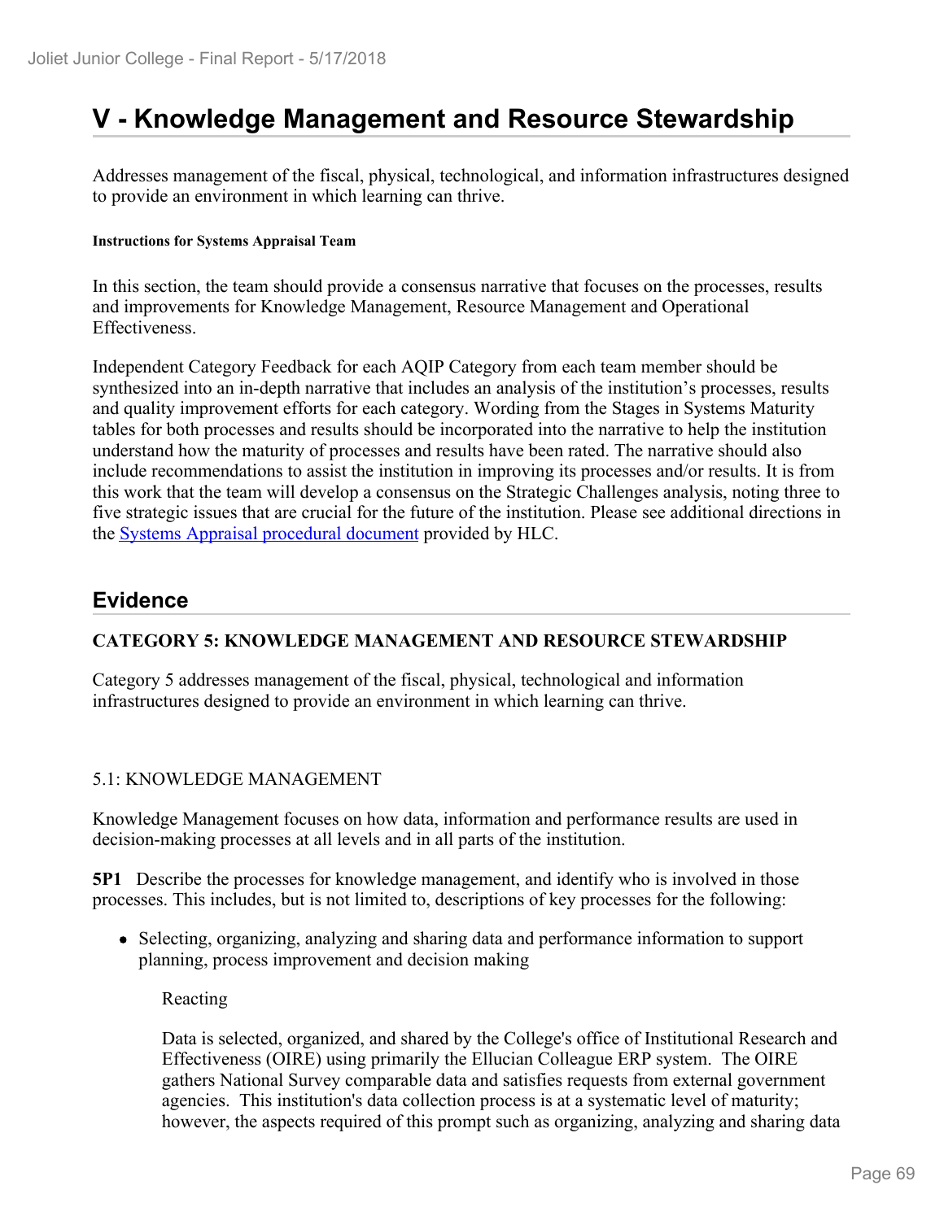# V - Knowledge Management and Resource Stewardship

Addresses management of the fiscal, physical, technological, and information infrastructures designed to provide an environment in which learning can thrive.

**Instructions for Systems Appraisal Team**

In this section, the team should provide a consensus narrative that focuses on the processes, results and improvements for Knowledge Management, Resource Management and Operational Effectiveness.

Independent Category Feedback for each AQIP Category from each team member should be synthesized into an in-depth narrative that includes an analysis of the institution's processes, results and quality improvement efforts for each category. Wording from the Stages in Systems Maturity tables for both processes and results should be incorporated into the narrative to help the institution understand how the maturity of processes and results have been rated. The narrative should also include recommendations to assist the institution in improving its processes and/or results. It is from this work that the team will develop a consensus on the Strategic Challenges analysis, noting three to five strategic issues that are crucial for the future of the institution. Please see additional directions in the Systems Appraisal procedural document provided by HLC.

## Evidence

**CATEGORY 5: KNOWLEDGE MANAGEMENT AND RESOURCE STEWARDSHIP**

Category 5 addresses management of the fiscal, physical, technological and information infrastructures designed to provide an environment in which learning can thrive.

5.1: KNOWLEDGE MANAGEMENT

Knowledge Management focuses on how data, information and performance results are used in decision-making processes at all levels and in all parts of the institution.

**5P1** Describe the processes for knowledge management, and identify who is involved in those processes. This includes, but is not limited to, descriptions of key processes for the following:

- Selecting, organizing, analyzing and sharing data and performance information to support planning, process improvement and decision making

  Reacting

  Data is selected, organized, and shared by the College's office of Institutional Research and Effectiveness (OIRE) using primarily the Ellucian Colleague ERP system. The OIRE gathers National Survey comparable data and satisfies requests from external government agencies. This institution's data collection process is at a systematic level of maturity; however, the aspects required of this prompt such as organizing, analyzing and sharing data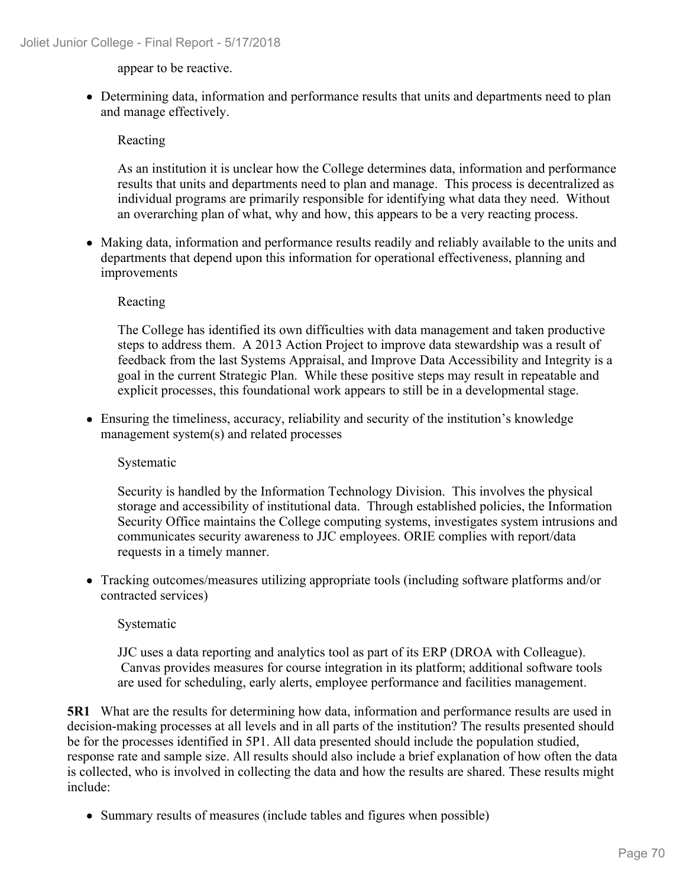appear to be reactive.

- Determining data, information and performance results that units and departments need to plan and manage effectively.

  Reacting

  As an institution it is unclear how the College determines data, information and performance results that units and departments need to plan and manage. This process is decentralized as individual programs are primarily responsible for identifying what data they need. Without an overarching plan of what, why and how, this appears to be a very reacting process.

- Making data, information and performance results readily and reliably available to the units and departments that depend upon this information for operational effectiveness, planning and improvements

  Reacting

  The College has identified its own difficulties with data management and taken productive steps to address them. A 2013 Action Project to improve data stewardship was a result of feedback from the last Systems Appraisal, and Improve Data Accessibility and Integrity is a goal in the current Strategic Plan. While these positive steps may result in repeatable and explicit processes, this foundational work appears to still be in a developmental stage.

- Ensuring the timeliness, accuracy, reliability and security of the institution's knowledge management system(s) and related processes

  Systematic

  Security is handled by the Information Technology Division. This involves the physical storage and accessibility of institutional data. Through established policies, the Information Security Office maintains the College computing systems, investigates system intrusions and communicates security awareness to JJC employees. ORIE complies with report/data requests in a timely manner.

- Tracking outcomes/measures utilizing appropriate tools (including software platforms and/or contracted services)

  Systematic

  JJC uses a data reporting and analytics tool as part of its ERP (DROA with Colleague). Canvas provides measures for course integration in its platform; additional software tools are used for scheduling, early alerts, employee performance and facilities management.

**5R1** What are the results for determining how data, information and performance results are used in decision-making processes at all levels and in all parts of the institution? The results presented should be for the processes identified in 5P1. All data presented should include the population studied, response rate and sample size. All results should also include a brief explanation of how often the data is collected, who is involved in collecting the data and how the results are shared. These results might include:

- Summary results of measures (include tables and figures when possible)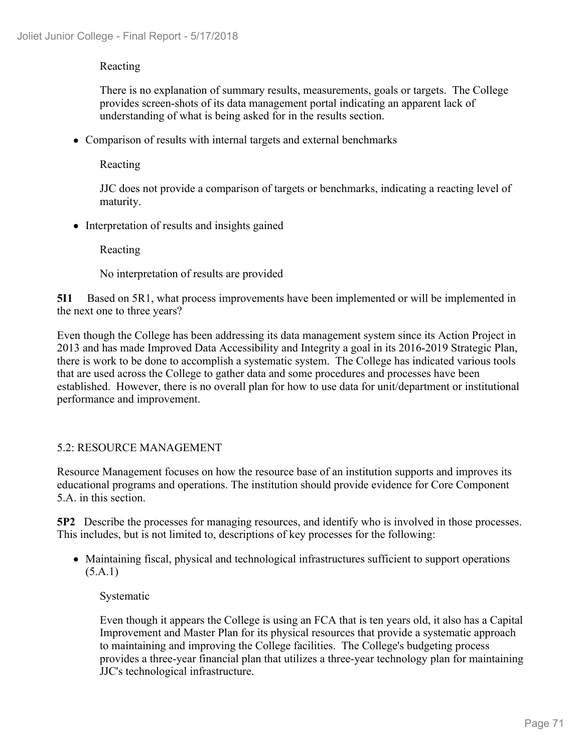Reacting

There is no explanation of summary results, measurements, goals or targets. The College provides screen-shots of its data management portal indicating an apparent lack of understanding of what is being asked for in the results section.

- Comparison of results with internal targets and external benchmarks

  Reacting

  JJC does not provide a comparison of targets or benchmarks, indicating a reacting level of maturity.

- Interpretation of results and insights gained

  Reacting

  No interpretation of results are provided

**5I1** Based on 5R1, what process improvements have been implemented or will be implemented in the next one to three years?

Even though the College has been addressing its data management system since its Action Project in 2013 and has made Improved Data Accessibility and Integrity a goal in its 2016-2019 Strategic Plan, there is work to be done to accomplish a systematic system. The College has indicated various tools that are used across the College to gather data and some procedures and processes have been established. However, there is no overall plan for how to use data for unit/department or institutional performance and improvement.

5.2: RESOURCE MANAGEMENT

Resource Management focuses on how the resource base of an institution supports and improves its educational programs and operations. The institution should provide evidence for Core Component 5.A. in this section.

**5P2** Describe the processes for managing resources, and identify who is involved in those processes. This includes, but is not limited to, descriptions of key processes for the following:

- Maintaining fiscal, physical and technological infrastructures sufficient to support operations (5.A.1)

  Systematic

  Even though it appears the College is using an FCA that is ten years old, it also has a Capital Improvement and Master Plan for its physical resources that provide a systematic approach to maintaining and improving the College facilities. The College's budgeting process provides a three-year financial plan that utilizes a three-year technology plan for maintaining JJC's technological infrastructure.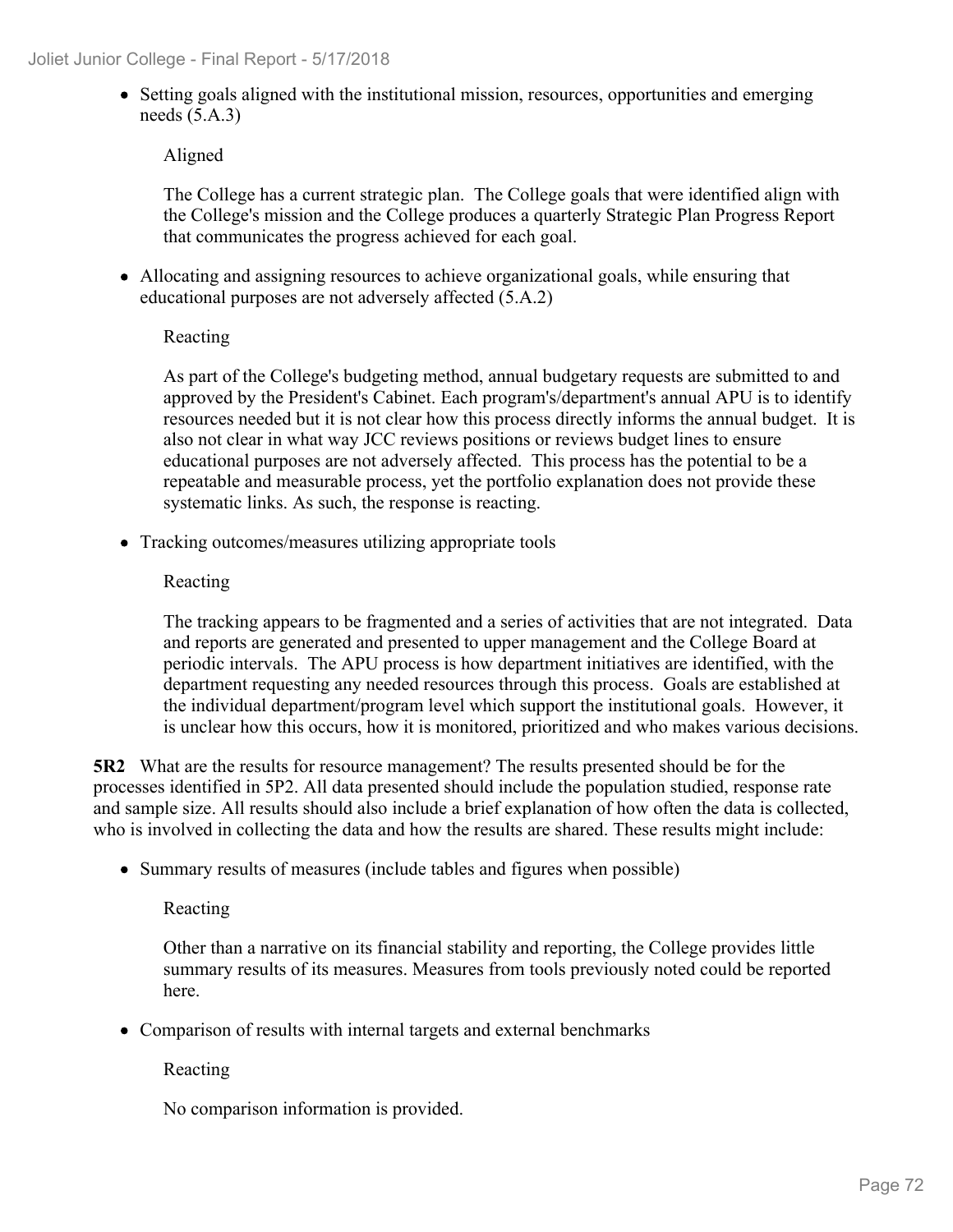- Setting goals aligned with the institutional mission, resources, opportunities and emerging needs (5.A.3)

  Aligned

  The College has a current strategic plan. The College goals that were identified align with the College's mission and the College produces a quarterly Strategic Plan Progress Report that communicates the progress achieved for each goal.

- Allocating and assigning resources to achieve organizational goals, while ensuring that educational purposes are not adversely affected (5.A.2)

  Reacting

  As part of the College's budgeting method, annual budgetary requests are submitted to and approved by the President's Cabinet. Each program's/department's annual APU is to identify resources needed but it is not clear how this process directly informs the annual budget. It is also not clear in what way JCC reviews positions or reviews budget lines to ensure educational purposes are not adversely affected. This process has the potential to be a repeatable and measurable process, yet the portfolio explanation does not provide these systematic links. As such, the response is reacting.

- Tracking outcomes/measures utilizing appropriate tools

  Reacting

  The tracking appears to be fragmented and a series of activities that are not integrated. Data and reports are generated and presented to upper management and the College Board at periodic intervals. The APU process is how department initiatives are identified, with the department requesting any needed resources through this process. Goals are established at the individual department/program level which support the institutional goals. However, it is unclear how this occurs, how it is monitored, prioritized and who makes various decisions.

**5R2** What are the results for resource management? The results presented should be for the processes identified in 5P2. All data presented should include the population studied, response rate and sample size. All results should also include a brief explanation of how often the data is collected, who is involved in collecting the data and how the results are shared. These results might include:

- Summary results of measures (include tables and figures when possible)

  Reacting

  Other than a narrative on its financial stability and reporting, the College provides little summary results of its measures. Measures from tools previously noted could be reported here.

- Comparison of results with internal targets and external benchmarks

  Reacting

  No comparison information is provided.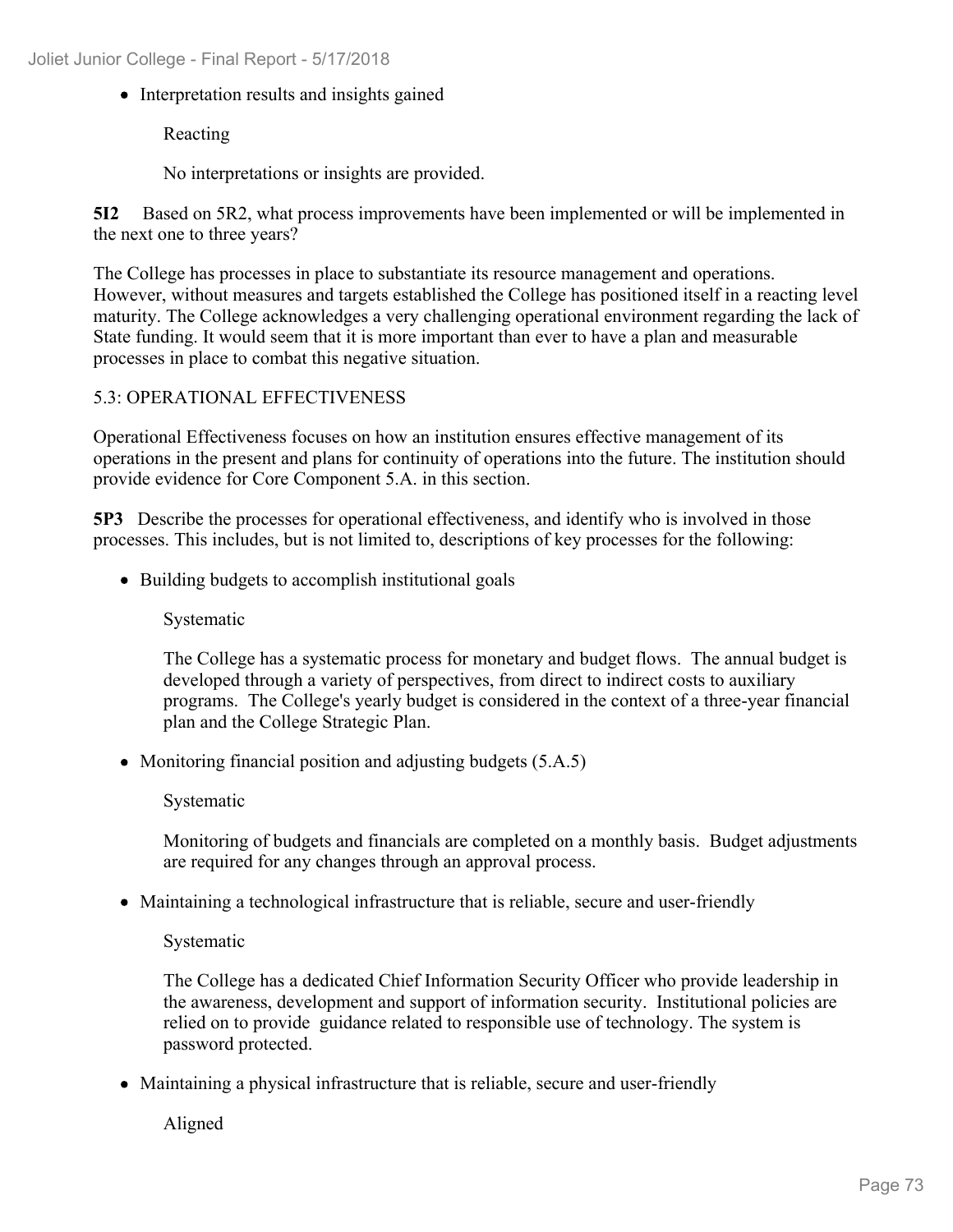- Interpretation results and insights gained

  Reacting

  No interpretations or insights are provided.

**5I2** Based on 5R2, what process improvements have been implemented or will be implemented in the next one to three years?

The College has processes in place to substantiate its resource management and operations. However, without measures and targets established the College has positioned itself in a reacting level maturity. The College acknowledges a very challenging operational environment regarding the lack of State funding. It would seem that it is more important than ever to have a plan and measurable processes in place to combat this negative situation.

5.3: OPERATIONAL EFFECTIVENESS

Operational Effectiveness focuses on how an institution ensures effective management of its operations in the present and plans for continuity of operations into the future. The institution should provide evidence for Core Component 5.A. in this section.

**5P3** Describe the processes for operational effectiveness, and identify who is involved in those processes. This includes, but is not limited to, descriptions of key processes for the following:

- Building budgets to accomplish institutional goals

  Systematic

  The College has a systematic process for monetary and budget flows. The annual budget is developed through a variety of perspectives, from direct to indirect costs to auxiliary programs. The College's yearly budget is considered in the context of a three-year financial plan and the College Strategic Plan.

- Monitoring financial position and adjusting budgets (5.A.5)

  Systematic

  Monitoring of budgets and financials are completed on a monthly basis. Budget adjustments are required for any changes through an approval process.

- Maintaining a technological infrastructure that is reliable, secure and user-friendly

  Systematic

  The College has a dedicated Chief Information Security Officer who provide leadership in the awareness, development and support of information security. Institutional policies are relied on to provide guidance related to responsible use of technology. The system is password protected.

- Maintaining a physical infrastructure that is reliable, secure and user-friendly

  Aligned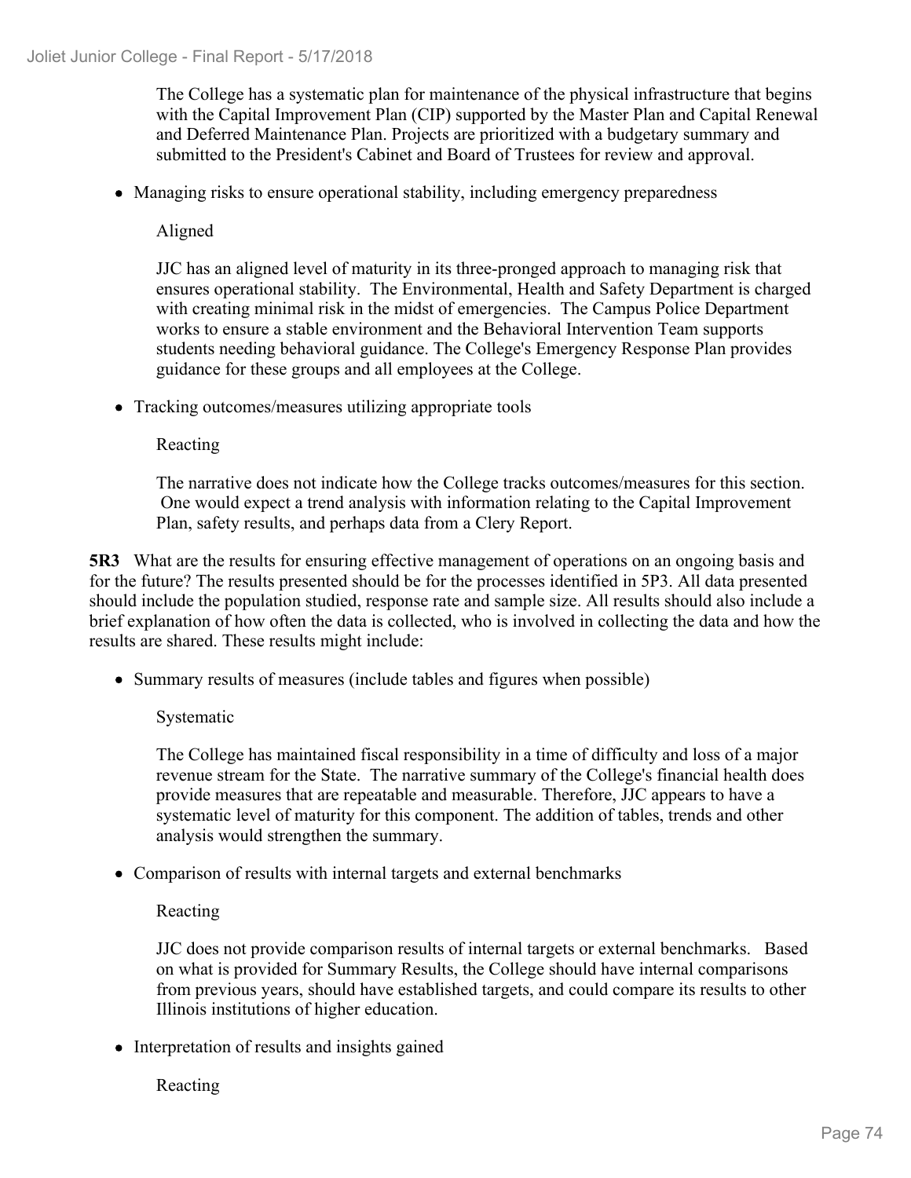The College has a systematic plan for maintenance of the physical infrastructure that begins with the Capital Improvement Plan (CIP) supported by the Master Plan and Capital Renewal and Deferred Maintenance Plan. Projects are prioritized with a budgetary summary and submitted to the President's Cabinet and Board of Trustees for review and approval.

- Managing risks to ensure operational stability, including emergency preparedness

  Aligned

  JJC has an aligned level of maturity in its three-pronged approach to managing risk that ensures operational stability. The Environmental, Health and Safety Department is charged with creating minimal risk in the midst of emergencies. The Campus Police Department works to ensure a stable environment and the Behavioral Intervention Team supports students needing behavioral guidance. The College's Emergency Response Plan provides guidance for these groups and all employees at the College.

- Tracking outcomes/measures utilizing appropriate tools

  Reacting

  The narrative does not indicate how the College tracks outcomes/measures for this section. One would expect a trend analysis with information relating to the Capital Improvement Plan, safety results, and perhaps data from a Clery Report.

**5R3** What are the results for ensuring effective management of operations on an ongoing basis and for the future? The results presented should be for the processes identified in 5P3. All data presented should include the population studied, response rate and sample size. All results should also include a brief explanation of how often the data is collected, who is involved in collecting the data and how the results are shared. These results might include:

- Summary results of measures (include tables and figures when possible)

  Systematic

  The College has maintained fiscal responsibility in a time of difficulty and loss of a major revenue stream for the State. The narrative summary of the College's financial health does provide measures that are repeatable and measurable. Therefore, JJC appears to have a systematic level of maturity for this component. The addition of tables, trends and other analysis would strengthen the summary.

- Comparison of results with internal targets and external benchmarks

  Reacting

  JJC does not provide comparison results of internal targets or external benchmarks. Based on what is provided for Summary Results, the College should have internal comparisons from previous years, should have established targets, and could compare its results to other Illinois institutions of higher education.

- Interpretation of results and insights gained

  Reacting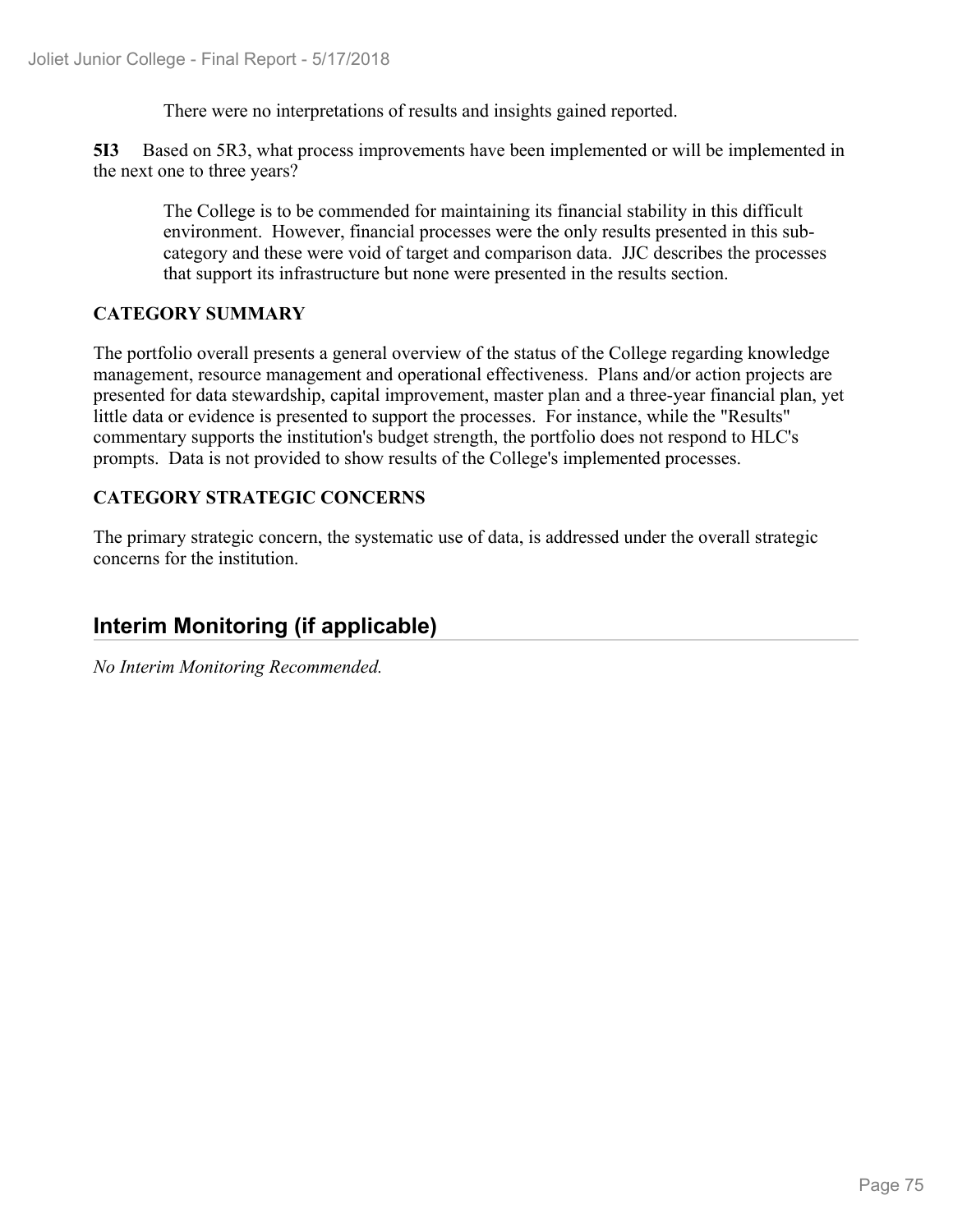There were no interpretations of results and insights gained reported.

**5I3** Based on 5R3, what process improvements have been implemented or will be implemented in the next one to three years?

The College is to be commended for maintaining its financial stability in this difficult environment. However, financial processes were the only results presented in this sub-category and these were void of target and comparison data. JJC describes the processes that support its infrastructure but none were presented in the results section.

**CATEGORY SUMMARY**

The portfolio overall presents a general overview of the status of the College regarding knowledge management, resource management and operational effectiveness. Plans and/or action projects are presented for data stewardship, capital improvement, master plan and a three-year financial plan, yet little data or evidence is presented to support the processes. For instance, while the "Results" commentary supports the institution's budget strength, the portfolio does not respond to HLC's prompts. Data is not provided to show results of the College's implemented processes.

**CATEGORY STRATEGIC CONCERNS**

The primary strategic concern, the systematic use of data, is addressed under the overall strategic concerns for the institution.

## Interim Monitoring (if applicable)

*No Interim Monitoring Recommended.*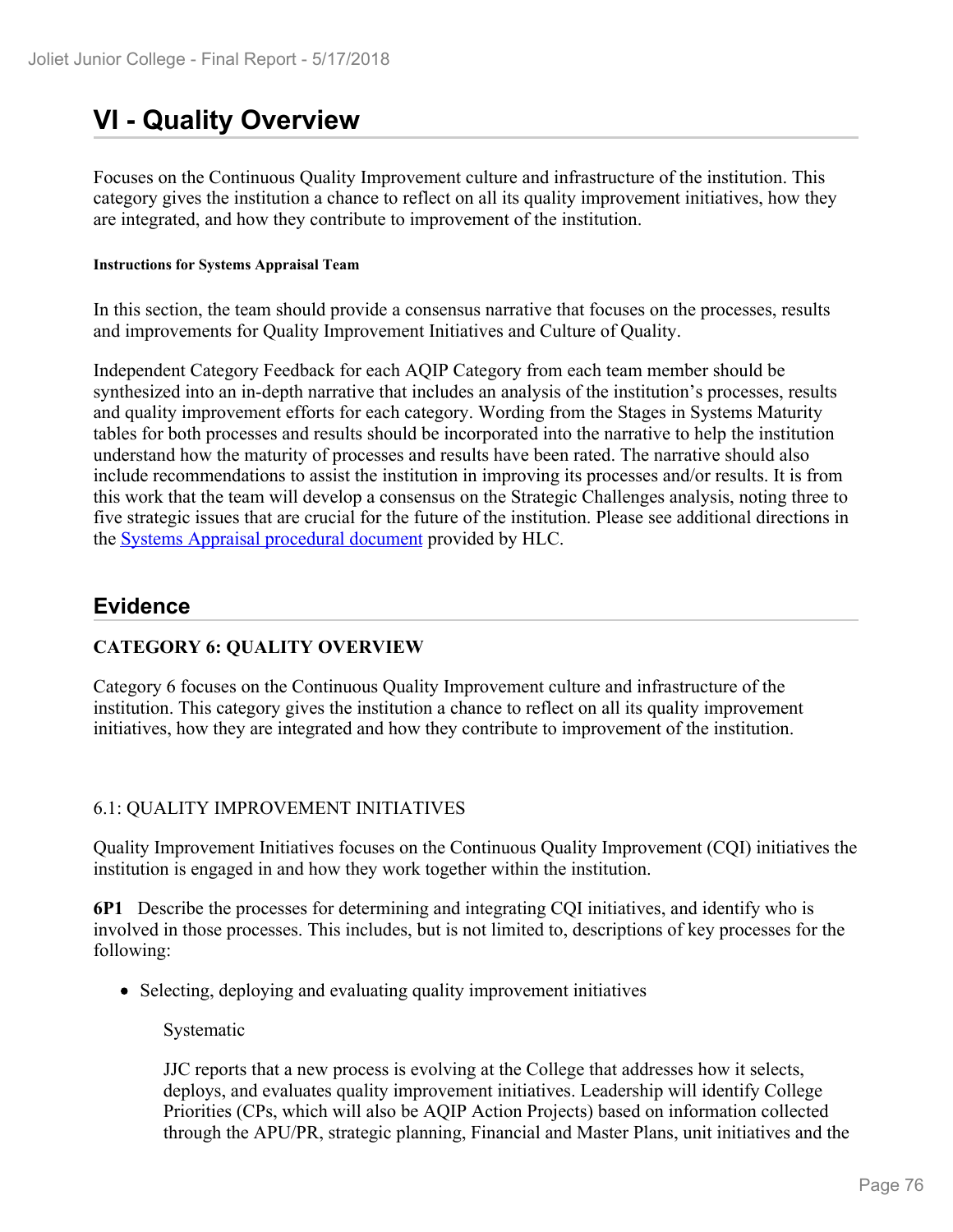# VI - Quality Overview

Focuses on the Continuous Quality Improvement culture and infrastructure of the institution. This category gives the institution a chance to reflect on all its quality improvement initiatives, how they are integrated, and how they contribute to improvement of the institution.

##### Instructions for Systems Appraisal Team

In this section, the team should provide a consensus narrative that focuses on the processes, results and improvements for Quality Improvement Initiatives and Culture of Quality.

Independent Category Feedback for each AQIP Category from each team member should be synthesized into an in-depth narrative that includes an analysis of the institution's processes, results and quality improvement efforts for each category. Wording from the Stages in Systems Maturity tables for both processes and results should be incorporated into the narrative to help the institution understand how the maturity of processes and results have been rated. The narrative should also include recommendations to assist the institution in improving its processes and/or results. It is from this work that the team will develop a consensus on the Strategic Challenges analysis, noting three to five strategic issues that are crucial for the future of the institution. Please see additional directions in the Systems Appraisal procedural document provided by HLC.

## Evidence

**CATEGORY 6: QUALITY OVERVIEW**

Category 6 focuses on the Continuous Quality Improvement culture and infrastructure of the institution. This category gives the institution a chance to reflect on all its quality improvement initiatives, how they are integrated and how they contribute to improvement of the institution.

6.1: QUALITY IMPROVEMENT INITIATIVES

Quality Improvement Initiatives focuses on the Continuous Quality Improvement (CQI) initiatives the institution is engaged in and how they work together within the institution.

**6P1** Describe the processes for determining and integrating CQI initiatives, and identify who is involved in those processes. This includes, but is not limited to, descriptions of key processes for the following:

- Selecting, deploying and evaluating quality improvement initiatives

  Systematic

  JJC reports that a new process is evolving at the College that addresses how it selects, deploys, and evaluates quality improvement initiatives. Leadership will identify College Priorities (CPs, which will also be AQIP Action Projects) based on information collected through the APU/PR, strategic planning, Financial and Master Plans, unit initiatives and the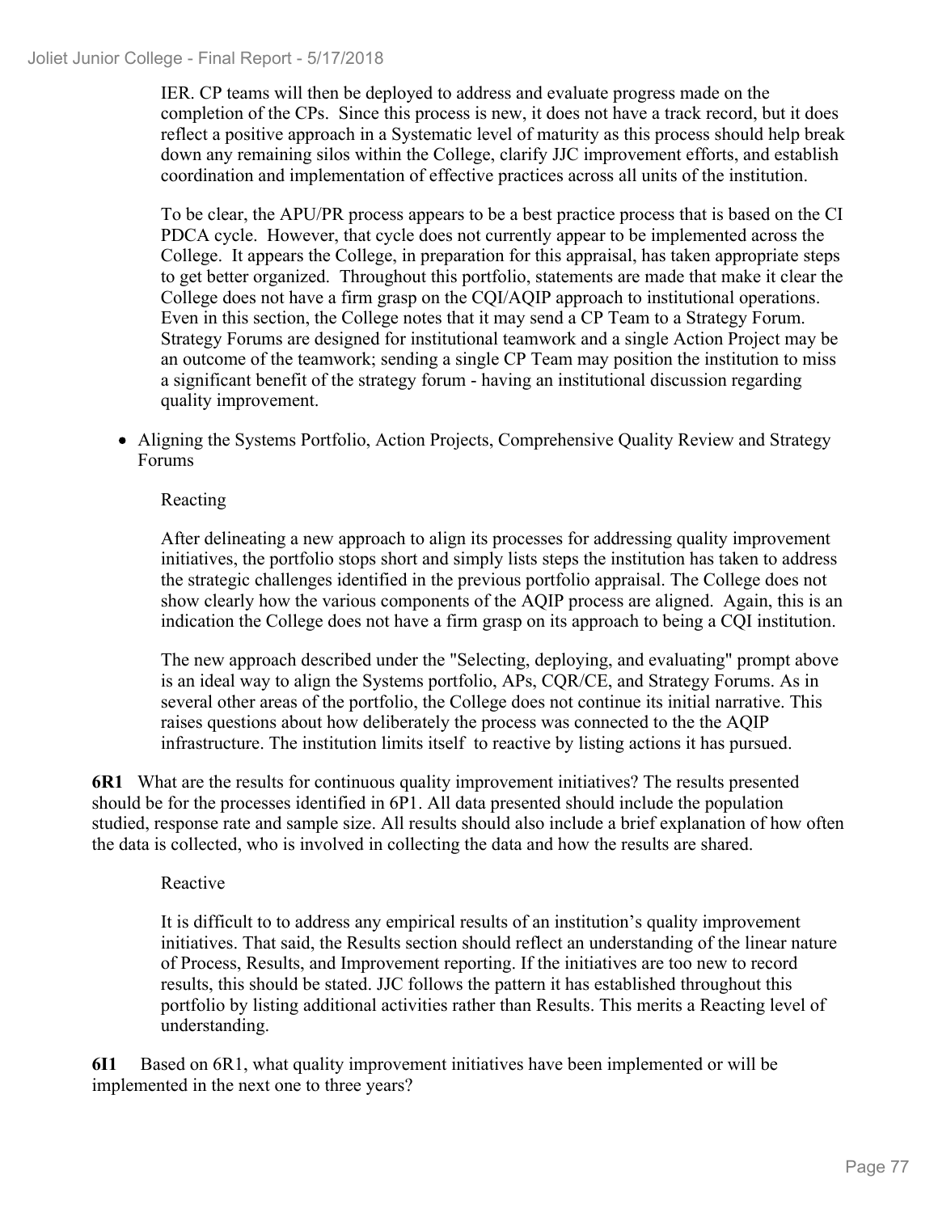IER. CP teams will then be deployed to address and evaluate progress made on the completion of the CPs. Since this process is new, it does not have a track record, but it does reflect a positive approach in a Systematic level of maturity as this process should help break down any remaining silos within the College, clarify JJC improvement efforts, and establish coordination and implementation of effective practices across all units of the institution.

To be clear, the APU/PR process appears to be a best practice process that is based on the CI PDCA cycle. However, that cycle does not currently appear to be implemented across the College. It appears the College, in preparation for this appraisal, has taken appropriate steps to get better organized. Throughout this portfolio, statements are made that make it clear the College does not have a firm grasp on the CQI/AQIP approach to institutional operations. Even in this section, the College notes that it may send a CP Team to a Strategy Forum. Strategy Forums are designed for institutional teamwork and a single Action Project may be an outcome of the teamwork; sending a single CP Team may position the institution to miss a significant benefit of the strategy forum - having an institutional discussion regarding quality improvement.

- Aligning the Systems Portfolio, Action Projects, Comprehensive Quality Review and Strategy Forums

  Reacting

  After delineating a new approach to align its processes for addressing quality improvement initiatives, the portfolio stops short and simply lists steps the institution has taken to address the strategic challenges identified in the previous portfolio appraisal. The College does not show clearly how the various components of the AQIP process are aligned. Again, this is an indication the College does not have a firm grasp on its approach to being a CQI institution.

  The new approach described under the "Selecting, deploying, and evaluating" prompt above is an ideal way to align the Systems portfolio, APs, CQR/CE, and Strategy Forums. As in several other areas of the portfolio, the College does not continue its initial narrative. This raises questions about how deliberately the process was connected to the the AQIP infrastructure. The institution limits itself to reactive by listing actions it has pursued.

**6R1** What are the results for continuous quality improvement initiatives? The results presented should be for the processes identified in 6P1. All data presented should include the population studied, response rate and sample size. All results should also include a brief explanation of how often the data is collected, who is involved in collecting the data and how the results are shared.

Reactive

It is difficult to to address any empirical results of an institution's quality improvement initiatives. That said, the Results section should reflect an understanding of the linear nature of Process, Results, and Improvement reporting. If the initiatives are too new to record results, this should be stated. JJC follows the pattern it has established throughout this portfolio by listing additional activities rather than Results. This merits a Reacting level of understanding.

**6I1** Based on 6R1, what quality improvement initiatives have been implemented or will be implemented in the next one to three years?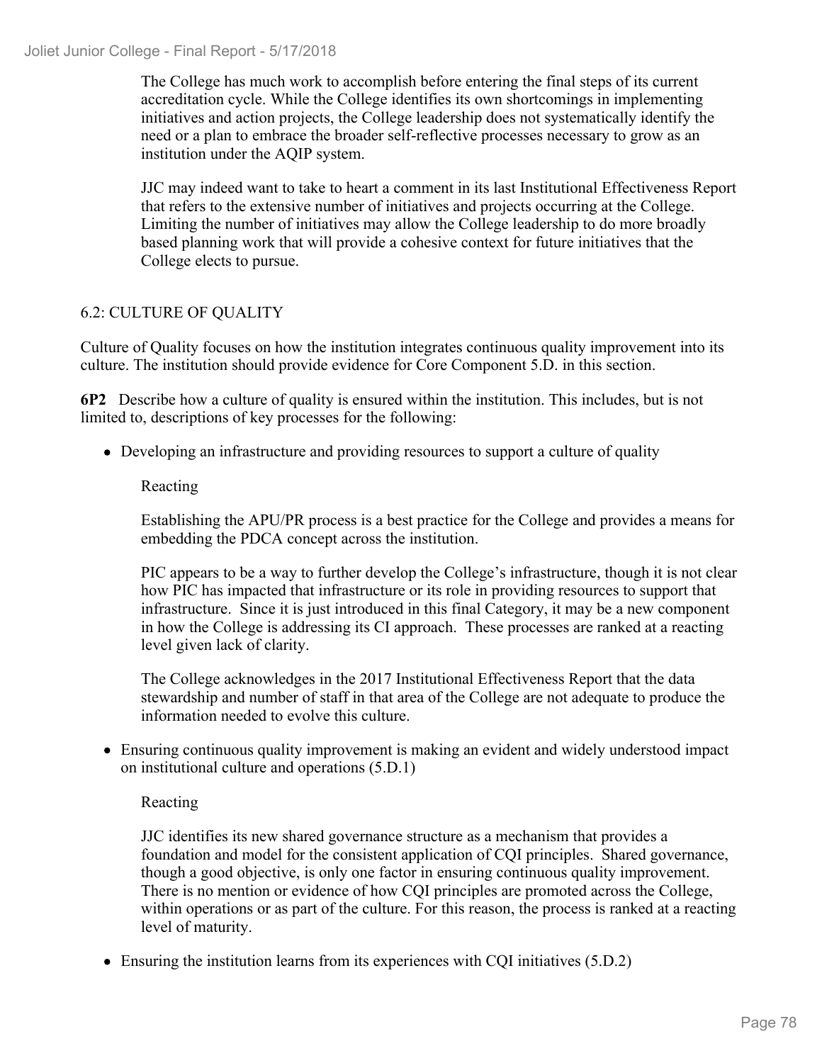The College has much work to accomplish before entering the final steps of its current accreditation cycle. While the College identifies its own shortcomings in implementing initiatives and action projects, the College leadership does not systematically identify the need or a plan to embrace the broader self-reflective processes necessary to grow as an institution under the AQIP system.

JJC may indeed want to take to heart a comment in its last Institutional Effectiveness Report that refers to the extensive number of initiatives and projects occurring at the College. Limiting the number of initiatives may allow the College leadership to do more broadly based planning work that will provide a cohesive context for future initiatives that the College elects to pursue.

## 6.2: CULTURE OF QUALITY

Culture of Quality focuses on how the institution integrates continuous quality improvement into its culture. The institution should provide evidence for Core Component 5.D. in this section.

**6P2** Describe how a culture of quality is ensured within the institution. This includes, but is not limited to, descriptions of key processes for the following:

- Developing an infrastructure and providing resources to support a culture of quality

  Reacting

  Establishing the APU/PR process is a best practice for the College and provides a means for embedding the PDCA concept across the institution.

  PIC appears to be a way to further develop the College's infrastructure, though it is not clear how PIC has impacted that infrastructure or its role in providing resources to support that infrastructure. Since it is just introduced in this final Category, it may be a new component in how the College is addressing its CI approach. These processes are ranked at a reacting level given lack of clarity.

  The College acknowledges in the 2017 Institutional Effectiveness Report that the data stewardship and number of staff in that area of the College are not adequate to produce the information needed to evolve this culture.

- Ensuring continuous quality improvement is making an evident and widely understood impact on institutional culture and operations (5.D.1)

  Reacting

  JJC identifies its new shared governance structure as a mechanism that provides a foundation and model for the consistent application of CQI principles. Shared governance, though a good objective, is only one factor in ensuring continuous quality improvement. There is no mention or evidence of how CQI principles are promoted across the College, within operations or as part of the culture. For this reason, the process is ranked at a reacting level of maturity.

- Ensuring the institution learns from its experiences with CQI initiatives (5.D.2)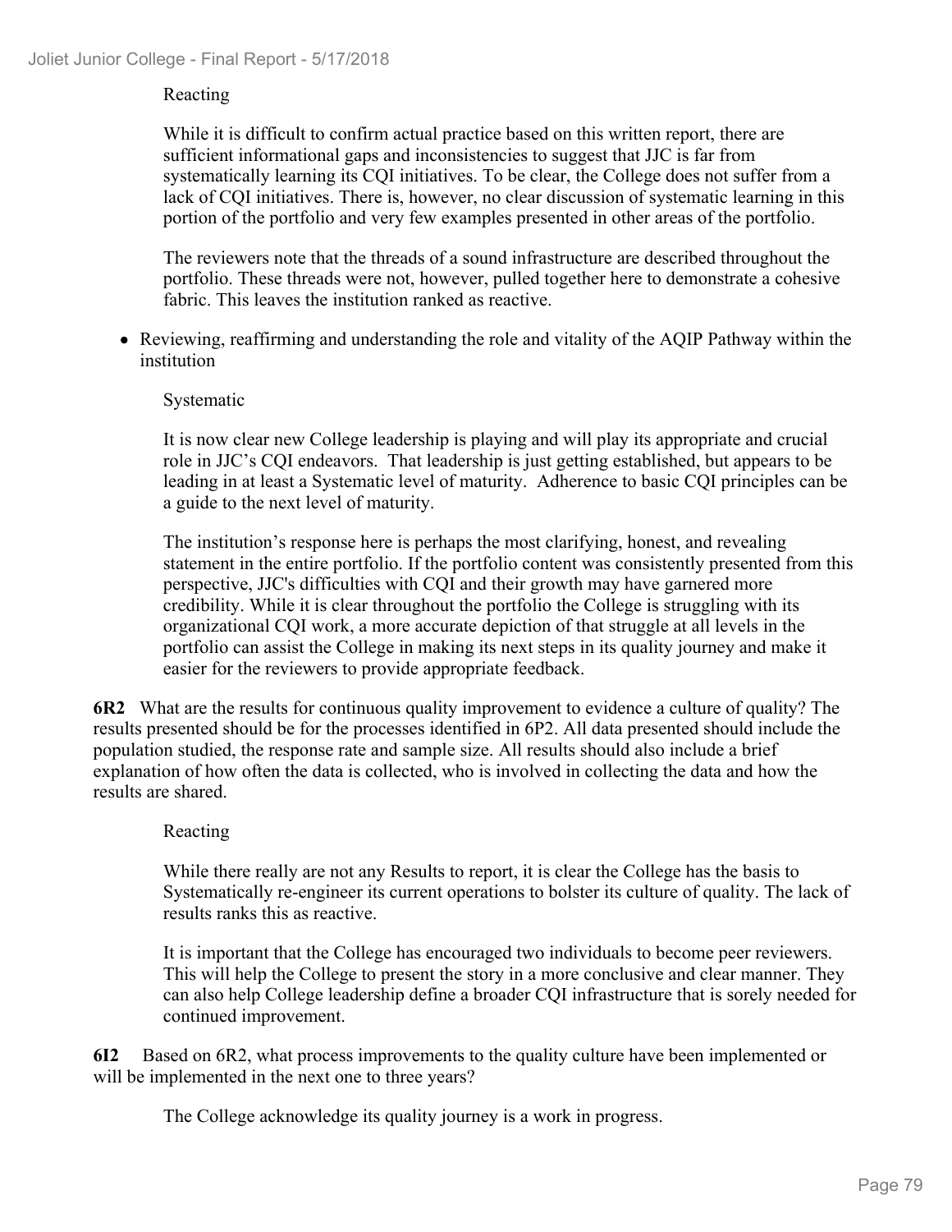Reacting

While it is difficult to confirm actual practice based on this written report, there are sufficient informational gaps and inconsistencies to suggest that JJC is far from systematically learning its CQI initiatives. To be clear, the College does not suffer from a lack of CQI initiatives. There is, however, no clear discussion of systematic learning in this portion of the portfolio and very few examples presented in other areas of the portfolio.

The reviewers note that the threads of a sound infrastructure are described throughout the portfolio. These threads were not, however, pulled together here to demonstrate a cohesive fabric. This leaves the institution ranked as reactive.

- Reviewing, reaffirming and understanding the role and vitality of the AQIP Pathway within the institution

Systematic

It is now clear new College leadership is playing and will play its appropriate and crucial role in JJC's CQI endeavors. That leadership is just getting established, but appears to be leading in at least a Systematic level of maturity. Adherence to basic CQI principles can be a guide to the next level of maturity.

The institution's response here is perhaps the most clarifying, honest, and revealing statement in the entire portfolio. If the portfolio content was consistently presented from this perspective, JJC's difficulties with CQI and their growth may have garnered more credibility. While it is clear throughout the portfolio the College is struggling with its organizational CQI work, a more accurate depiction of that struggle at all levels in the portfolio can assist the College in making its next steps in its quality journey and make it easier for the reviewers to provide appropriate feedback.

**6R2** What are the results for continuous quality improvement to evidence a culture of quality? The results presented should be for the processes identified in 6P2. All data presented should include the population studied, the response rate and sample size. All results should also include a brief explanation of how often the data is collected, who is involved in collecting the data and how the results are shared.

Reacting

While there really are not any Results to report, it is clear the College has the basis to Systematically re-engineer its current operations to bolster its culture of quality. The lack of results ranks this as reactive.

It is important that the College has encouraged two individuals to become peer reviewers. This will help the College to present the story in a more conclusive and clear manner. They can also help College leadership define a broader CQI infrastructure that is sorely needed for continued improvement.

**6I2** Based on 6R2, what process improvements to the quality culture have been implemented or will be implemented in the next one to three years?

The College acknowledge its quality journey is a work in progress.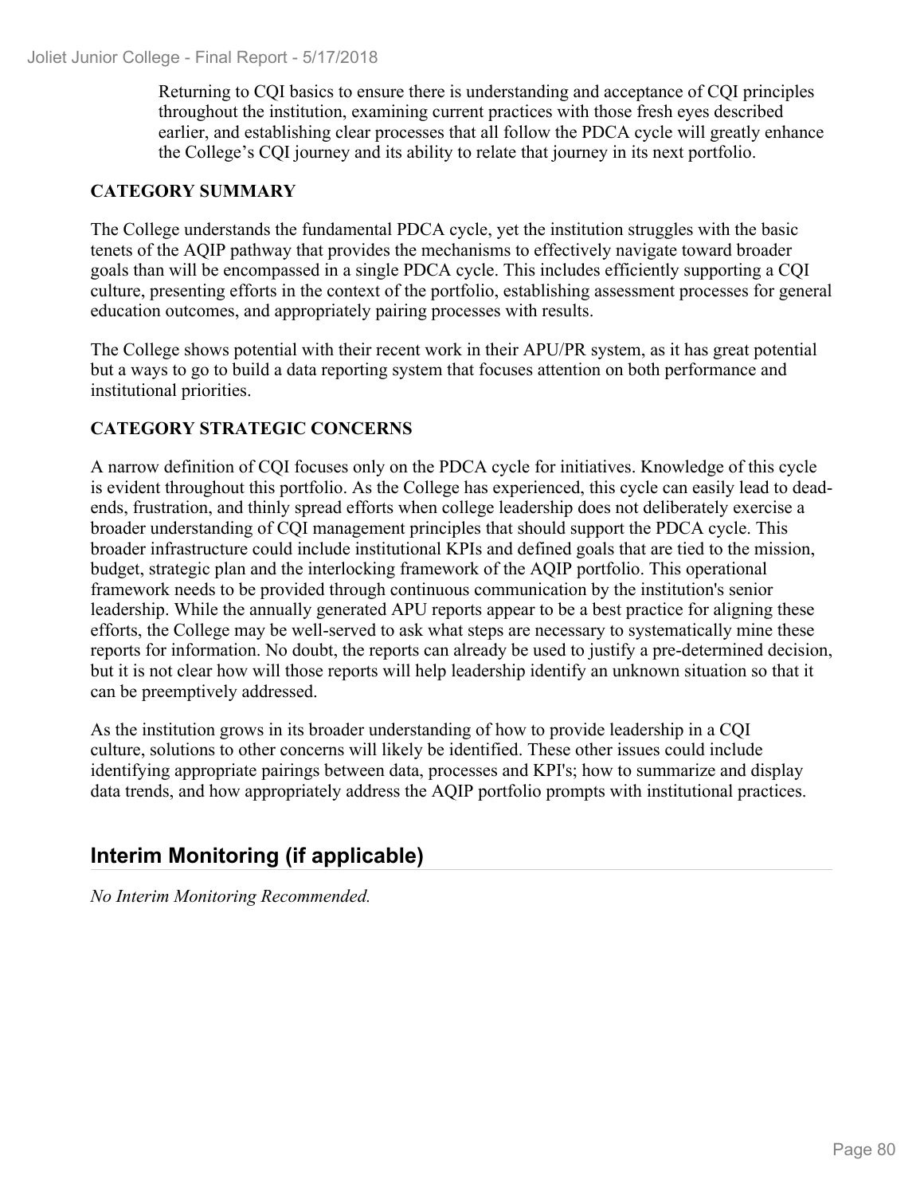Returning to CQI basics to ensure there is understanding and acceptance of CQI principles throughout the institution, examining current practices with those fresh eyes described earlier, and establishing clear processes that all follow the PDCA cycle will greatly enhance the College's CQI journey and its ability to relate that journey in its next portfolio.

**CATEGORY SUMMARY**

The College understands the fundamental PDCA cycle, yet the institution struggles with the basic tenets of the AQIP pathway that provides the mechanisms to effectively navigate toward broader goals than will be encompassed in a single PDCA cycle. This includes efficiently supporting a CQI culture, presenting efforts in the context of the portfolio, establishing assessment processes for general education outcomes, and appropriately pairing processes with results.

The College shows potential with their recent work in their APU/PR system, as it has great potential but a ways to go to build a data reporting system that focuses attention on both performance and institutional priorities.

**CATEGORY STRATEGIC CONCERNS**

A narrow definition of CQI focuses only on the PDCA cycle for initiatives. Knowledge of this cycle is evident throughout this portfolio. As the College has experienced, this cycle can easily lead to dead-ends, frustration, and thinly spread efforts when college leadership does not deliberately exercise a broader understanding of CQI management principles that should support the PDCA cycle. This broader infrastructure could include institutional KPIs and defined goals that are tied to the mission, budget, strategic plan and the interlocking framework of the AQIP portfolio. This operational framework needs to be provided through continuous communication by the institution's senior leadership. While the annually generated APU reports appear to be a best practice for aligning these efforts, the College may be well-served to ask what steps are necessary to systematically mine these reports for information. No doubt, the reports can already be used to justify a pre-determined decision, but it is not clear how will those reports will help leadership identify an unknown situation so that it can be preemptively addressed.

As the institution grows in its broader understanding of how to provide leadership in a CQI culture, solutions to other concerns will likely be identified. These other issues could include identifying appropriate pairings between data, processes and KPI's; how to summarize and display data trends, and how appropriately address the AQIP portfolio prompts with institutional practices.

## Interim Monitoring (if applicable)

*No Interim Monitoring Recommended.*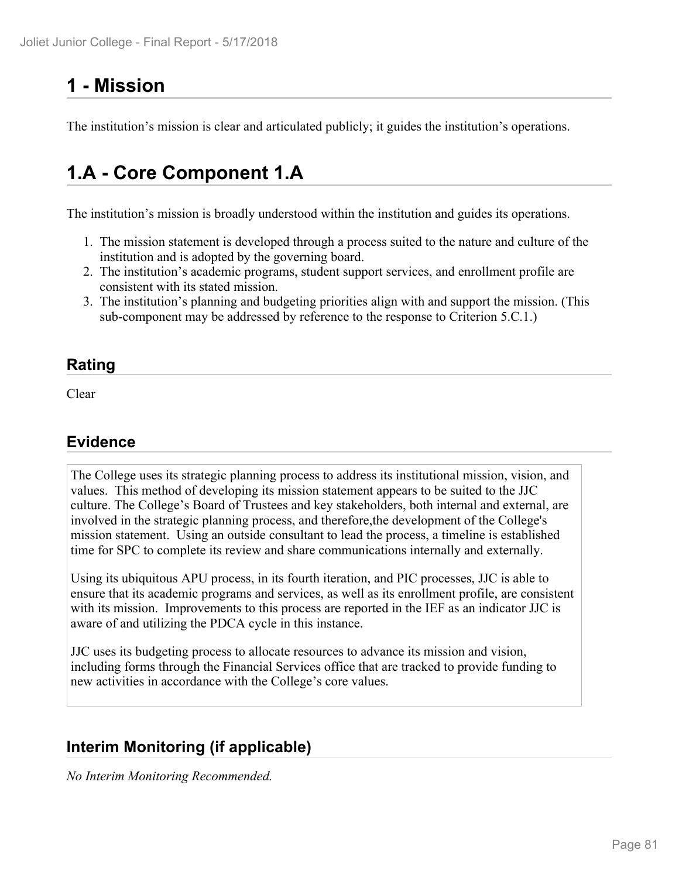# 1 - Mission

The institution's mission is clear and articulated publicly; it guides the institution's operations.

# 1.A - Core Component 1.A

The institution's mission is broadly understood within the institution and guides its operations.

1. The mission statement is developed through a process suited to the nature and culture of the institution and is adopted by the governing board.
2. The institution's academic programs, student support services, and enrollment profile are consistent with its stated mission.
3. The institution's planning and budgeting priorities align with and support the mission. (This sub-component may be addressed by reference to the response to Criterion 5.C.1.)

## Rating

Clear

## Evidence

The College uses its strategic planning process to address its institutional mission, vision, and values. This method of developing its mission statement appears to be suited to the JJC culture. The College's Board of Trustees and key stakeholders, both internal and external, are involved in the strategic planning process, and therefore,the development of the College's mission statement. Using an outside consultant to lead the process, a timeline is established time for SPC to complete its review and share communications internally and externally.

Using its ubiquitous APU process, in its fourth iteration, and PIC processes, JJC is able to ensure that its academic programs and services, as well as its enrollment profile, are consistent with its mission. Improvements to this process are reported in the IEF as an indicator JJC is aware of and utilizing the PDCA cycle in this instance.

JJC uses its budgeting process to allocate resources to advance its mission and vision, including forms through the Financial Services office that are tracked to provide funding to new activities in accordance with the College's core values.

## Interim Monitoring (if applicable)

*No Interim Monitoring Recommended.*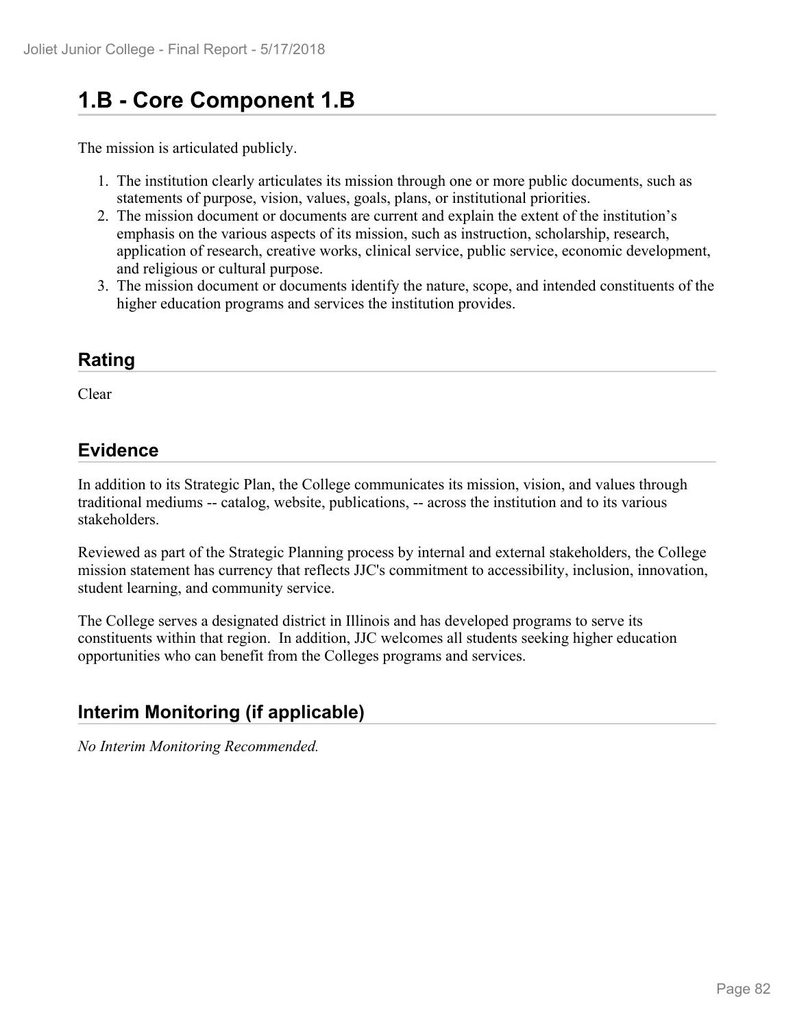# 1.B - Core Component 1.B

The mission is articulated publicly.

1. The institution clearly articulates its mission through one or more public documents, such as statements of purpose, vision, values, goals, plans, or institutional priorities.
2. The mission document or documents are current and explain the extent of the institution's emphasis on the various aspects of its mission, such as instruction, scholarship, research, application of research, creative works, clinical service, public service, economic development, and religious or cultural purpose.
3. The mission document or documents identify the nature, scope, and intended constituents of the higher education programs and services the institution provides.

## Rating

Clear

## Evidence

In addition to its Strategic Plan, the College communicates its mission, vision, and values through traditional mediums -- catalog, website, publications, -- across the institution and to its various stakeholders.

Reviewed as part of the Strategic Planning process by internal and external stakeholders, the College mission statement has currency that reflects JJC's commitment to accessibility, inclusion, innovation, student learning, and community service.

The College serves a designated district in Illinois and has developed programs to serve its constituents within that region. In addition, JJC welcomes all students seeking higher education opportunities who can benefit from the Colleges programs and services.

## Interim Monitoring (if applicable)

*No Interim Monitoring Recommended.*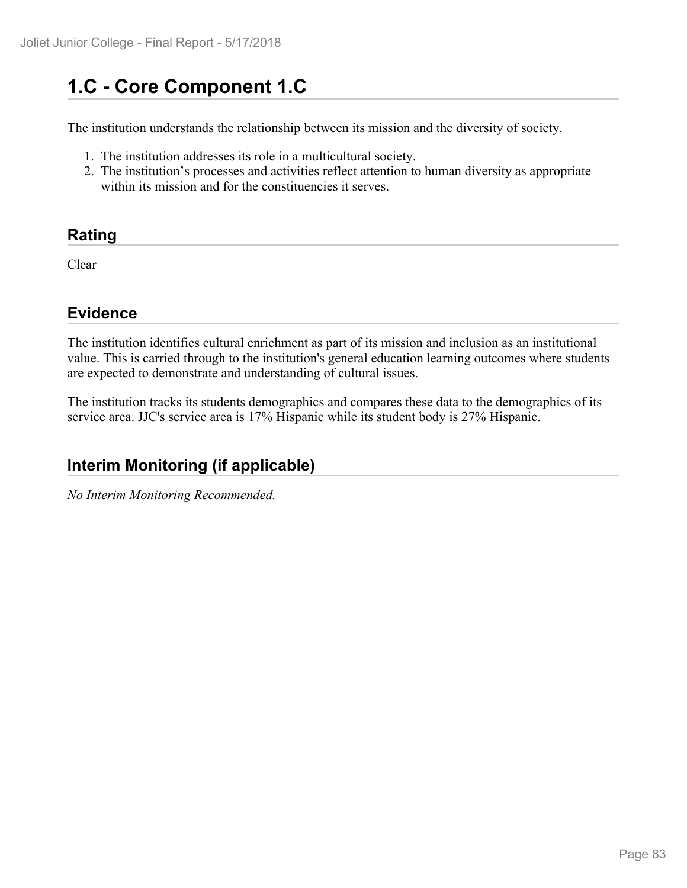# 1.C - Core Component 1.C

The institution understands the relationship between its mission and the diversity of society.

1. The institution addresses its role in a multicultural society.
2. The institution's processes and activities reflect attention to human diversity as appropriate within its mission and for the constituencies it serves.

## Rating

Clear

## Evidence

The institution identifies cultural enrichment as part of its mission and inclusion as an institutional value. This is carried through to the institution's general education learning outcomes where students are expected to demonstrate and understanding of cultural issues.

The institution tracks its students demographics and compares these data to the demographics of its service area. JJC's service area is 17% Hispanic while its student body is 27% Hispanic.

## Interim Monitoring (if applicable)

*No Interim Monitoring Recommended.*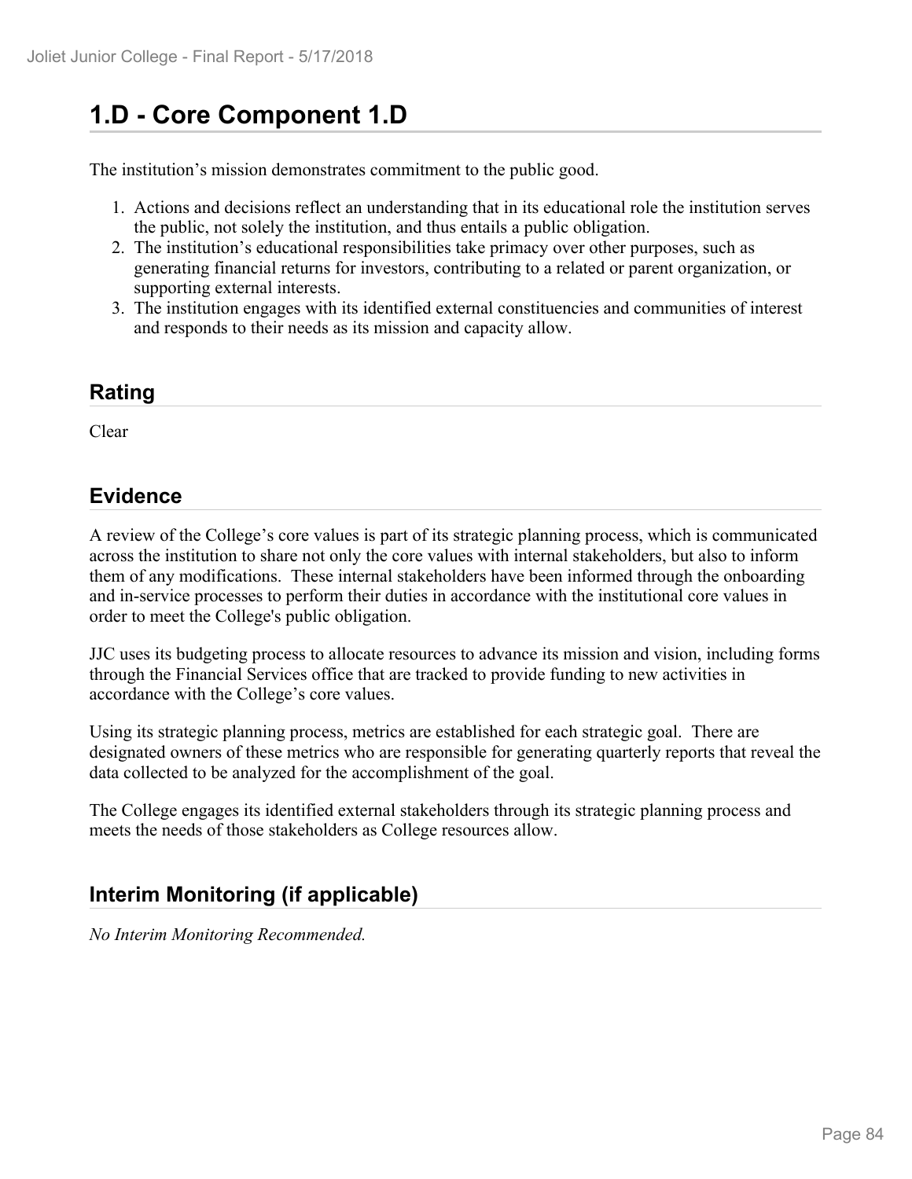# 1.D - Core Component 1.D

The institution's mission demonstrates commitment to the public good.

1. Actions and decisions reflect an understanding that in its educational role the institution serves the public, not solely the institution, and thus entails a public obligation.
2. The institution's educational responsibilities take primacy over other purposes, such as generating financial returns for investors, contributing to a related or parent organization, or supporting external interests.
3. The institution engages with its identified external constituencies and communities of interest and responds to their needs as its mission and capacity allow.

## Rating

Clear

## Evidence

A review of the College's core values is part of its strategic planning process, which is communicated across the institution to share not only the core values with internal stakeholders, but also to inform them of any modifications. These internal stakeholders have been informed through the onboarding and in-service processes to perform their duties in accordance with the institutional core values in order to meet the College's public obligation.

JJC uses its budgeting process to allocate resources to advance its mission and vision, including forms through the Financial Services office that are tracked to provide funding to new activities in accordance with the College's core values.

Using its strategic planning process, metrics are established for each strategic goal. There are designated owners of these metrics who are responsible for generating quarterly reports that reveal the data collected to be analyzed for the accomplishment of the goal.

The College engages its identified external stakeholders through its strategic planning process and meets the needs of those stakeholders as College resources allow.

## Interim Monitoring (if applicable)

*No Interim Monitoring Recommended.*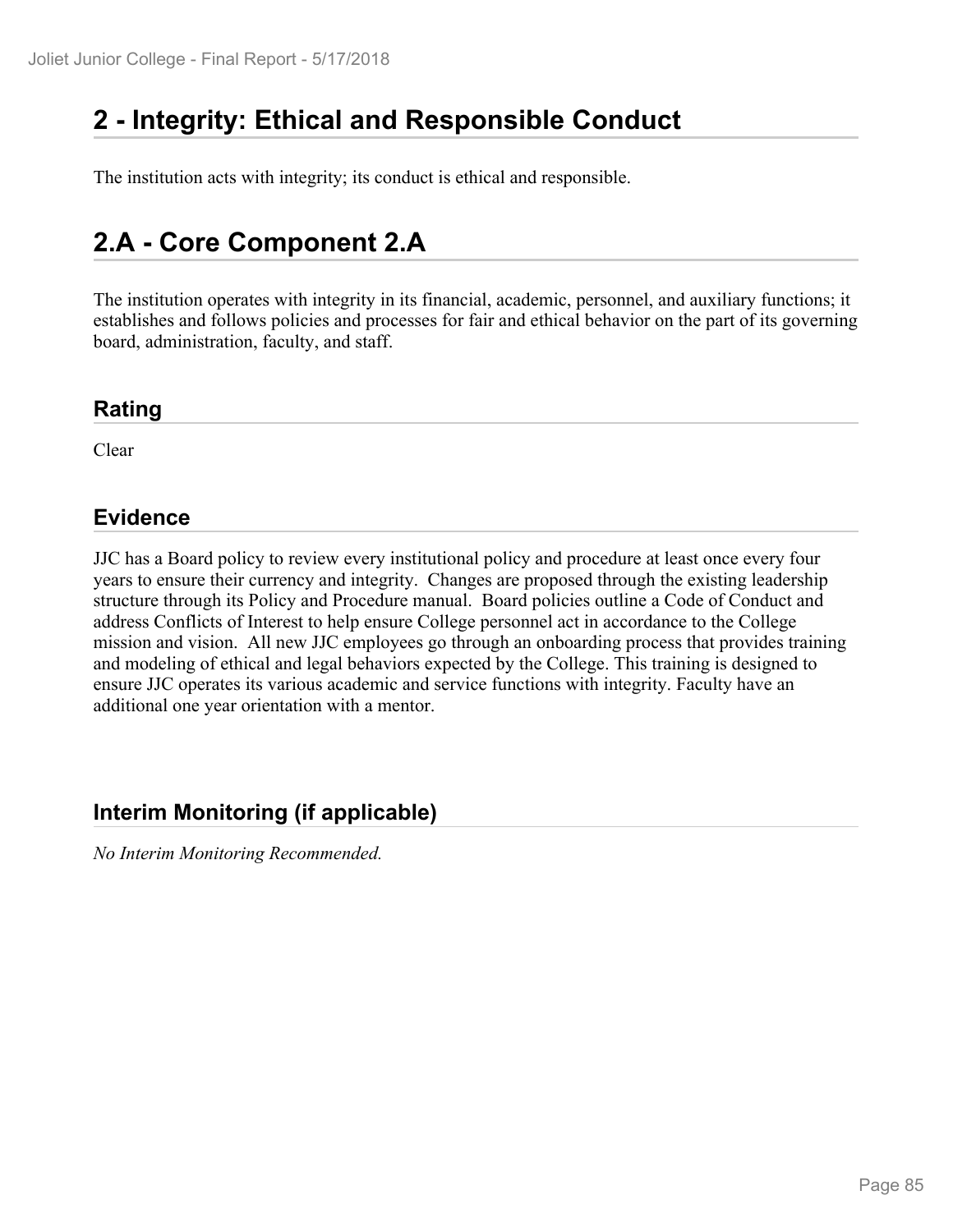# 2 - Integrity: Ethical and Responsible Conduct

The institution acts with integrity; its conduct is ethical and responsible.

# 2.A - Core Component 2.A

The institution operates with integrity in its financial, academic, personnel, and auxiliary functions; it establishes and follows policies and processes for fair and ethical behavior on the part of its governing board, administration, faculty, and staff.

## Rating

Clear

## Evidence

JJC has a Board policy to review every institutional policy and procedure at least once every four years to ensure their currency and integrity. Changes are proposed through the existing leadership structure through its Policy and Procedure manual. Board policies outline a Code of Conduct and address Conflicts of Interest to help ensure College personnel act in accordance to the College mission and vision. All new JJC employees go through an onboarding process that provides training and modeling of ethical and legal behaviors expected by the College. This training is designed to ensure JJC operates its various academic and service functions with integrity. Faculty have an additional one year orientation with a mentor.

## Interim Monitoring (if applicable)

*No Interim Monitoring Recommended.*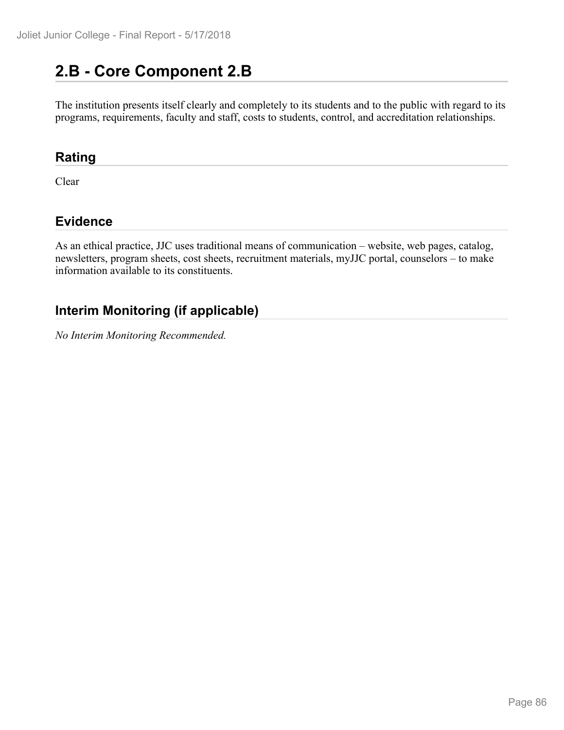## 2.B - Core Component 2.B

The institution presents itself clearly and completely to its students and to the public with regard to its programs, requirements, faculty and staff, costs to students, control, and accreditation relationships.

### Rating

Clear

### Evidence

As an ethical practice, JJC uses traditional means of communication – website, web pages, catalog, newsletters, program sheets, cost sheets, recruitment materials, myJJC portal, counselors – to make information available to its constituents.

### Interim Monitoring (if applicable)

*No Interim Monitoring Recommended.*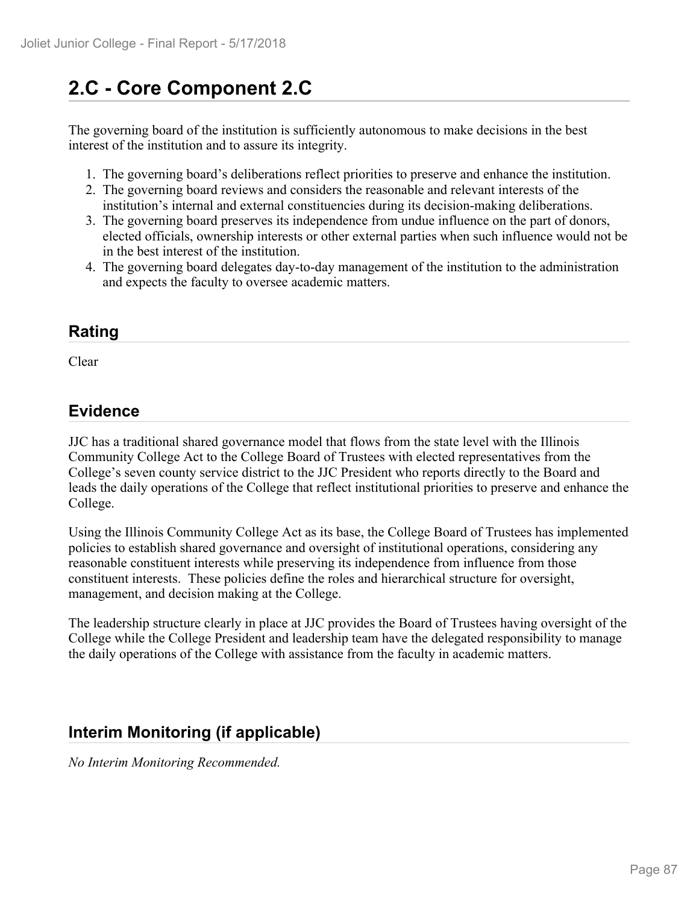## 2.C - Core Component 2.C

The governing board of the institution is sufficiently autonomous to make decisions in the best interest of the institution and to assure its integrity.

1. The governing board's deliberations reflect priorities to preserve and enhance the institution.
2. The governing board reviews and considers the reasonable and relevant interests of the institution's internal and external constituencies during its decision-making deliberations.
3. The governing board preserves its independence from undue influence on the part of donors, elected officials, ownership interests or other external parties when such influence would not be in the best interest of the institution.
4. The governing board delegates day-to-day management of the institution to the administration and expects the faculty to oversee academic matters.

### Rating

Clear

### Evidence

JJC has a traditional shared governance model that flows from the state level with the Illinois Community College Act to the College Board of Trustees with elected representatives from the College's seven county service district to the JJC President who reports directly to the Board and leads the daily operations of the College that reflect institutional priorities to preserve and enhance the College.

Using the Illinois Community College Act as its base, the College Board of Trustees has implemented policies to establish shared governance and oversight of institutional operations, considering any reasonable constituent interests while preserving its independence from influence from those constituent interests. These policies define the roles and hierarchical structure for oversight, management, and decision making at the College.

The leadership structure clearly in place at JJC provides the Board of Trustees having oversight of the College while the College President and leadership team have the delegated responsibility to manage the daily operations of the College with assistance from the faculty in academic matters.

### Interim Monitoring (if applicable)

*No Interim Monitoring Recommended.*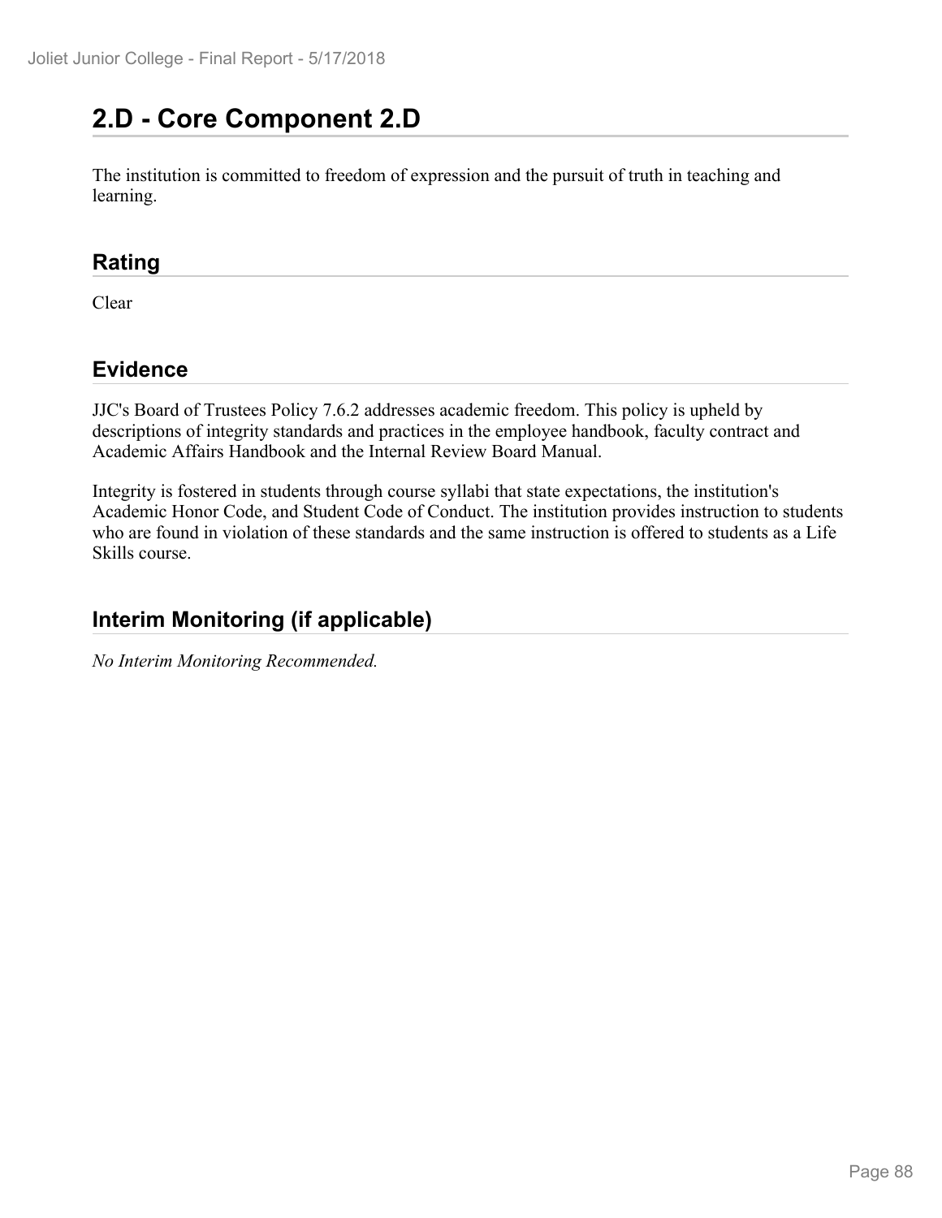## 2.D - Core Component 2.D

The institution is committed to freedom of expression and the pursuit of truth in teaching and learning.

### Rating

Clear

### Evidence

JJC's Board of Trustees Policy 7.6.2 addresses academic freedom. This policy is upheld by descriptions of integrity standards and practices in the employee handbook, faculty contract and Academic Affairs Handbook and the Internal Review Board Manual.

Integrity is fostered in students through course syllabi that state expectations, the institution's Academic Honor Code, and Student Code of Conduct. The institution provides instruction to students who are found in violation of these standards and the same instruction is offered to students as a Life Skills course.

### Interim Monitoring (if applicable)

*No Interim Monitoring Recommended.*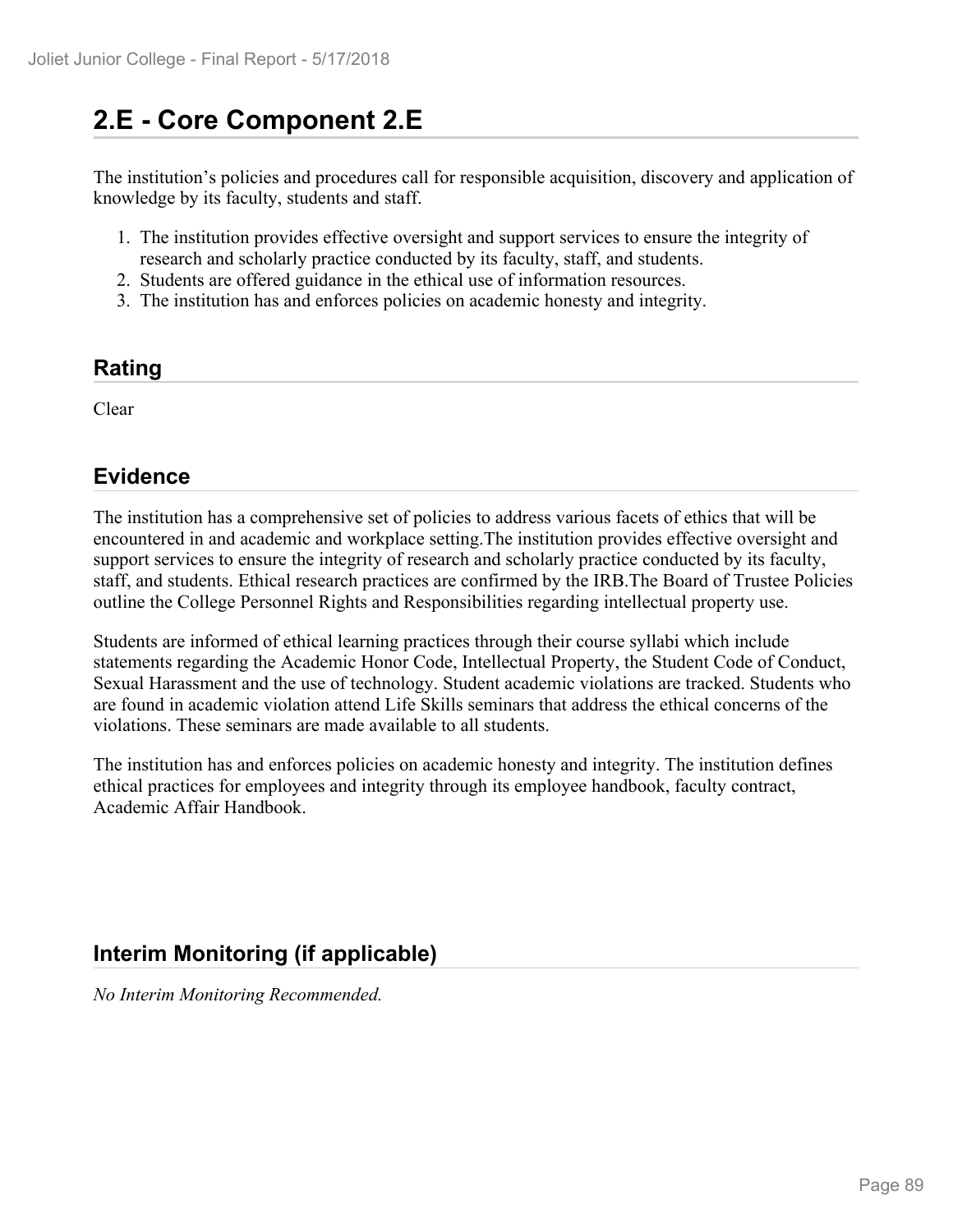## 2.E - Core Component 2.E

The institution's policies and procedures call for responsible acquisition, discovery and application of knowledge by its faculty, students and staff.

1. The institution provides effective oversight and support services to ensure the integrity of research and scholarly practice conducted by its faculty, staff, and students.
2. Students are offered guidance in the ethical use of information resources.
3. The institution has and enforces policies on academic honesty and integrity.

### Rating

Clear

### Evidence

The institution has a comprehensive set of policies to address various facets of ethics that will be encountered in and academic and workplace setting.The institution provides effective oversight and support services to ensure the integrity of research and scholarly practice conducted by its faculty, staff, and students. Ethical research practices are confirmed by the IRB.The Board of Trustee Policies outline the College Personnel Rights and Responsibilities regarding intellectual property use.

Students are informed of ethical learning practices through their course syllabi which include statements regarding the Academic Honor Code, Intellectual Property, the Student Code of Conduct, Sexual Harassment and the use of technology. Student academic violations are tracked. Students who are found in academic violation attend Life Skills seminars that address the ethical concerns of the violations. These seminars are made available to all students.

The institution has and enforces policies on academic honesty and integrity. The institution defines ethical practices for employees and integrity through its employee handbook, faculty contract, Academic Affair Handbook.

### Interim Monitoring (if applicable)

*No Interim Monitoring Recommended.*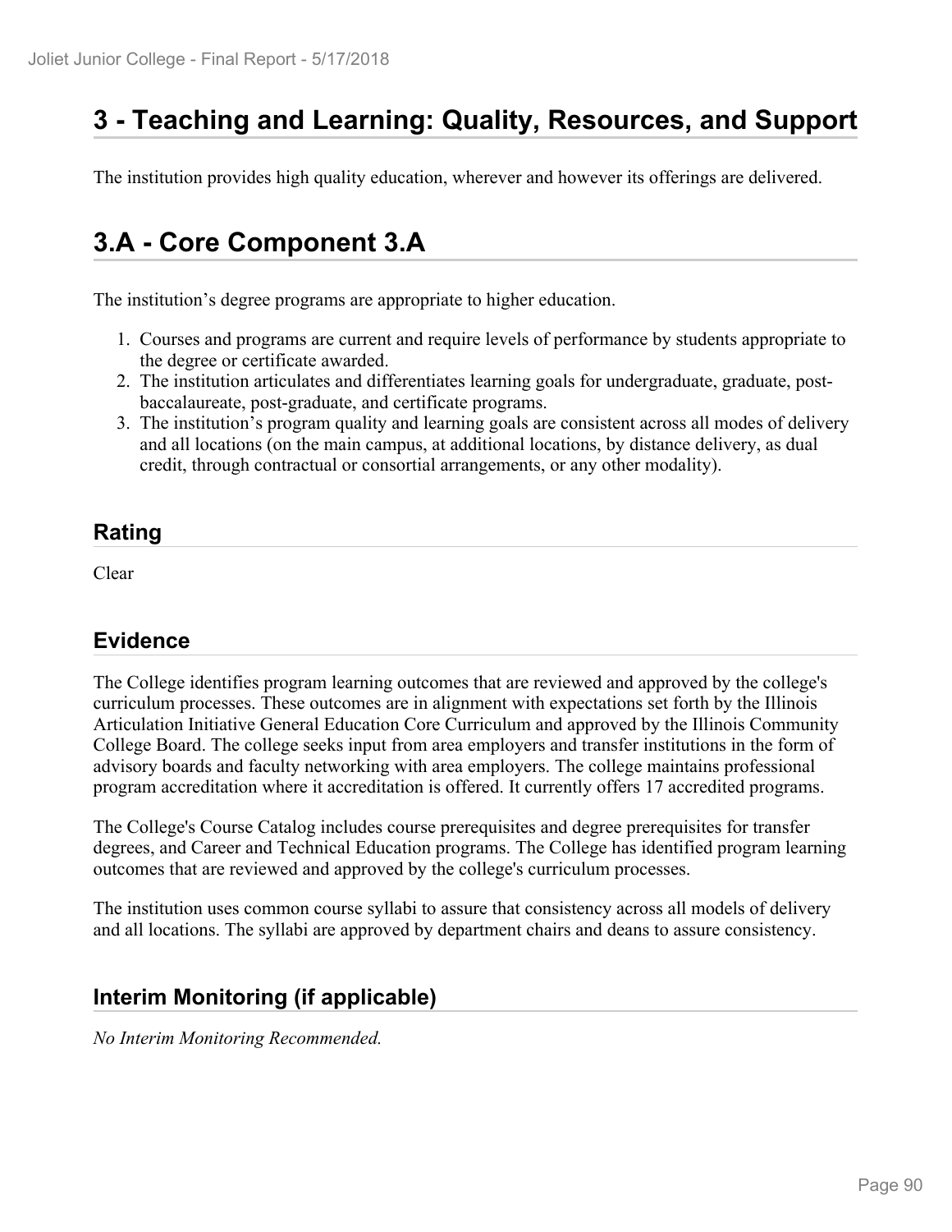# 3 - Teaching and Learning: Quality, Resources, and Support

The institution provides high quality education, wherever and however its offerings are delivered.

# 3.A - Core Component 3.A

The institution's degree programs are appropriate to higher education.

1. Courses and programs are current and require levels of performance by students appropriate to the degree or certificate awarded.
2. The institution articulates and differentiates learning goals for undergraduate, graduate, post-baccalaureate, post-graduate, and certificate programs.
3. The institution's program quality and learning goals are consistent across all modes of delivery and all locations (on the main campus, at additional locations, by distance delivery, as dual credit, through contractual or consortial arrangements, or any other modality).

## Rating

Clear

## Evidence

The College identifies program learning outcomes that are reviewed and approved by the college's curriculum processes. These outcomes are in alignment with expectations set forth by the Illinois Articulation Initiative General Education Core Curriculum and approved by the Illinois Community College Board. The college seeks input from area employers and transfer institutions in the form of advisory boards and faculty networking with area employers. The college maintains professional program accreditation where it accreditation is offered. It currently offers 17 accredited programs.

The College's Course Catalog includes course prerequisites and degree prerequisites for transfer degrees, and Career and Technical Education programs. The College has identified program learning outcomes that are reviewed and approved by the college's curriculum processes.

The institution uses common course syllabi to assure that consistency across all models of delivery and all locations. The syllabi are approved by department chairs and deans to assure consistency.

## Interim Monitoring (if applicable)

*No Interim Monitoring Recommended.*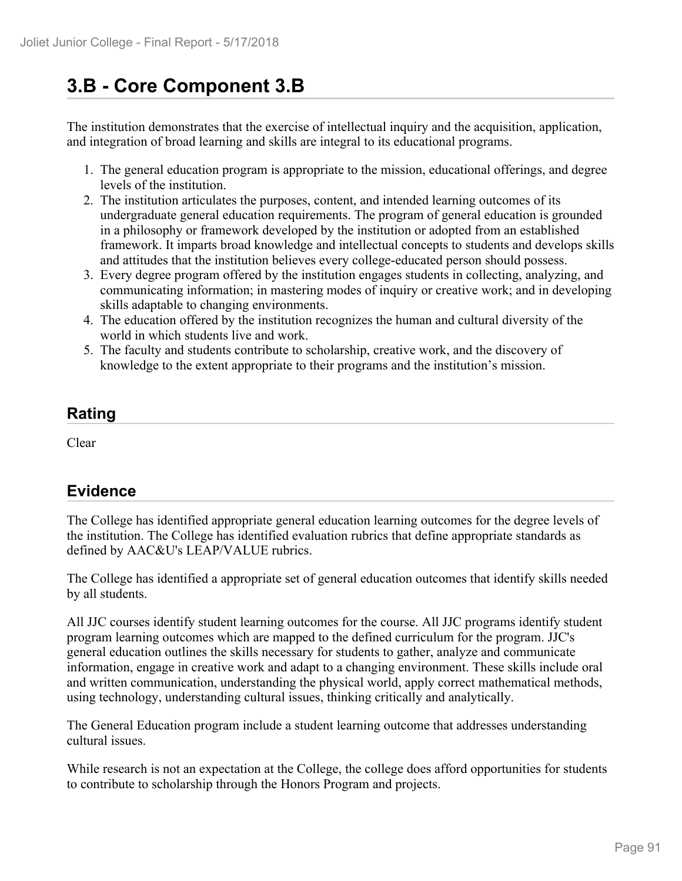## 3.B - Core Component 3.B

The institution demonstrates that the exercise of intellectual inquiry and the acquisition, application, and integration of broad learning and skills are integral to its educational programs.

1. The general education program is appropriate to the mission, educational offerings, and degree levels of the institution.
2. The institution articulates the purposes, content, and intended learning outcomes of its undergraduate general education requirements. The program of general education is grounded in a philosophy or framework developed by the institution or adopted from an established framework. It imparts broad knowledge and intellectual concepts to students and develops skills and attitudes that the institution believes every college-educated person should possess.
3. Every degree program offered by the institution engages students in collecting, analyzing, and communicating information; in mastering modes of inquiry or creative work; and in developing skills adaptable to changing environments.
4. The education offered by the institution recognizes the human and cultural diversity of the world in which students live and work.
5. The faculty and students contribute to scholarship, creative work, and the discovery of knowledge to the extent appropriate to their programs and the institution's mission.

### Rating

Clear

### Evidence

The College has identified appropriate general education learning outcomes for the degree levels of the institution. The College has identified evaluation rubrics that define appropriate standards as defined by AAC&U's LEAP/VALUE rubrics.

The College has identified a appropriate set of general education outcomes that identify skills needed by all students.

All JJC courses identify student learning outcomes for the course. All JJC programs identify student program learning outcomes which are mapped to the defined curriculum for the program. JJC's general education outlines the skills necessary for students to gather, analyze and communicate information, engage in creative work and adapt to a changing environment. These skills include oral and written communication, understanding the physical world, apply correct mathematical methods, using technology, understanding cultural issues, thinking critically and analytically.

The General Education program include a student learning outcome that addresses understanding cultural issues.

While research is not an expectation at the College, the college does afford opportunities for students to contribute to scholarship through the Honors Program and projects.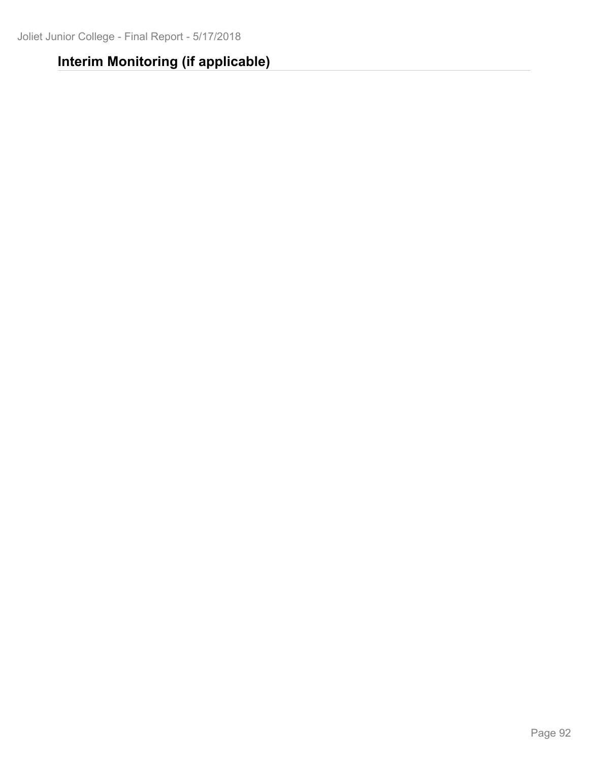## Interim Monitoring (if applicable)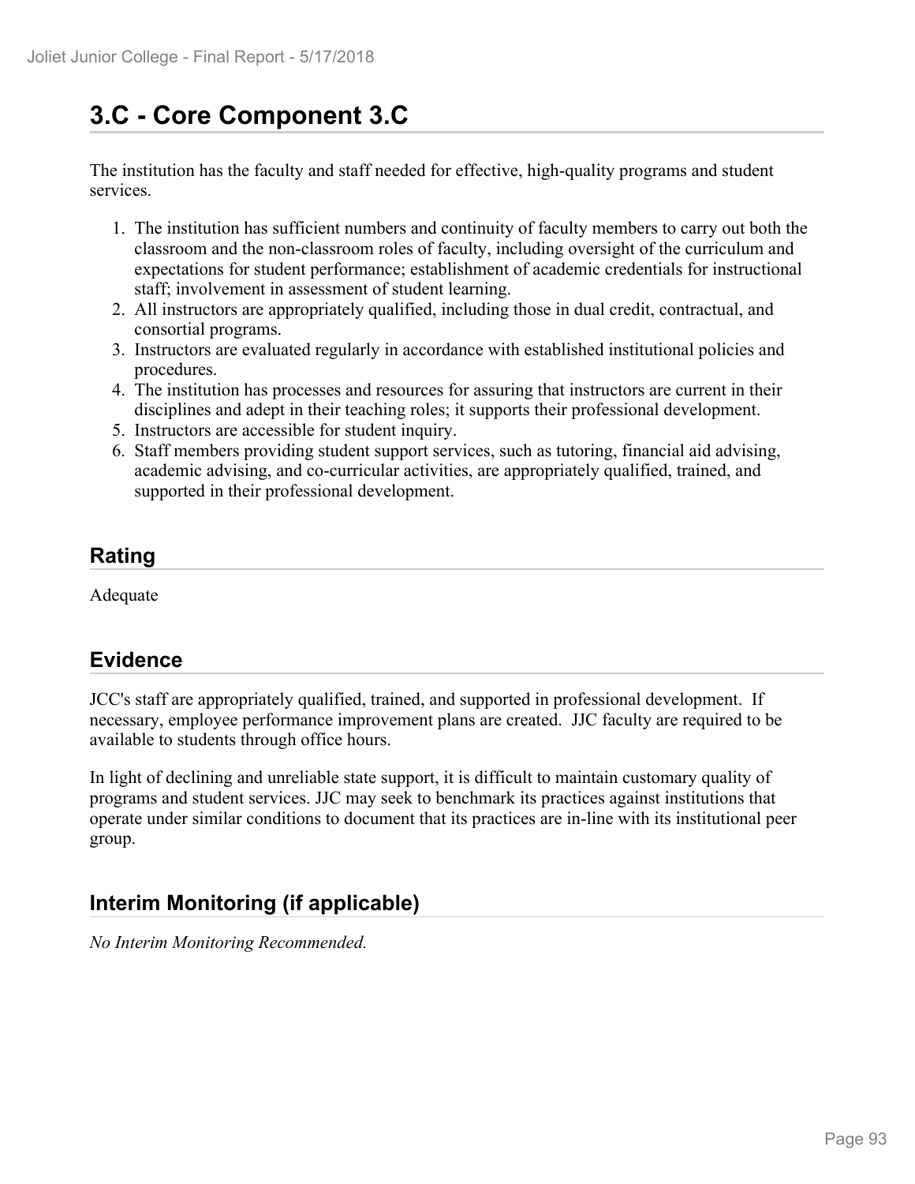# 3.C - Core Component 3.C

The institution has the faculty and staff needed for effective, high-quality programs and student services.

1. The institution has sufficient numbers and continuity of faculty members to carry out both the classroom and the non-classroom roles of faculty, including oversight of the curriculum and expectations for student performance; establishment of academic credentials for instructional staff; involvement in assessment of student learning.
2. All instructors are appropriately qualified, including those in dual credit, contractual, and consortial programs.
3. Instructors are evaluated regularly in accordance with established institutional policies and procedures.
4. The institution has processes and resources for assuring that instructors are current in their disciplines and adept in their teaching roles; it supports their professional development.
5. Instructors are accessible for student inquiry.
6. Staff members providing student support services, such as tutoring, financial aid advising, academic advising, and co-curricular activities, are appropriately qualified, trained, and supported in their professional development.

## Rating

Adequate

## Evidence

JCC's staff are appropriately qualified, trained, and supported in professional development. If necessary, employee performance improvement plans are created. JJC faculty are required to be available to students through office hours.

In light of declining and unreliable state support, it is difficult to maintain customary quality of programs and student services. JJC may seek to benchmark its practices against institutions that operate under similar conditions to document that its practices are in-line with its institutional peer group.

## Interim Monitoring (if applicable)

*No Interim Monitoring Recommended.*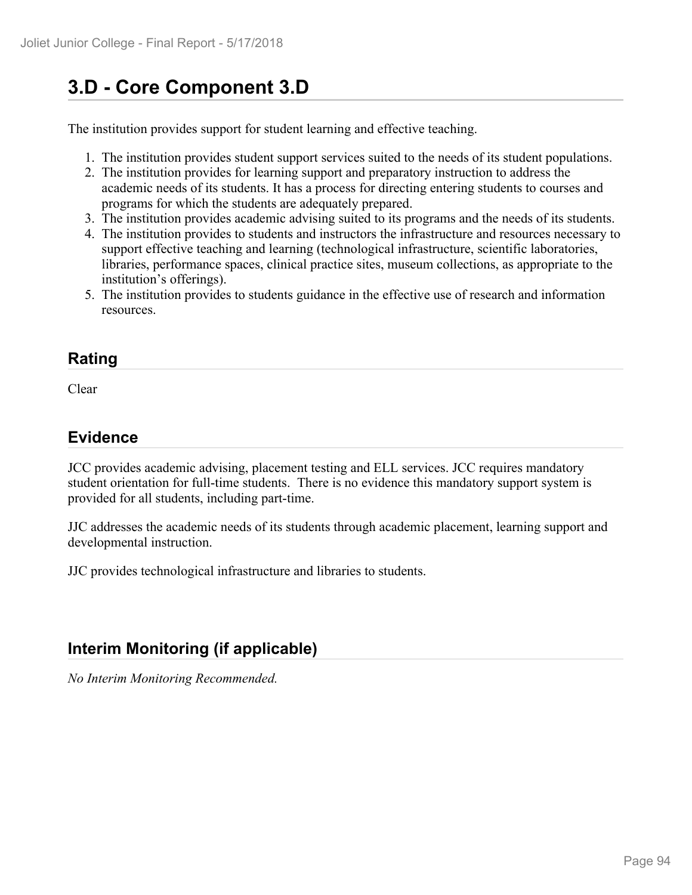# 3.D - Core Component 3.D

The institution provides support for student learning and effective teaching.

1. The institution provides student support services suited to the needs of its student populations.
2. The institution provides for learning support and preparatory instruction to address the academic needs of its students. It has a process for directing entering students to courses and programs for which the students are adequately prepared.
3. The institution provides academic advising suited to its programs and the needs of its students.
4. The institution provides to students and instructors the infrastructure and resources necessary to support effective teaching and learning (technological infrastructure, scientific laboratories, libraries, performance spaces, clinical practice sites, museum collections, as appropriate to the institution's offerings).
5. The institution provides to students guidance in the effective use of research and information resources.

## Rating

Clear

## Evidence

JCC provides academic advising, placement testing and ELL services. JCC requires mandatory student orientation for full-time students. There is no evidence this mandatory support system is provided for all students, including part-time.

JJC addresses the academic needs of its students through academic placement, learning support and developmental instruction.

JJC provides technological infrastructure and libraries to students.

## Interim Monitoring (if applicable)

*No Interim Monitoring Recommended.*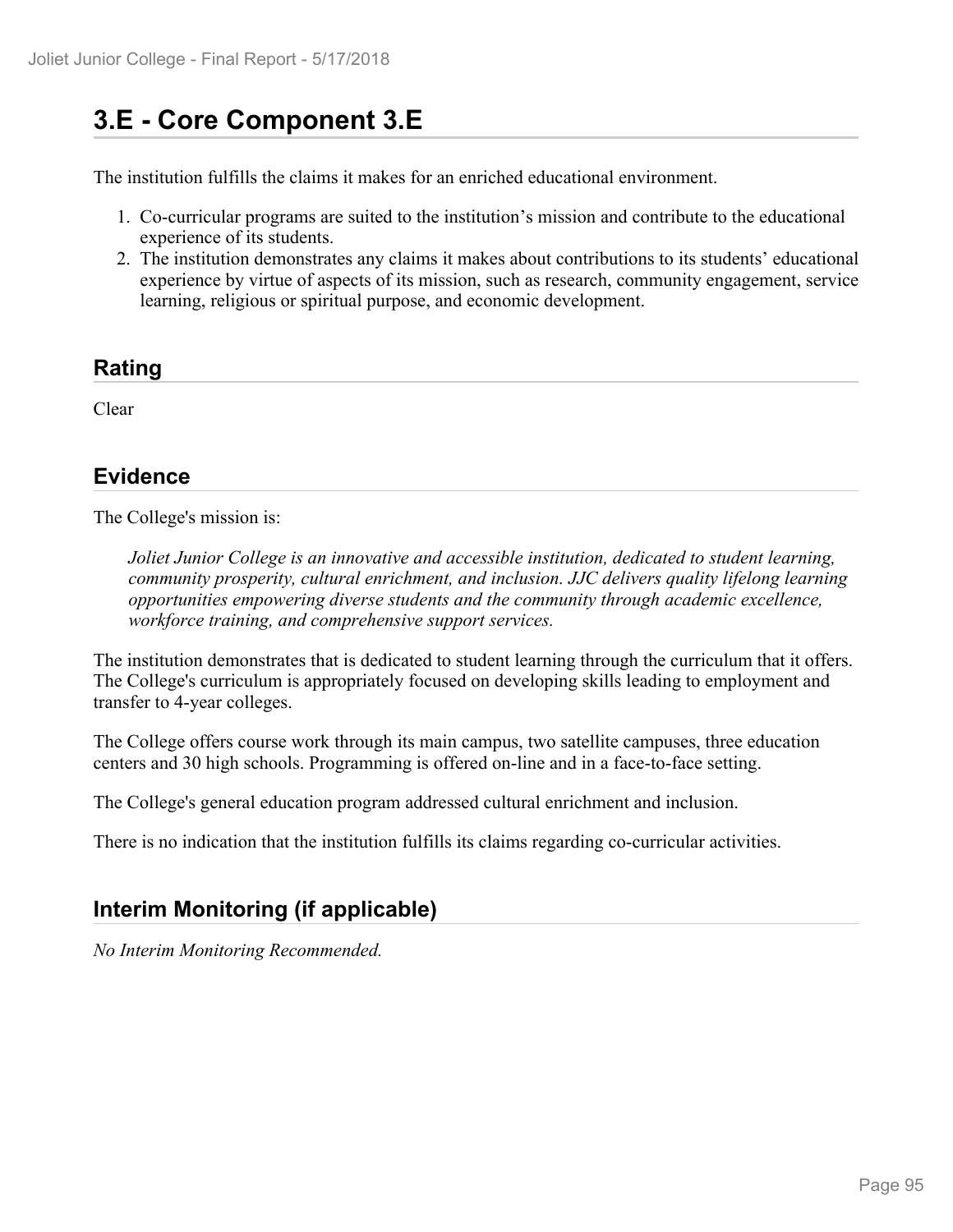## 3.E - Core Component 3.E

The institution fulfills the claims it makes for an enriched educational environment.

1. Co-curricular programs are suited to the institution's mission and contribute to the educational experience of its students.
2. The institution demonstrates any claims it makes about contributions to its students' educational experience by virtue of aspects of its mission, such as research, community engagement, service learning, religious or spiritual purpose, and economic development.

### Rating

Clear

### Evidence

The College's mission is:

> *Joliet Junior College is an innovative and accessible institution, dedicated to student learning, community prosperity, cultural enrichment, and inclusion. JJC delivers quality lifelong learning opportunities empowering diverse students and the community through academic excellence, workforce training, and comprehensive support services.*

The institution demonstrates that is dedicated to student learning through the curriculum that it offers. The College's curriculum is appropriately focused on developing skills leading to employment and transfer to 4-year colleges.

The College offers course work through its main campus, two satellite campuses, three education centers and 30 high schools. Programming is offered on-line and in a face-to-face setting.

The College's general education program addressed cultural enrichment and inclusion.

There is no indication that the institution fulfills its claims regarding co-curricular activities.

### Interim Monitoring (if applicable)

*No Interim Monitoring Recommended.*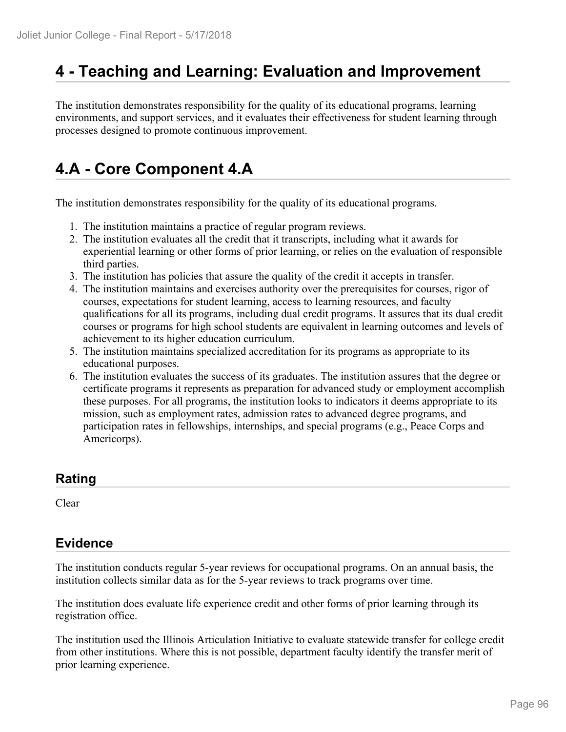# 4 - Teaching and Learning: Evaluation and Improvement

The institution demonstrates responsibility for the quality of its educational programs, learning environments, and support services, and it evaluates their effectiveness for student learning through processes designed to promote continuous improvement.

# 4.A - Core Component 4.A

The institution demonstrates responsibility for the quality of its educational programs.

1. The institution maintains a practice of regular program reviews.
2. The institution evaluates all the credit that it transcripts, including what it awards for experiential learning or other forms of prior learning, or relies on the evaluation of responsible third parties.
3. The institution has policies that assure the quality of the credit it accepts in transfer.
4. The institution maintains and exercises authority over the prerequisites for courses, rigor of courses, expectations for student learning, access to learning resources, and faculty qualifications for all its programs, including dual credit programs. It assures that its dual credit courses or programs for high school students are equivalent in learning outcomes and levels of achievement to its higher education curriculum.
5. The institution maintains specialized accreditation for its programs as appropriate to its educational purposes.
6. The institution evaluates the success of its graduates. The institution assures that the degree or certificate programs it represents as preparation for advanced study or employment accomplish these purposes. For all programs, the institution looks to indicators it deems appropriate to its mission, such as employment rates, admission rates to advanced degree programs, and participation rates in fellowships, internships, and special programs (e.g., Peace Corps and Americorps).

## Rating

Clear

## Evidence

The institution conducts regular 5-year reviews for occupational programs. On an annual basis, the institution collects similar data as for the 5-year reviews to track programs over time.

The institution does evaluate life experience credit and other forms of prior learning through its registration office.

The institution used the Illinois Articulation Initiative to evaluate statewide transfer for college credit from other institutions. Where this is not possible, department faculty identify the transfer merit of prior learning experience.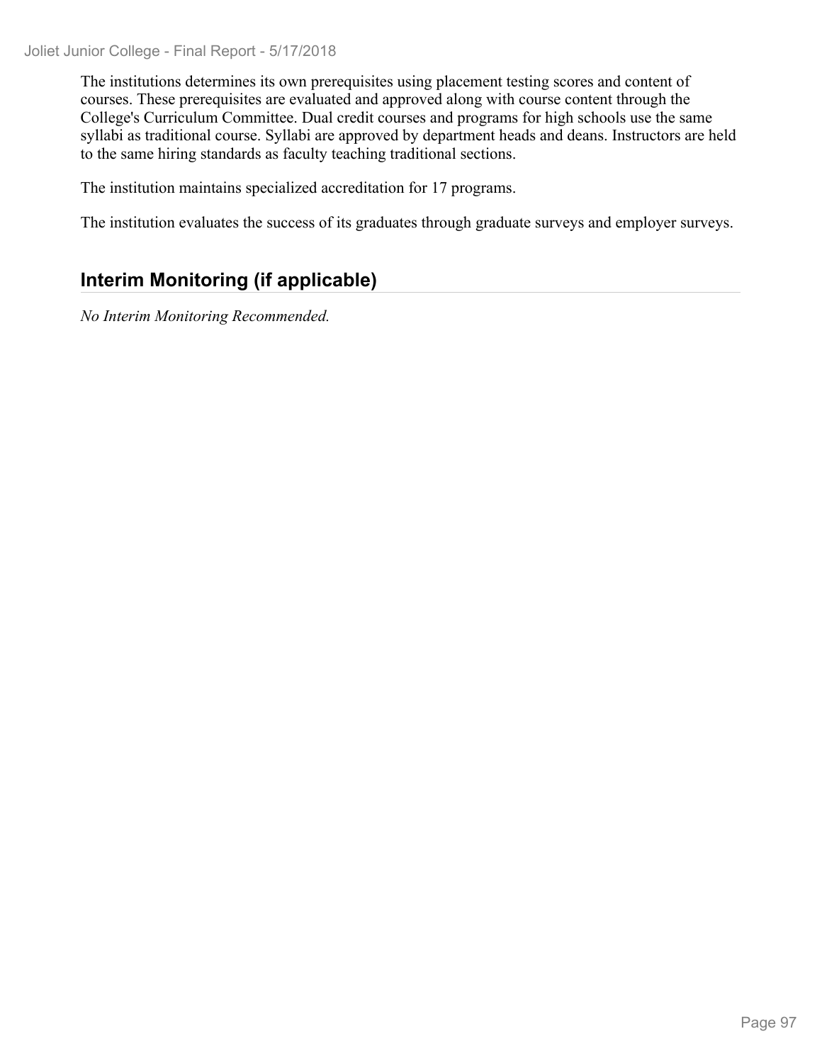The institutions determines its own prerequisites using placement testing scores and content of courses. These prerequisites are evaluated and approved along with course content through the College's Curriculum Committee. Dual credit courses and programs for high schools use the same syllabi as traditional course. Syllabi are approved by department heads and deans. Instructors are held to the same hiring standards as faculty teaching traditional sections.

The institution maintains specialized accreditation for 17 programs.

The institution evaluates the success of its graduates through graduate surveys and employer surveys.

## Interim Monitoring (if applicable)

*No Interim Monitoring Recommended.*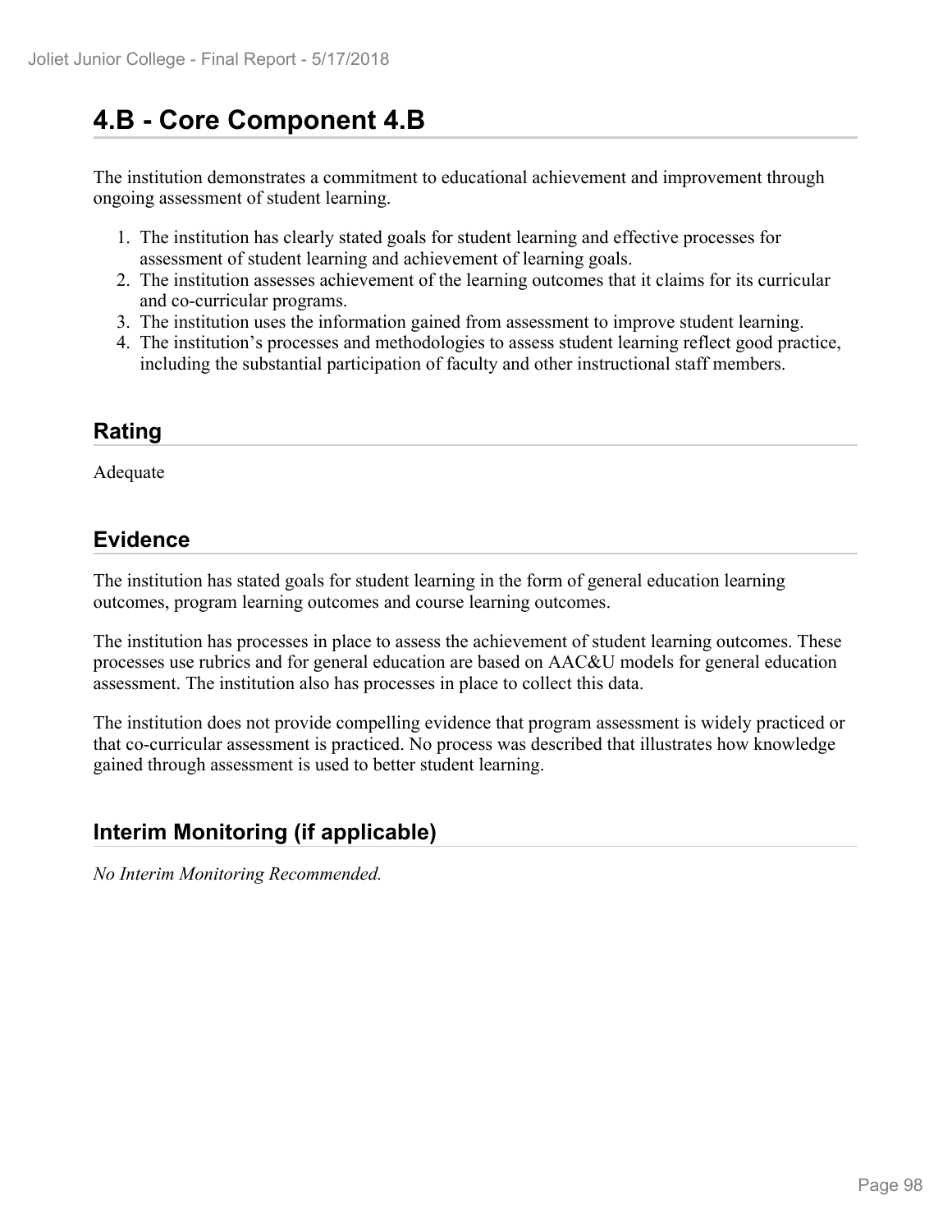# 4.B - Core Component 4.B

The institution demonstrates a commitment to educational achievement and improvement through ongoing assessment of student learning.

1. The institution has clearly stated goals for student learning and effective processes for assessment of student learning and achievement of learning goals.
2. The institution assesses achievement of the learning outcomes that it claims for its curricular and co-curricular programs.
3. The institution uses the information gained from assessment to improve student learning.
4. The institution's processes and methodologies to assess student learning reflect good practice, including the substantial participation of faculty and other instructional staff members.

## Rating

Adequate

## Evidence

The institution has stated goals for student learning in the form of general education learning outcomes, program learning outcomes and course learning outcomes.

The institution has processes in place to assess the achievement of student learning outcomes. These processes use rubrics and for general education are based on AAC&U models for general education assessment. The institution also has processes in place to collect this data.

The institution does not provide compelling evidence that program assessment is widely practiced or that co-curricular assessment is practiced. No process was described that illustrates how knowledge gained through assessment is used to better student learning.

## Interim Monitoring (if applicable)

*No Interim Monitoring Recommended.*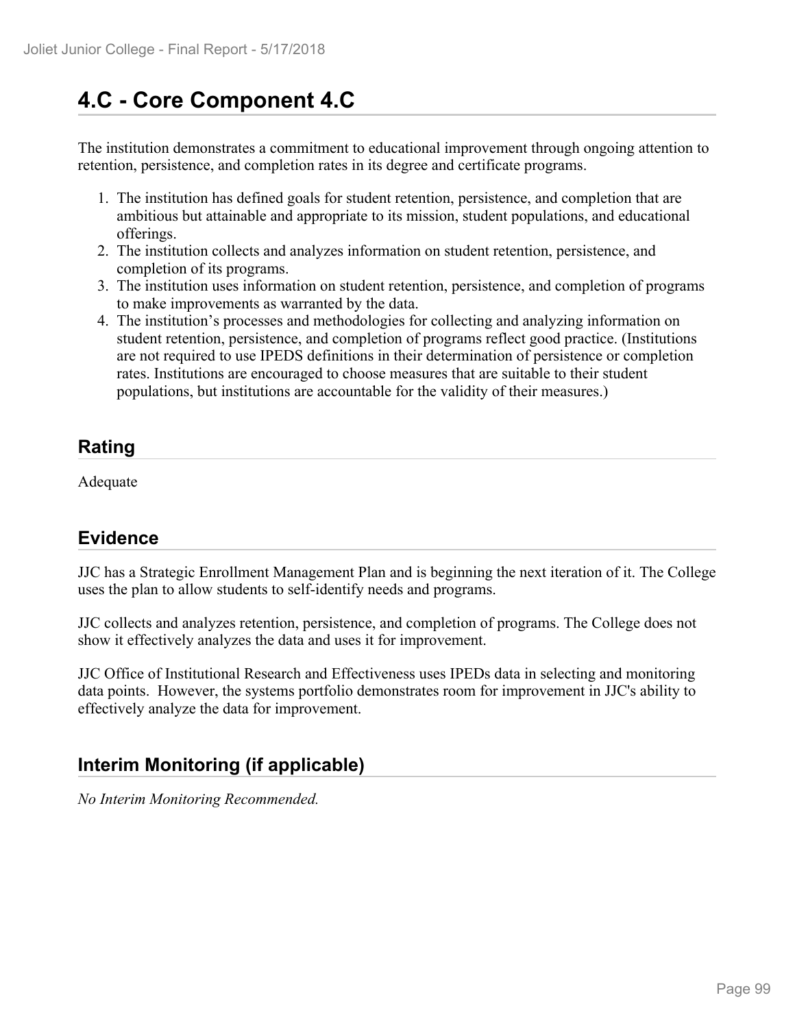# 4.C - Core Component 4.C

The institution demonstrates a commitment to educational improvement through ongoing attention to retention, persistence, and completion rates in its degree and certificate programs.

1. The institution has defined goals for student retention, persistence, and completion that are ambitious but attainable and appropriate to its mission, student populations, and educational offerings.
2. The institution collects and analyzes information on student retention, persistence, and completion of its programs.
3. The institution uses information on student retention, persistence, and completion of programs to make improvements as warranted by the data.
4. The institution's processes and methodologies for collecting and analyzing information on student retention, persistence, and completion of programs reflect good practice. (Institutions are not required to use IPEDS definitions in their determination of persistence or completion rates. Institutions are encouraged to choose measures that are suitable to their student populations, but institutions are accountable for the validity of their measures.)

## Rating

Adequate

## Evidence

JJC has a Strategic Enrollment Management Plan and is beginning the next iteration of it. The College uses the plan to allow students to self-identify needs and programs.

JJC collects and analyzes retention, persistence, and completion of programs. The College does not show it effectively analyzes the data and uses it for improvement.

JJC Office of Institutional Research and Effectiveness uses IPEDs data in selecting and monitoring data points. However, the systems portfolio demonstrates room for improvement in JJC's ability to effectively analyze the data for improvement.

## Interim Monitoring (if applicable)

*No Interim Monitoring Recommended.*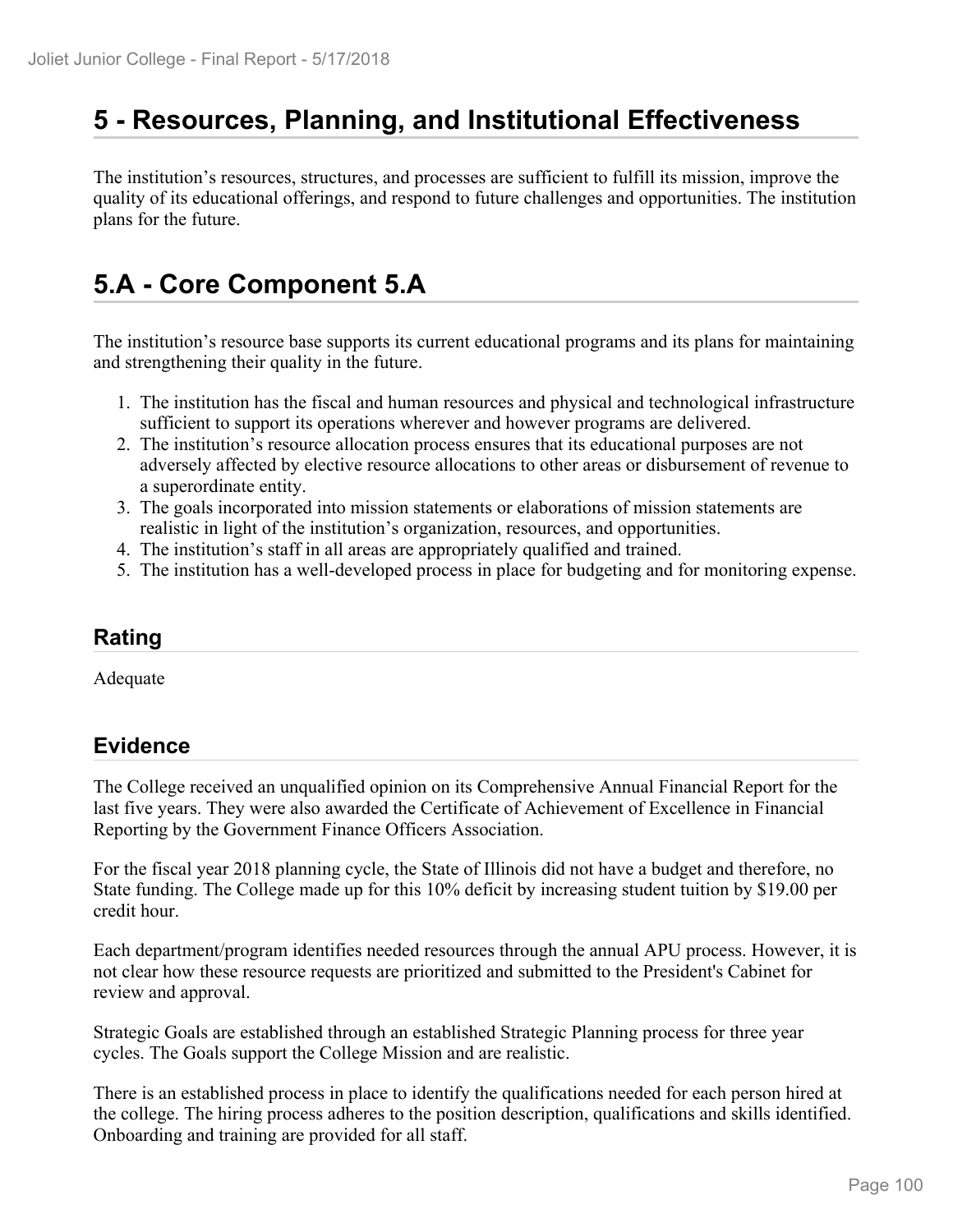# 5 - Resources, Planning, and Institutional Effectiveness

The institution's resources, structures, and processes are sufficient to fulfill its mission, improve the quality of its educational offerings, and respond to future challenges and opportunities. The institution plans for the future.

# 5.A - Core Component 5.A

The institution's resource base supports its current educational programs and its plans for maintaining and strengthening their quality in the future.

1. The institution has the fiscal and human resources and physical and technological infrastructure sufficient to support its operations wherever and however programs are delivered.
2. The institution's resource allocation process ensures that its educational purposes are not adversely affected by elective resource allocations to other areas or disbursement of revenue to a superordinate entity.
3. The goals incorporated into mission statements or elaborations of mission statements are realistic in light of the institution's organization, resources, and opportunities.
4. The institution's staff in all areas are appropriately qualified and trained.
5. The institution has a well-developed process in place for budgeting and for monitoring expense.

## Rating

Adequate

## Evidence

The College received an unqualified opinion on its Comprehensive Annual Financial Report for the last five years. They were also awarded the Certificate of Achievement of Excellence in Financial Reporting by the Government Finance Officers Association.

For the fiscal year 2018 planning cycle, the State of Illinois did not have a budget and therefore, no State funding. The College made up for this 10% deficit by increasing student tuition by $19.00 per credit hour.

Each department/program identifies needed resources through the annual APU process. However, it is not clear how these resource requests are prioritized and submitted to the President's Cabinet for review and approval.

Strategic Goals are established through an established Strategic Planning process for three year cycles. The Goals support the College Mission and are realistic.

There is an established process in place to identify the qualifications needed for each person hired at the college. The hiring process adheres to the position description, qualifications and skills identified. Onboarding and training are provided for all staff.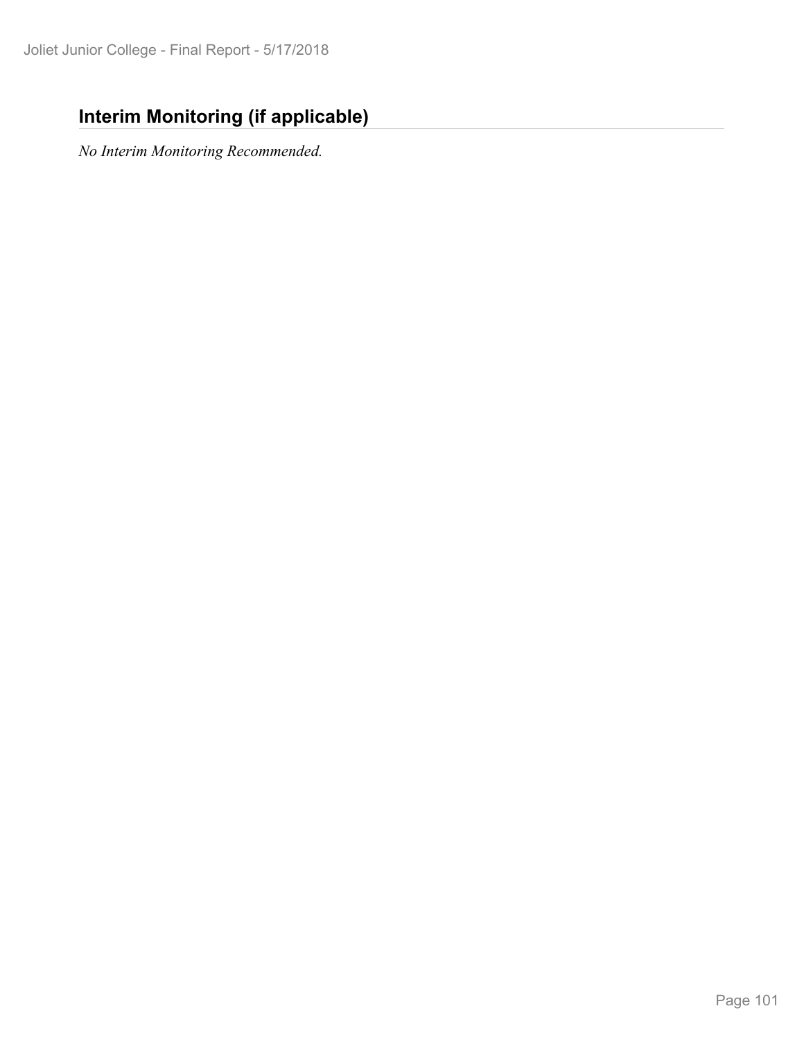## Interim Monitoring (if applicable)

*No Interim Monitoring Recommended.*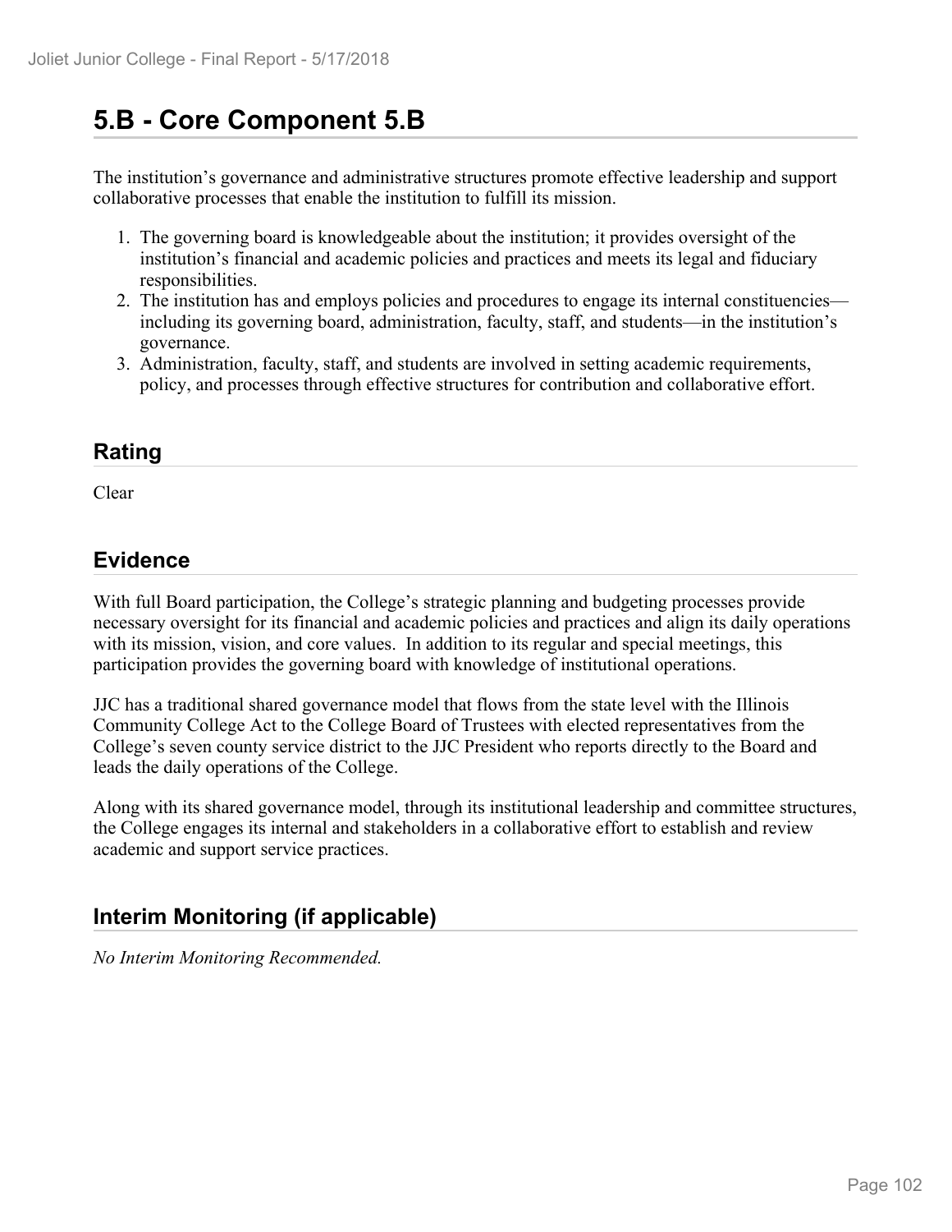# 5.B - Core Component 5.B

The institution's governance and administrative structures promote effective leadership and support collaborative processes that enable the institution to fulfill its mission.

1. The governing board is knowledgeable about the institution; it provides oversight of the institution's financial and academic policies and practices and meets its legal and fiduciary responsibilities.
2. The institution has and employs policies and procedures to engage its internal constituencies—including its governing board, administration, faculty, staff, and students—in the institution's governance.
3. Administration, faculty, staff, and students are involved in setting academic requirements, policy, and processes through effective structures for contribution and collaborative effort.

## Rating

Clear

## Evidence

With full Board participation, the College's strategic planning and budgeting processes provide necessary oversight for its financial and academic policies and practices and align its daily operations with its mission, vision, and core values. In addition to its regular and special meetings, this participation provides the governing board with knowledge of institutional operations.

JJC has a traditional shared governance model that flows from the state level with the Illinois Community College Act to the College Board of Trustees with elected representatives from the College's seven county service district to the JJC President who reports directly to the Board and leads the daily operations of the College.

Along with its shared governance model, through its institutional leadership and committee structures, the College engages its internal and stakeholders in a collaborative effort to establish and review academic and support service practices.

## Interim Monitoring (if applicable)

*No Interim Monitoring Recommended.*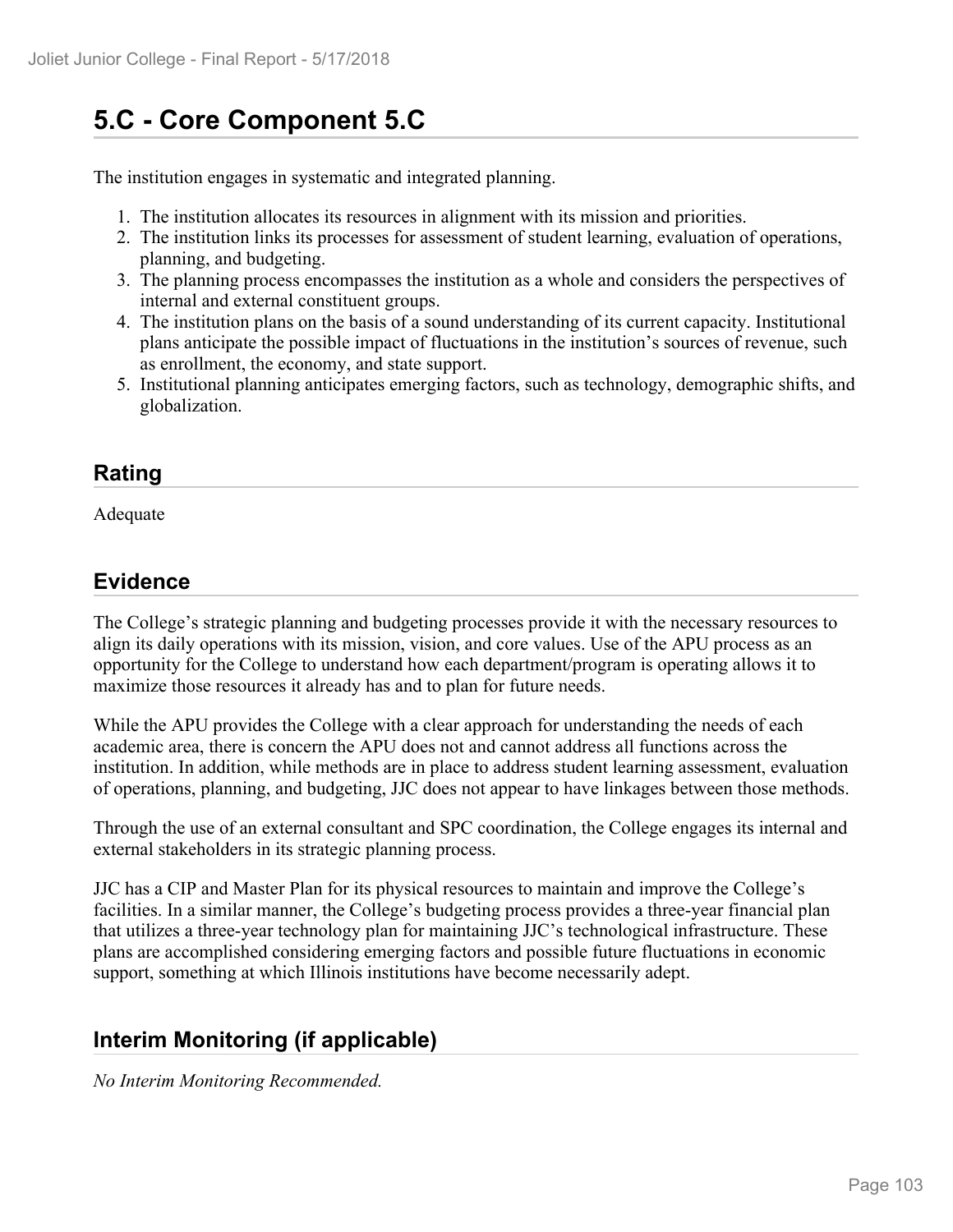## 5.C - Core Component 5.C

The institution engages in systematic and integrated planning.

1. The institution allocates its resources in alignment with its mission and priorities.
2. The institution links its processes for assessment of student learning, evaluation of operations, planning, and budgeting.
3. The planning process encompasses the institution as a whole and considers the perspectives of internal and external constituent groups.
4. The institution plans on the basis of a sound understanding of its current capacity. Institutional plans anticipate the possible impact of fluctuations in the institution's sources of revenue, such as enrollment, the economy, and state support.
5. Institutional planning anticipates emerging factors, such as technology, demographic shifts, and globalization.

### Rating

Adequate

### Evidence

The College's strategic planning and budgeting processes provide it with the necessary resources to align its daily operations with its mission, vision, and core values. Use of the APU process as an opportunity for the College to understand how each department/program is operating allows it to maximize those resources it already has and to plan for future needs.

While the APU provides the College with a clear approach for understanding the needs of each academic area, there is concern the APU does not and cannot address all functions across the institution. In addition, while methods are in place to address student learning assessment, evaluation of operations, planning, and budgeting, JJC does not appear to have linkages between those methods.

Through the use of an external consultant and SPC coordination, the College engages its internal and external stakeholders in its strategic planning process.

JJC has a CIP and Master Plan for its physical resources to maintain and improve the College's facilities. In a similar manner, the College's budgeting process provides a three-year financial plan that utilizes a three-year technology plan for maintaining JJC's technological infrastructure. These plans are accomplished considering emerging factors and possible future fluctuations in economic support, something at which Illinois institutions have become necessarily adept.

### Interim Monitoring (if applicable)

*No Interim Monitoring Recommended.*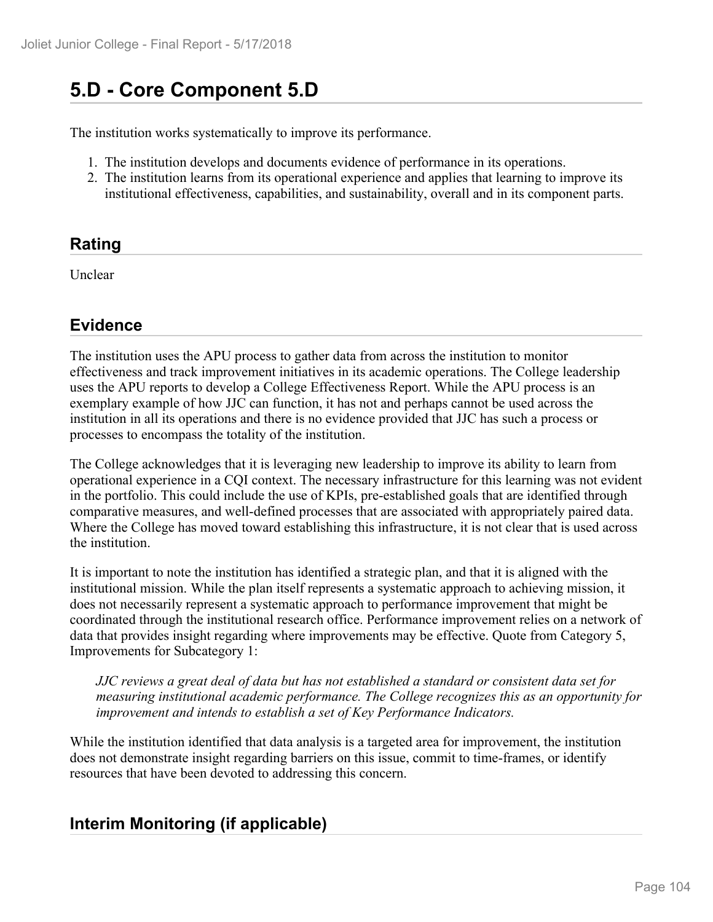# 5.D - Core Component 5.D

The institution works systematically to improve its performance.

1. The institution develops and documents evidence of performance in its operations.
2. The institution learns from its operational experience and applies that learning to improve its institutional effectiveness, capabilities, and sustainability, overall and in its component parts.

## Rating

Unclear

## Evidence

The institution uses the APU process to gather data from across the institution to monitor effectiveness and track improvement initiatives in its academic operations. The College leadership uses the APU reports to develop a College Effectiveness Report. While the APU process is an exemplary example of how JJC can function, it has not and perhaps cannot be used across the institution in all its operations and there is no evidence provided that JJC has such a process or processes to encompass the totality of the institution.

The College acknowledges that it is leveraging new leadership to improve its ability to learn from operational experience in a CQI context. The necessary infrastructure for this learning was not evident in the portfolio. This could include the use of KPIs, pre-established goals that are identified through comparative measures, and well-defined processes that are associated with appropriately paired data. Where the College has moved toward establishing this infrastructure, it is not clear that is used across the institution.

It is important to note the institution has identified a strategic plan, and that it is aligned with the institutional mission. While the plan itself represents a systematic approach to achieving mission, it does not necessarily represent a systematic approach to performance improvement that might be coordinated through the institutional research office. Performance improvement relies on a network of data that provides insight regarding where improvements may be effective. Quote from Category 5, Improvements for Subcategory 1:

> *JJC reviews a great deal of data but has not established a standard or consistent data set for measuring institutional academic performance. The College recognizes this as an opportunity for improvement and intends to establish a set of Key Performance Indicators.*

While the institution identified that data analysis is a targeted area for improvement, the institution does not demonstrate insight regarding barriers on this issue, commit to time-frames, or identify resources that have been devoted to addressing this concern.

## Interim Monitoring (if applicable)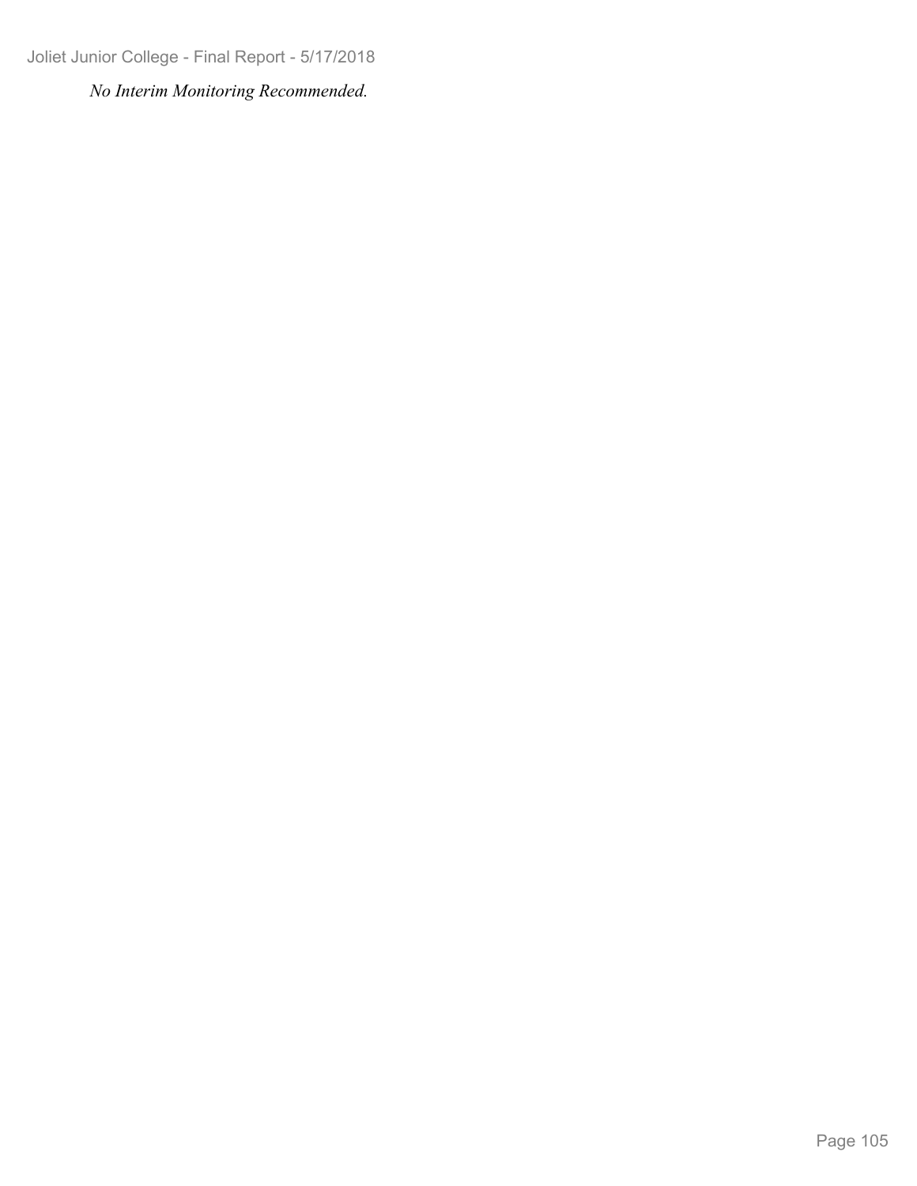*No Interim Monitoring Recommended.*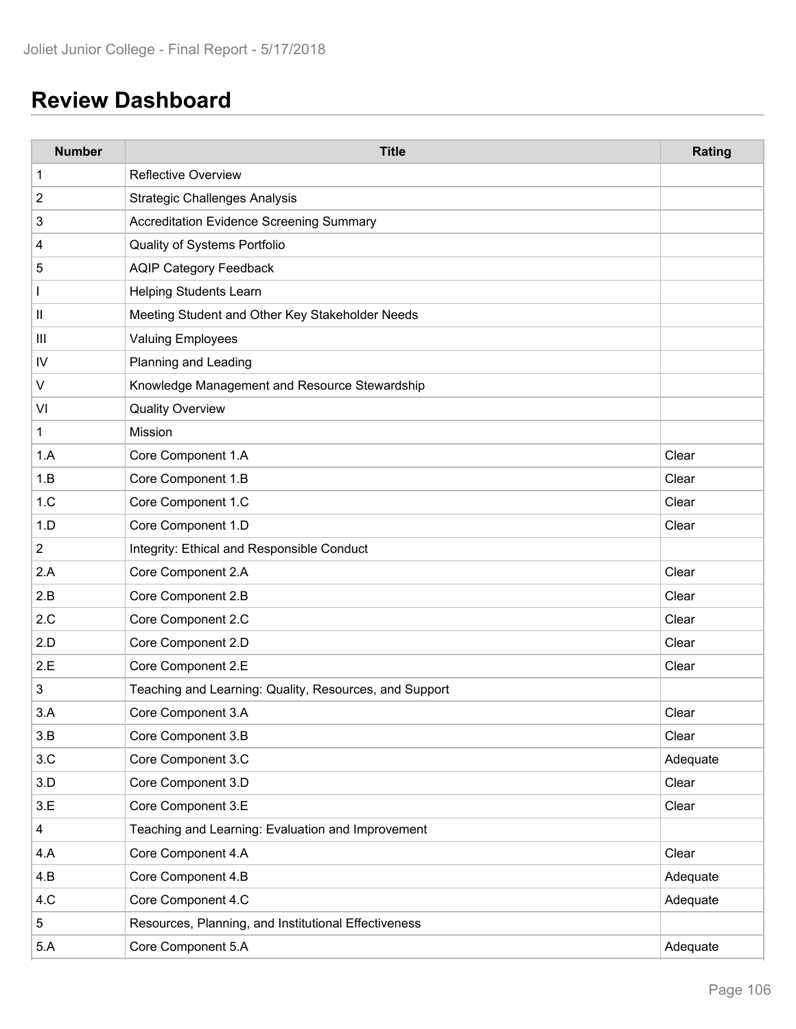## Review Dashboard

| Number | Title | Rating |
|---|---|---|
| 1 | Reflective Overview | |
| 2 | Strategic Challenges Analysis | |
| 3 | Accreditation Evidence Screening Summary | |
| 4 | Quality of Systems Portfolio | |
| 5 | AQIP Category Feedback | |
| I | Helping Students Learn | |
| II | Meeting Student and Other Key Stakeholder Needs | |
| III | Valuing Employees | |
| IV | Planning and Leading | |
| V | Knowledge Management and Resource Stewardship | |
| VI | Quality Overview | |
| 1 | Mission | |
| 1.A | Core Component 1.A | Clear |
| 1.B | Core Component 1.B | Clear |
| 1.C | Core Component 1.C | Clear |
| 1.D | Core Component 1.D | Clear |
| 2 | Integrity: Ethical and Responsible Conduct | |
| 2.A | Core Component 2.A | Clear |
| 2.B | Core Component 2.B | Clear |
| 2.C | Core Component 2.C | Clear |
| 2.D | Core Component 2.D | Clear |
| 2.E | Core Component 2.E | Clear |
| 3 | Teaching and Learning: Quality, Resources, and Support | |
| 3.A | Core Component 3.A | Clear |
| 3.B | Core Component 3.B | Clear |
| 3.C | Core Component 3.C | Adequate |
| 3.D | Core Component 3.D | Clear |
| 3.E | Core Component 3.E | Clear |
| 4 | Teaching and Learning: Evaluation and Improvement | |
| 4.A | Core Component 4.A | Clear |
| 4.B | Core Component 4.B | Adequate |
| 4.C | Core Component 4.C | Adequate |
| 5 | Resources, Planning, and Institutional Effectiveness | |
| 5.A | Core Component 5.A | Adequate |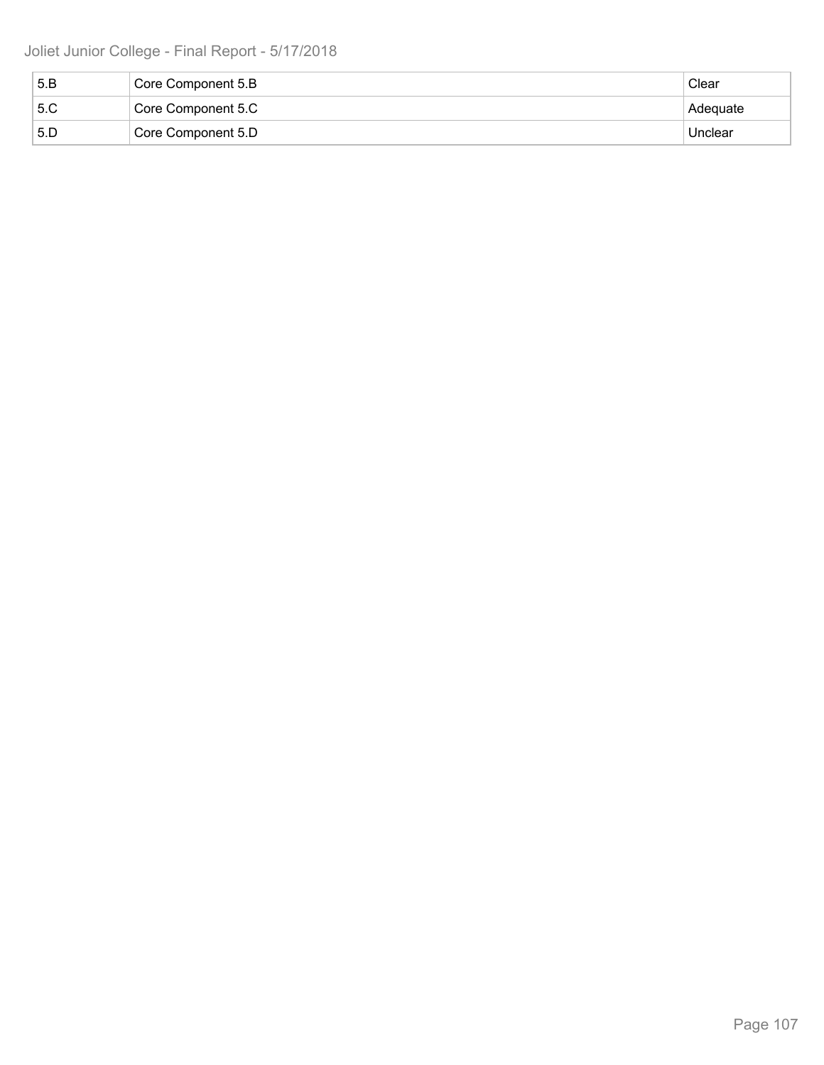| | | |
|---|---|---|
| 5.B | Core Component 5.B | Clear |
| 5.C | Core Component 5.C | Adequate |
| 5.D | Core Component 5.D | Unclear |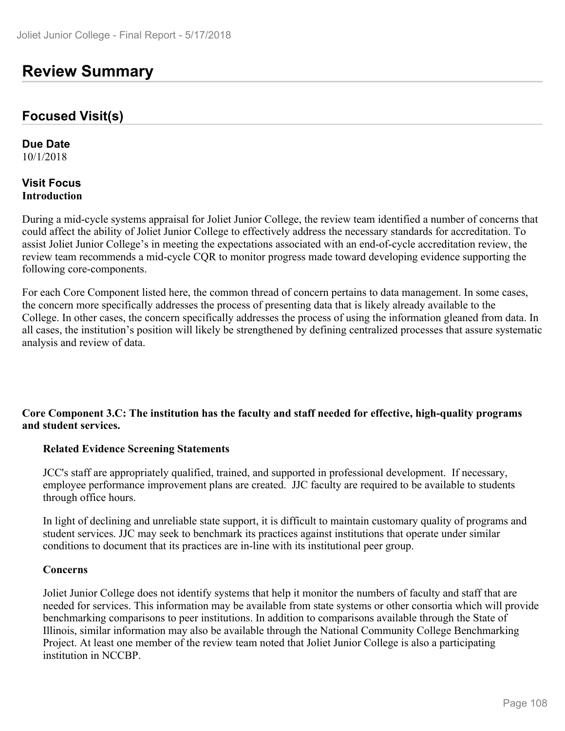# Review Summary

## Focused Visit(s)

**Due Date**
10/1/2018

**Visit Focus**
**Introduction**

During a mid-cycle systems appraisal for Joliet Junior College, the review team identified a number of concerns that could affect the ability of Joliet Junior College to effectively address the necessary standards for accreditation. To assist Joliet Junior College's in meeting the expectations associated with an end-of-cycle accreditation review, the review team recommends a mid-cycle CQR to monitor progress made toward developing evidence supporting the following core-components.

For each Core Component listed here, the common thread of concern pertains to data management. In some cases, the concern more specifically addresses the process of presenting data that is likely already available to the College. In other cases, the concern specifically addresses the process of using the information gleaned from data. In all cases, the institution's position will likely be strengthened by defining centralized processes that assure systematic analysis and review of data.

**Core Component 3.C: The institution has the faculty and staff needed for effective, high-quality programs and student services.**

**Related Evidence Screening Statements**

JCC's staff are appropriately qualified, trained, and supported in professional development. If necessary, employee performance improvement plans are created. JJC faculty are required to be available to students through office hours.

In light of declining and unreliable state support, it is difficult to maintain customary quality of programs and student services. JJC may seek to benchmark its practices against institutions that operate under similar conditions to document that its practices are in-line with its institutional peer group.

**Concerns**

Joliet Junior College does not identify systems that help it monitor the numbers of faculty and staff that are needed for services. This information may be available from state systems or other consortia which will provide benchmarking comparisons to peer institutions. In addition to comparisons available through the State of Illinois, similar information may also be available through the National Community College Benchmarking Project. At least one member of the review team noted that Joliet Junior College is also a participating institution in NCCBP.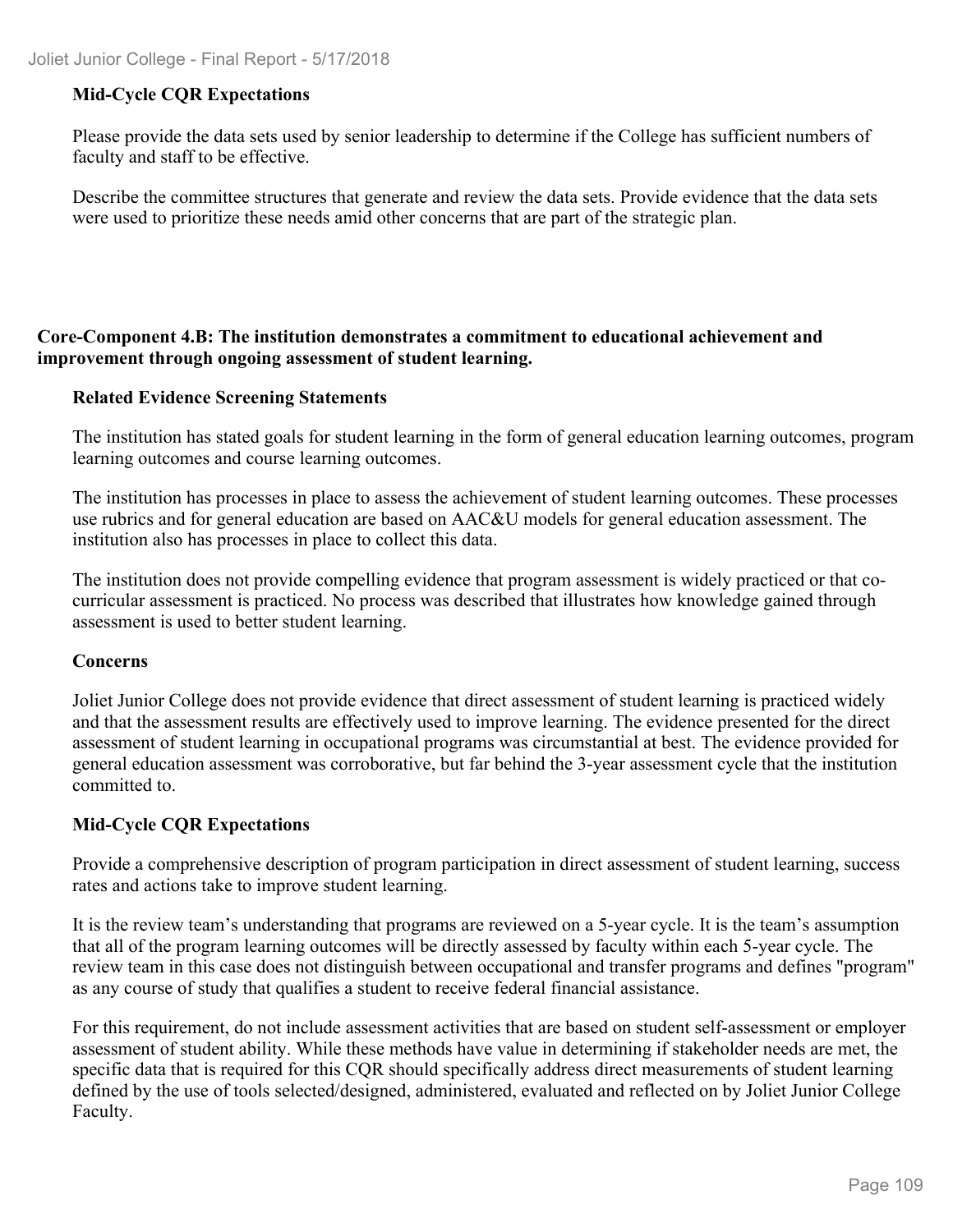**Mid-Cycle CQR Expectations**

Please provide the data sets used by senior leadership to determine if the College has sufficient numbers of faculty and staff to be effective.

Describe the committee structures that generate and review the data sets. Provide evidence that the data sets were used to prioritize these needs amid other concerns that are part of the strategic plan.

## Core-Component 4.B: The institution demonstrates a commitment to educational achievement and improvement through ongoing assessment of student learning.

**Related Evidence Screening Statements**

The institution has stated goals for student learning in the form of general education learning outcomes, program learning outcomes and course learning outcomes.

The institution has processes in place to assess the achievement of student learning outcomes. These processes use rubrics and for general education are based on AAC&U models for general education assessment. The institution also has processes in place to collect this data.

The institution does not provide compelling evidence that program assessment is widely practiced or that co-curricular assessment is practiced. No process was described that illustrates how knowledge gained through assessment is used to better student learning.

**Concerns**

Joliet Junior College does not provide evidence that direct assessment of student learning is practiced widely and that the assessment results are effectively used to improve learning. The evidence presented for the direct assessment of student learning in occupational programs was circumstantial at best. The evidence provided for general education assessment was corroborative, but far behind the 3-year assessment cycle that the institution committed to.

**Mid-Cycle CQR Expectations**

Provide a comprehensive description of program participation in direct assessment of student learning, success rates and actions take to improve student learning.

It is the review team's understanding that programs are reviewed on a 5-year cycle. It is the team's assumption that all of the program learning outcomes will be directly assessed by faculty within each 5-year cycle. The review team in this case does not distinguish between occupational and transfer programs and defines "program" as any course of study that qualifies a student to receive federal financial assistance.

For this requirement, do not include assessment activities that are based on student self-assessment or employer assessment of student ability. While these methods have value in determining if stakeholder needs are met, the specific data that is required for this CQR should specifically address direct measurements of student learning defined by the use of tools selected/designed, administered, evaluated and reflected on by Joliet Junior College Faculty.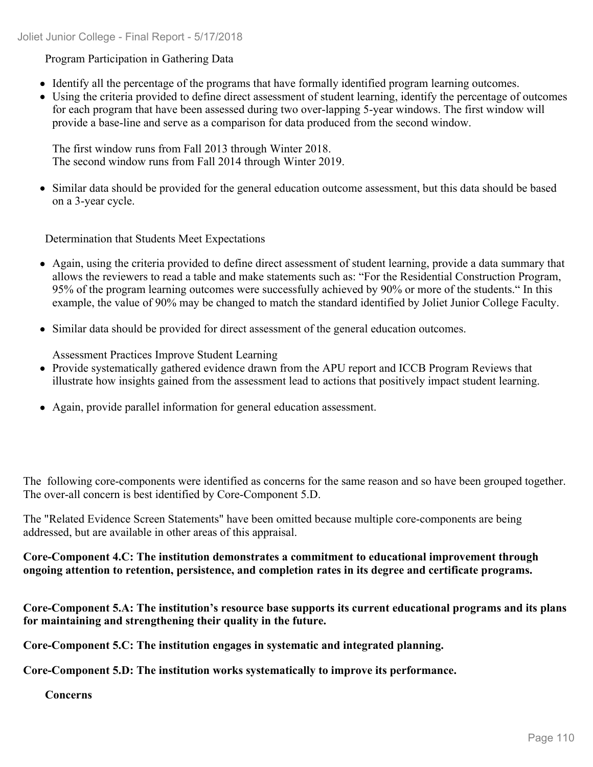Program Participation in Gathering Data

- Identify all the percentage of the programs that have formally identified program learning outcomes.
- Using the criteria provided to define direct assessment of student learning, identify the percentage of outcomes for each program that have been assessed during two over-lapping 5-year windows. The first window will provide a base-line and serve as a comparison for data produced from the second window.

  The first window runs from Fall 2013 through Winter 2018.
  The second window runs from Fall 2014 through Winter 2019.

- Similar data should be provided for the general education outcome assessment, but this data should be based on a 3-year cycle.

Determination that Students Meet Expectations

- Again, using the criteria provided to define direct assessment of student learning, provide a data summary that allows the reviewers to read a table and make statements such as: "For the Residential Construction Program, 95% of the program learning outcomes were successfully achieved by 90% or more of the students." In this example, the value of 90% may be changed to match the standard identified by Joliet Junior College Faculty.

- Similar data should be provided for direct assessment of the general education outcomes.

Assessment Practices Improve Student Learning

- Provide systematically gathered evidence drawn from the APU report and ICCB Program Reviews that illustrate how insights gained from the assessment lead to actions that positively impact student learning.

- Again, provide parallel information for general education assessment.

The following core-components were identified as concerns for the same reason and so have been grouped together. The over-all concern is best identified by Core-Component 5.D.

The "Related Evidence Screen Statements" have been omitted because multiple core-components are being addressed, but are available in other areas of this appraisal.

**Core-Component 4.C: The institution demonstrates a commitment to educational improvement through ongoing attention to retention, persistence, and completion rates in its degree and certificate programs.**

**Core-Component 5.A: The institution's resource base supports its current educational programs and its plans for maintaining and strengthening their quality in the future.**

**Core-Component 5.C: The institution engages in systematic and integrated planning.**

**Core-Component 5.D: The institution works systematically to improve its performance.**

**Concerns**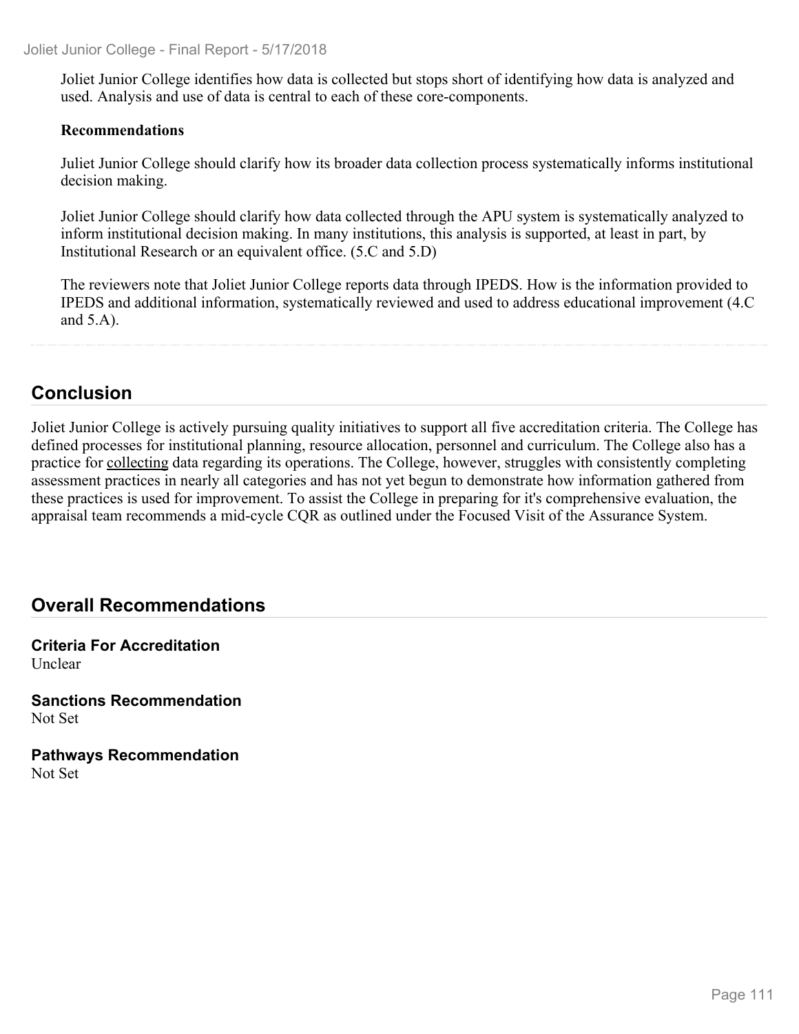Joliet Junior College identifies how data is collected but stops short of identifying how data is analyzed and used. Analysis and use of data is central to each of these core-components.

**Recommendations**

Juliet Junior College should clarify how its broader data collection process systematically informs institutional decision making.

Joliet Junior College should clarify how data collected through the APU system is systematically analyzed to inform institutional decision making. In many institutions, this analysis is supported, at least in part, by Institutional Research or an equivalent office. (5.C and 5.D)

The reviewers note that Joliet Junior College reports data through IPEDS. How is the information provided to IPEDS and additional information, systematically reviewed and used to address educational improvement (4.C and 5.A).

## Conclusion

Joliet Junior College is actively pursuing quality initiatives to support all five accreditation criteria. The College has defined processes for institutional planning, resource allocation, personnel and curriculum. The College also has a practice for <u>collecting</u> data regarding its operations. The College, however, struggles with consistently completing assessment practices in nearly all categories and has not yet begun to demonstrate how information gathered from these practices is used for improvement. To assist the College in preparing for it's comprehensive evaluation, the appraisal team recommends a mid-cycle CQR as outlined under the Focused Visit of the Assurance System.

## Overall Recommendations

### Criteria For Accreditation

Unclear

### Sanctions Recommendation

Not Set

### Pathways Recommendation

Not Set